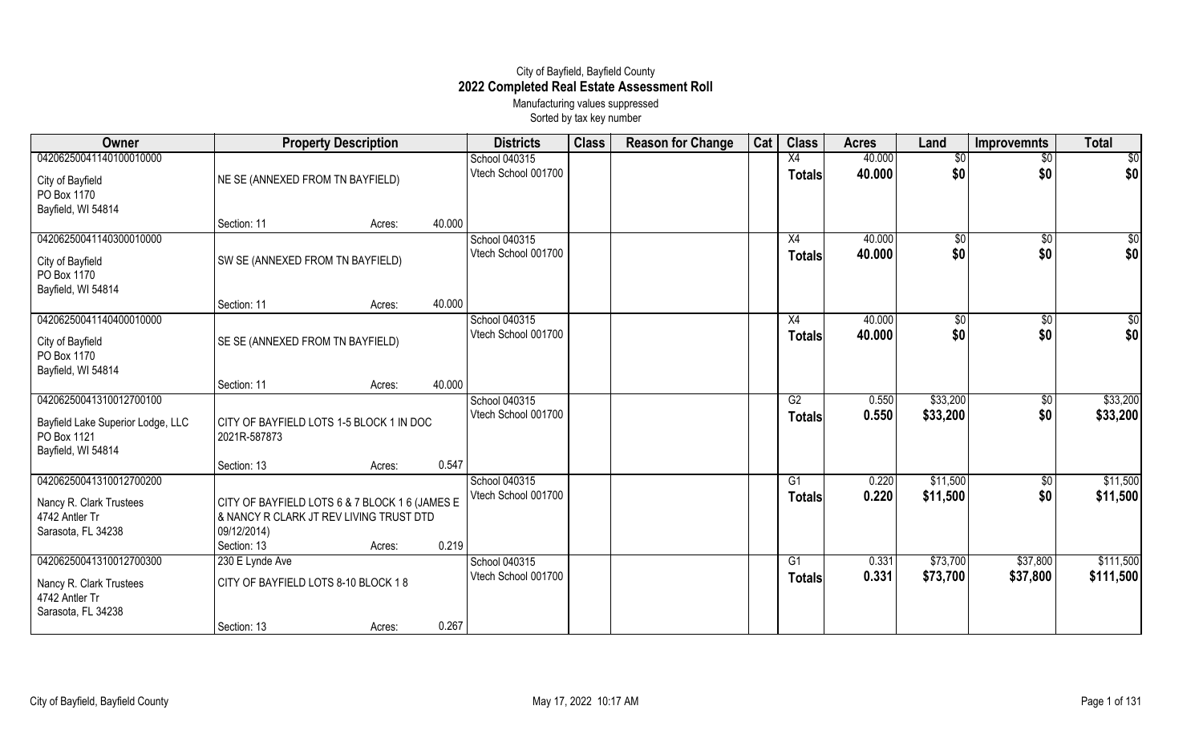City of Bayfield, Bayfield County

# 2022 Completed Real Estate Assessment Roll

Manufacturing values suppressed

Sorted by tax key number

| Owner | Property Description | Districts | Class | Reason for Change | Cat | Class | Acres | Land | Improvemnts | Total |
|---|---|---|---|---|---|---|---|---|---|---|
| 04206250041140100010000<br>City of Bayfield<br>PO Box 1170<br>Bayfield, WI 54814 | NE SE (ANNEXED FROM TN BAYFIELD)<br>Section: 11 Acres: 40.000 | School 040315<br>Vtech School 001700 | | | | X4<br>**Totals** | 40.000<br>**40.000** | $0<br>**$0** | $0<br>**$0** | $0<br>**$0** |
| 04206250041140300010000<br>City of Bayfield<br>PO Box 1170<br>Bayfield, WI 54814 | SW SE (ANNEXED FROM TN BAYFIELD)<br>Section: 11 Acres: 40.000 | School 040315<br>Vtech School 001700 | | | | X4<br>**Totals** | 40.000<br>**40.000** | $0<br>**$0** | $0<br>**$0** | $0<br>**$0** |
| 04206250041140400010000<br>City of Bayfield<br>PO Box 1170<br>Bayfield, WI 54814 | SE SE (ANNEXED FROM TN BAYFIELD)<br>Section: 11 Acres: 40.000 | School 040315<br>Vtech School 001700 | | | | X4<br>**Totals** | 40.000<br>**40.000** | $0<br>**$0** | $0<br>**$0** | $0<br>**$0** |
| 04206250041310012700100<br>Bayfield Lake Superior Lodge, LLC<br>PO Box 1121<br>Bayfield, WI 54814 | CITY OF BAYFIELD LOTS 1-5 BLOCK 1 IN DOC 2021R-587873<br>Section: 13 Acres: 0.547 | School 040315<br>Vtech School 001700 | | | | G2<br>**Totals** | 0.550<br>**0.550** | $33,200<br>**$33,200** | $0<br>**$0** | $33,200<br>**$33,200** |
| 04206250041310012700200<br>Nancy R. Clark Trustees<br>4742 Antler Tr<br>Sarasota, FL 34238 | CITY OF BAYFIELD LOTS 6 & 7 BLOCK 1 6 (JAMES E & NANCY R CLARK JT REV LIVING TRUST DTD 09/12/2014)<br>Section: 13 Acres: 0.219 | School 040315<br>Vtech School 001700 | | | | G1<br>**Totals** | 0.220<br>**0.220** | $11,500<br>**$11,500** | $0<br>**$0** | $11,500<br>**$11,500** |
| 04206250041310012700300<br>Nancy R. Clark Trustees<br>4742 Antler Tr<br>Sarasota, FL 34238 | 230 E Lynde Ave<br>CITY OF BAYFIELD LOTS 8-10 BLOCK 1 8<br>Section: 13 Acres: 0.267 | School 040315<br>Vtech School 001700 | | | | G1<br>**Totals** | 0.331<br>**0.331** | $73,700<br>**$73,700** | $37,800<br>**$37,800** | $111,500<br>**$111,500** |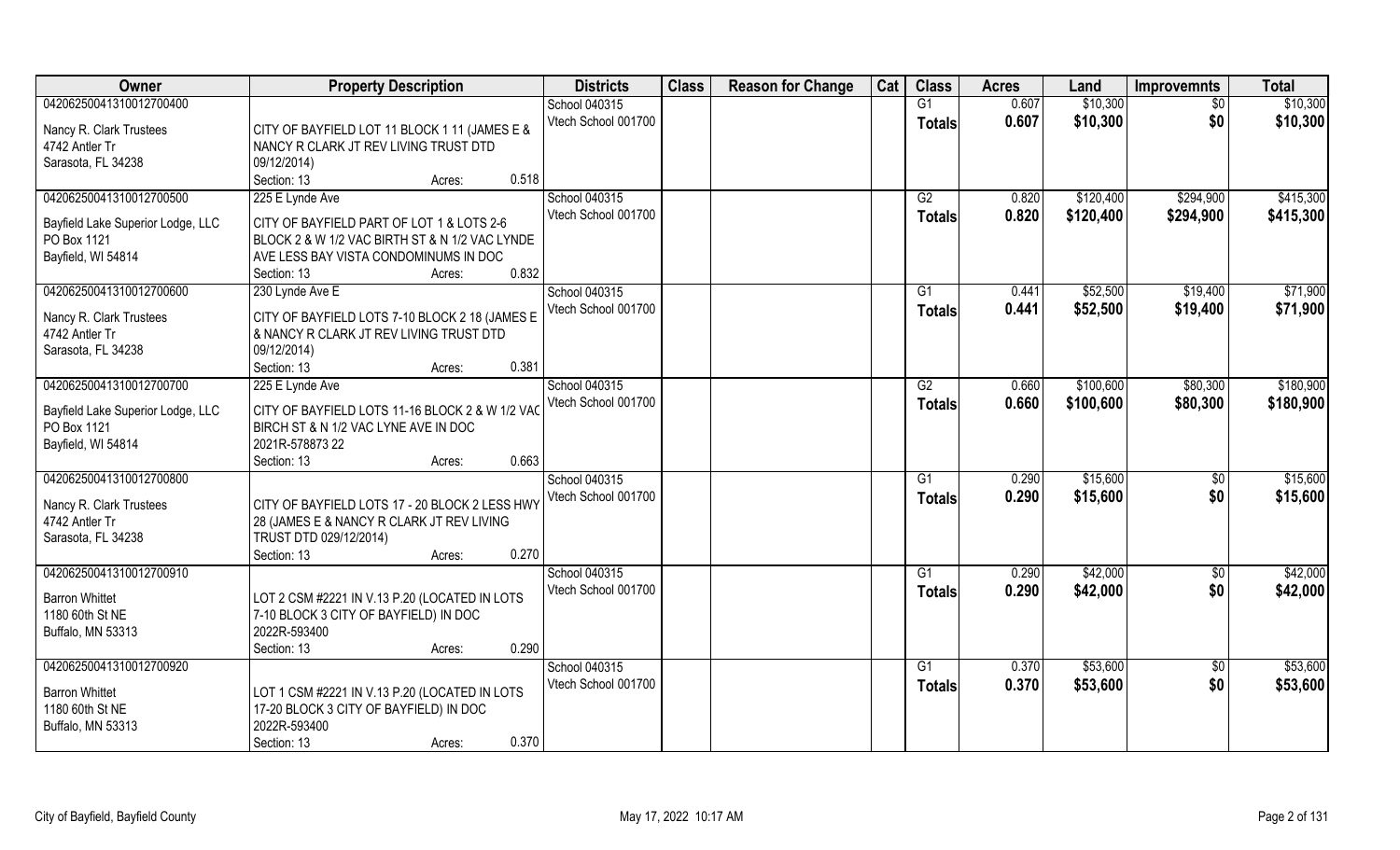| Owner | Property Description | Districts | Class | Reason for Change | Cat | Class | Acres | Land | Improvemnts | Total |
|---|---|---|---|---|---|---|---|---|---|---|
| 04206250041310012700400 | | School 040315 | | | | G1 | 0.607 | $10,300 | $0 | $10,300 |
| Nancy R. Clark Trustees<br>4742 Antler Tr<br>Sarasota, FL 34238 | CITY OF BAYFIELD LOT 11 BLOCK 1 11 (JAMES E & NANCY R CLARK JT REV LIVING TRUST DTD 09/12/2014)<br>Section: 13 Acres: 0.518 | Vtech School 001700 | | | | **Totals** | **0.607** | **$10,300** | **$0** | **$10,300** |
| 04206250041310012700500 | 225 E Lynde Ave | School 040315 | | | | G2 | 0.820 | $120,400 | $294,900 | $415,300 |
| Bayfield Lake Superior Lodge, LLC<br>PO Box 1121<br>Bayfield, WI 54814 | CITY OF BAYFIELD PART OF LOT 1 & LOTS 2-6 BLOCK 2 & W 1/2 VAC BIRTH ST & N 1/2 VAC LYNDE AVE LESS BAY VISTA CONDOMINUMS IN DOC<br>Section: 13 Acres: 0.832 | Vtech School 001700 | | | | **Totals** | **0.820** | **$120,400** | **$294,900** | **$415,300** |
| 04206250041310012700600 | 230 Lynde Ave E | School 040315 | | | | G1 | 0.441 | $52,500 | $19,400 | $71,900 |
| Nancy R. Clark Trustees<br>4742 Antler Tr<br>Sarasota, FL 34238 | CITY OF BAYFIELD LOTS 7-10 BLOCK 2 18 (JAMES E & NANCY R CLARK JT REV LIVING TRUST DTD 09/12/2014)<br>Section: 13 Acres: 0.381 | Vtech School 001700 | | | | **Totals** | **0.441** | **$52,500** | **$19,400** | **$71,900** |
| 04206250041310012700700 | 225 E Lynde Ave | School 040315 | | | | G2 | 0.660 | $100,600 | $80,300 | $180,900 |
| Bayfield Lake Superior Lodge, LLC<br>PO Box 1121<br>Bayfield, WI 54814 | CITY OF BAYFIELD LOTS 11-16 BLOCK 2 & W 1/2 VAC BIRCH ST & N 1/2 VAC LYNE AVE IN DOC 2021R-578873 22<br>Section: 13 Acres: 0.663 | Vtech School 001700 | | | | **Totals** | **0.660** | **$100,600** | **$80,300** | **$180,900** |
| 04206250041310012700800 | | School 040315 | | | | G1 | 0.290 | $15,600 | $0 | $15,600 |
| Nancy R. Clark Trustees<br>4742 Antler Tr<br>Sarasota, FL 34238 | CITY OF BAYFIELD LOTS 17 - 20 BLOCK 2 LESS HWY 28 (JAMES E & NANCY R CLARK JT REV LIVING TRUST DTD 029/12/2014)<br>Section: 13 Acres: 0.270 | Vtech School 001700 | | | | **Totals** | **0.290** | **$15,600** | **$0** | **$15,600** |
| 04206250041310012700910 | | School 040315 | | | | G1 | 0.290 | $42,000 | $0 | $42,000 |
| Barron Whittet<br>1180 60th St NE<br>Buffalo, MN 53313 | LOT 2 CSM #2221 IN V.13 P.20 (LOCATED IN LOTS 7-10 BLOCK 3 CITY OF BAYFIELD) IN DOC 2022R-593400<br>Section: 13 Acres: 0.290 | Vtech School 001700 | | | | **Totals** | **0.290** | **$42,000** | **$0** | **$42,000** |
| 04206250041310012700920 | | School 040315 | | | | G1 | 0.370 | $53,600 | $0 | $53,600 |
| Barron Whittet<br>1180 60th St NE<br>Buffalo, MN 53313 | LOT 1 CSM #2221 IN V.13 P.20 (LOCATED IN LOTS 17-20 BLOCK 3 CITY OF BAYFIELD) IN DOC 2022R-593400<br>Section: 13 Acres: 0.370 | Vtech School 001700 | | | | **Totals** | **0.370** | **$53,600** | **$0** | **$53,600** |

City of Bayfield, Bayfield County — May 17, 2022 10:17 AM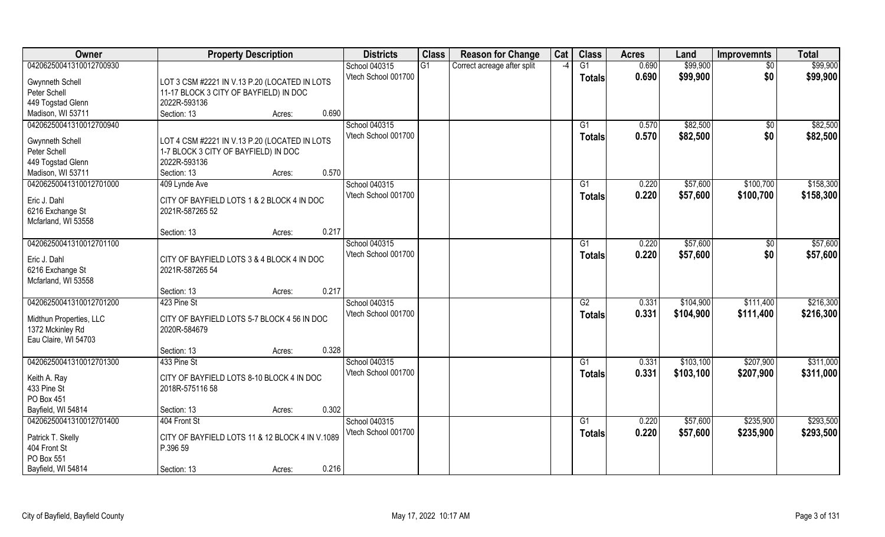| Owner | Property Description | | | Districts | Class | Reason for Change | Cat | Class | Acres | Land | Improvemnts | Total |
|---|---|---|---|---|---|---|---|---|---|---|---|---|
| 04206250041310012700930 | | | | School 040315 | G1 | Correct acreage after split | -4 | G1 | 0.690 | $99,900 | $0 | $99,900 |
| Gwynneth Schell | LOT 3 CSM #2221 IN V.13 P.20 (LOCATED IN LOTS | | | Vtech School 001700 | | | | Totals | 0.690 | $99,900 | $0 | $99,900 |
| Peter Schell | 11-17 BLOCK 3 CITY OF BAYFIELD) IN DOC | | | | | | | | | | | |
| 449 Togstad Glenn | 2022R-593136 | | | | | | | | | | | |
| Madison, WI 53711 | Section: 13 | Acres: | 0.690 | | | | | | | | | |
| 04206250041310012700940 | | | | School 040315 | | | | G1 | 0.570 | $82,500 | $0 | $82,500 |
| Gwynneth Schell | LOT 4 CSM #2221 IN V.13 P.20 (LOCATED IN LOTS | | | Vtech School 001700 | | | | Totals | 0.570 | $82,500 | $0 | $82,500 |
| Peter Schell | 1-7 BLOCK 3 CITY OF BAYFIELD) IN DOC | | | | | | | | | | | |
| 449 Togstad Glenn | 2022R-593136 | | | | | | | | | | | |
| Madison, WI 53711 | Section: 13 | Acres: | 0.570 | | | | | | | | | |
| 04206250041310012701000 | 409 Lynde Ave | | | School 040315 | | | | G1 | 0.220 | $57,600 | $100,700 | $158,300 |
| Eric J. Dahl | CITY OF BAYFIELD LOTS 1 & 2 BLOCK 4 IN DOC | | | Vtech School 001700 | | | | Totals | 0.220 | $57,600 | $100,700 | $158,300 |
| 6216 Exchange St | 2021R-587265 52 | | | | | | | | | | | |
| Mcfarland, WI 53558 | | | | | | | | | | | | |
| | Section: 13 | Acres: | 0.217 | | | | | | | | | |
| 04206250041310012701100 | | | | School 040315 | | | | G1 | 0.220 | $57,600 | $0 | $57,600 |
| Eric J. Dahl | CITY OF BAYFIELD LOTS 3 & 4 BLOCK 4 IN DOC | | | Vtech School 001700 | | | | Totals | 0.220 | $57,600 | $0 | $57,600 |
| 6216 Exchange St | 2021R-587265 54 | | | | | | | | | | | |
| Mcfarland, WI 53558 | | | | | | | | | | | | |
| | Section: 13 | Acres: | 0.217 | | | | | | | | | |
| 04206250041310012701200 | 423 Pine St | | | School 040315 | | | | G2 | 0.331 | $104,900 | $111,400 | $216,300 |
| Midthun Properties, LLC | CITY OF BAYFIELD LOTS 5-7 BLOCK 4 56 IN DOC | | | Vtech School 001700 | | | | Totals | 0.331 | $104,900 | $111,400 | $216,300 |
| 1372 Mckinley Rd | 2020R-584679 | | | | | | | | | | | |
| Eau Claire, WI 54703 | | | | | | | | | | | | |
| | Section: 13 | Acres: | 0.328 | | | | | | | | | |
| 04206250041310012701300 | 433 Pine St | | | School 040315 | | | | G1 | 0.331 | $103,100 | $207,900 | $311,000 |
| Keith A. Ray | CITY OF BAYFIELD LOTS 8-10 BLOCK 4 IN DOC | | | Vtech School 001700 | | | | Totals | 0.331 | $103,100 | $207,900 | $311,000 |
| 433 Pine St | 2018R-575116 58 | | | | | | | | | | | |
| PO Box 451 | | | | | | | | | | | | |
| Bayfield, WI 54814 | Section: 13 | Acres: | 0.302 | | | | | | | | | |
| 04206250041310012701400 | 404 Front St | | | School 040315 | | | | G1 | 0.220 | $57,600 | $235,900 | $293,500 |
| Patrick T. Skelly | CITY OF BAYFIELD LOTS 11 & 12 BLOCK 4 IN V.1089 | | | Vtech School 001700 | | | | Totals | 0.220 | $57,600 | $235,900 | $293,500 |
| 404 Front St | P.396 59 | | | | | | | | | | | |
| PO Box 551 | | | | | | | | | | | | |
| Bayfield, WI 54814 | Section: 13 | Acres: | 0.216 | | | | | | | | | |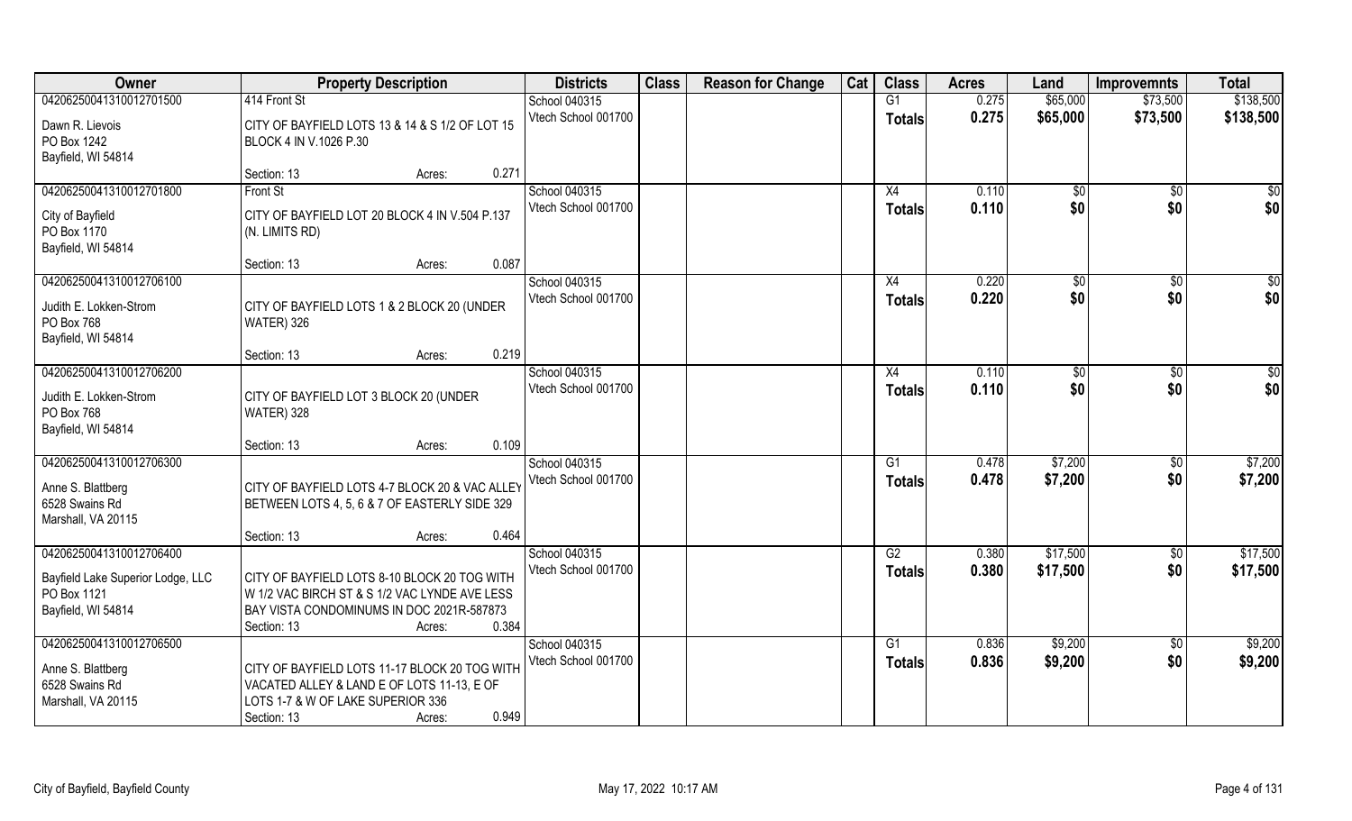| Owner | Property Description | Districts | Class | Reason for Change | Cat | Class | Acres | Land | Improvemnts | Total |
|---|---|---|---|---|---|---|---|---|---|---|
| 04206250041310012701500<br>Dawn R. Lievois<br>PO Box 1242<br>Bayfield, WI 54814 | 414 Front St<br>CITY OF BAYFIELD LOTS 13 & 14 & S 1/2 OF LOT 15 BLOCK 4 IN V.1026 P.30<br>Section: 13 Acres: 0.271 | School 040315<br>Vtech School 001700 | | | | G1<br>**Totals** | 0.275<br>**0.275** | $65,000<br>**$65,000** | $73,500<br>**$73,500** | $138,500<br>**$138,500** |
| 04206250041310012701800<br>City of Bayfield<br>PO Box 1170<br>Bayfield, WI 54814 | Front St<br>CITY OF BAYFIELD LOT 20 BLOCK 4 IN V.504 P.137 (N. LIMITS RD)<br>Section: 13 Acres: 0.087 | School 040315<br>Vtech School 001700 | | | | X4<br>**Totals** | 0.110<br>**0.110** | $0<br>**$0** | $0<br>**$0** | $0<br>**$0** |
| 04206250041310012706100<br>Judith E. Lokken-Strom<br>PO Box 768<br>Bayfield, WI 54814 | CITY OF BAYFIELD LOTS 1 & 2 BLOCK 20 (UNDER WATER) 326<br>Section: 13 Acres: 0.219 | School 040315<br>Vtech School 001700 | | | | X4<br>**Totals** | 0.220<br>**0.220** | $0<br>**$0** | $0<br>**$0** | $0<br>**$0** |
| 04206250041310012706200<br>Judith E. Lokken-Strom<br>PO Box 768<br>Bayfield, WI 54814 | CITY OF BAYFIELD LOT 3 BLOCK 20 (UNDER WATER) 328<br>Section: 13 Acres: 0.109 | School 040315<br>Vtech School 001700 | | | | X4<br>**Totals** | 0.110<br>**0.110** | $0<br>**$0** | $0<br>**$0** | $0<br>**$0** |
| 04206250041310012706300<br>Anne S. Blattberg<br>6528 Swains Rd<br>Marshall, VA 20115 | CITY OF BAYFIELD LOTS 4-7 BLOCK 20 & VAC ALLEY BETWEEN LOTS 4, 5, 6 & 7 OF EASTERLY SIDE 329<br>Section: 13 Acres: 0.464 | School 040315<br>Vtech School 001700 | | | | G1<br>**Totals** | 0.478<br>**0.478** | $7,200<br>**$7,200** | $0<br>**$0** | $7,200<br>**$7,200** |
| 04206250041310012706400<br>Bayfield Lake Superior Lodge, LLC<br>PO Box 1121<br>Bayfield, WI 54814 | CITY OF BAYFIELD LOTS 8-10 BLOCK 20 TOG WITH W 1/2 VAC BIRCH ST & S 1/2 VAC LYNDE AVE LESS BAY VISTA CONDOMINUMS IN DOC 2021R-587873<br>Section: 13 Acres: 0.384 | School 040315<br>Vtech School 001700 | | | | G2<br>**Totals** | 0.380<br>**0.380** | $17,500<br>**$17,500** | $0<br>**$0** | $17,500<br>**$17,500** |
| 04206250041310012706500<br>Anne S. Blattberg<br>6528 Swains Rd<br>Marshall, VA 20115 | CITY OF BAYFIELD LOTS 11-17 BLOCK 20 TOG WITH VACATED ALLEY & LAND E OF LOTS 11-13, E OF LOTS 1-7 & W OF LAKE SUPERIOR 336<br>Section: 13 Acres: 0.949 | School 040315<br>Vtech School 001700 | | | | G1<br>**Totals** | 0.836<br>**0.836** | $9,200<br>**$9,200** | $0<br>**$0** | $9,200<br>**$9,200** |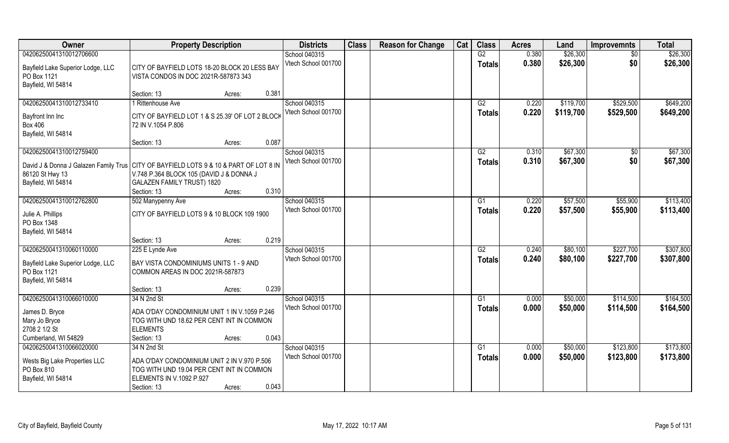| Owner | Property Description | Districts | Class | Reason for Change | Cat | Class | Acres | Land | Improvemnts | Total |
|---|---|---|---|---|---|---|---|---|---|---|
| 04206250041310012706600<br>Bayfield Lake Superior Lodge, LLC<br>PO Box 1121<br>Bayfield, WI 54814 | CITY OF BAYFIELD LOTS 18-20 BLOCK 20 LESS BAY VISTA CONDOS IN DOC 2021R-587873 343<br>Section: 13 Acres: 0.381 | School 040315<br>Vtech School 001700 | | | | G2<br>Totals | 0.380<br>0.380 | \$26,300<br>\$26,300 | \$0<br>\$0 | \$26,300<br>\$26,300 |
| 04206250041310012733410<br>Bayfront Inn Inc<br>Box 406<br>Bayfield, WI 54814 | 1 Rittenhouse Ave<br>CITY OF BAYFIELD LOT 1 & S 25.39' OF LOT 2 BLOCK 72 IN V.1054 P.806<br>Section: 13 Acres: 0.087 | School 040315<br>Vtech School 001700 | | | | G2<br>Totals | 0.220<br>0.220 | \$119,700<br>\$119,700 | \$529,500<br>\$529,500 | \$649,200<br>\$649,200 |
| 04206250041310012759400<br>David J & Donna J Galazen Family Trus<br>86120 St Hwy 13<br>Bayfield, WI 54814 | CITY OF BAYFIELD LOTS 9 & 10 & PART OF LOT 8 IN V.748 P.364 BLOCK 105 (DAVID J & DONNA J GALAZEN FAMILY TRUST) 1820<br>Section: 13 Acres: 0.310 | School 040315<br>Vtech School 001700 | | | | G2<br>Totals | 0.310<br>0.310 | \$67,300<br>\$67,300 | \$0<br>\$0 | \$67,300<br>\$67,300 |
| 04206250041310012762800<br>Julie A. Phillips<br>PO Box 1348<br>Bayfield, WI 54814 | 502 Manypenny Ave<br>CITY OF BAYFIELD LOTS 9 & 10 BLOCK 109 1900<br>Section: 13 Acres: 0.219 | School 040315<br>Vtech School 001700 | | | | G1<br>Totals | 0.220<br>0.220 | \$57,500<br>\$57,500 | \$55,900<br>\$55,900 | \$113,400<br>\$113,400 |
| 04206250041310060110000<br>Bayfield Lake Superior Lodge, LLC<br>PO Box 1121<br>Bayfield, WI 54814 | 225 E Lynde Ave<br>BAY VISTA CONDOMINIUMS UNITS 1 - 9 AND COMMON AREAS IN DOC 2021R-587873<br>Section: 13 Acres: 0.239 | School 040315<br>Vtech School 001700 | | | | G2<br>Totals | 0.240<br>0.240 | \$80,100<br>\$80,100 | \$227,700<br>\$227,700 | \$307,800<br>\$307,800 |
| 04206250041310066010000<br>James D. Bryce<br>Mary Jo Bryce<br>2708 2 1/2 St<br>Cumberland, WI 54829 | 34 N 2nd St<br>ADA O'DAY CONDOMINIUM UNIT 1 IN V.1059 P.246 TOG WITH UND 18.62 PER CENT INT IN COMMON ELEMENTS<br>Section: 13 Acres: 0.043 | School 040315<br>Vtech School 001700 | | | | G1<br>Totals | 0.000<br>0.000 | \$50,000<br>\$50,000 | \$114,500<br>\$114,500 | \$164,500<br>\$164,500 |
| 04206250041310066020000<br>Wests Big Lake Properties LLC<br>PO Box 810<br>Bayfield, WI 54814 | 34 N 2nd St<br>ADA O'DAY CONDOMINIUM UNIT 2 IN V.970 P.506 TOG WITH UND 19.04 PER CENT INT IN COMMON ELEMENTS IN V.1092 P.927<br>Section: 13 Acres: 0.043 | School 040315<br>Vtech School 001700 | | | | G1<br>Totals | 0.000<br>0.000 | \$50,000<br>\$50,000 | \$123,800<br>\$123,800 | \$173,800<br>\$173,800 |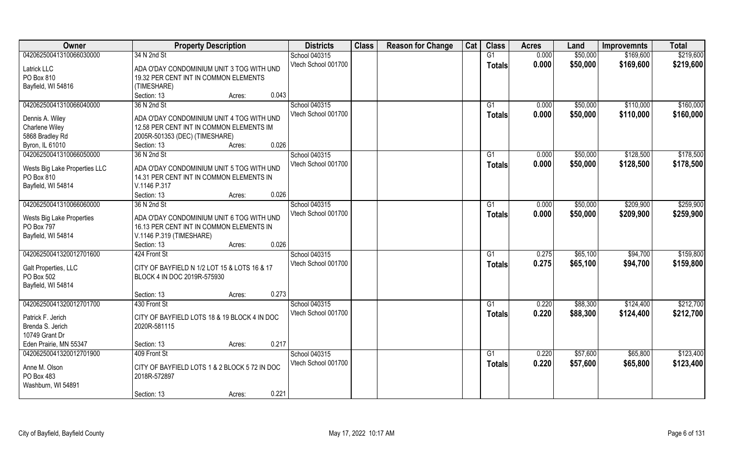| Owner | Property Description | Districts | Class | Reason for Change | Cat | Class | Acres | Land | Improvemnts | Total |
|---|---|---|---|---|---|---|---|---|---|---|
| 04206250041310066030000 | 34 N 2nd St | School 040315 | | | | G1 | 0.000 | $50,000 | $169,600 | $219,600 |
| Latrick LLC<br>PO Box 810<br>Bayfield, WI 54816 | ADA O'DAY CONDOMINIUM UNIT 3 TOG WITH UND 19.32 PER CENT INT IN COMMON ELEMENTS (TIMESHARE)<br>Section: 13 Acres: 0.043 | Vtech School 001700 | | | | **Totals** | **0.000** | **$50,000** | **$169,600** | **$219,600** |
| 04206250041310066040000 | 36 N 2nd St | School 040315 | | | | G1 | 0.000 | $50,000 | $110,000 | $160,000 |
| Dennis A. Wiley<br>Charlene Wiley<br>5868 Bradley Rd<br>Byron, IL 61010 | ADA O'DAY CONDOMINIUM UNIT 4 TOG WITH UND 12.58 PER CENT INT IN COMMON ELEMENTS IM 2005R-501353 (DEC) (TIMESHARE)<br>Section: 13 Acres: 0.026 | Vtech School 001700 | | | | **Totals** | **0.000** | **$50,000** | **$110,000** | **$160,000** |
| 04206250041310066050000 | 36 N 2nd St | School 040315 | | | | G1 | 0.000 | $50,000 | $128,500 | $178,500 |
| Wests Big Lake Properties LLC<br>PO Box 810<br>Bayfield, WI 54814 | ADA O'DAY CONDOMINIUM UNIT 5 TOG WITH UND 14.31 PER CENT INT IN COMMON ELEMENTS IN V.1146 P.317<br>Section: 13 Acres: 0.026 | Vtech School 001700 | | | | **Totals** | **0.000** | **$50,000** | **$128,500** | **$178,500** |
| 04206250041310066060000 | 36 N 2nd St | School 040315 | | | | G1 | 0.000 | $50,000 | $209,900 | $259,900 |
| Wests Big Lake Properties<br>PO Box 797<br>Bayfield, WI 54814 | ADA O'DAY CONDOMINIUM UNIT 6 TOG WITH UND 16.13 PER CENT INT IN COMMON ELEMENTS IN V.1146 P.319 (TIMESHARE)<br>Section: 13 Acres: 0.026 | Vtech School 001700 | | | | **Totals** | **0.000** | **$50,000** | **$209,900** | **$259,900** |
| 04206250041320012701600 | 424 Front St | School 040315 | | | | G1 | 0.275 | $65,100 | $94,700 | $159,800 |
| Galt Properties, LLC<br>PO Box 502<br>Bayfield, WI 54814 | CITY OF BAYFIELD N 1/2 LOT 15 & LOTS 16 & 17 BLOCK 4 IN DOC 2019R-575930<br>Section: 13 Acres: 0.273 | Vtech School 001700 | | | | **Totals** | **0.275** | **$65,100** | **$94,700** | **$159,800** |
| 04206250041320012701700 | 430 Front St | School 040315 | | | | G1 | 0.220 | $88,300 | $124,400 | $212,700 |
| Patrick F. Jerich<br>Brenda S. Jerich<br>10749 Grant Dr<br>Eden Prairie, MN 55347 | CITY OF BAYFIELD LOTS 18 & 19 BLOCK 4 IN DOC 2020R-581115<br>Section: 13 Acres: 0.217 | Vtech School 001700 | | | | **Totals** | **0.220** | **$88,300** | **$124,400** | **$212,700** |
| 04206250041320012701900 | 409 Front St | School 040315 | | | | G1 | 0.220 | $57,600 | $65,800 | $123,400 |
| Anne M. Olson<br>PO Box 483<br>Washburn, WI 54891 | CITY OF BAYFIELD LOTS 1 & 2 BLOCK 5 72 IN DOC 2018R-572897<br>Section: 13 Acres: 0.221 | Vtech School 001700 | | | | **Totals** | **0.220** | **$57,600** | **$65,800** | **$123,400** |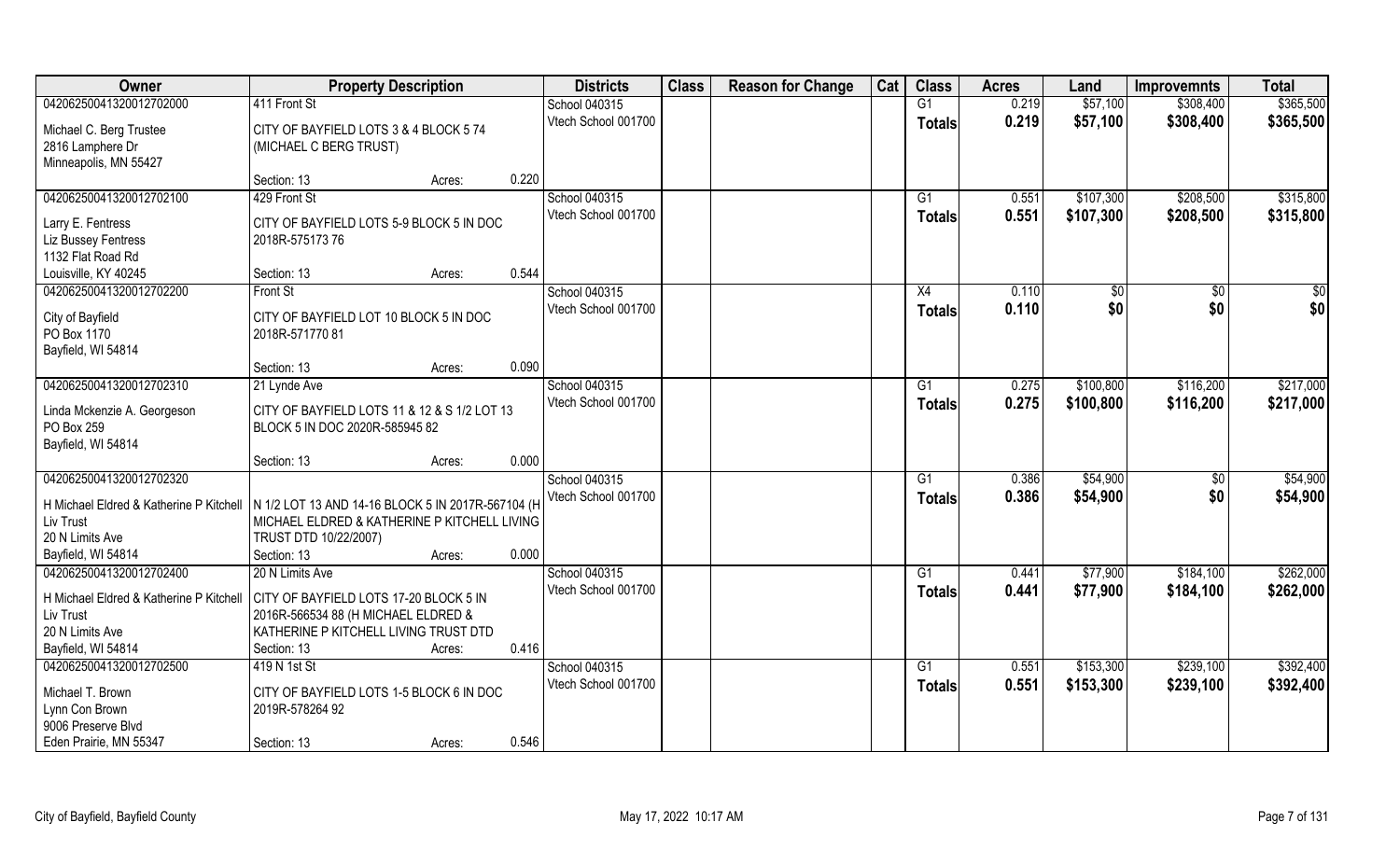| Owner | Property Description | | | Districts | Class | Reason for Change | Cat | Class | Acres | Land | Improvemnts | Total |
|---|---|---|---|---|---|---|---|---|---|---|---|---|
| 04206250041320012702000 | 411 Front St | | | School 040315 | | | | G1 | 0.219 | $57,100 | $308,400 | $365,500 |
| Michael C. Berg Trustee<br>2816 Lamphere Dr<br>Minneapolis, MN 55427 | CITY OF BAYFIELD LOTS 3 & 4 BLOCK 5 74 (MICHAEL C BERG TRUST) | | | Vtech School 001700 | | | | Totals | 0.219 | $57,100 | $308,400 | $365,500 |
| | Section: 13 | Acres: | 0.220 | | | | | | | | | |
| 04206250041320012702100 | 429 Front St | | | School 040315 | | | | G1 | 0.551 | $107,300 | $208,500 | $315,800 |
| Larry E. Fentress<br>Liz Bussey Fentress<br>1132 Flat Road Rd<br>Louisville, KY 40245 | CITY OF BAYFIELD LOTS 5-9 BLOCK 5 IN DOC 2018R-575173 76 | | | Vtech School 001700 | | | | Totals | 0.551 | $107,300 | $208,500 | $315,800 |
| | Section: 13 | Acres: | 0.544 | | | | | | | | | |
| 04206250041320012702200 | Front St | | | School 040315 | | | | X4 | 0.110 | $0 | $0 | $0 |
| City of Bayfield<br>PO Box 1170<br>Bayfield, WI 54814 | CITY OF BAYFIELD LOT 10 BLOCK 5 IN DOC 2018R-571770 81 | | | Vtech School 001700 | | | | Totals | 0.110 | $0 | $0 | $0 |
| | Section: 13 | Acres: | 0.090 | | | | | | | | | |
| 04206250041320012702310 | 21 Lynde Ave | | | School 040315 | | | | G1 | 0.275 | $100,800 | $116,200 | $217,000 |
| Linda Mckenzie A. Georgeson<br>PO Box 259<br>Bayfield, WI 54814 | CITY OF BAYFIELD LOTS 11 & 12 & S 1/2 LOT 13 BLOCK 5 IN DOC 2020R-585945 82 | | | Vtech School 001700 | | | | Totals | 0.275 | $100,800 | $116,200 | $217,000 |
| | Section: 13 | Acres: | 0.000 | | | | | | | | | |
| 04206250041320012702320 | | | | School 040315 | | | | G1 | 0.386 | $54,900 | $0 | $54,900 |
| H Michael Eldred & Katherine P Kitchell Liv Trust<br>20 N Limits Ave<br>Bayfield, WI 54814 | N 1/2 LOT 13 AND 14-16 BLOCK 5 IN 2017R-567104 (H MICHAEL ELDRED & KATHERINE P KITCHELL LIVING TRUST DTD 10/22/2007) | | | Vtech School 001700 | | | | Totals | 0.386 | $54,900 | $0 | $54,900 |
| | Section: 13 | Acres: | 0.000 | | | | | | | | | |
| 04206250041320012702400 | 20 N Limits Ave | | | School 040315 | | | | G1 | 0.441 | $77,900 | $184,100 | $262,000 |
| H Michael Eldred & Katherine P Kitchell Liv Trust<br>20 N Limits Ave<br>Bayfield, WI 54814 | CITY OF BAYFIELD LOTS 17-20 BLOCK 5 IN 2016R-566534 88 (H MICHAEL ELDRED & KATHERINE P KITCHELL LIVING TRUST DTD | | | Vtech School 001700 | | | | Totals | 0.441 | $77,900 | $184,100 | $262,000 |
| | Section: 13 | Acres: | 0.416 | | | | | | | | | |
| 04206250041320012702500 | 419 N 1st St | | | School 040315 | | | | G1 | 0.551 | $153,300 | $239,100 | $392,400 |
| Michael T. Brown<br>Lynn Con Brown<br>9006 Preserve Blvd<br>Eden Prairie, MN 55347 | CITY OF BAYFIELD LOTS 1-5 BLOCK 6 IN DOC 2019R-578264 92 | | | Vtech School 001700 | | | | Totals | 0.551 | $153,300 | $239,100 | $392,400 |
| | Section: 13 | Acres: | 0.546 | | | | | | | | | |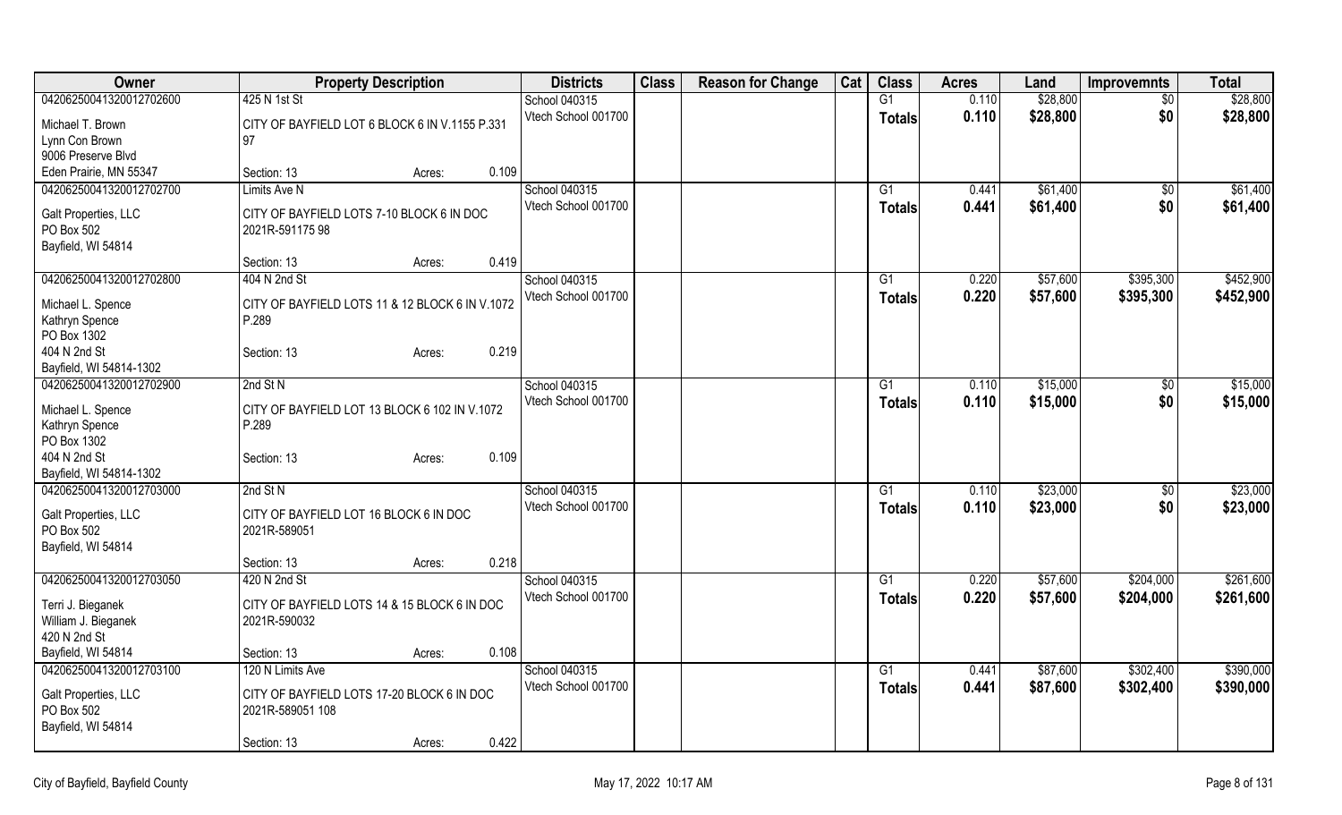| Owner | Property Description | Districts | Class | Reason for Change | Cat | Class | Acres | Land | Improvemnts | Total |
|---|---|---|---|---|---|---|---|---|---|---|
| 04206250041320012702600 | 425 N 1st St | School 040315 | | | | G1 | 0.110 | $28,800 | $0 | $28,800 |
| Michael T. Brown<br>Lynn Con Brown<br>9006 Preserve Blvd<br>Eden Prairie, MN 55347 | CITY OF BAYFIELD LOT 6 BLOCK 6 IN V.1155 P.331 97<br>Section: 13 Acres: 0.109 | Vtech School 001700 | | | | Totals | 0.110 | $28,800 | $0 | $28,800 |
| 04206250041320012702700 | Limits Ave N | School 040315 | | | | G1 | 0.441 | $61,400 | $0 | $61,400 |
| Galt Properties, LLC<br>PO Box 502<br>Bayfield, WI 54814 | CITY OF BAYFIELD LOTS 7-10 BLOCK 6 IN DOC 2021R-591175 98<br>Section: 13 Acres: 0.419 | Vtech School 001700 | | | | Totals | 0.441 | $61,400 | $0 | $61,400 |
| 04206250041320012702800 | 404 N 2nd St | School 040315 | | | | G1 | 0.220 | $57,600 | $395,300 | $452,900 |
| Michael L. Spence<br>Kathryn Spence<br>PO Box 1302<br>404 N 2nd St<br>Bayfield, WI 54814-1302 | CITY OF BAYFIELD LOTS 11 & 12 BLOCK 6 IN V.1072 P.289<br>Section: 13 Acres: 0.219 | Vtech School 001700 | | | | Totals | 0.220 | $57,600 | $395,300 | $452,900 |
| 04206250041320012702900 | 2nd St N | School 040315 | | | | G1 | 0.110 | $15,000 | $0 | $15,000 |
| Michael L. Spence<br>Kathryn Spence<br>PO Box 1302<br>404 N 2nd St<br>Bayfield, WI 54814-1302 | CITY OF BAYFIELD LOT 13 BLOCK 6 102 IN V.1072 P.289<br>Section: 13 Acres: 0.109 | Vtech School 001700 | | | | Totals | 0.110 | $15,000 | $0 | $15,000 |
| 04206250041320012703000 | 2nd St N | School 040315 | | | | G1 | 0.110 | $23,000 | $0 | $23,000 |
| Galt Properties, LLC<br>PO Box 502<br>Bayfield, WI 54814 | CITY OF BAYFIELD LOT 16 BLOCK 6 IN DOC 2021R-589051<br>Section: 13 Acres: 0.218 | Vtech School 001700 | | | | Totals | 0.110 | $23,000 | $0 | $23,000 |
| 04206250041320012703050 | 420 N 2nd St | School 040315 | | | | G1 | 0.220 | $57,600 | $204,000 | $261,600 |
| Terri J. Bieganek<br>William J. Bieganek<br>420 N 2nd St<br>Bayfield, WI 54814 | CITY OF BAYFIELD LOTS 14 & 15 BLOCK 6 IN DOC 2021R-590032<br>Section: 13 Acres: 0.108 | Vtech School 001700 | | | | Totals | 0.220 | $57,600 | $204,000 | $261,600 |
| 04206250041320012703100 | 120 N Limits Ave | School 040315 | | | | G1 | 0.441 | $87,600 | $302,400 | $390,000 |
| Galt Properties, LLC<br>PO Box 502<br>Bayfield, WI 54814 | CITY OF BAYFIELD LOTS 17-20 BLOCK 6 IN DOC 2021R-589051 108<br>Section: 13 Acres: 0.422 | Vtech School 001700 | | | | Totals | 0.441 | $87,600 | $302,400 | $390,000 |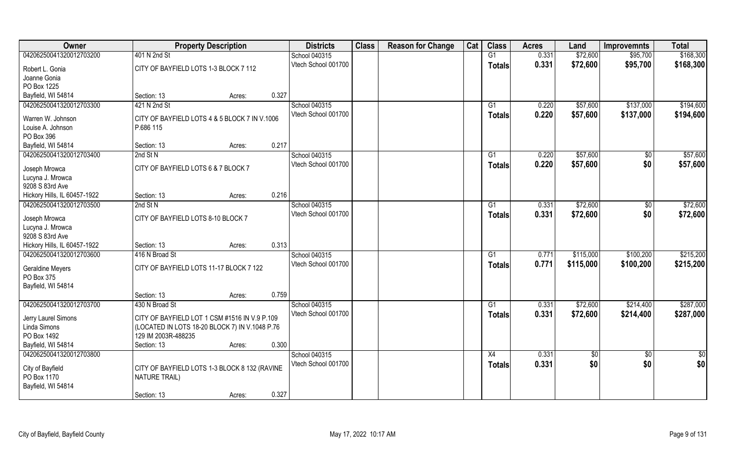| Owner | Property Description | | | Districts | Class | Reason for Change | Cat | Class | Acres | Land | Improvemnts | Total |
|---|---|---|---|---|---|---|---|---|---|---|---|---|
| 04206250041320012703200 | 401 N 2nd St | | | School 040315 | | | | G1 | 0.331 | $72,600 | $95,700 | $168,300 |
| Robert L. Gonia<br>Joanne Gonia<br>PO Box 1225<br>Bayfield, WI 54814 | CITY OF BAYFIELD LOTS 1-3 BLOCK 7 112 | | | Vtech School 001700 | | | | Totals | 0.331 | $72,600 | $95,700 | $168,300 |
| | Section: 13 | Acres: | 0.327 | | | | | | | | | |
| 04206250041320012703300 | 421 N 2nd St | | | School 040315 | | | | G1 | 0.220 | $57,600 | $137,000 | $194,600 |
| Warren W. Johnson<br>Louise A. Johnson<br>PO Box 396<br>Bayfield, WI 54814 | CITY OF BAYFIELD LOTS 4 & 5 BLOCK 7 IN V.1006 P.686 115 | | | Vtech School 001700 | | | | Totals | 0.220 | $57,600 | $137,000 | $194,600 |
| | Section: 13 | Acres: | 0.217 | | | | | | | | | |
| 04206250041320012703400 | 2nd St N | | | School 040315 | | | | G1 | 0.220 | $57,600 | $0 | $57,600 |
| Joseph Mrowca<br>Lucyna J. Mrowca<br>9208 S 83rd Ave<br>Hickory Hills, IL 60457-1922 | CITY OF BAYFIELD LOTS 6 & 7 BLOCK 7 | | | Vtech School 001700 | | | | Totals | 0.220 | $57,600 | $0 | $57,600 |
| | Section: 13 | Acres: | 0.216 | | | | | | | | | |
| 04206250041320012703500 | 2nd St N | | | School 040315 | | | | G1 | 0.331 | $72,600 | $0 | $72,600 |
| Joseph Mrowca<br>Lucyna J. Mrowca<br>9208 S 83rd Ave<br>Hickory Hills, IL 60457-1922 | CITY OF BAYFIELD LOTS 8-10 BLOCK 7 | | | Vtech School 001700 | | | | Totals | 0.331 | $72,600 | $0 | $72,600 |
| | Section: 13 | Acres: | 0.313 | | | | | | | | | |
| 04206250041320012703600 | 416 N Broad St | | | School 040315 | | | | G1 | 0.771 | $115,000 | $100,200 | $215,200 |
| Geraldine Meyers<br>PO Box 375<br>Bayfield, WI 54814 | CITY OF BAYFIELD LOTS 11-17 BLOCK 7 122 | | | Vtech School 001700 | | | | Totals | 0.771 | $115,000 | $100,200 | $215,200 |
| | Section: 13 | Acres: | 0.759 | | | | | | | | | |
| 04206250041320012703700 | 430 N Broad St | | | School 040315 | | | | G1 | 0.331 | $72,600 | $214,400 | $287,000 |
| Jerry Laurel Simons<br>Linda Simons<br>PO Box 1492<br>Bayfield, WI 54814 | CITY OF BAYFIELD LOT 1 CSM #1516 IN V.9 P.109 (LOCATED IN LOTS 18-20 BLOCK 7) IN V.1048 P.76 129 IM 2003R-488235 | | | Vtech School 001700 | | | | Totals | 0.331 | $72,600 | $214,400 | $287,000 |
| | Section: 13 | Acres: | 0.300 | | | | | | | | | |
| 04206250041320012703800 | | | | School 040315 | | | | X4 | 0.331 | $0 | $0 | $0 |
| City of Bayfield<br>PO Box 1170<br>Bayfield, WI 54814 | CITY OF BAYFIELD LOTS 1-3 BLOCK 8 132 (RAVINE NATURE TRAIL) | | | Vtech School 001700 | | | | Totals | 0.331 | $0 | $0 | $0 |
| | Section: 13 | Acres: | 0.327 | | | | | | | | | |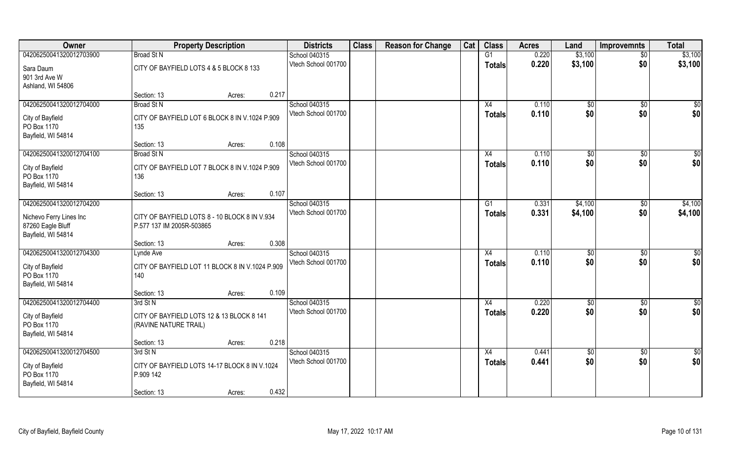| Owner | Property Description | | | Districts | Class | Reason for Change | Cat | Class | Acres | Land | Improvemnts | Total |
|---|---|---|---|---|---|---|---|---|---|---|---|---|
| 04206250041320012703900 | Broad St N | | | School 040315 | | | | G1 | 0.220 | $3,100 | $0 | $3,100 |
| Sara Daum<br>901 3rd Ave W<br>Ashland, WI 54806 | CITY OF BAYFIELD LOTS 4 & 5 BLOCK 8 133 | | | Vtech School 001700 | | | | Totals | 0.220 | $3,100 | $0 | $3,100 |
| | Section: 13 | Acres: | 0.217 | | | | | | | | | |
| 04206250041320012704000 | Broad St N | | | School 040315 | | | | X4 | 0.110 | $0 | $0 | $0 |
| City of Bayfield<br>PO Box 1170<br>Bayfield, WI 54814 | CITY OF BAYFIELD LOT 6 BLOCK 8 IN V.1024 P.909 135 | | | Vtech School 001700 | | | | Totals | 0.110 | $0 | $0 | $0 |
| | Section: 13 | Acres: | 0.108 | | | | | | | | | |
| 04206250041320012704100 | Broad St N | | | School 040315 | | | | X4 | 0.110 | $0 | $0 | $0 |
| City of Bayfield<br>PO Box 1170<br>Bayfield, WI 54814 | CITY OF BAYFIELD LOT 7 BLOCK 8 IN V.1024 P.909 136 | | | Vtech School 001700 | | | | Totals | 0.110 | $0 | $0 | $0 |
| | Section: 13 | Acres: | 0.107 | | | | | | | | | |
| 04206250041320012704200 | | | | School 040315 | | | | G1 | 0.331 | $4,100 | $0 | $4,100 |
| Nichevo Ferry Lines Inc<br>87260 Eagle Bluff<br>Bayfield, WI 54814 | CITY OF BAYFIELD LOTS 8 - 10 BLOCK 8 IN V.934 P.577 137 IM 2005R-503865 | | | Vtech School 001700 | | | | Totals | 0.331 | $4,100 | $0 | $4,100 |
| | Section: 13 | Acres: | 0.308 | | | | | | | | | |
| 04206250041320012704300 | Lynde Ave | | | School 040315 | | | | X4 | 0.110 | $0 | $0 | $0 |
| City of Bayfield<br>PO Box 1170<br>Bayfield, WI 54814 | CITY OF BAYFIELD LOT 11 BLOCK 8 IN V.1024 P.909 140 | | | Vtech School 001700 | | | | Totals | 0.110 | $0 | $0 | $0 |
| | Section: 13 | Acres: | 0.109 | | | | | | | | | |
| 04206250041320012704400 | 3rd St N | | | School 040315 | | | | X4 | 0.220 | $0 | $0 | $0 |
| City of Bayfield<br>PO Box 1170<br>Bayfield, WI 54814 | CITY OF BAYFIELD LOTS 12 & 13 BLOCK 8 141 (RAVINE NATURE TRAIL) | | | Vtech School 001700 | | | | Totals | 0.220 | $0 | $0 | $0 |
| | Section: 13 | Acres: | 0.218 | | | | | | | | | |
| 04206250041320012704500 | 3rd St N | | | School 040315 | | | | X4 | 0.441 | $0 | $0 | $0 |
| City of Bayfield<br>PO Box 1170<br>Bayfield, WI 54814 | CITY OF BAYFIELD LOTS 14-17 BLOCK 8 IN V.1024 P.909 142 | | | Vtech School 001700 | | | | Totals | 0.441 | $0 | $0 | $0 |
| | Section: 13 | Acres: | 0.432 | | | | | | | | | |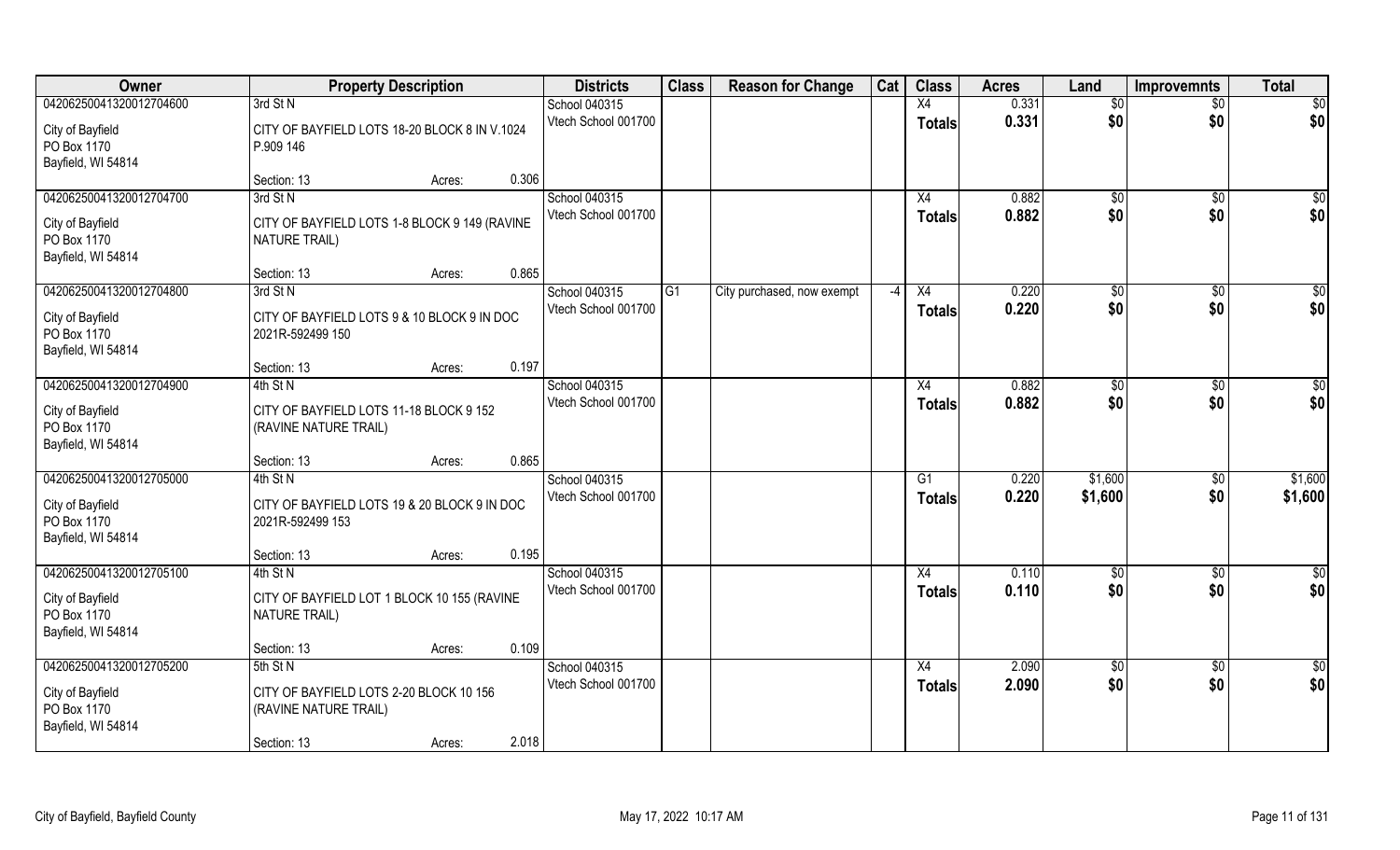| Owner | Property Description | | | Districts | Class | Reason for Change | Cat | Class | Acres | Land | Improvemnts | Total |
|---|---|---|---|---|---|---|---|---|---|---|---|---|
| 04206250041320012704600 | 3rd St N | | | School 040315 | | | | X4 | 0.331 | $0 | $0 | $0 |
| City of Bayfield<br>PO Box 1170<br>Bayfield, WI 54814 | CITY OF BAYFIELD LOTS 18-20 BLOCK 8 IN V.1024 P.909 146 | | | Vtech School 001700 | | | | Totals | 0.331 | $0 | $0 | $0 |
| | Section: 13 | Acres: | 0.306 | | | | | | | | | |
| 04206250041320012704700 | 3rd St N | | | School 040315 | | | | X4 | 0.882 | $0 | $0 | $0 |
| City of Bayfield<br>PO Box 1170<br>Bayfield, WI 54814 | CITY OF BAYFIELD LOTS 1-8 BLOCK 9 149 (RAVINE NATURE TRAIL) | | | Vtech School 001700 | | | | Totals | 0.882 | $0 | $0 | $0 |
| | Section: 13 | Acres: | 0.865 | | | | | | | | | |
| 04206250041320012704800 | 3rd St N | | | School 040315 | G1 | City purchased, now exempt | -4 | X4 | 0.220 | $0 | $0 | $0 |
| City of Bayfield<br>PO Box 1170<br>Bayfield, WI 54814 | CITY OF BAYFIELD LOTS 9 & 10 BLOCK 9 IN DOC 2021R-592499 150 | | | Vtech School 001700 | | | | Totals | 0.220 | $0 | $0 | $0 |
| | Section: 13 | Acres: | 0.197 | | | | | | | | | |
| 04206250041320012704900 | 4th St N | | | School 040315 | | | | X4 | 0.882 | $0 | $0 | $0 |
| City of Bayfield<br>PO Box 1170<br>Bayfield, WI 54814 | CITY OF BAYFIELD LOTS 11-18 BLOCK 9 152 (RAVINE NATURE TRAIL) | | | Vtech School 001700 | | | | Totals | 0.882 | $0 | $0 | $0 |
| | Section: 13 | Acres: | 0.865 | | | | | | | | | |
| 04206250041320012705000 | 4th St N | | | School 040315 | | | | G1 | 0.220 | $1,600 | $0 | $1,600 |
| City of Bayfield<br>PO Box 1170<br>Bayfield, WI 54814 | CITY OF BAYFIELD LOTS 19 & 20 BLOCK 9 IN DOC 2021R-592499 153 | | | Vtech School 001700 | | | | Totals | 0.220 | $1,600 | $0 | $1,600 |
| | Section: 13 | Acres: | 0.195 | | | | | | | | | |
| 04206250041320012705100 | 4th St N | | | School 040315 | | | | X4 | 0.110 | $0 | $0 | $0 |
| City of Bayfield<br>PO Box 1170<br>Bayfield, WI 54814 | CITY OF BAYFIELD LOT 1 BLOCK 10 155 (RAVINE NATURE TRAIL) | | | Vtech School 001700 | | | | Totals | 0.110 | $0 | $0 | $0 |
| | Section: 13 | Acres: | 0.109 | | | | | | | | | |
| 04206250041320012705200 | 5th St N | | | School 040315 | | | | X4 | 2.090 | $0 | $0 | $0 |
| City of Bayfield<br>PO Box 1170<br>Bayfield, WI 54814 | CITY OF BAYFIELD LOTS 2-20 BLOCK 10 156 (RAVINE NATURE TRAIL) | | | Vtech School 001700 | | | | Totals | 2.090 | $0 | $0 | $0 |
| | Section: 13 | Acres: | 2.018 | | | | | | | | | |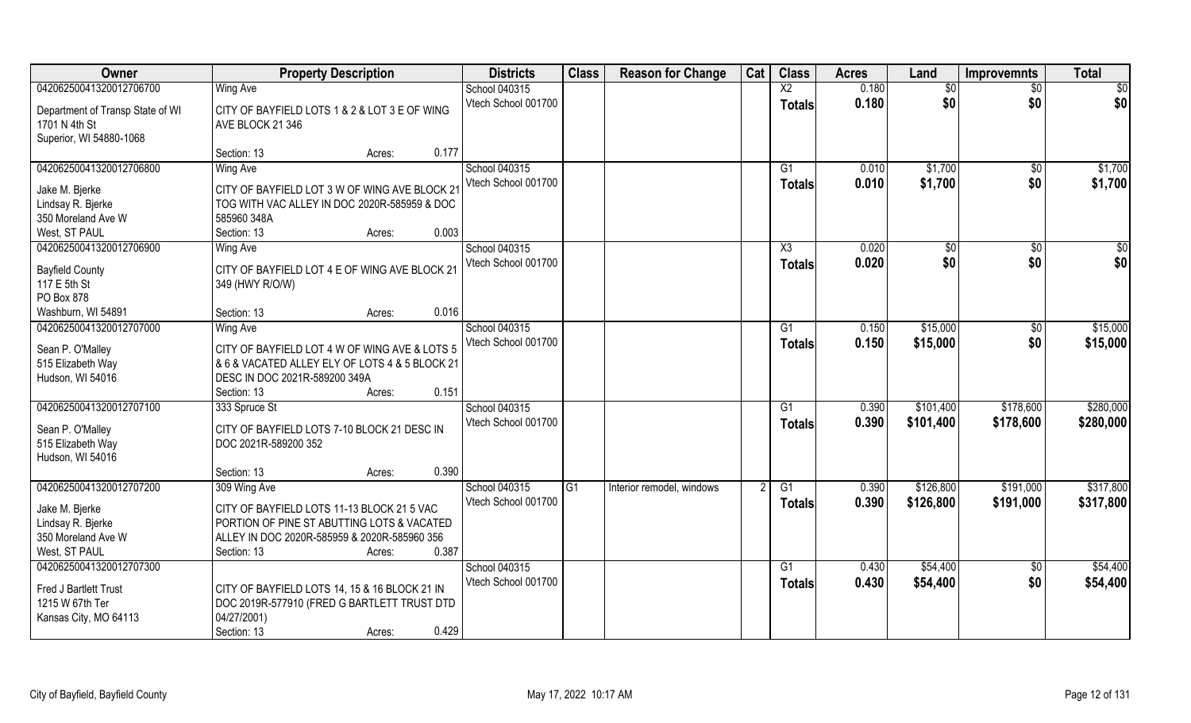| Owner | Property Description | Districts | Class | Reason for Change | Cat | Class | Acres | Land | Improvemnts | Total |
|---|---|---|---|---|---|---|---|---|---|---|
| 04206250041320012706700 | Wing Ave | School 040315 | | | | X2 | 0.180 | $0 | $0 | $0 |
| Department of Transp State of WI<br>1701 N 4th St<br>Superior, WI 54880-1068 | CITY OF BAYFIELD LOTS 1 & 2 & LOT 3 E OF WING AVE BLOCK 21 346<br>Section: 13 Acres: 0.177 | Vtech School 001700 | | | | Totals | 0.180 | $0 | $0 | $0 |
| 04206250041320012706800 | Wing Ave | School 040315 | | | | G1 | 0.010 | $1,700 | $0 | $1,700 |
| Jake M. Bjerke<br>Lindsay R. Bjerke<br>350 Moreland Ave W<br>West, ST PAUL | CITY OF BAYFIELD LOT 3 W OF WING AVE BLOCK 21 TOG WITH VAC ALLEY IN DOC 2020R-585959 & DOC 585960 348A<br>Section: 13 Acres: 0.003 | Vtech School 001700 | | | | Totals | 0.010 | $1,700 | $0 | $1,700 |
| 04206250041320012706900 | Wing Ave | School 040315 | | | | X3 | 0.020 | $0 | $0 | $0 |
| Bayfield County<br>117 E 5th St<br>PO Box 878<br>Washburn, WI 54891 | CITY OF BAYFIELD LOT 4 E OF WING AVE BLOCK 21 349 (HWY R/O/W)<br>Section: 13 Acres: 0.016 | Vtech School 001700 | | | | Totals | 0.020 | $0 | $0 | $0 |
| 04206250041320012707000 | Wing Ave | School 040315 | | | | G1 | 0.150 | $15,000 | $0 | $15,000 |
| Sean P. O'Malley<br>515 Elizabeth Way<br>Hudson, WI 54016 | CITY OF BAYFIELD LOT 4 W OF WING AVE & LOTS 5 & 6 & VACATED ALLEY ELY OF LOTS 4 & 5 BLOCK 21 DESC IN DOC 2021R-589200 349A<br>Section: 13 Acres: 0.151 | Vtech School 001700 | | | | Totals | 0.150 | $15,000 | $0 | $15,000 |
| 04206250041320012707100 | 333 Spruce St | School 040315 | | | | G1 | 0.390 | $101,400 | $178,600 | $280,000 |
| Sean P. O'Malley<br>515 Elizabeth Way<br>Hudson, WI 54016 | CITY OF BAYFIELD LOTS 7-10 BLOCK 21 DESC IN DOC 2021R-589200 352<br>Section: 13 Acres: 0.390 | Vtech School 001700 | | | | Totals | 0.390 | $101,400 | $178,600 | $280,000 |
| 04206250041320012707200 | 309 Wing Ave | School 040315 | G1 | Interior remodel, windows | 2 | G1 | 0.390 | $126,800 | $191,000 | $317,800 |
| Jake M. Bjerke<br>Lindsay R. Bjerke<br>350 Moreland Ave W<br>West, ST PAUL | CITY OF BAYFIELD LOTS 11-13 BLOCK 21 5 VAC PORTION OF PINE ST ABUTTING LOTS & VACATED ALLEY IN DOC 2020R-585959 & 2020R-585960 356<br>Section: 13 Acres: 0.387 | Vtech School 001700 | | | | Totals | 0.390 | $126,800 | $191,000 | $317,800 |
| 04206250041320012707300 | | School 040315 | | | | G1 | 0.430 | $54,400 | $0 | $54,400 |
| Fred J Bartlett Trust<br>1215 W 67th Ter<br>Kansas City, MO 64113 | CITY OF BAYFIELD LOTS 14, 15 & 16 BLOCK 21 IN DOC 2019R-577910 (FRED G BARTLETT TRUST DTD 04/27/2001)<br>Section: 13 Acres: 0.429 | Vtech School 001700 | | | | Totals | 0.430 | $54,400 | $0 | $54,400 |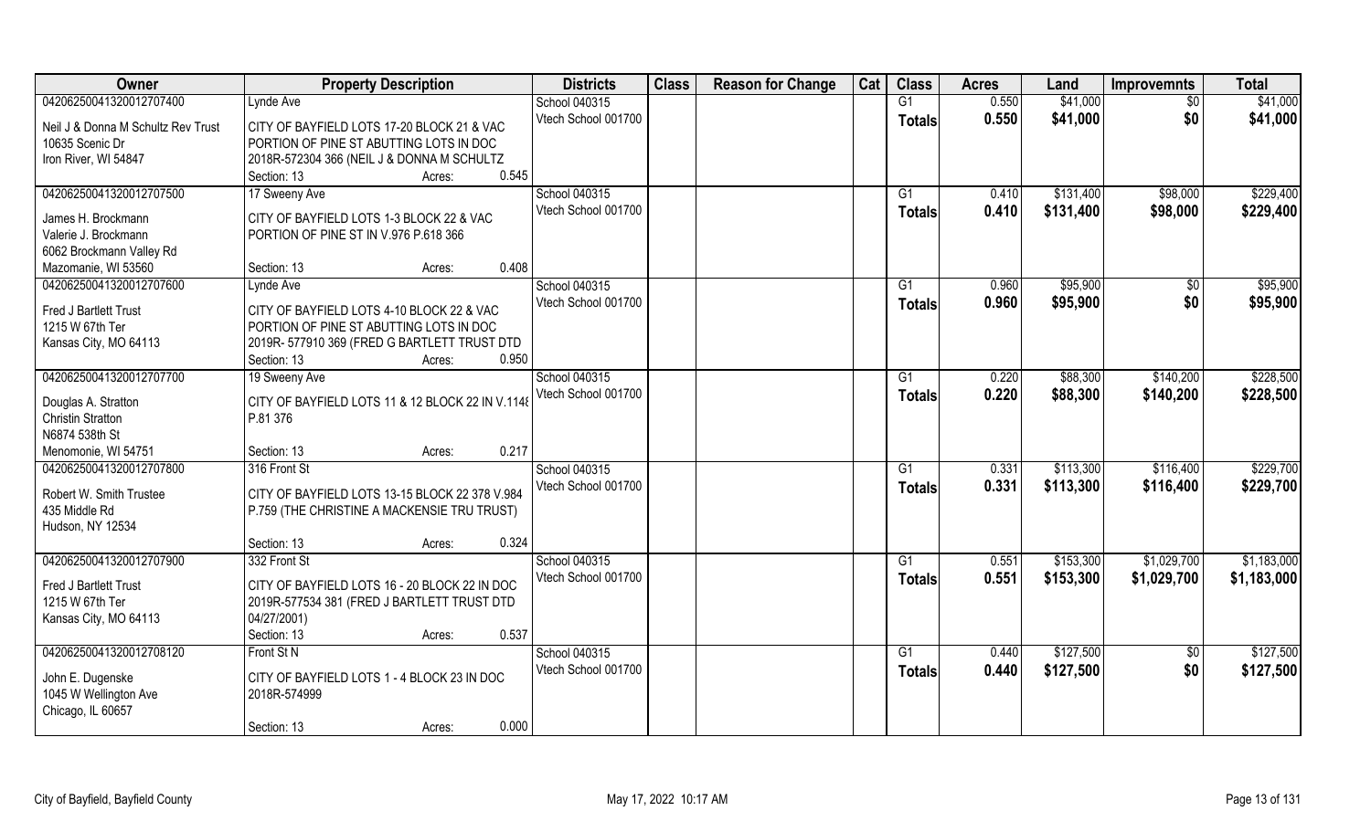| Owner | Property Description | Districts | Class | Reason for Change | Cat | Class | Acres | Land | Improvemnts | Total |
|---|---|---|---|---|---|---|---|---|---|---|
| 04206250041320012707400 | Lynde Ave | School 040315 | | | | G1 | 0.550 | $41,000 | $0 | $41,000 |
| Neil J & Donna M Schultz Rev Trust<br>10635 Scenic Dr<br>Iron River, WI 54847 | CITY OF BAYFIELD LOTS 17-20 BLOCK 21 & VAC PORTION OF PINE ST ABUTTING LOTS IN DOC 2018R-572304 366 (NEIL J & DONNA M SCHULTZ<br>Section: 13 Acres: 0.545 | Vtech School 001700 | | | | **Totals** | **0.550** | **$41,000** | **$0** | **$41,000** |
| 04206250041320012707500 | 17 Sweeny Ave | School 040315 | | | | G1 | 0.410 | $131,400 | $98,000 | $229,400 |
| James H. Brockmann<br>Valerie J. Brockmann<br>6062 Brockmann Valley Rd<br>Mazomanie, WI 53560 | CITY OF BAYFIELD LOTS 1-3 BLOCK 22 & VAC PORTION OF PINE ST IN V.976 P.618 366<br>Section: 13 Acres: 0.408 | Vtech School 001700 | | | | **Totals** | **0.410** | **$131,400** | **$98,000** | **$229,400** |
| 04206250041320012707600 | Lynde Ave | School 040315 | | | | G1 | 0.960 | $95,900 | $0 | $95,900 |
| Fred J Bartlett Trust<br>1215 W 67th Ter<br>Kansas City, MO 64113 | CITY OF BAYFIELD LOTS 4-10 BLOCK 22 & VAC PORTION OF PINE ST ABUTTING LOTS IN DOC 2019R- 577910 369 (FRED G BARTLETT TRUST DTD<br>Section: 13 Acres: 0.950 | Vtech School 001700 | | | | **Totals** | **0.960** | **$95,900** | **$0** | **$95,900** |
| 04206250041320012707700 | 19 Sweeny Ave | School 040315 | | | | G1 | 0.220 | $88,300 | $140,200 | $228,500 |
| Douglas A. Stratton<br>Christin Stratton<br>N6874 538th St<br>Menomonie, WI 54751 | CITY OF BAYFIELD LOTS 11 & 12 BLOCK 22 IN V.1148 P.81 376<br>Section: 13 Acres: 0.217 | Vtech School 001700 | | | | **Totals** | **0.220** | **$88,300** | **$140,200** | **$228,500** |
| 04206250041320012707800 | 316 Front St | School 040315 | | | | G1 | 0.331 | $113,300 | $116,400 | $229,700 |
| Robert W. Smith Trustee<br>435 Middle Rd<br>Hudson, NY 12534 | CITY OF BAYFIELD LOTS 13-15 BLOCK 22 378 V.984 P.759 (THE CHRISTINE A MACKENSIE TRU TRUST)<br>Section: 13 Acres: 0.324 | Vtech School 001700 | | | | **Totals** | **0.331** | **$113,300** | **$116,400** | **$229,700** |
| 04206250041320012707900 | 332 Front St | School 040315 | | | | G1 | 0.551 | $153,300 | $1,029,700 | $1,183,000 |
| Fred J Bartlett Trust<br>1215 W 67th Ter<br>Kansas City, MO 64113 | CITY OF BAYFIELD LOTS 16 - 20 BLOCK 22 IN DOC 2019R-577534 381 (FRED J BARTLETT TRUST DTD 04/27/2001)<br>Section: 13 Acres: 0.537 | Vtech School 001700 | | | | **Totals** | **0.551** | **$153,300** | **$1,029,700** | **$1,183,000** |
| 04206250041320012708120 | Front St N | School 040315 | | | | G1 | 0.440 | $127,500 | $0 | $127,500 |
| John E. Dugenske<br>1045 W Wellington Ave<br>Chicago, IL 60657 | CITY OF BAYFIELD LOTS 1 - 4 BLOCK 23 IN DOC 2018R-574999<br>Section: 13 Acres: 0.000 | Vtech School 001700 | | | | **Totals** | **0.440** | **$127,500** | **$0** | **$127,500** |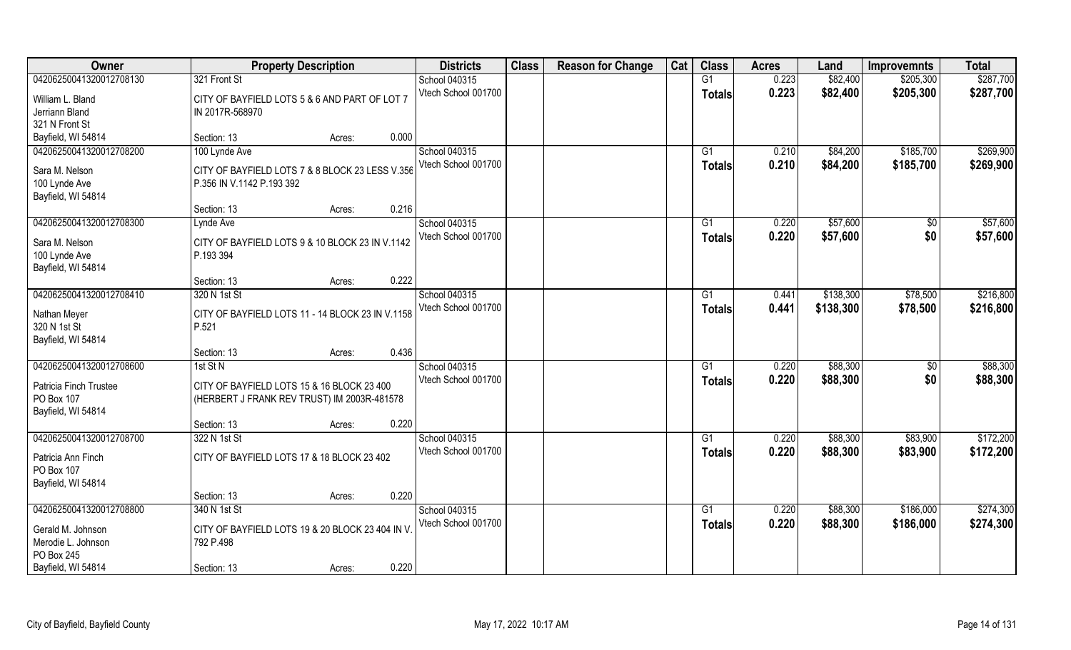| Owner | Property Description | | Districts | Class | Reason for Change | Cat | Class | Acres | Land | Improvemnts | Total |
|---|---|---|---|---|---|---|---|---|---|---|---|
| 04206250041320012708130 | 321 Front St | | School 040315 | | | | G1 | 0.223 | $82,400 | $205,300 | $287,700 |
| William L. Bland<br>Jerriann Bland<br>321 N Front St<br>Bayfield, WI 54814 | CITY OF BAYFIELD LOTS 5 & 6 AND PART OF LOT 7 IN 2017R-568970 | | Vtech School 001700 | | | | Totals | 0.223 | $82,400 | $205,300 | $287,700 |
| | Section: 13 | Acres: 0.000 | | | | | | | | | |
| 04206250041320012708200 | 100 Lynde Ave | | School 040315 | | | | G1 | 0.210 | $84,200 | $185,700 | $269,900 |
| Sara M. Nelson<br>100 Lynde Ave<br>Bayfield, WI 54814 | CITY OF BAYFIELD LOTS 7 & 8 BLOCK 23 LESS V.356 P.356 IN V.1142 P.193 392 | | Vtech School 001700 | | | | Totals | 0.210 | $84,200 | $185,700 | $269,900 |
| | Section: 13 | Acres: 0.216 | | | | | | | | | |
| 04206250041320012708300 | Lynde Ave | | School 040315 | | | | G1 | 0.220 | $57,600 | $0 | $57,600 |
| Sara M. Nelson<br>100 Lynde Ave<br>Bayfield, WI 54814 | CITY OF BAYFIELD LOTS 9 & 10 BLOCK 23 IN V.1142 P.193 394 | | Vtech School 001700 | | | | Totals | 0.220 | $57,600 | $0 | $57,600 |
| | Section: 13 | Acres: 0.222 | | | | | | | | | |
| 04206250041320012708410 | 320 N 1st St | | School 040315 | | | | G1 | 0.441 | $138,300 | $78,500 | $216,800 |
| Nathan Meyer<br>320 N 1st St<br>Bayfield, WI 54814 | CITY OF BAYFIELD LOTS 11 - 14 BLOCK 23 IN V.1158 P.521 | | Vtech School 001700 | | | | Totals | 0.441 | $138,300 | $78,500 | $216,800 |
| | Section: 13 | Acres: 0.436 | | | | | | | | | |
| 04206250041320012708600 | 1st St N | | School 040315 | | | | G1 | 0.220 | $88,300 | $0 | $88,300 |
| Patricia Finch Trustee<br>PO Box 107<br>Bayfield, WI 54814 | CITY OF BAYFIELD LOTS 15 & 16 BLOCK 23 400 (HERBERT J FRANK REV TRUST) IM 2003R-481578 | | Vtech School 001700 | | | | Totals | 0.220 | $88,300 | $0 | $88,300 |
| | Section: 13 | Acres: 0.220 | | | | | | | | | |
| 04206250041320012708700 | 322 N 1st St | | School 040315 | | | | G1 | 0.220 | $88,300 | $83,900 | $172,200 |
| Patricia Ann Finch<br>PO Box 107<br>Bayfield, WI 54814 | CITY OF BAYFIELD LOTS 17 & 18 BLOCK 23 402 | | Vtech School 001700 | | | | Totals | 0.220 | $88,300 | $83,900 | $172,200 |
| | Section: 13 | Acres: 0.220 | | | | | | | | | |
| 04206250041320012708800 | 340 N 1st St | | School 040315 | | | | G1 | 0.220 | $88,300 | $186,000 | $274,300 |
| Gerald M. Johnson<br>Merodie L. Johnson<br>PO Box 245<br>Bayfield, WI 54814 | CITY OF BAYFIELD LOTS 19 & 20 BLOCK 23 404 IN V. 792 P.498 | | Vtech School 001700 | | | | Totals | 0.220 | $88,300 | $186,000 | $274,300 |
| | Section: 13 | Acres: 0.220 | | | | | | | | | |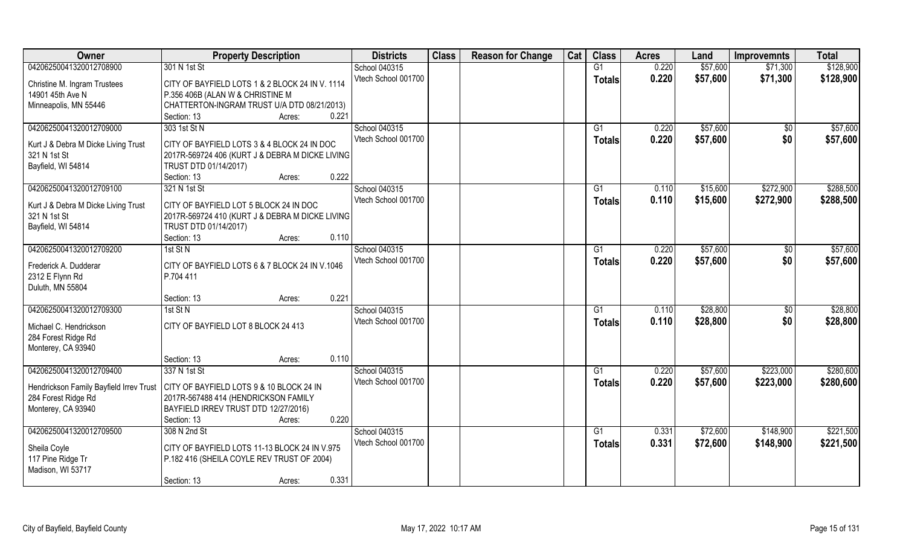| Owner | Property Description | Districts | Class | Reason for Change | Cat | Class | Acres | Land | Improvemnts | Total |
|---|---|---|---|---|---|---|---|---|---|---|
| 04206250041320012708900 | 301 N 1st St | School 040315 | | | | G1 | 0.220 | $57,600 | $71,300 | $128,900 |
| Christine M. Ingram Trustees<br>14901 45th Ave N<br>Minneapolis, MN 55446 | CITY OF BAYFIELD LOTS 1 & 2 BLOCK 24 IN V. 1114 P.356 406B (ALAN W & CHRISTINE M CHATTERTON-INGRAM TRUST U/A DTD 08/21/2013)<br>Section: 13 Acres: 0.221 | Vtech School 001700 | | | | Totals | 0.220 | $57,600 | $71,300 | $128,900 |
| 04206250041320012709000 | 303 1st St N | School 040315 | | | | G1 | 0.220 | $57,600 | $0 | $57,600 |
| Kurt J & Debra M Dicke Living Trust<br>321 N 1st St<br>Bayfield, WI 54814 | CITY OF BAYFIELD LOTS 3 & 4 BLOCK 24 IN DOC 2017R-569724 406 (KURT J & DEBRA M DICKE LIVING TRUST DTD 01/14/2017)<br>Section: 13 Acres: 0.222 | Vtech School 001700 | | | | Totals | 0.220 | $57,600 | $0 | $57,600 |
| 04206250041320012709100 | 321 N 1st St | School 040315 | | | | G1 | 0.110 | $15,600 | $272,900 | $288,500 |
| Kurt J & Debra M Dicke Living Trust<br>321 N 1st St<br>Bayfield, WI 54814 | CITY OF BAYFIELD LOT 5 BLOCK 24 IN DOC 2017R-569724 410 (KURT J & DEBRA M DICKE LIVING TRUST DTD 01/14/2017)<br>Section: 13 Acres: 0.110 | Vtech School 001700 | | | | Totals | 0.110 | $15,600 | $272,900 | $288,500 |
| 04206250041320012709200 | 1st St N | School 040315 | | | | G1 | 0.220 | $57,600 | $0 | $57,600 |
| Frederick A. Dudderar<br>2312 E Flynn Rd<br>Duluth, MN 55804 | CITY OF BAYFIELD LOTS 6 & 7 BLOCK 24 IN V.1046 P.704 411<br>Section: 13 Acres: 0.221 | Vtech School 001700 | | | | Totals | 0.220 | $57,600 | $0 | $57,600 |
| 04206250041320012709300 | 1st St N | School 040315 | | | | G1 | 0.110 | $28,800 | $0 | $28,800 |
| Michael C. Hendrickson<br>284 Forest Ridge Rd<br>Monterey, CA 93940 | CITY OF BAYFIELD LOT 8 BLOCK 24 413<br>Section: 13 Acres: 0.110 | Vtech School 001700 | | | | Totals | 0.110 | $28,800 | $0 | $28,800 |
| 04206250041320012709400 | 337 N 1st St | School 040315 | | | | G1 | 0.220 | $57,600 | $223,000 | $280,600 |
| Hendrickson Family Bayfield Irrev Trust<br>284 Forest Ridge Rd<br>Monterey, CA 93940 | CITY OF BAYFIELD LOTS 9 & 10 BLOCK 24 IN 2017R-567488 414 (HENDRICKSON FAMILY BAYFIELD IRREV TRUST DTD 12/27/2016)<br>Section: 13 Acres: 0.220 | Vtech School 001700 | | | | Totals | 0.220 | $57,600 | $223,000 | $280,600 |
| 04206250041320012709500 | 308 N 2nd St | School 040315 | | | | G1 | 0.331 | $72,600 | $148,900 | $221,500 |
| Sheila Coyle<br>117 Pine Ridge Tr<br>Madison, WI 53717 | CITY OF BAYFIELD LOTS 11-13 BLOCK 24 IN V.975 P.182 416 (SHEILA COYLE REV TRUST OF 2004)<br>Section: 13 Acres: 0.331 | Vtech School 001700 | | | | Totals | 0.331 | $72,600 | $148,900 | $221,500 |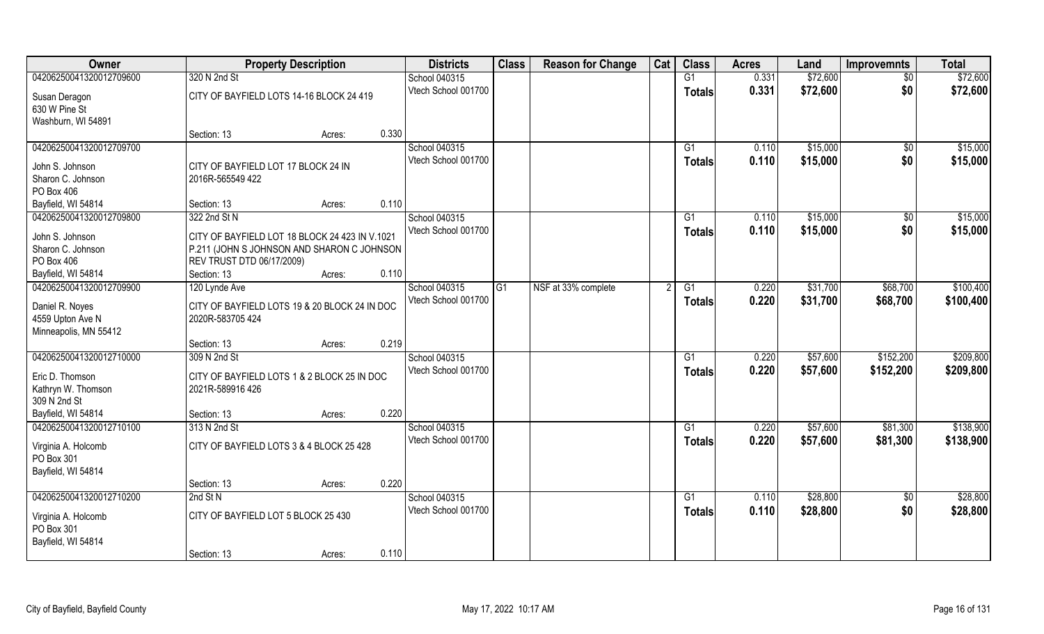| Owner | Property Description | | | Districts | Class | Reason for Change | Cat | Class | Acres | Land | Improvemnts | Total |
|---|---|---|---|---|---|---|---|---|---|---|---|---|
| 04206250041320012709600 | 320 N 2nd St | | | School 040315 | | | | G1 | 0.331 | $72,600 | $0 | $72,600 |
| Susan Deragon<br>630 W Pine St<br>Washburn, WI 54891 | CITY OF BAYFIELD LOTS 14-16 BLOCK 24 419 | | | Vtech School 001700 | | | | Totals | 0.331 | $72,600 | $0 | $72,600 |
| | Section: 13 | Acres: | 0.330 | | | | | | | | | |
| 04206250041320012709700 | | | | School 040315 | | | | G1 | 0.110 | $15,000 | $0 | $15,000 |
| John S. Johnson<br>Sharon C. Johnson<br>PO Box 406<br>Bayfield, WI 54814 | CITY OF BAYFIELD LOT 17 BLOCK 24 IN 2016R-565549 422 | | | Vtech School 001700 | | | | Totals | 0.110 | $15,000 | $0 | $15,000 |
| | Section: 13 | Acres: | 0.110 | | | | | | | | | |
| 04206250041320012709800 | 322 2nd St N | | | School 040315 | | | | G1 | 0.110 | $15,000 | $0 | $15,000 |
| John S. Johnson<br>Sharon C. Johnson<br>PO Box 406<br>Bayfield, WI 54814 | CITY OF BAYFIELD LOT 18 BLOCK 24 423 IN V.1021 P.211 (JOHN S JOHNSON AND SHARON C JOHNSON REV TRUST DTD 06/17/2009) | | | Vtech School 001700 | | | | Totals | 0.110 | $15,000 | $0 | $15,000 |
| | Section: 13 | Acres: | 0.110 | | | | | | | | | |
| 04206250041320012709900 | 120 Lynde Ave | | | School 040315 | G1 | NSF at 33% complete | 2 | G1 | 0.220 | $31,700 | $68,700 | $100,400 |
| Daniel R. Noyes<br>4559 Upton Ave N<br>Minneapolis, MN 55412 | CITY OF BAYFIELD LOTS 19 & 20 BLOCK 24 IN DOC 2020R-583705 424 | | | Vtech School 001700 | | | | Totals | 0.220 | $31,700 | $68,700 | $100,400 |
| | Section: 13 | Acres: | 0.219 | | | | | | | | | |
| 04206250041320012710000 | 309 N 2nd St | | | School 040315 | | | | G1 | 0.220 | $57,600 | $152,200 | $209,800 |
| Eric D. Thomson<br>Kathryn W. Thomson<br>309 N 2nd St<br>Bayfield, WI 54814 | CITY OF BAYFIELD LOTS 1 & 2 BLOCK 25 IN DOC 2021R-589916 426 | | | Vtech School 001700 | | | | Totals | 0.220 | $57,600 | $152,200 | $209,800 |
| | Section: 13 | Acres: | 0.220 | | | | | | | | | |
| 04206250041320012710100 | 313 N 2nd St | | | School 040315 | | | | G1 | 0.220 | $57,600 | $81,300 | $138,900 |
| Virginia A. Holcomb<br>PO Box 301<br>Bayfield, WI 54814 | CITY OF BAYFIELD LOTS 3 & 4 BLOCK 25 428 | | | Vtech School 001700 | | | | Totals | 0.220 | $57,600 | $81,300 | $138,900 |
| | Section: 13 | Acres: | 0.220 | | | | | | | | | |
| 04206250041320012710200 | 2nd St N | | | School 040315 | | | | G1 | 0.110 | $28,800 | $0 | $28,800 |
| Virginia A. Holcomb<br>PO Box 301<br>Bayfield, WI 54814 | CITY OF BAYFIELD LOT 5 BLOCK 25 430 | | | Vtech School 001700 | | | | Totals | 0.110 | $28,800 | $0 | $28,800 |
| | Section: 13 | Acres: | 0.110 | | | | | | | | | |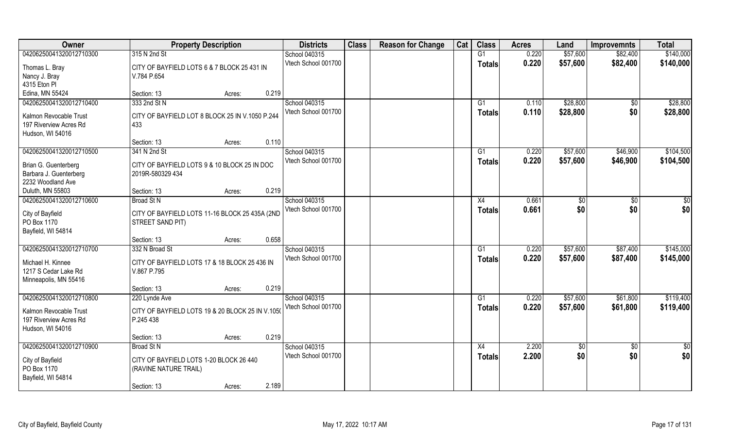| Owner | Property Description | | | Districts | Class | Reason for Change | Cat | Class | Acres | Land | Improvemnts | Total |
|---|---|---|---|---|---|---|---|---|---|---|---|---|
| 04206250041320012710300 | 315 N 2nd St | | | School 040315 | | | | G1 | 0.220 | $57,600 | $82,400 | $140,000 |
| Thomas L. Bray<br>Nancy J. Bray<br>4315 Eton Pl<br>Edina, MN 55424 | CITY OF BAYFIELD LOTS 6 & 7 BLOCK 25 431 IN V.784 P.654 | | | Vtech School 001700 | | | | Totals | 0.220 | $57,600 | $82,400 | $140,000 |
| | Section: 13 | Acres: | 0.219 | | | | | | | | | |
| 04206250041320012710400 | 333 2nd St N | | | School 040315 | | | | G1 | 0.110 | $28,800 | $0 | $28,800 |
| Kalmon Revocable Trust<br>197 Riverview Acres Rd<br>Hudson, WI 54016 | CITY OF BAYFIELD LOT 8 BLOCK 25 IN V.1050 P.244 433 | | | Vtech School 001700 | | | | Totals | 0.110 | $28,800 | $0 | $28,800 |
| | Section: 13 | Acres: | 0.110 | | | | | | | | | |
| 04206250041320012710500 | 341 N 2nd St | | | School 040315 | | | | G1 | 0.220 | $57,600 | $46,900 | $104,500 |
| Brian G. Guenterberg<br>Barbara J. Guenterberg<br>2232 Woodland Ave<br>Duluth, MN 55803 | CITY OF BAYFIELD LOTS 9 & 10 BLOCK 25 IN DOC 2019R-580329 434 | | | Vtech School 001700 | | | | Totals | 0.220 | $57,600 | $46,900 | $104,500 |
| | Section: 13 | Acres: | 0.219 | | | | | | | | | |
| 04206250041320012710600 | Broad St N | | | School 040315 | | | | X4 | 0.661 | $0 | $0 | $0 |
| City of Bayfield<br>PO Box 1170<br>Bayfield, WI 54814 | CITY OF BAYFIELD LOTS 11-16 BLOCK 25 435A (2ND STREET SAND PIT) | | | Vtech School 001700 | | | | Totals | 0.661 | $0 | $0 | $0 |
| | Section: 13 | Acres: | 0.658 | | | | | | | | | |
| 04206250041320012710700 | 332 N Broad St | | | School 040315 | | | | G1 | 0.220 | $57,600 | $87,400 | $145,000 |
| Michael H. Kinnee<br>1217 S Cedar Lake Rd<br>Minneapolis, MN 55416 | CITY OF BAYFIELD LOTS 17 & 18 BLOCK 25 436 IN V.867 P.795 | | | Vtech School 001700 | | | | Totals | 0.220 | $57,600 | $87,400 | $145,000 |
| | Section: 13 | Acres: | 0.219 | | | | | | | | | |
| 04206250041320012710800 | 220 Lynde Ave | | | School 040315 | | | | G1 | 0.220 | $57,600 | $61,800 | $119,400 |
| Kalmon Revocable Trust<br>197 Riverview Acres Rd<br>Hudson, WI 54016 | CITY OF BAYFIELD LOTS 19 & 20 BLOCK 25 IN V.1050 P.245 438 | | | Vtech School 001700 | | | | Totals | 0.220 | $57,600 | $61,800 | $119,400 |
| | Section: 13 | Acres: | 0.219 | | | | | | | | | |
| 04206250041320012710900 | Broad St N | | | School 040315 | | | | X4 | 2.200 | $0 | $0 | $0 |
| City of Bayfield<br>PO Box 1170<br>Bayfield, WI 54814 | CITY OF BAYFIELD LOTS 1-20 BLOCK 26 440 (RAVINE NATURE TRAIL) | | | Vtech School 001700 | | | | Totals | 2.200 | $0 | $0 | $0 |
| | Section: 13 | Acres: | 2.189 | | | | | | | | | |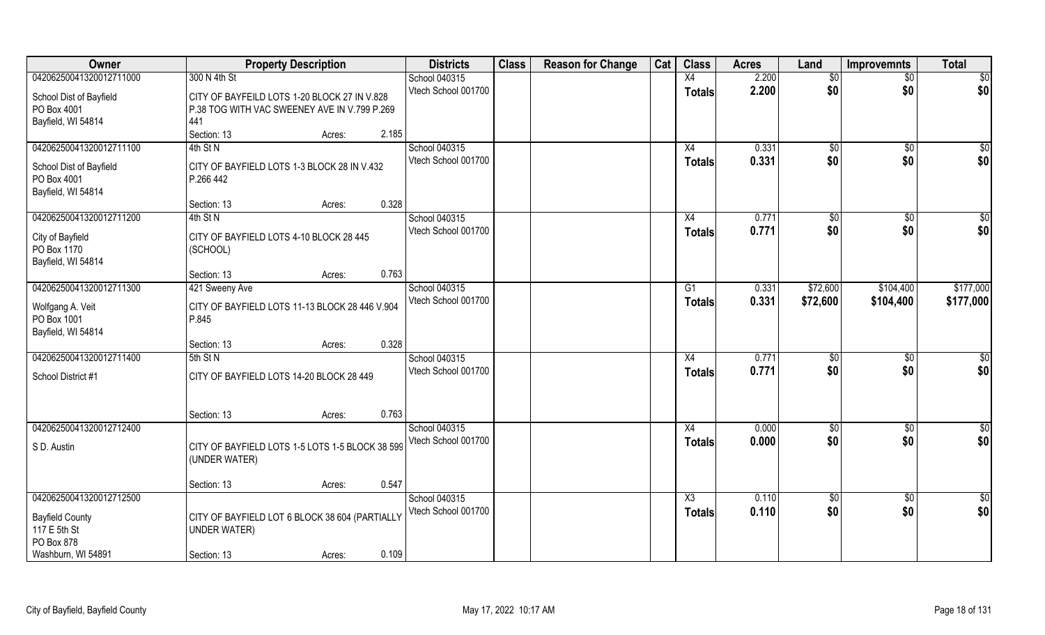| Owner | Property Description | Districts | Class | Reason for Change | Cat | Class | Acres | Land | Improvemnts | Total |
|---|---|---|---|---|---|---|---|---|---|---|
| 04206250041320012711000 | 300 N 4th St | School 040315 | | | | X4 | 2.200 | $0 | $0 | $0 |
| School Dist of Bayfield<br>PO Box 4001<br>Bayfield, WI 54814 | CITY OF BAYFEILD LOTS 1-20 BLOCK 27 IN V.828 P.38 TOG WITH VAC SWEENEY AVE IN V.799 P.269 441<br>Section: 13 Acres: 2.185 | Vtech School 001700 | | | | Totals | 2.200 | $0 | $0 | $0 |
| 04206250041320012711100 | 4th St N | School 040315 | | | | X4 | 0.331 | $0 | $0 | $0 |
| School Dist of Bayfield<br>PO Box 4001<br>Bayfield, WI 54814 | CITY OF BAYFIELD LOTS 1-3 BLOCK 28 IN V.432 P.266 442<br>Section: 13 Acres: 0.328 | Vtech School 001700 | | | | Totals | 0.331 | $0 | $0 | $0 |
| 04206250041320012711200 | 4th St N | School 040315 | | | | X4 | 0.771 | $0 | $0 | $0 |
| City of Bayfield<br>PO Box 1170<br>Bayfield, WI 54814 | CITY OF BAYFIELD LOTS 4-10 BLOCK 28 445 (SCHOOL)<br>Section: 13 Acres: 0.763 | Vtech School 001700 | | | | Totals | 0.771 | $0 | $0 | $0 |
| 04206250041320012711300 | 421 Sweeny Ave | School 040315 | | | | G1 | 0.331 | $72,600 | $104,400 | $177,000 |
| Wolfgang A. Veit<br>PO Box 1001<br>Bayfield, WI 54814 | CITY OF BAYFIELD LOTS 11-13 BLOCK 28 446 V.904 P.845<br>Section: 13 Acres: 0.328 | Vtech School 001700 | | | | Totals | 0.331 | $72,600 | $104,400 | $177,000 |
| 04206250041320012711400 | 5th St N | School 040315 | | | | X4 | 0.771 | $0 | $0 | $0 |
| School District #1 | CITY OF BAYFIELD LOTS 14-20 BLOCK 28 449<br>Section: 13 Acres: 0.763 | Vtech School 001700 | | | | Totals | 0.771 | $0 | $0 | $0 |
| 04206250041320012712400 | | School 040315 | | | | X4 | 0.000 | $0 | $0 | $0 |
| S D. Austin | CITY OF BAYFIELD LOTS 1-5 LOTS 1-5 BLOCK 38 599 (UNDER WATER)<br>Section: 13 Acres: 0.547 | Vtech School 001700 | | | | Totals | 0.000 | $0 | $0 | $0 |
| 04206250041320012712500 | | School 040315 | | | | X3 | 0.110 | $0 | $0 | $0 |
| Bayfield County<br>117 E 5th St<br>PO Box 878<br>Washburn, WI 54891 | CITY OF BAYFIELD LOT 6 BLOCK 38 604 (PARTIALLY UNDER WATER)<br>Section: 13 Acres: 0.109 | Vtech School 001700 | | | | Totals | 0.110 | $0 | $0 | $0 |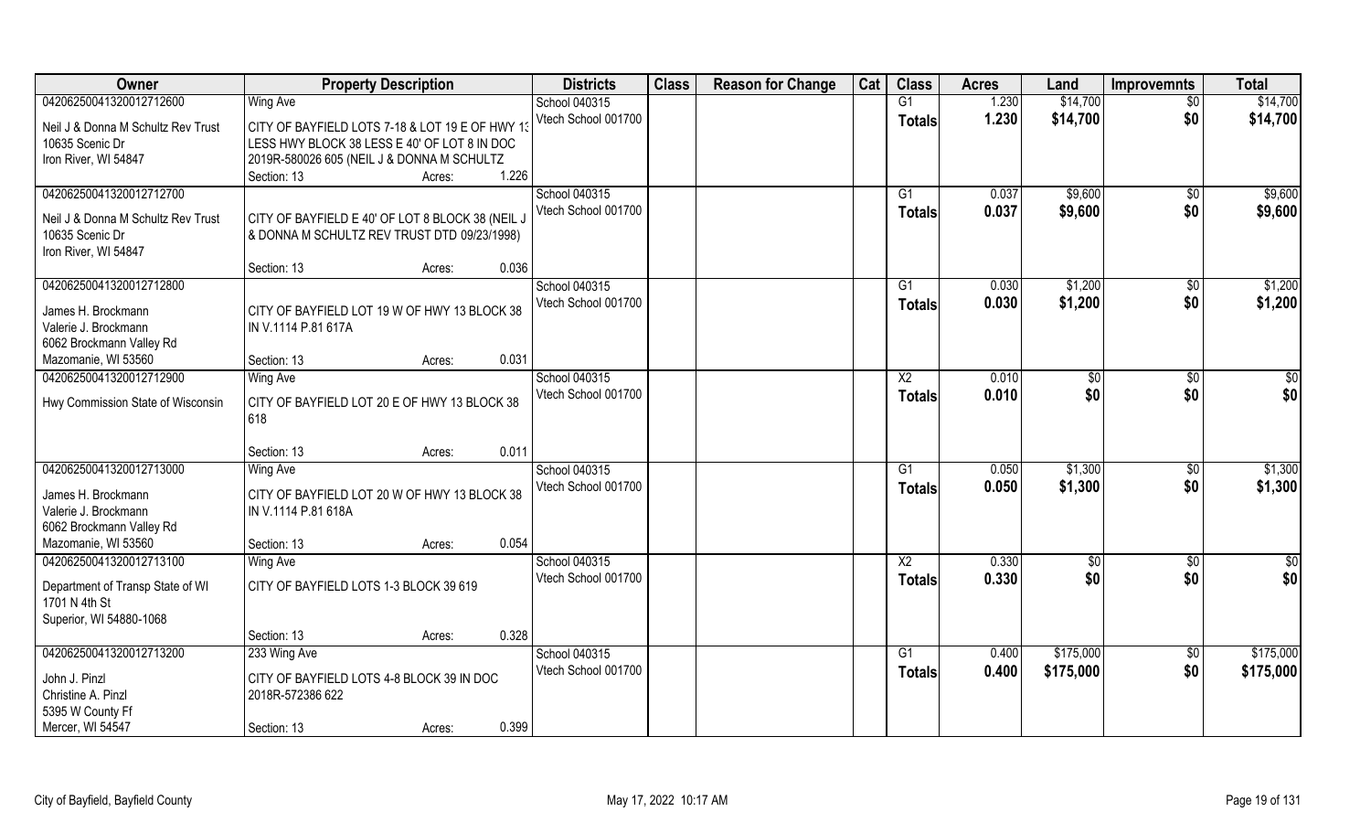| Owner | Property Description | | | Districts | Class | Reason for Change | Cat | Class | Acres | Land | Improvemnts | Total |
|---|---|---|---|---|---|---|---|---|---|---|---|---|
| 04206250041320012712600 | Wing Ave | | | School 040315 | | | | G1 | 1.230 | $14,700 | $0 | $14,700 |
| Neil J & Donna M Schultz Rev Trust<br>10635 Scenic Dr<br>Iron River, WI 54847 | CITY OF BAYFIELD LOTS 7-18 & LOT 19 E OF HWY 13 LESS HWY BLOCK 38 LESS E 40' OF LOT 8 IN DOC 2019R-580026 605 (NEIL J & DONNA M SCHULTZ | | | Vtech School 001700 | | | | Totals | 1.230 | $14,700 | $0 | $14,700 |
| | Section: 13 | Acres: | 1.226 | | | | | | | | | |
| 04206250041320012712700 | | | | School 040315 | | | | G1 | 0.037 | $9,600 | $0 | $9,600 |
| Neil J & Donna M Schultz Rev Trust<br>10635 Scenic Dr<br>Iron River, WI 54847 | CITY OF BAYFIELD E 40' OF LOT 8 BLOCK 38 (NEIL J & DONNA M SCHULTZ REV TRUST DTD 09/23/1998) | | | Vtech School 001700 | | | | Totals | 0.037 | $9,600 | $0 | $9,600 |
| | Section: 13 | Acres: | 0.036 | | | | | | | | | |
| 04206250041320012712800 | | | | School 040315 | | | | G1 | 0.030 | $1,200 | $0 | $1,200 |
| James H. Brockmann<br>Valerie J. Brockmann<br>6062 Brockmann Valley Rd<br>Mazomanie, WI 53560 | CITY OF BAYFIELD LOT 19 W OF HWY 13 BLOCK 38 IN V.1114 P.81 617A | | | Vtech School 001700 | | | | Totals | 0.030 | $1,200 | $0 | $1,200 |
| | Section: 13 | Acres: | 0.031 | | | | | | | | | |
| 04206250041320012712900 | Wing Ave | | | School 040315 | | | | X2 | 0.010 | $0 | $0 | $0 |
| Hwy Commission State of Wisconsin | CITY OF BAYFIELD LOT 20 E OF HWY 13 BLOCK 38 618 | | | Vtech School 001700 | | | | Totals | 0.010 | $0 | $0 | $0 |
| | Section: 13 | Acres: | 0.011 | | | | | | | | | |
| 04206250041320012713000 | Wing Ave | | | School 040315 | | | | G1 | 0.050 | $1,300 | $0 | $1,300 |
| James H. Brockmann<br>Valerie J. Brockmann<br>6062 Brockmann Valley Rd<br>Mazomanie, WI 53560 | CITY OF BAYFIELD LOT 20 W OF HWY 13 BLOCK 38 IN V.1114 P.81 618A | | | Vtech School 001700 | | | | Totals | 0.050 | $1,300 | $0 | $1,300 |
| | Section: 13 | Acres: | 0.054 | | | | | | | | | |
| 04206250041320012713100 | Wing Ave | | | School 040315 | | | | X2 | 0.330 | $0 | $0 | $0 |
| Department of Transp State of WI<br>1701 N 4th St<br>Superior, WI 54880-1068 | CITY OF BAYFIELD LOTS 1-3 BLOCK 39 619 | | | Vtech School 001700 | | | | Totals | 0.330 | $0 | $0 | $0 |
| | Section: 13 | Acres: | 0.328 | | | | | | | | | |
| 04206250041320012713200 | 233 Wing Ave | | | School 040315 | | | | G1 | 0.400 | $175,000 | $0 | $175,000 |
| John J. Pinzl<br>Christine A. Pinzl<br>5395 W County Ff<br>Mercer, WI 54547 | CITY OF BAYFIELD LOTS 4-8 BLOCK 39 IN DOC 2018R-572386 622 | | | Vtech School 001700 | | | | Totals | 0.400 | $175,000 | $0 | $175,000 |
| | Section: 13 | Acres: | 0.399 | | | | | | | | | |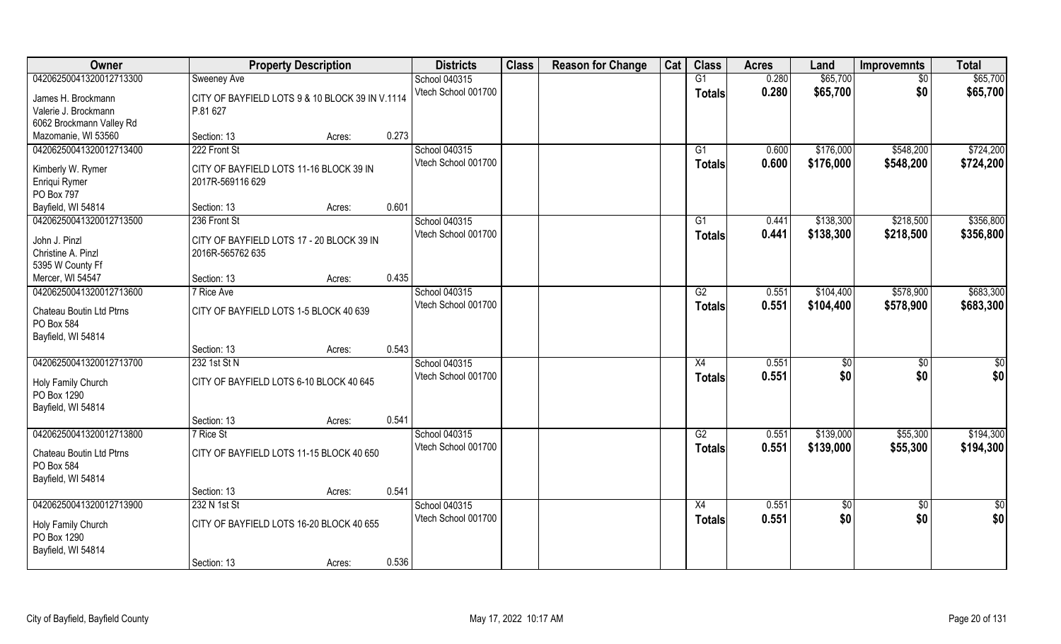| Owner | Property Description | | | Districts | Class | Reason for Change | Cat | Class | Acres | Land | Improvemnts | Total |
|---|---|---|---|---|---|---|---|---|---|---|---|---|
| 04206250041320012713300 | Sweeney Ave | | | School 040315 | | | | G1 | 0.280 | $65,700 | $0 | $65,700 |
| James H. Brockmann<br>Valerie J. Brockmann<br>6062 Brockmann Valley Rd<br>Mazomanie, WI 53560 | CITY OF BAYFIELD LOTS 9 & 10 BLOCK 39 IN V.1114 P.81 627 | | | Vtech School 001700 | | | | Totals | 0.280 | $65,700 | $0 | $65,700 |
| | Section: 13 | Acres: | 0.273 | | | | | | | | | |
| 04206250041320012713400 | 222 Front St | | | School 040315 | | | | G1 | 0.600 | $176,000 | $548,200 | $724,200 |
| Kimberly W. Rymer<br>Enriqui Rymer<br>PO Box 797<br>Bayfield, WI 54814 | CITY OF BAYFIELD LOTS 11-16 BLOCK 39 IN 2017R-569116 629 | | | Vtech School 001700 | | | | Totals | 0.600 | $176,000 | $548,200 | $724,200 |
| | Section: 13 | Acres: | 0.601 | | | | | | | | | |
| 04206250041320012713500 | 236 Front St | | | School 040315 | | | | G1 | 0.441 | $138,300 | $218,500 | $356,800 |
| John J. Pinzl<br>Christine A. Pinzl<br>5395 W County Ff<br>Mercer, WI 54547 | CITY OF BAYFIELD LOTS 17 - 20 BLOCK 39 IN 2016R-565762 635 | | | Vtech School 001700 | | | | Totals | 0.441 | $138,300 | $218,500 | $356,800 |
| | Section: 13 | Acres: | 0.435 | | | | | | | | | |
| 04206250041320012713600 | 7 Rice Ave | | | School 040315 | | | | G2 | 0.551 | $104,400 | $578,900 | $683,300 |
| Chateau Boutin Ltd Ptrns<br>PO Box 584<br>Bayfield, WI 54814 | CITY OF BAYFIELD LOTS 1-5 BLOCK 40 639 | | | Vtech School 001700 | | | | Totals | 0.551 | $104,400 | $578,900 | $683,300 |
| | Section: 13 | Acres: | 0.543 | | | | | | | | | |
| 04206250041320012713700 | 232 1st St N | | | School 040315 | | | | X4 | 0.551 | $0 | $0 | $0 |
| Holy Family Church<br>PO Box 1290<br>Bayfield, WI 54814 | CITY OF BAYFIELD LOTS 6-10 BLOCK 40 645 | | | Vtech School 001700 | | | | Totals | 0.551 | $0 | $0 | $0 |
| | Section: 13 | Acres: | 0.541 | | | | | | | | | |
| 04206250041320012713800 | 7 Rice St | | | School 040315 | | | | G2 | 0.551 | $139,000 | $55,300 | $194,300 |
| Chateau Boutin Ltd Ptrns<br>PO Box 584<br>Bayfield, WI 54814 | CITY OF BAYFIELD LOTS 11-15 BLOCK 40 650 | | | Vtech School 001700 | | | | Totals | 0.551 | $139,000 | $55,300 | $194,300 |
| | Section: 13 | Acres: | 0.541 | | | | | | | | | |
| 04206250041320012713900 | 232 N 1st St | | | School 040315 | | | | X4 | 0.551 | $0 | $0 | $0 |
| Holy Family Church<br>PO Box 1290<br>Bayfield, WI 54814 | CITY OF BAYFIELD LOTS 16-20 BLOCK 40 655 | | | Vtech School 001700 | | | | Totals | 0.551 | $0 | $0 | $0 |
| | Section: 13 | Acres: | 0.536 | | | | | | | | | |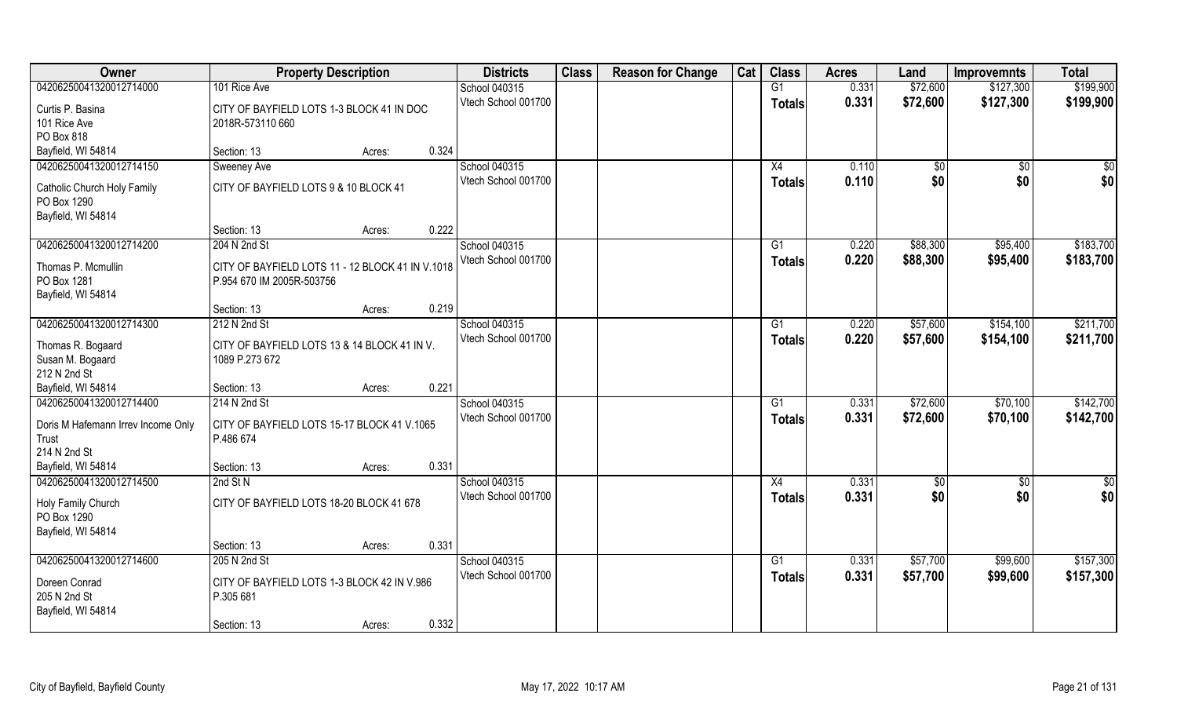| Owner | Property Description | Districts | Class | Reason for Change | Cat | Class | Acres | Land | Improvemnts | Total |
|---|---|---|---|---|---|---|---|---|---|---|
| 04206250041320012714000 | 101 Rice Ave | School 040315 | | | | G1 | 0.331 | $72,600 | $127,300 | $199,900 |
| Curtis P. Basina<br>101 Rice Ave<br>PO Box 818<br>Bayfield, WI 54814 | CITY OF BAYFIELD LOTS 1-3 BLOCK 41 IN DOC 2018R-573110 660<br>Section: 13 Acres: 0.324 | Vtech School 001700 | | | | Totals | 0.331 | $72,600 | $127,300 | $199,900 |
| 04206250041320012714150 | Sweeney Ave | School 040315 | | | | X4 | 0.110 | $0 | $0 | $0 |
| Catholic Church Holy Family<br>PO Box 1290<br>Bayfield, WI 54814 | CITY OF BAYFIELD LOTS 9 & 10 BLOCK 41<br>Section: 13 Acres: 0.222 | Vtech School 001700 | | | | Totals | 0.110 | $0 | $0 | $0 |
| 04206250041320012714200 | 204 N 2nd St | School 040315 | | | | G1 | 0.220 | $88,300 | $95,400 | $183,700 |
| Thomas P. Mcmullin<br>PO Box 1281<br>Bayfield, WI 54814 | CITY OF BAYFIELD LOTS 11 - 12 BLOCK 41 IN V.1018 P.954 670 IM 2005R-503756<br>Section: 13 Acres: 0.219 | Vtech School 001700 | | | | Totals | 0.220 | $88,300 | $95,400 | $183,700 |
| 04206250041320012714300 | 212 N 2nd St | School 040315 | | | | G1 | 0.220 | $57,600 | $154,100 | $211,700 |
| Thomas R. Bogaard<br>Susan M. Bogaard<br>212 N 2nd St<br>Bayfield, WI 54814 | CITY OF BAYFIELD LOTS 13 & 14 BLOCK 41 IN V. 1089 P.273 672<br>Section: 13 Acres: 0.221 | Vtech School 001700 | | | | Totals | 0.220 | $57,600 | $154,100 | $211,700 |
| 04206250041320012714400 | 214 N 2nd St | School 040315 | | | | G1 | 0.331 | $72,600 | $70,100 | $142,700 |
| Doris M Hafemann Irrev Income Only Trust<br>214 N 2nd St<br>Bayfield, WI 54814 | CITY OF BAYFIELD LOTS 15-17 BLOCK 41 V.1065 P.486 674<br>Section: 13 Acres: 0.331 | Vtech School 001700 | | | | Totals | 0.331 | $72,600 | $70,100 | $142,700 |
| 04206250041320012714500 | 2nd St N | School 040315 | | | | X4 | 0.331 | $0 | $0 | $0 |
| Holy Family Church<br>PO Box 1290<br>Bayfield, WI 54814 | CITY OF BAYFIELD LOTS 18-20 BLOCK 41 678<br>Section: 13 Acres: 0.331 | Vtech School 001700 | | | | Totals | 0.331 | $0 | $0 | $0 |
| 04206250041320012714600 | 205 N 2nd St | School 040315 | | | | G1 | 0.331 | $57,700 | $99,600 | $157,300 |
| Doreen Conrad<br>205 N 2nd St<br>Bayfield, WI 54814 | CITY OF BAYFIELD LOTS 1-3 BLOCK 42 IN V.986 P.305 681<br>Section: 13 Acres: 0.332 | Vtech School 001700 | | | | Totals | 0.331 | $57,700 | $99,600 | $157,300 |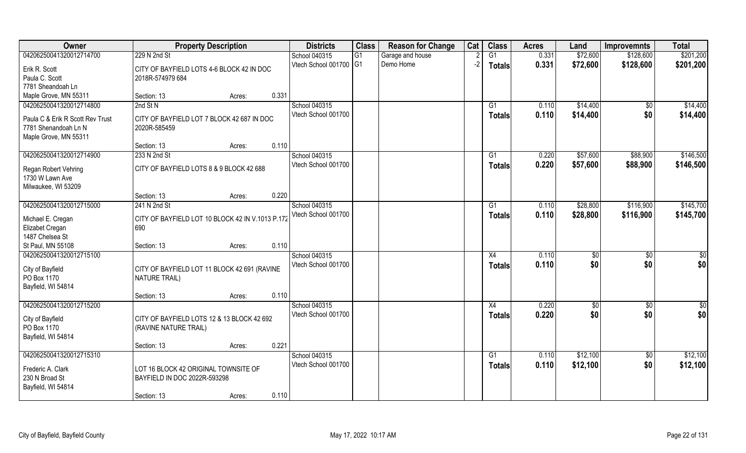| Owner | Property Description | | | Districts | Class | Reason for Change | Cat | Class | Acres | Land | Improvemnts | Total |
|---|---|---|---|---|---|---|---|---|---|---|---|---|
| 04206250041320012714700 | 229 N 2nd St | | | School 040315 | G1 | Garage and house | 2 | G1 | 0.331 | $72,600 | $128,600 | $201,200 |
| Erik R. Scott<br>Paula C. Scott<br>7781 Sheandoah Ln<br>Maple Grove, MN 55311 | CITY OF BAYFIELD LOTS 4-6 BLOCK 42 IN DOC 2018R-574979 684 | | | Vtech School 001700 | G1 | Demo Home | -2 | **Totals** | **0.331** | **$72,600** | **$128,600** | **$201,200** |
| | Section: 13 | Acres: | 0.331 | | | | | | | | | |
| 04206250041320012714800 | 2nd St N | | | School 040315 | | | | G1 | 0.110 | $14,400 | $0 | $14,400 |
| Paula C & Erik R Scott Rev Trust<br>7781 Shenandoah Ln N<br>Maple Grove, MN 55311 | CITY OF BAYFIELD LOT 7 BLOCK 42 687 IN DOC 2020R-585459 | | | Vtech School 001700 | | | | **Totals** | **0.110** | **$14,400** | **$0** | **$14,400** |
| | Section: 13 | Acres: | 0.110 | | | | | | | | | |
| 04206250041320012714900 | 233 N 2nd St | | | School 040315 | | | | G1 | 0.220 | $57,600 | $88,900 | $146,500 |
| Regan Robert Vehring<br>1730 W Lawn Ave<br>Milwaukee, WI 53209 | CITY OF BAYFIELD LOTS 8 & 9 BLOCK 42 688 | | | Vtech School 001700 | | | | **Totals** | **0.220** | **$57,600** | **$88,900** | **$146,500** |
| | Section: 13 | Acres: | 0.220 | | | | | | | | | |
| 04206250041320012715000 | 241 N 2nd St | | | School 040315 | | | | G1 | 0.110 | $28,800 | $116,900 | $145,700 |
| Michael E. Cregan<br>Elizabet Cregan<br>1487 Chelsea St<br>St Paul, MN 55108 | CITY OF BAYFIELD LOT 10 BLOCK 42 IN V.1013 P.172 690 | | | Vtech School 001700 | | | | **Totals** | **0.110** | **$28,800** | **$116,900** | **$145,700** |
| | Section: 13 | Acres: | 0.110 | | | | | | | | | |
| 04206250041320012715100 | | | | School 040315 | | | | X4 | 0.110 | $0 | $0 | $0 |
| City of Bayfield<br>PO Box 1170<br>Bayfield, WI 54814 | CITY OF BAYFIELD LOT 11 BLOCK 42 691 (RAVINE NATURE TRAIL) | | | Vtech School 001700 | | | | **Totals** | **0.110** | **$0** | **$0** | **$0** |
| | Section: 13 | Acres: | 0.110 | | | | | | | | | |
| 04206250041320012715200 | | | | School 040315 | | | | X4 | 0.220 | $0 | $0 | $0 |
| City of Bayfield<br>PO Box 1170<br>Bayfield, WI 54814 | CITY OF BAYFIELD LOTS 12 & 13 BLOCK 42 692 (RAVINE NATURE TRAIL) | | | Vtech School 001700 | | | | **Totals** | **0.220** | **$0** | **$0** | **$0** |
| | Section: 13 | Acres: | 0.221 | | | | | | | | | |
| 04206250041320012715310 | | | | School 040315 | | | | G1 | 0.110 | $12,100 | $0 | $12,100 |
| Frederic A. Clark<br>230 N Broad St<br>Bayfield, WI 54814 | LOT 16 BLOCK 42 ORIGINAL TOWNSITE OF BAYFIELD IN DOC 2022R-593298 | | | Vtech School 001700 | | | | **Totals** | **0.110** | **$12,100** | **$0** | **$12,100** |
| | Section: 13 | Acres: | 0.110 | | | | | | | | | |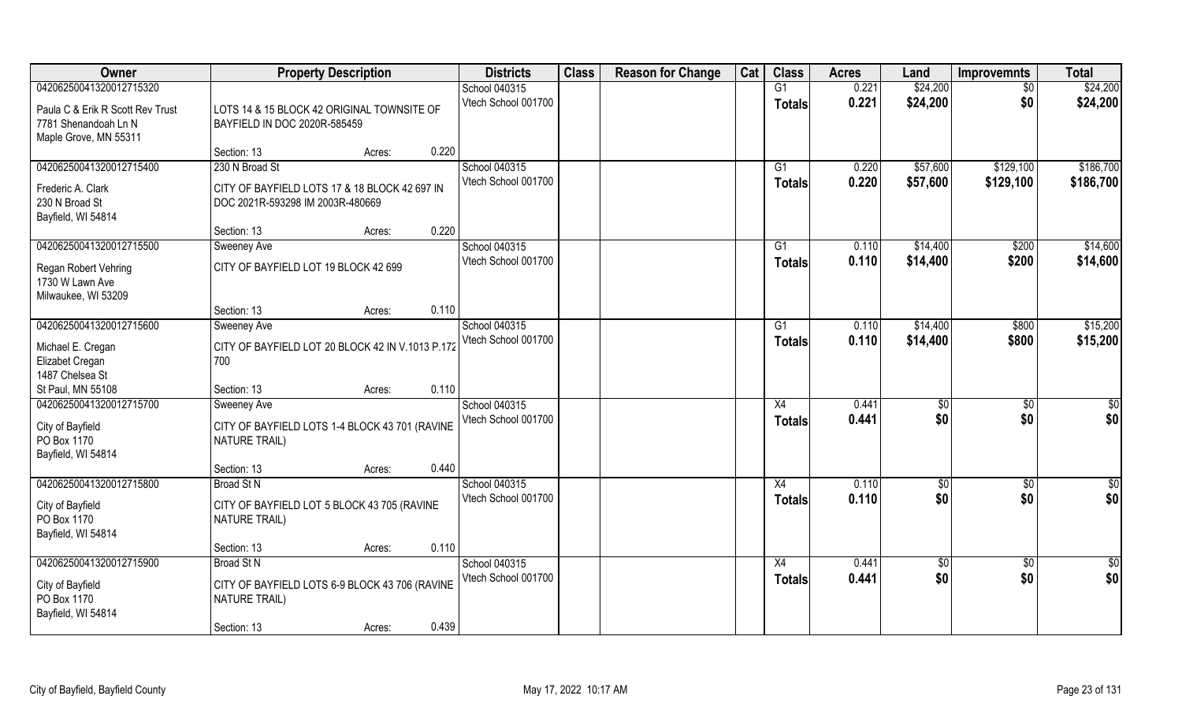| Owner | Property Description | | Districts | Class | Reason for Change | Cat | Class | Acres | Land | Improvemnts | Total |
|---|---|---|---|---|---|---|---|---|---|---|---|
| 04206250041320012715320 | | | School 040315 | | | | G1 | 0.221 | $24,200 | $0 | $24,200 |
| Paula C & Erik R Scott Rev Trust<br>7781 Shenandoah Ln N<br>Maple Grove, MN 55311 | LOTS 14 & 15 BLOCK 42 ORIGINAL TOWNSITE OF BAYFIELD IN DOC 2020R-585459 | | Vtech School 001700 | | | | Totals | 0.221 | $24,200 | $0 | $24,200 |
| | Section: 13 | Acres: 0.220 | | | | | | | | | |
| 04206250041320012715400 | 230 N Broad St | | School 040315 | | | | G1 | 0.220 | $57,600 | $129,100 | $186,700 |
| Frederic A. Clark<br>230 N Broad St<br>Bayfield, WI 54814 | CITY OF BAYFIELD LOTS 17 & 18 BLOCK 42 697 IN DOC 2021R-593298 IM 2003R-480669 | | Vtech School 001700 | | | | Totals | 0.220 | $57,600 | $129,100 | $186,700 |
| | Section: 13 | Acres: 0.220 | | | | | | | | | |
| 04206250041320012715500 | Sweeney Ave | | School 040315 | | | | G1 | 0.110 | $14,400 | $200 | $14,600 |
| Regan Robert Vehring<br>1730 W Lawn Ave<br>Milwaukee, WI 53209 | CITY OF BAYFIELD LOT 19 BLOCK 42 699 | | Vtech School 001700 | | | | Totals | 0.110 | $14,400 | $200 | $14,600 |
| | Section: 13 | Acres: 0.110 | | | | | | | | | |
| 04206250041320012715600 | Sweeney Ave | | School 040315 | | | | G1 | 0.110 | $14,400 | $800 | $15,200 |
| Michael E. Cregan<br>Elizabet Cregan<br>1487 Chelsea St<br>St Paul, MN 55108 | CITY OF BAYFIELD LOT 20 BLOCK 42 IN V.1013 P.172 700 | | Vtech School 001700 | | | | Totals | 0.110 | $14,400 | $800 | $15,200 |
| | Section: 13 | Acres: 0.110 | | | | | | | | | |
| 04206250041320012715700 | Sweeney Ave | | School 040315 | | | | X4 | 0.441 | $0 | $0 | $0 |
| City of Bayfield<br>PO Box 1170<br>Bayfield, WI 54814 | CITY OF BAYFIELD LOTS 1-4 BLOCK 43 701 (RAVINE NATURE TRAIL) | | Vtech School 001700 | | | | Totals | 0.441 | $0 | $0 | $0 |
| | Section: 13 | Acres: 0.440 | | | | | | | | | |
| 04206250041320012715800 | Broad St N | | School 040315 | | | | X4 | 0.110 | $0 | $0 | $0 |
| City of Bayfield<br>PO Box 1170<br>Bayfield, WI 54814 | CITY OF BAYFIELD LOT 5 BLOCK 43 705 (RAVINE NATURE TRAIL) | | Vtech School 001700 | | | | Totals | 0.110 | $0 | $0 | $0 |
| | Section: 13 | Acres: 0.110 | | | | | | | | | |
| 04206250041320012715900 | Broad St N | | School 040315 | | | | X4 | 0.441 | $0 | $0 | $0 |
| City of Bayfield<br>PO Box 1170<br>Bayfield, WI 54814 | CITY OF BAYFIELD LOTS 6-9 BLOCK 43 706 (RAVINE NATURE TRAIL) | | Vtech School 001700 | | | | Totals | 0.441 | $0 | $0 | $0 |
| | Section: 13 | Acres: 0.439 | | | | | | | | | |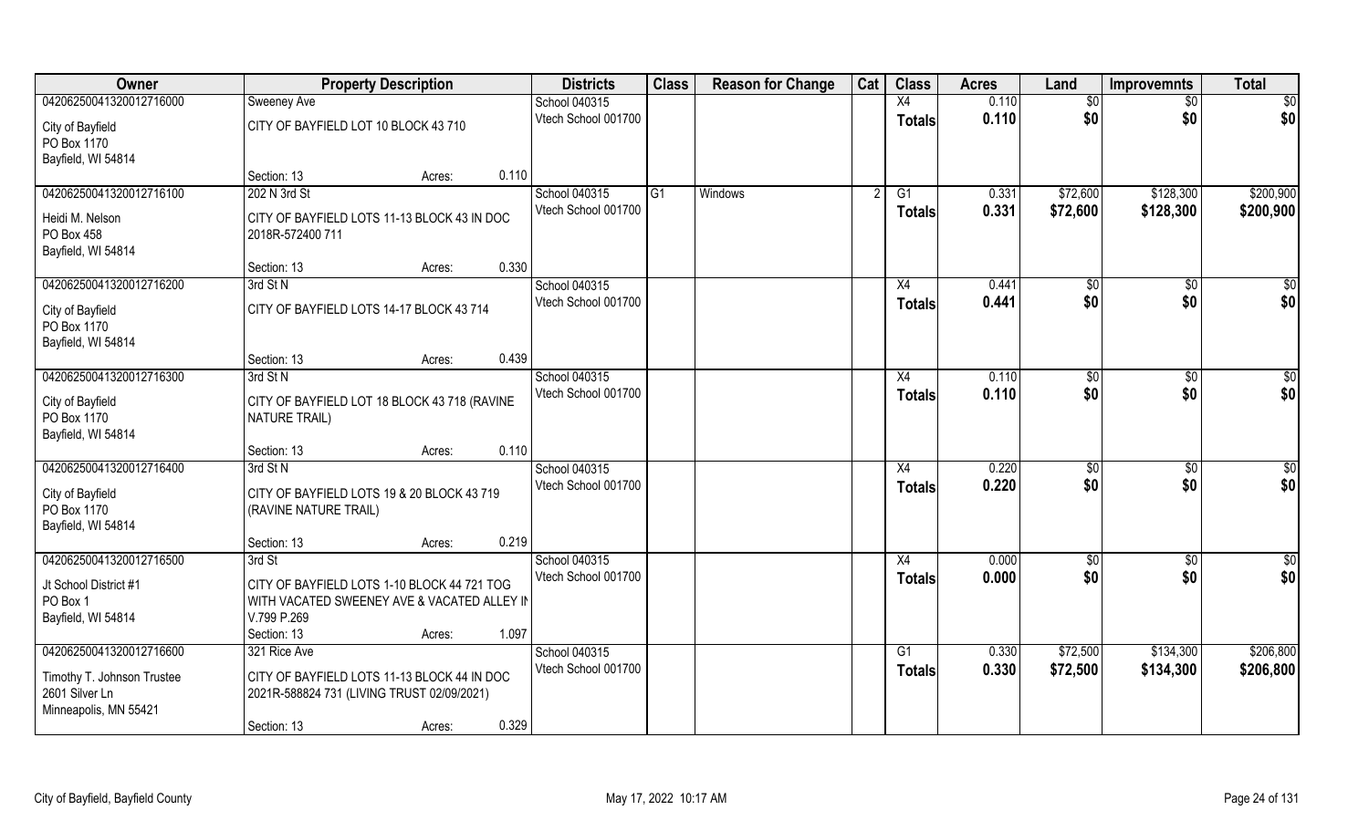| Owner | Property Description | | | Districts | Class | Reason for Change | Cat | Class | Acres | Land | Improvemnts | Total |
|---|---|---|---|---|---|---|---|---|---|---|---|---|
| 04206250041320012716000 | Sweeney Ave | | | School 040315 | | | | X4 | 0.110 | $0 | $0 | $0 |
| City of Bayfield<br>PO Box 1170<br>Bayfield, WI 54814 | CITY OF BAYFIELD LOT 10 BLOCK 43 710 | | | Vtech School 001700 | | | | Totals | 0.110 | $0 | $0 | $0 |
| | Section: 13 | Acres: | 0.110 | | | | | | | | | |
| 04206250041320012716100 | 202 N 3rd St | | | School 040315 | G1 | Windows | 2 | G1 | 0.331 | $72,600 | $128,300 | $200,900 |
| Heidi M. Nelson<br>PO Box 458<br>Bayfield, WI 54814 | CITY OF BAYFIELD LOTS 11-13 BLOCK 43 IN DOC 2018R-572400 711 | | | Vtech School 001700 | | | | Totals | 0.331 | $72,600 | $128,300 | $200,900 |
| | Section: 13 | Acres: | 0.330 | | | | | | | | | |
| 04206250041320012716200 | 3rd St N | | | School 040315 | | | | X4 | 0.441 | $0 | $0 | $0 |
| City of Bayfield<br>PO Box 1170<br>Bayfield, WI 54814 | CITY OF BAYFIELD LOTS 14-17 BLOCK 43 714 | | | Vtech School 001700 | | | | Totals | 0.441 | $0 | $0 | $0 |
| | Section: 13 | Acres: | 0.439 | | | | | | | | | |
| 04206250041320012716300 | 3rd St N | | | School 040315 | | | | X4 | 0.110 | $0 | $0 | $0 |
| City of Bayfield<br>PO Box 1170<br>Bayfield, WI 54814 | CITY OF BAYFIELD LOT 18 BLOCK 43 718 (RAVINE NATURE TRAIL) | | | Vtech School 001700 | | | | Totals | 0.110 | $0 | $0 | $0 |
| | Section: 13 | Acres: | 0.110 | | | | | | | | | |
| 04206250041320012716400 | 3rd St N | | | School 040315 | | | | X4 | 0.220 | $0 | $0 | $0 |
| City of Bayfield<br>PO Box 1170<br>Bayfield, WI 54814 | CITY OF BAYFIELD LOTS 19 & 20 BLOCK 43 719 (RAVINE NATURE TRAIL) | | | Vtech School 001700 | | | | Totals | 0.220 | $0 | $0 | $0 |
| | Section: 13 | Acres: | 0.219 | | | | | | | | | |
| 04206250041320012716500 | 3rd St | | | School 040315 | | | | X4 | 0.000 | $0 | $0 | $0 |
| Jt School District #1<br>PO Box 1<br>Bayfield, WI 54814 | CITY OF BAYFIELD LOTS 1-10 BLOCK 44 721 TOG WITH VACATED SWEENEY AVE & VACATED ALLEY IN V.799 P.269 | | | Vtech School 001700 | | | | Totals | 0.000 | $0 | $0 | $0 |
| | Section: 13 | Acres: | 1.097 | | | | | | | | | |
| 04206250041320012716600 | 321 Rice Ave | | | School 040315 | | | | G1 | 0.330 | $72,500 | $134,300 | $206,800 |
| Timothy T. Johnson Trustee<br>2601 Silver Ln<br>Minneapolis, MN 55421 | CITY OF BAYFIELD LOTS 11-13 BLOCK 44 IN DOC 2021R-588824 731 (LIVING TRUST 02/09/2021) | | | Vtech School 001700 | | | | Totals | 0.330 | $72,500 | $134,300 | $206,800 |
| | Section: 13 | Acres: | 0.329 | | | | | | | | | |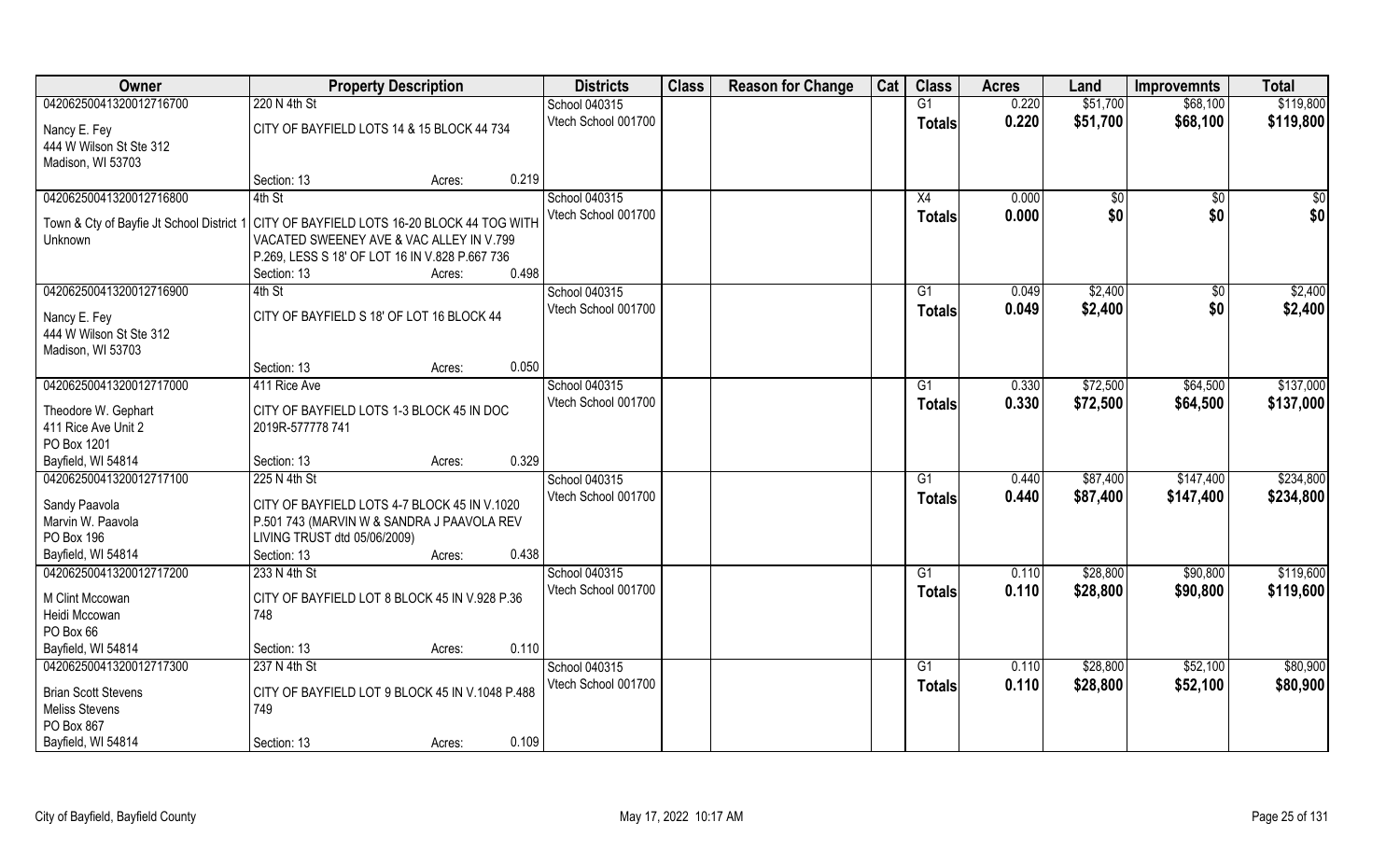| Owner | Property Description | | | Districts | Class | Reason for Change | Cat | Class | Acres | Land | Improvemnts | Total |
|---|---|---|---|---|---|---|---|---|---|---|---|---|
| 04206250041320012716700 | 220 N 4th St | | | School 040315 | | | | G1 | 0.220 | $51,700 | $68,100 | $119,800 |
| Nancy E. Fey<br>444 W Wilson St Ste 312<br>Madison, WI 53703 | CITY OF BAYFIELD LOTS 14 & 15 BLOCK 44 734 | | | Vtech School 001700 | | | | Totals | 0.220 | $51,700 | $68,100 | $119,800 |
| | Section: 13 | Acres: | 0.219 | | | | | | | | | |
| 04206250041320012716800 | 4th St | | | School 040315 | | | | X4 | 0.000 | $0 | $0 | $0 |
| Town & Cty of Bayfie Jt School District 1<br>Unknown | CITY OF BAYFIELD LOTS 16-20 BLOCK 44 TOG WITH VACATED SWEENEY AVE & VAC ALLEY IN V.799 P.269, LESS S 18' OF LOT 16 IN V.828 P.667 736 | | | Vtech School 001700 | | | | Totals | 0.000 | $0 | $0 | $0 |
| | Section: 13 | Acres: | 0.498 | | | | | | | | | |
| 04206250041320012716900 | 4th St | | | School 040315 | | | | G1 | 0.049 | $2,400 | $0 | $2,400 |
| Nancy E. Fey<br>444 W Wilson St Ste 312<br>Madison, WI 53703 | CITY OF BAYFIELD S 18' OF LOT 16 BLOCK 44 | | | Vtech School 001700 | | | | Totals | 0.049 | $2,400 | $0 | $2,400 |
| | Section: 13 | Acres: | 0.050 | | | | | | | | | |
| 04206250041320012717000 | 411 Rice Ave | | | School 040315 | | | | G1 | 0.330 | $72,500 | $64,500 | $137,000 |
| Theodore W. Gephart<br>411 Rice Ave Unit 2<br>PO Box 1201<br>Bayfield, WI 54814 | CITY OF BAYFIELD LOTS 1-3 BLOCK 45 IN DOC 2019R-577778 741 | | | Vtech School 001700 | | | | Totals | 0.330 | $72,500 | $64,500 | $137,000 |
| | Section: 13 | Acres: | 0.329 | | | | | | | | | |
| 04206250041320012717100 | 225 N 4th St | | | School 040315 | | | | G1 | 0.440 | $87,400 | $147,400 | $234,800 |
| Sandy Paavola<br>Marvin W. Paavola<br>PO Box 196<br>Bayfield, WI 54814 | CITY OF BAYFIELD LOTS 4-7 BLOCK 45 IN V.1020 P.501 743 (MARVIN W & SANDRA J PAAVOLA REV LIVING TRUST dtd 05/06/2009) | | | Vtech School 001700 | | | | Totals | 0.440 | $87,400 | $147,400 | $234,800 |
| | Section: 13 | Acres: | 0.438 | | | | | | | | | |
| 04206250041320012717200 | 233 N 4th St | | | School 040315 | | | | G1 | 0.110 | $28,800 | $90,800 | $119,600 |
| M Clint Mccowan<br>Heidi Mccowan<br>PO Box 66<br>Bayfield, WI 54814 | CITY OF BAYFIELD LOT 8 BLOCK 45 IN V.928 P.36 748 | | | Vtech School 001700 | | | | Totals | 0.110 | $28,800 | $90,800 | $119,600 |
| | Section: 13 | Acres: | 0.110 | | | | | | | | | |
| 04206250041320012717300 | 237 N 4th St | | | School 040315 | | | | G1 | 0.110 | $28,800 | $52,100 | $80,900 |
| Brian Scott Stevens<br>Meliss Stevens<br>PO Box 867<br>Bayfield, WI 54814 | CITY OF BAYFIELD LOT 9 BLOCK 45 IN V.1048 P.488 749 | | | Vtech School 001700 | | | | Totals | 0.110 | $28,800 | $52,100 | $80,900 |
| | Section: 13 | Acres: | 0.109 | | | | | | | | | |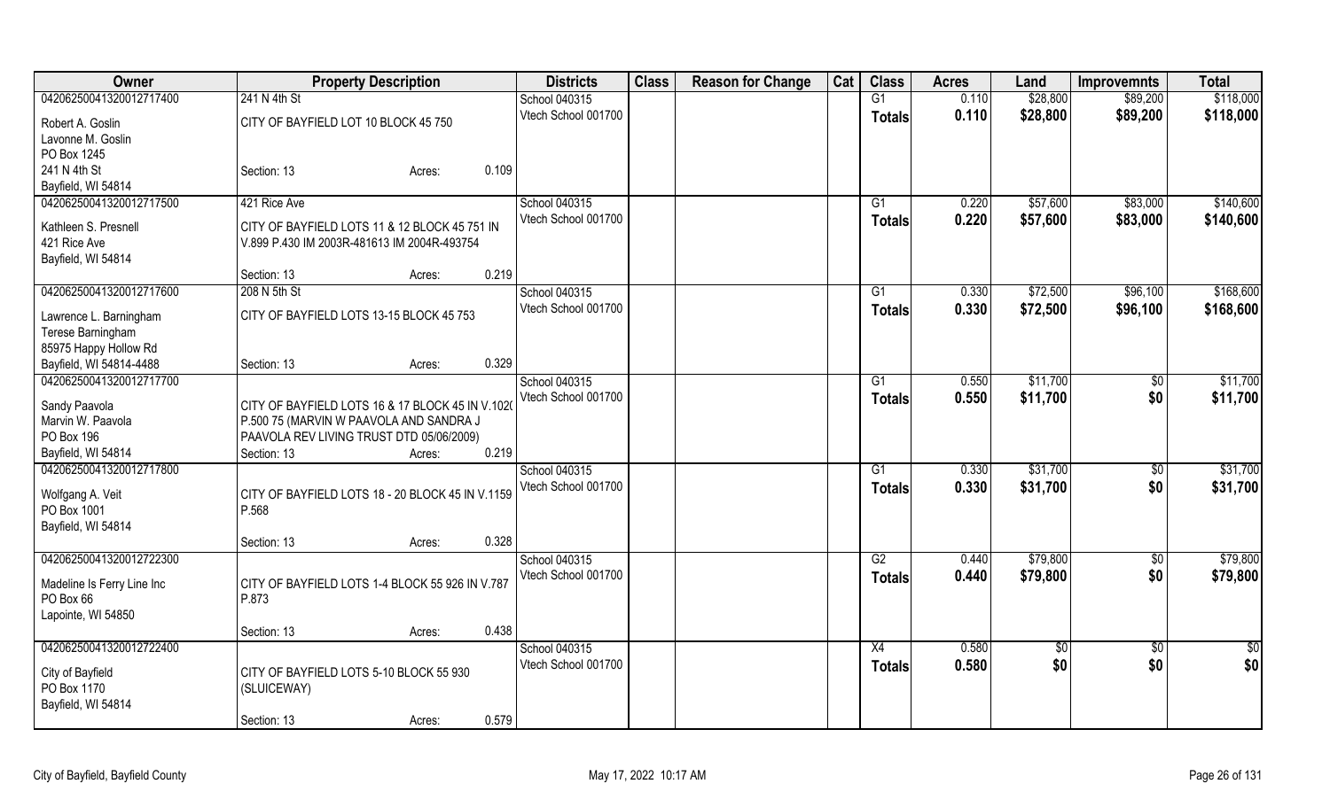| Owner | Property Description | | | Districts | Class | Reason for Change | Cat | Class | Acres | Land | Improvemnts | Total |
|---|---|---|---|---|---|---|---|---|---|---|---|---|
| 04206250041320012717400 | 241 N 4th St | | | School 040315 | | | | G1 | 0.110 | $28,800 | $89,200 | $118,000 |
| Robert A. Goslin<br>Lavonne M. Goslin<br>PO Box 1245<br>241 N 4th St<br>Bayfield, WI 54814 | CITY OF BAYFIELD LOT 10 BLOCK 45 750 | | | Vtech School 001700 | | | | **Totals** | **0.110** | **$28,800** | **$89,200** | **$118,000** |
| | Section: 13 | Acres: | 0.109 | | | | | | | | | |
| 04206250041320012717500 | 421 Rice Ave | | | School 040315 | | | | G1 | 0.220 | $57,600 | $83,000 | $140,600 |
| Kathleen S. Presnell<br>421 Rice Ave<br>Bayfield, WI 54814 | CITY OF BAYFIELD LOTS 11 & 12 BLOCK 45 751 IN V.899 P.430 IM 2003R-481613 IM 2004R-493754 | | | Vtech School 001700 | | | | **Totals** | **0.220** | **$57,600** | **$83,000** | **$140,600** |
| | Section: 13 | Acres: | 0.219 | | | | | | | | | |
| 04206250041320012717600 | 208 N 5th St | | | School 040315 | | | | G1 | 0.330 | $72,500 | $96,100 | $168,600 |
| Lawrence L. Barningham<br>Terese Barningham<br>85975 Happy Hollow Rd<br>Bayfield, WI 54814-4488 | CITY OF BAYFIELD LOTS 13-15 BLOCK 45 753 | | | Vtech School 001700 | | | | **Totals** | **0.330** | **$72,500** | **$96,100** | **$168,600** |
| | Section: 13 | Acres: | 0.329 | | | | | | | | | |
| 04206250041320012717700 | | | | School 040315 | | | | G1 | 0.550 | $11,700 | $0 | $11,700 |
| Sandy Paavola<br>Marvin W. Paavola<br>PO Box 196<br>Bayfield, WI 54814 | CITY OF BAYFIELD LOTS 16 & 17 BLOCK 45 IN V.102( P.500 75 (MARVIN W PAAVOLA AND SANDRA J PAAVOLA REV LIVING TRUST DTD 05/06/2009) | | | Vtech School 001700 | | | | **Totals** | **0.550** | **$11,700** | **$0** | **$11,700** |
| | Section: 13 | Acres: | 0.219 | | | | | | | | | |
| 04206250041320012717800 | | | | School 040315 | | | | G1 | 0.330 | $31,700 | $0 | $31,700 |
| Wolfgang A. Veit<br>PO Box 1001<br>Bayfield, WI 54814 | CITY OF BAYFIELD LOTS 18 - 20 BLOCK 45 IN V.1159 P.568 | | | Vtech School 001700 | | | | **Totals** | **0.330** | **$31,700** | **$0** | **$31,700** |
| | Section: 13 | Acres: | 0.328 | | | | | | | | | |
| 04206250041320012722300 | | | | School 040315 | | | | G2 | 0.440 | $79,800 | $0 | $79,800 |
| Madeline Is Ferry Line Inc<br>PO Box 66<br>Lapointe, WI 54850 | CITY OF BAYFIELD LOTS 1-4 BLOCK 55 926 IN V.787 P.873 | | | Vtech School 001700 | | | | **Totals** | **0.440** | **$79,800** | **$0** | **$79,800** |
| | Section: 13 | Acres: | 0.438 | | | | | | | | | |
| 04206250041320012722400 | | | | School 040315 | | | | X4 | 0.580 | $0 | $0 | $0 |
| City of Bayfield<br>PO Box 1170<br>Bayfield, WI 54814 | CITY OF BAYFIELD LOTS 5-10 BLOCK 55 930 (SLUICEWAY) | | | Vtech School 001700 | | | | **Totals** | **0.580** | **$0** | **$0** | **$0** |
| | Section: 13 | Acres: | 0.579 | | | | | | | | | |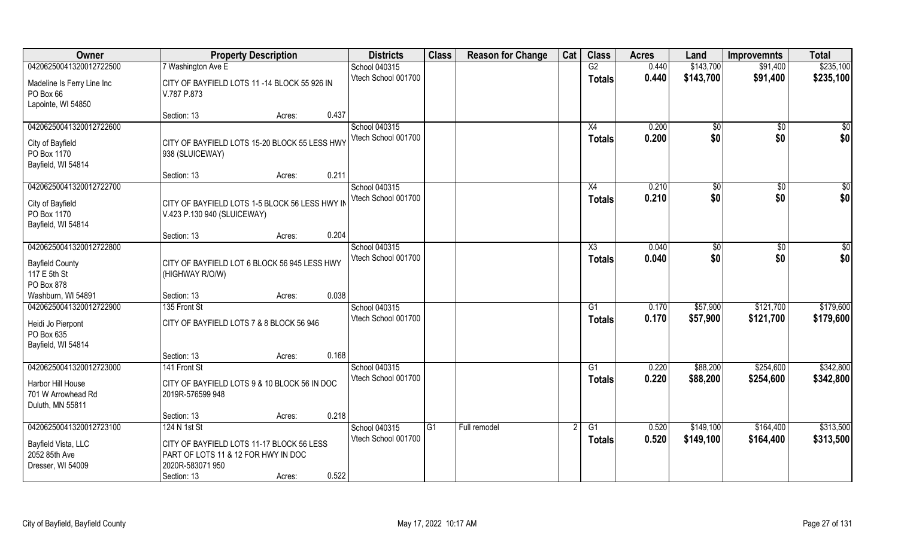| Owner | Property Description | | | Districts | Class | Reason for Change | Cat | Class | Acres | Land | Improvemnts | Total |
|---|---|---|---|---|---|---|---|---|---|---|---|---|
| 04206250041320012722500<br>Madeline Is Ferry Line Inc<br>PO Box 66<br>Lapointe, WI 54850 | 7 Washington Ave E<br>CITY OF BAYFIELD LOTS 11 -14 BLOCK 55 926 IN V.787 P.873<br>Section: 13 | Acres: | 0.437 | School 040315<br>Vtech School 001700 | | | | G2<br>**Totals** | 0.440<br>**0.440** | $143,700<br>**$143,700** | $91,400<br>**$91,400** | $235,100<br>**$235,100** |
| 04206250041320012722600<br>City of Bayfield<br>PO Box 1170<br>Bayfield, WI 54814 | CITY OF BAYFIELD LOTS 15-20 BLOCK 55 LESS HWY 938 (SLUICEWAY)<br>Section: 13 | Acres: | 0.211 | School 040315<br>Vtech School 001700 | | | | X4<br>**Totals** | 0.200<br>**0.200** | $0<br>**$0** | $0<br>**$0** | $0<br>**$0** |
| 04206250041320012722700<br>City of Bayfield<br>PO Box 1170<br>Bayfield, WI 54814 | CITY OF BAYFIELD LOTS 1-5 BLOCK 56 LESS HWY IN V.423 P.130 940 (SLUICEWAY)<br>Section: 13 | Acres: | 0.204 | School 040315<br>Vtech School 001700 | | | | X4<br>**Totals** | 0.210<br>**0.210** | $0<br>**$0** | $0<br>**$0** | $0<br>**$0** |
| 04206250041320012722800<br>Bayfield County<br>117 E 5th St<br>PO Box 878<br>Washburn, WI 54891 | CITY OF BAYFIELD LOT 6 BLOCK 56 945 LESS HWY (HIGHWAY R/O/W)<br>Section: 13 | Acres: | 0.038 | School 040315<br>Vtech School 001700 | | | | X3<br>**Totals** | 0.040<br>**0.040** | $0<br>**$0** | $0<br>**$0** | $0<br>**$0** |
| 04206250041320012722900<br>Heidi Jo Pierpont<br>PO Box 635<br>Bayfield, WI 54814 | 135 Front St<br>CITY OF BAYFIELD LOTS 7 & 8 BLOCK 56 946<br>Section: 13 | Acres: | 0.168 | School 040315<br>Vtech School 001700 | | | | G1<br>**Totals** | 0.170<br>**0.170** | $57,900<br>**$57,900** | $121,700<br>**$121,700** | $179,600<br>**$179,600** |
| 04206250041320012723000<br>Harbor Hill House<br>701 W Arrowhead Rd<br>Duluth, MN 55811 | 141 Front St<br>CITY OF BAYFIELD LOTS 9 & 10 BLOCK 56 IN DOC 2019R-576599 948<br>Section: 13 | Acres: | 0.218 | School 040315<br>Vtech School 001700 | | | | G1<br>**Totals** | 0.220<br>**0.220** | $88,200<br>**$88,200** | $254,600<br>**$254,600** | $342,800<br>**$342,800** |
| 04206250041320012723100<br>Bayfield Vista, LLC<br>2052 85th Ave<br>Dresser, WI 54009 | 124 N 1st St<br>CITY OF BAYFIELD LOTS 11-17 BLOCK 56 LESS PART OF LOTS 11 & 12 FOR HWY IN DOC 2020R-583071 950<br>Section: 13 | Acres: | 0.522 | School 040315<br>Vtech School 001700 | G1 | Full remodel | 2 | G1<br>**Totals** | 0.520<br>**0.520** | $149,100<br>**$149,100** | $164,400<br>**$164,400** | $313,500<br>**$313,500** |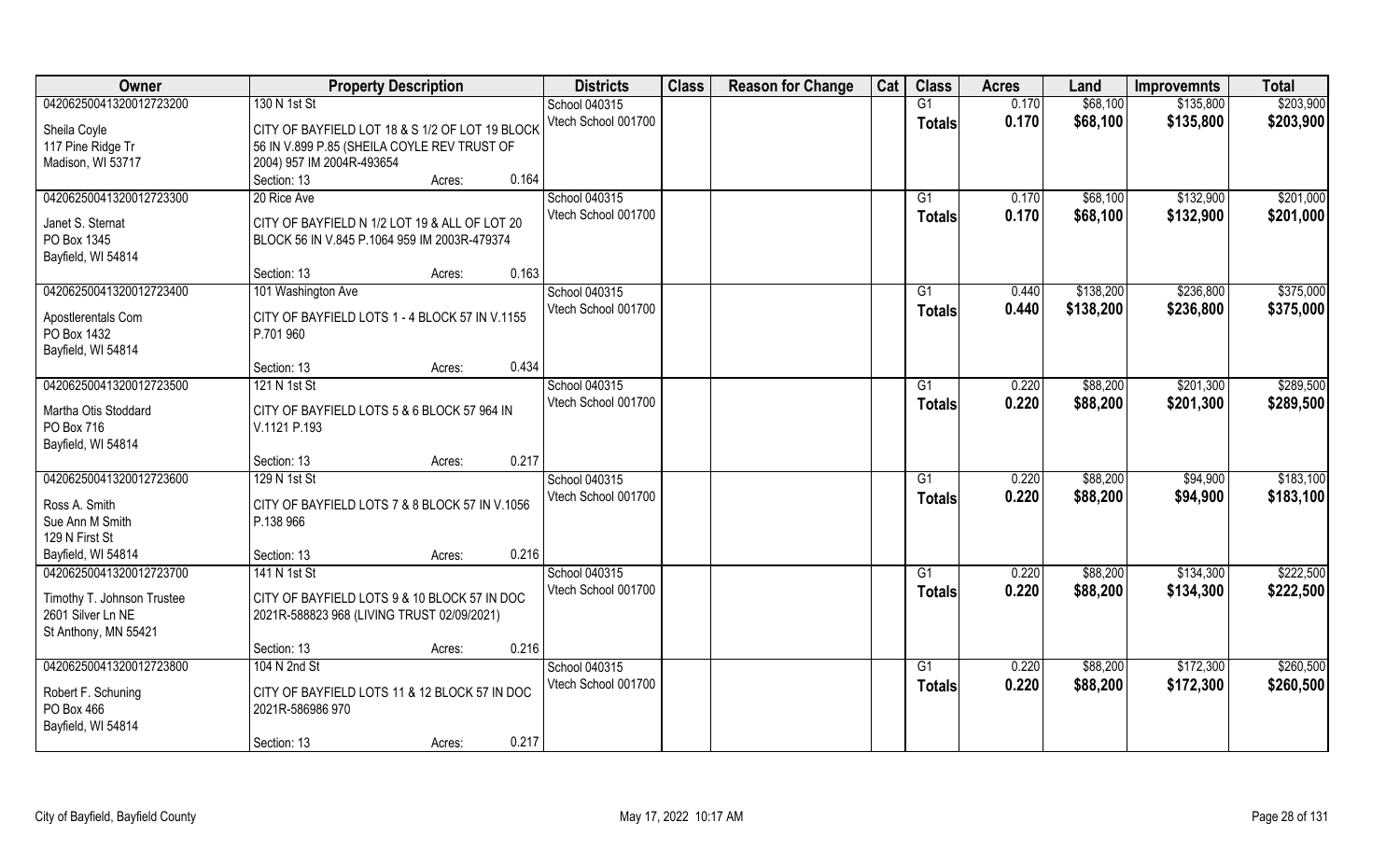| Owner | Property Description | | | Districts | Class | Reason for Change | Cat | Class | Acres | Land | Improvemnts | Total |
|---|---|---|---|---|---|---|---|---|---|---|---|---|
| 04206250041320012723200 | 130 N 1st St | | | School 040315 | | | | G1 | 0.170 | $68,100 | $135,800 | $203,900 |
| Sheila Coyle<br>117 Pine Ridge Tr<br>Madison, WI 53717 | CITY OF BAYFIELD LOT 18 & S 1/2 OF LOT 19 BLOCK 56 IN V.899 P.85 (SHEILA COYLE REV TRUST OF 2004) 957 IM 2004R-493654 | | | Vtech School 001700 | | | | Totals | 0.170 | $68,100 | $135,800 | $203,900 |
| | Section: 13 | Acres: | 0.164 | | | | | | | | | |
| 04206250041320012723300 | 20 Rice Ave | | | School 040315 | | | | G1 | 0.170 | $68,100 | $132,900 | $201,000 |
| Janet S. Sternat<br>PO Box 1345<br>Bayfield, WI 54814 | CITY OF BAYFIELD N 1/2 LOT 19 & ALL OF LOT 20 BLOCK 56 IN V.845 P.1064 959 IM 2003R-479374 | | | Vtech School 001700 | | | | Totals | 0.170 | $68,100 | $132,900 | $201,000 |
| | Section: 13 | Acres: | 0.163 | | | | | | | | | |
| 04206250041320012723400 | 101 Washington Ave | | | School 040315 | | | | G1 | 0.440 | $138,200 | $236,800 | $375,000 |
| Apostlerentals Com<br>PO Box 1432<br>Bayfield, WI 54814 | CITY OF BAYFIELD LOTS 1 - 4 BLOCK 57 IN V.1155 P.701 960 | | | Vtech School 001700 | | | | Totals | 0.440 | $138,200 | $236,800 | $375,000 |
| | Section: 13 | Acres: | 0.434 | | | | | | | | | |
| 04206250041320012723500 | 121 N 1st St | | | School 040315 | | | | G1 | 0.220 | $88,200 | $201,300 | $289,500 |
| Martha Otis Stoddard<br>PO Box 716<br>Bayfield, WI 54814 | CITY OF BAYFIELD LOTS 5 & 6 BLOCK 57 964 IN V.1121 P.193 | | | Vtech School 001700 | | | | Totals | 0.220 | $88,200 | $201,300 | $289,500 |
| | Section: 13 | Acres: | 0.217 | | | | | | | | | |
| 04206250041320012723600 | 129 N 1st St | | | School 040315 | | | | G1 | 0.220 | $88,200 | $94,900 | $183,100 |
| Ross A. Smith<br>Sue Ann M Smith<br>129 N First St<br>Bayfield, WI 54814 | CITY OF BAYFIELD LOTS 7 & 8 BLOCK 57 IN V.1056 P.138 966 | | | Vtech School 001700 | | | | Totals | 0.220 | $88,200 | $94,900 | $183,100 |
| | Section: 13 | Acres: | 0.216 | | | | | | | | | |
| 04206250041320012723700 | 141 N 1st St | | | School 040315 | | | | G1 | 0.220 | $88,200 | $134,300 | $222,500 |
| Timothy T. Johnson Trustee<br>2601 Silver Ln NE<br>St Anthony, MN 55421 | CITY OF BAYFIELD LOTS 9 & 10 BLOCK 57 IN DOC 2021R-588823 968 (LIVING TRUST 02/09/2021) | | | Vtech School 001700 | | | | Totals | 0.220 | $88,200 | $134,300 | $222,500 |
| | Section: 13 | Acres: | 0.216 | | | | | | | | | |
| 04206250041320012723800 | 104 N 2nd St | | | School 040315 | | | | G1 | 0.220 | $88,200 | $172,300 | $260,500 |
| Robert F. Schuning<br>PO Box 466<br>Bayfield, WI 54814 | CITY OF BAYFIELD LOTS 11 & 12 BLOCK 57 IN DOC 2021R-586986 970 | | | Vtech School 001700 | | | | Totals | 0.220 | $88,200 | $172,300 | $260,500 |
| | Section: 13 | Acres: | 0.217 | | | | | | | | | |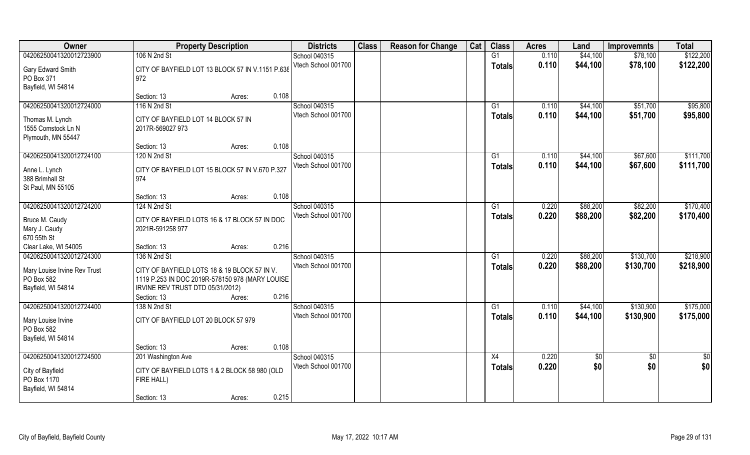| Owner | Property Description | Districts | Class | Reason for Change | Cat | Class | Acres | Land | Improvemnts | Total |
|---|---|---|---|---|---|---|---|---|---|---|
| 04206250041320012723900 | 106 N 2nd St | School 040315 | | | | G1 | 0.110 | $44,100 | $78,100 | $122,200 |
| Gary Edward Smith<br>PO Box 371<br>Bayfield, WI 54814 | CITY OF BAYFIELD LOT 13 BLOCK 57 IN V.1151 P.638 972<br>Section: 13 Acres: 0.108 | Vtech School 001700 | | | | Totals | 0.110 | $44,100 | $78,100 | $122,200 |
| 04206250041320012724000 | 116 N 2nd St | School 040315 | | | | G1 | 0.110 | $44,100 | $51,700 | $95,800 |
| Thomas M. Lynch<br>1555 Comstock Ln N<br>Plymouth, MN 55447 | CITY OF BAYFIELD LOT 14 BLOCK 57 IN 2017R-569027 973<br>Section: 13 Acres: 0.108 | Vtech School 001700 | | | | Totals | 0.110 | $44,100 | $51,700 | $95,800 |
| 04206250041320012724100 | 120 N 2nd St | School 040315 | | | | G1 | 0.110 | $44,100 | $67,600 | $111,700 |
| Anne L. Lynch<br>388 Brimhall St<br>St Paul, MN 55105 | CITY OF BAYFIELD LOT 15 BLOCK 57 IN V.670 P.327 974<br>Section: 13 Acres: 0.108 | Vtech School 001700 | | | | Totals | 0.110 | $44,100 | $67,600 | $111,700 |
| 04206250041320012724200 | 124 N 2nd St | School 040315 | | | | G1 | 0.220 | $88,200 | $82,200 | $170,400 |
| Bruce M. Caudy<br>Mary J. Caudy<br>670 55th St<br>Clear Lake, WI 54005 | CITY OF BAYFIELD LOTS 16 & 17 BLOCK 57 IN DOC 2021R-591258 977<br>Section: 13 Acres: 0.216 | Vtech School 001700 | | | | Totals | 0.220 | $88,200 | $82,200 | $170,400 |
| 04206250041320012724300 | 136 N 2nd St | School 040315 | | | | G1 | 0.220 | $88,200 | $130,700 | $218,900 |
| Mary Louise Irvine Rev Trust<br>PO Box 582<br>Bayfield, WI 54814 | CITY OF BAYFIELD LOTS 18 & 19 BLOCK 57 IN V. 1119 P.253 IN DOC 2019R-578150 978 (MARY LOUISE IRVINE REV TRUST DTD 05/31/2012)<br>Section: 13 Acres: 0.216 | Vtech School 001700 | | | | Totals | 0.220 | $88,200 | $130,700 | $218,900 |
| 04206250041320012724400 | 138 N 2nd St | School 040315 | | | | G1 | 0.110 | $44,100 | $130,900 | $175,000 |
| Mary Louise Irvine<br>PO Box 582<br>Bayfield, WI 54814 | CITY OF BAYFIELD LOT 20 BLOCK 57 979<br>Section: 13 Acres: 0.108 | Vtech School 001700 | | | | Totals | 0.110 | $44,100 | $130,900 | $175,000 |
| 04206250041320012724500 | 201 Washington Ave | School 040315 | | | | X4 | 0.220 | $0 | $0 | $0 |
| City of Bayfield<br>PO Box 1170<br>Bayfield, WI 54814 | CITY OF BAYFIELD LOTS 1 & 2 BLOCK 58 980 (OLD FIRE HALL)<br>Section: 13 Acres: 0.215 | Vtech School 001700 | | | | Totals | 0.220 | $0 | $0 | $0 |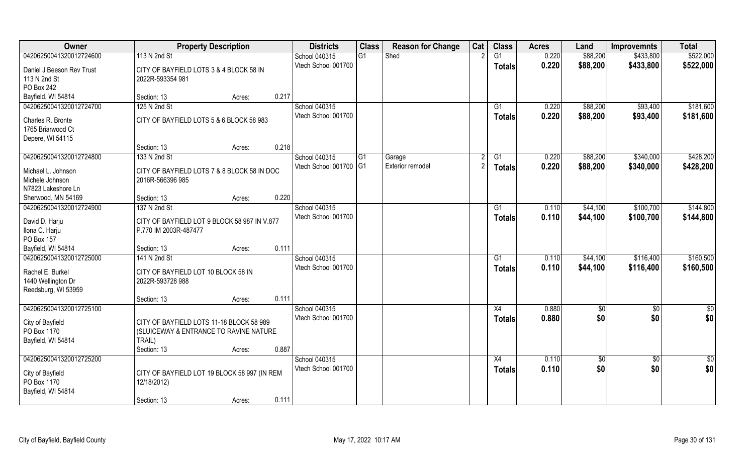| Owner | Property Description | Districts | Class | Reason for Change | Cat | Class | Acres | Land | Improvemnts | Total |
|---|---|---|---|---|---|---|---|---|---|---|
| 04206250041320012724600<br>Daniel J Beeson Rev Trust<br>113 N 2nd St<br>PO Box 242<br>Bayfield, WI 54814 | 113 N 2nd St<br>CITY OF BAYFIELD LOTS 3 & 4 BLOCK 58 IN 2022R-593354 981<br>Section: 13 Acres: 0.217 | School 040315<br>Vtech School 001700 | G1 | Shed | 2 | G1<br>**Totals** | 0.220<br>**0.220** | $88,200<br>**$88,200** | $433,800<br>**$433,800** | $522,000<br>**$522,000** |
| 04206250041320012724700<br>Charles R. Bronte<br>1765 Briarwood Ct<br>Depere, WI 54115 | 125 N 2nd St<br>CITY OF BAYFIELD LOTS 5 & 6 BLOCK 58 983<br>Section: 13 Acres: 0.218 | School 040315<br>Vtech School 001700 | | | | G1<br>**Totals** | 0.220<br>**0.220** | $88,200<br>**$88,200** | $93,400<br>**$93,400** | $181,600<br>**$181,600** |
| 04206250041320012724800<br>Michael L. Johnson<br>Michele Johnson<br>N7823 Lakeshore Ln<br>Sherwood, MN 54169 | 133 N 2nd St<br>CITY OF BAYFIELD LOTS 7 & 8 BLOCK 58 IN DOC 2016R-566396 985<br>Section: 13 Acres: 0.220 | School 040315<br>Vtech School 001700 | G1<br>G1 | Garage<br>Exterior remodel | 2<br>2 | G1<br>**Totals** | 0.220<br>**0.220** | $88,200<br>**$88,200** | $340,000<br>**$340,000** | $428,200<br>**$428,200** |
| 04206250041320012724900<br>David D. Harju<br>Ilona C. Harju<br>PO Box 157<br>Bayfield, WI 54814 | 137 N 2nd St<br>CITY OF BAYFIELD LOT 9 BLOCK 58 987 IN V.877 P.770 IM 2003R-487477<br>Section: 13 Acres: 0.111 | School 040315<br>Vtech School 001700 | | | | G1<br>**Totals** | 0.110<br>**0.110** | $44,100<br>**$44,100** | $100,700<br>**$100,700** | $144,800<br>**$144,800** |
| 04206250041320012725000<br>Rachel E. Burkel<br>1440 Wellington Dr<br>Reedsburg, WI 53959 | 141 N 2nd St<br>CITY OF BAYFIELD LOT 10 BLOCK 58 IN 2022R-593728 988<br>Section: 13 Acres: 0.111 | School 040315<br>Vtech School 001700 | | | | G1<br>**Totals** | 0.110<br>**0.110** | $44,100<br>**$44,100** | $116,400<br>**$116,400** | $160,500<br>**$160,500** |
| 04206250041320012725100<br>City of Bayfield<br>PO Box 1170<br>Bayfield, WI 54814 | CITY OF BAYFIELD LOTS 11-18 BLOCK 58 989 (SLUICEWAY & ENTRANCE TO RAVINE NATURE TRAIL)<br>Section: 13 Acres: 0.887 | School 040315<br>Vtech School 001700 | | | | X4<br>**Totals** | 0.880<br>**0.880** | $0<br>**$0** | $0<br>**$0** | $0<br>**$0** |
| 04206250041320012725200<br>City of Bayfield<br>PO Box 1170<br>Bayfield, WI 54814 | CITY OF BAYFIELD LOT 19 BLOCK 58 997 (IN REM 12/18/2012)<br>Section: 13 Acres: 0.111 | School 040315<br>Vtech School 001700 | | | | X4<br>**Totals** | 0.110<br>**0.110** | $0<br>**$0** | $0<br>**$0** | $0<br>**$0** |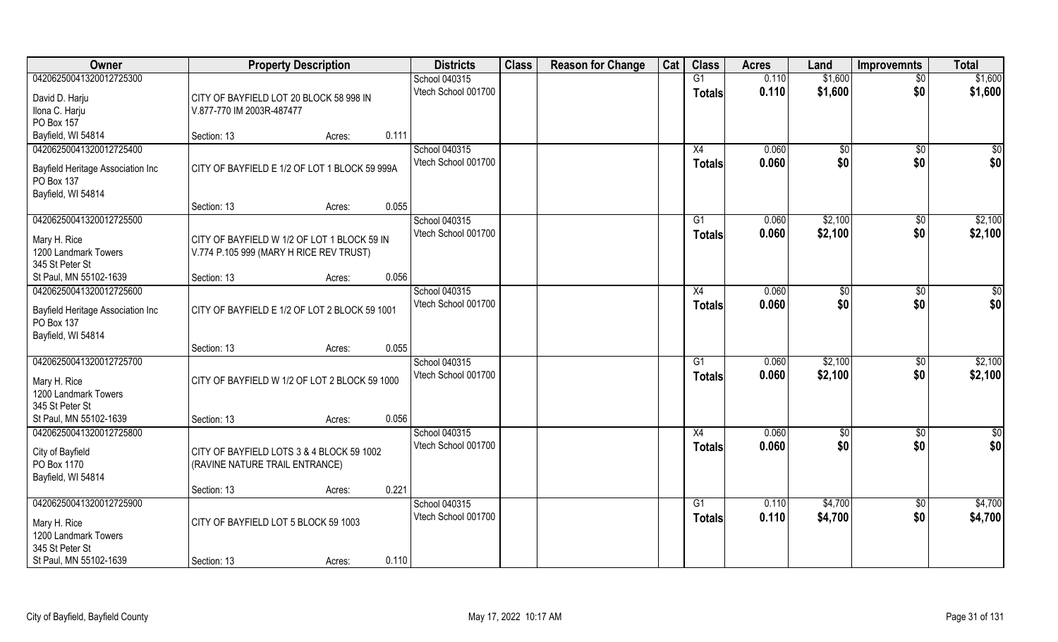| Owner | Property Description | | | Districts | Class | Reason for Change | Cat | Class | Acres | Land | Improvemnts | Total |
|---|---|---|---|---|---|---|---|---|---|---|---|---|
| 04206250041320012725300 | | | | School 040315 | | | | G1 | 0.110 | $1,600 | $0 | $1,600 |
| David D. Harju<br>Ilona C. Harju<br>PO Box 157<br>Bayfield, WI 54814 | CITY OF BAYFIELD LOT 20 BLOCK 58 998 IN V.877-770 IM 2003R-487477 | | | Vtech School 001700 | | | | Totals | 0.110 | $1,600 | $0 | $1,600 |
| | Section: 13 | Acres: | 0.111 | | | | | | | | | |
| 04206250041320012725400 | | | | School 040315 | | | | X4 | 0.060 | $0 | $0 | $0 |
| Bayfield Heritage Association Inc<br>PO Box 137<br>Bayfield, WI 54814 | CITY OF BAYFIELD E 1/2 OF LOT 1 BLOCK 59 999A | | | Vtech School 001700 | | | | Totals | 0.060 | $0 | $0 | $0 |
| | Section: 13 | Acres: | 0.055 | | | | | | | | | |
| 04206250041320012725500 | | | | School 040315 | | | | G1 | 0.060 | $2,100 | $0 | $2,100 |
| Mary H. Rice<br>1200 Landmark Towers<br>345 St Peter St<br>St Paul, MN 55102-1639 | CITY OF BAYFIELD W 1/2 OF LOT 1 BLOCK 59 IN V.774 P.105 999 (MARY H RICE REV TRUST) | | | Vtech School 001700 | | | | Totals | 0.060 | $2,100 | $0 | $2,100 |
| | Section: 13 | Acres: | 0.056 | | | | | | | | | |
| 04206250041320012725600 | | | | School 040315 | | | | X4 | 0.060 | $0 | $0 | $0 |
| Bayfield Heritage Association Inc<br>PO Box 137<br>Bayfield, WI 54814 | CITY OF BAYFIELD E 1/2 OF LOT 2 BLOCK 59 1001 | | | Vtech School 001700 | | | | Totals | 0.060 | $0 | $0 | $0 |
| | Section: 13 | Acres: | 0.055 | | | | | | | | | |
| 04206250041320012725700 | | | | School 040315 | | | | G1 | 0.060 | $2,100 | $0 | $2,100 |
| Mary H. Rice<br>1200 Landmark Towers<br>345 St Peter St<br>St Paul, MN 55102-1639 | CITY OF BAYFIELD W 1/2 OF LOT 2 BLOCK 59 1000 | | | Vtech School 001700 | | | | Totals | 0.060 | $2,100 | $0 | $2,100 |
| | Section: 13 | Acres: | 0.056 | | | | | | | | | |
| 04206250041320012725800 | | | | School 040315 | | | | X4 | 0.060 | $0 | $0 | $0 |
| City of Bayfield<br>PO Box 1170<br>Bayfield, WI 54814 | CITY OF BAYFIELD LOTS 3 & 4 BLOCK 59 1002 (RAVINE NATURE TRAIL ENTRANCE) | | | Vtech School 001700 | | | | Totals | 0.060 | $0 | $0 | $0 |
| | Section: 13 | Acres: | 0.221 | | | | | | | | | |
| 04206250041320012725900 | | | | School 040315 | | | | G1 | 0.110 | $4,700 | $0 | $4,700 |
| Mary H. Rice<br>1200 Landmark Towers<br>345 St Peter St<br>St Paul, MN 55102-1639 | CITY OF BAYFIELD LOT 5 BLOCK 59 1003 | | | Vtech School 001700 | | | | Totals | 0.110 | $4,700 | $0 | $4,700 |
| | Section: 13 | Acres: | 0.110 | | | | | | | | | |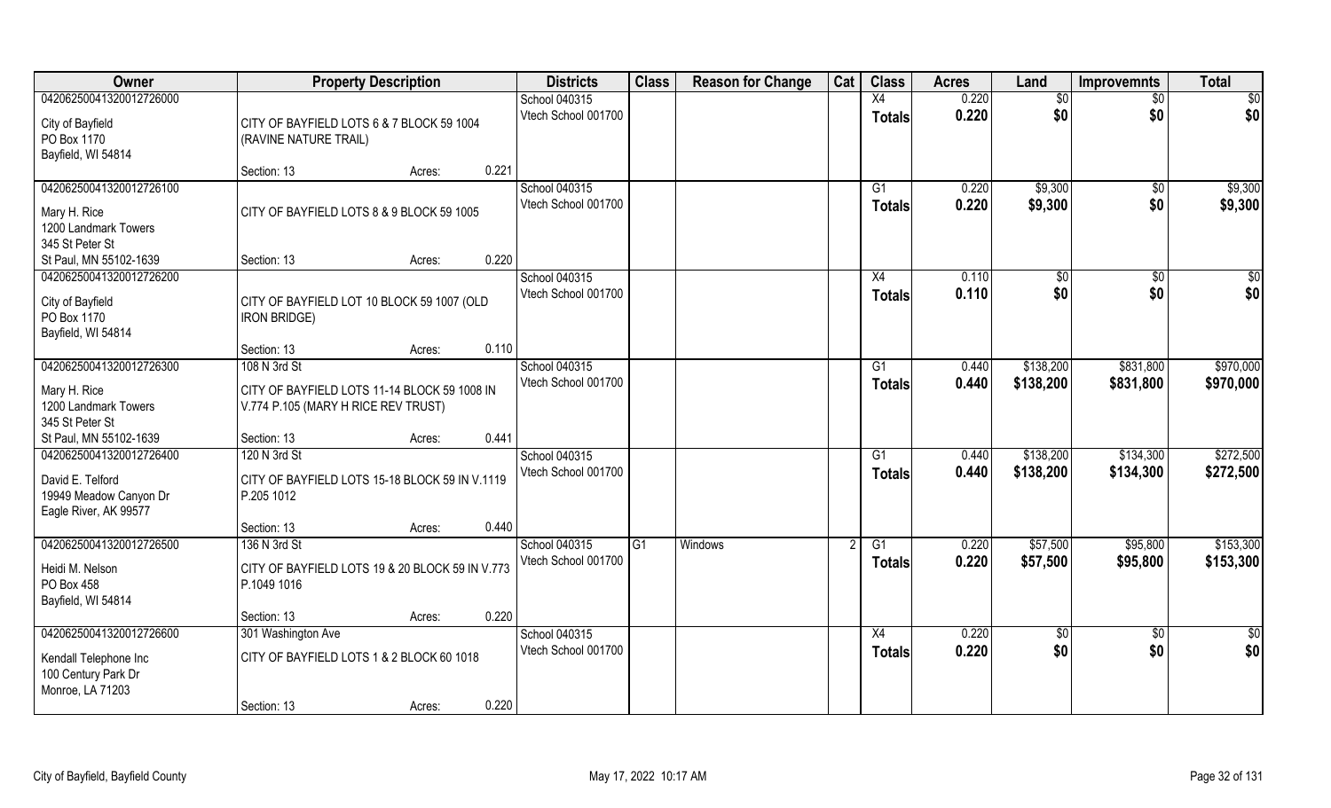| Owner | Property Description | | | Districts | Class | Reason for Change | Cat | Class | Acres | Land | Improvemnts | Total |
|---|---|---|---|---|---|---|---|---|---|---|---|---|
| 04206250041320012726000 | | | | School 040315 | | | | X4 | 0.220 | $0 | $0 | $0 |
| City of Bayfield<br>PO Box 1170<br>Bayfield, WI 54814 | CITY OF BAYFIELD LOTS 6 & 7 BLOCK 59 1004 (RAVINE NATURE TRAIL) | | | Vtech School 001700 | | | | **Totals** | **0.220** | **$0** | **$0** | **$0** |
| | Section: 13 | Acres: | 0.221 | | | | | | | | | |
| 04206250041320012726100 | | | | School 040315 | | | | G1 | 0.220 | $9,300 | $0 | $9,300 |
| Mary H. Rice<br>1200 Landmark Towers<br>345 St Peter St<br>St Paul, MN 55102-1639 | CITY OF BAYFIELD LOTS 8 & 9 BLOCK 59 1005 | | | Vtech School 001700 | | | | **Totals** | **0.220** | **$9,300** | **$0** | **$9,300** |
| | Section: 13 | Acres: | 0.220 | | | | | | | | | |
| 04206250041320012726200 | | | | School 040315 | | | | X4 | 0.110 | $0 | $0 | $0 |
| City of Bayfield<br>PO Box 1170<br>Bayfield, WI 54814 | CITY OF BAYFIELD LOT 10 BLOCK 59 1007 (OLD IRON BRIDGE) | | | Vtech School 001700 | | | | **Totals** | **0.110** | **$0** | **$0** | **$0** |
| | Section: 13 | Acres: | 0.110 | | | | | | | | | |
| 04206250041320012726300 | 108 N 3rd St | | | School 040315 | | | | G1 | 0.440 | $138,200 | $831,800 | $970,000 |
| Mary H. Rice<br>1200 Landmark Towers<br>345 St Peter St<br>St Paul, MN 55102-1639 | CITY OF BAYFIELD LOTS 11-14 BLOCK 59 1008 IN V.774 P.105 (MARY H RICE REV TRUST) | | | Vtech School 001700 | | | | **Totals** | **0.440** | **$138,200** | **$831,800** | **$970,000** |
| | Section: 13 | Acres: | 0.441 | | | | | | | | | |
| 04206250041320012726400 | 120 N 3rd St | | | School 040315 | | | | G1 | 0.440 | $138,200 | $134,300 | $272,500 |
| David E. Telford<br>19949 Meadow Canyon Dr<br>Eagle River, AK 99577 | CITY OF BAYFIELD LOTS 15-18 BLOCK 59 IN V.1119 P.205 1012 | | | Vtech School 001700 | | | | **Totals** | **0.440** | **$138,200** | **$134,300** | **$272,500** |
| | Section: 13 | Acres: | 0.440 | | | | | | | | | |
| 04206250041320012726500 | 136 N 3rd St | | | School 040315 | G1 | Windows | 2 | G1 | 0.220 | $57,500 | $95,800 | $153,300 |
| Heidi M. Nelson<br>PO Box 458<br>Bayfield, WI 54814 | CITY OF BAYFIELD LOTS 19 & 20 BLOCK 59 IN V.773 P.1049 1016 | | | Vtech School 001700 | | | | **Totals** | **0.220** | **$57,500** | **$95,800** | **$153,300** |
| | Section: 13 | Acres: | 0.220 | | | | | | | | | |
| 04206250041320012726600 | 301 Washington Ave | | | School 040315 | | | | X4 | 0.220 | $0 | $0 | $0 |
| Kendall Telephone Inc<br>100 Century Park Dr<br>Monroe, LA 71203 | CITY OF BAYFIELD LOTS 1 & 2 BLOCK 60 1018 | | | Vtech School 001700 | | | | **Totals** | **0.220** | **$0** | **$0** | **$0** |
| | Section: 13 | Acres: | 0.220 | | | | | | | | | |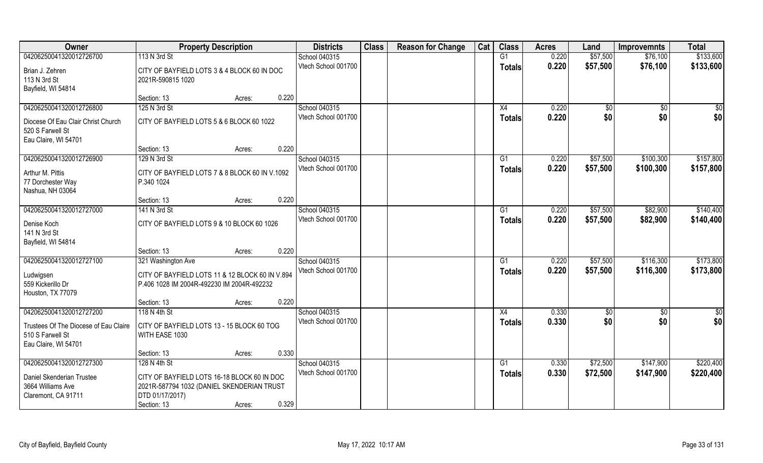| Owner | Property Description | | | Districts | Class | Reason for Change | Cat | Class | Acres | Land | Improvemnts | Total |
|---|---|---|---|---|---|---|---|---|---|---|---|---|
| 04206250041320012726700 | 113 N 3rd St | | | School 040315 | | | | G1 | 0.220 | $57,500 | $76,100 | $133,600 |
| Brian J. Zehren<br>113 N 3rd St<br>Bayfield, WI 54814 | CITY OF BAYFIELD LOTS 3 & 4 BLOCK 60 IN DOC 2021R-590815 1020 | | | Vtech School 001700 | | | | Totals | 0.220 | $57,500 | $76,100 | $133,600 |
| | Section: 13 | Acres: | 0.220 | | | | | | | | | |
| 04206250041320012726800 | 125 N 3rd St | | | School 040315 | | | | X4 | 0.220 | $0 | $0 | $0 |
| Diocese Of Eau Clair Christ Church<br>520 S Farwell St<br>Eau Claire, WI 54701 | CITY OF BAYFIELD LOTS 5 & 6 BLOCK 60 1022 | | | Vtech School 001700 | | | | Totals | 0.220 | $0 | $0 | $0 |
| | Section: 13 | Acres: | 0.220 | | | | | | | | | |
| 04206250041320012726900 | 129 N 3rd St | | | School 040315 | | | | G1 | 0.220 | $57,500 | $100,300 | $157,800 |
| Arthur M. Pittis<br>77 Dorchester Way<br>Nashua, NH 03064 | CITY OF BAYFIELD LOTS 7 & 8 BLOCK 60 IN V.1092 P.340 1024 | | | Vtech School 001700 | | | | Totals | 0.220 | $57,500 | $100,300 | $157,800 |
| | Section: 13 | Acres: | 0.220 | | | | | | | | | |
| 04206250041320012727000 | 141 N 3rd St | | | School 040315 | | | | G1 | 0.220 | $57,500 | $82,900 | $140,400 |
| Denise Koch<br>141 N 3rd St<br>Bayfield, WI 54814 | CITY OF BAYFIELD LOTS 9 & 10 BLOCK 60 1026 | | | Vtech School 001700 | | | | Totals | 0.220 | $57,500 | $82,900 | $140,400 |
| | Section: 13 | Acres: | 0.220 | | | | | | | | | |
| 04206250041320012727100 | 321 Washington Ave | | | School 040315 | | | | G1 | 0.220 | $57,500 | $116,300 | $173,800 |
| Ludwigsen<br>559 Kickerillo Dr<br>Houston, TX 77079 | CITY OF BAYFIELD LOTS 11 & 12 BLOCK 60 IN V.894 P.406 1028 IM 2004R-492230 IM 2004R-492232 | | | Vtech School 001700 | | | | Totals | 0.220 | $57,500 | $116,300 | $173,800 |
| | Section: 13 | Acres: | 0.220 | | | | | | | | | |
| 04206250041320012727200 | 118 N 4th St | | | School 040315 | | | | X4 | 0.330 | $0 | $0 | $0 |
| Trustees Of The Diocese of Eau Claire<br>510 S Farwell St<br>Eau Claire, WI 54701 | CITY OF BAYFIELD LOTS 13 - 15 BLOCK 60 TOG WITH EASE 1030 | | | Vtech School 001700 | | | | Totals | 0.330 | $0 | $0 | $0 |
| | Section: 13 | Acres: | 0.330 | | | | | | | | | |
| 04206250041320012727300 | 128 N 4th St | | | School 040315 | | | | G1 | 0.330 | $72,500 | $147,900 | $220,400 |
| Daniel Skenderian Trustee<br>3664 Williams Ave<br>Claremont, CA 91711 | CITY OF BAYFIELD LOTS 16-18 BLOCK 60 IN DOC 2021R-587794 1032 (DANIEL SKENDERIAN TRUST DTD 01/17/2017) | | | Vtech School 001700 | | | | Totals | 0.330 | $72,500 | $147,900 | $220,400 |
| | Section: 13 | Acres: | 0.329 | | | | | | | | | |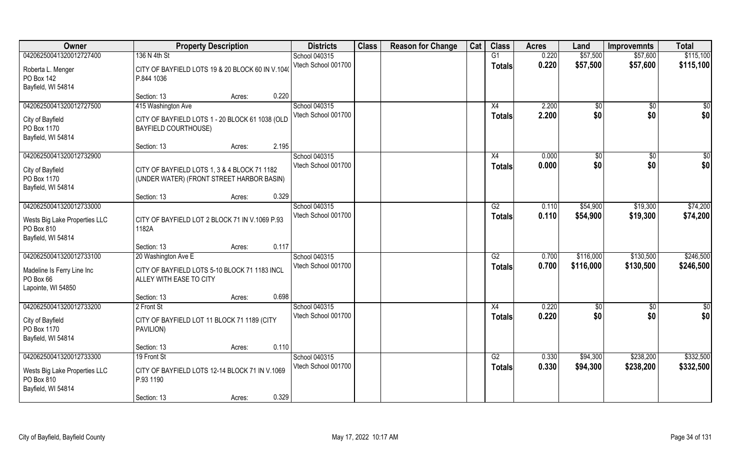| Owner | Property Description | | | Districts | Class | Reason for Change | Cat | Class | Acres | Land | Improvemnts | Total |
|---|---|---|---|---|---|---|---|---|---|---|---|---|
| 04206250041320012727400 | 136 N 4th St | | | School 040315 | | | | G1 | 0.220 | $57,500 | $57,600 | $115,100 |
| Roberta L. Menger<br>PO Box 142<br>Bayfield, WI 54814 | CITY OF BAYFIELD LOTS 19 & 20 BLOCK 60 IN V.104(<br>P.844 1036 | | | Vtech School 001700 | | | | Totals | 0.220 | $57,500 | $57,600 | $115,100 |
| | Section: 13 | Acres: | 0.220 | | | | | | | | | |
| 04206250041320012727500 | 415 Washington Ave | | | School 040315 | | | | X4 | 2.200 | $0 | $0 | $0 |
| City of Bayfield<br>PO Box 1170<br>Bayfield, WI 54814 | CITY OF BAYFIELD LOTS 1 - 20 BLOCK 61 1038 (OLD BAYFIELD COURTHOUSE) | | | Vtech School 001700 | | | | Totals | 2.200 | $0 | $0 | $0 |
| | Section: 13 | Acres: | 2.195 | | | | | | | | | |
| 04206250041320012732900 | | | | School 040315 | | | | X4 | 0.000 | $0 | $0 | $0 |
| City of Bayfield<br>PO Box 1170<br>Bayfield, WI 54814 | CITY OF BAYFIELD LOTS 1, 3 & 4 BLOCK 71 1182<br>(UNDER WATER) (FRONT STREET HARBOR BASIN) | | | Vtech School 001700 | | | | Totals | 0.000 | $0 | $0 | $0 |
| | Section: 13 | Acres: | 0.329 | | | | | | | | | |
| 04206250041320012733000 | | | | School 040315 | | | | G2 | 0.110 | $54,900 | $19,300 | $74,200 |
| Wests Big Lake Properties LLC<br>PO Box 810<br>Bayfield, WI 54814 | CITY OF BAYFIELD LOT 2 BLOCK 71 IN V.1069 P.93<br>1182A | | | Vtech School 001700 | | | | Totals | 0.110 | $54,900 | $19,300 | $74,200 |
| | Section: 13 | Acres: | 0.117 | | | | | | | | | |
| 04206250041320012733100 | 20 Washington Ave E | | | School 040315 | | | | G2 | 0.700 | $116,000 | $130,500 | $246,500 |
| Madeline Is Ferry Line Inc<br>PO Box 66<br>Lapointe, WI 54850 | CITY OF BAYFIELD LOTS 5-10 BLOCK 71 1183 INCL<br>ALLEY WITH EASE TO CITY | | | Vtech School 001700 | | | | Totals | 0.700 | $116,000 | $130,500 | $246,500 |
| | Section: 13 | Acres: | 0.698 | | | | | | | | | |
| 04206250041320012733200 | 2 Front St | | | School 040315 | | | | X4 | 0.220 | $0 | $0 | $0 |
| City of Bayfield<br>PO Box 1170<br>Bayfield, WI 54814 | CITY OF BAYFIELD LOT 11 BLOCK 71 1189 (CITY<br>PAVILION) | | | Vtech School 001700 | | | | Totals | 0.220 | $0 | $0 | $0 |
| | Section: 13 | Acres: | 0.110 | | | | | | | | | |
| 04206250041320012733300 | 19 Front St | | | School 040315 | | | | G2 | 0.330 | $94,300 | $238,200 | $332,500 |
| Wests Big Lake Properties LLC<br>PO Box 810<br>Bayfield, WI 54814 | CITY OF BAYFIELD LOTS 12-14 BLOCK 71 IN V.1069<br>P.93 1190 | | | Vtech School 001700 | | | | Totals | 0.330 | $94,300 | $238,200 | $332,500 |
| | Section: 13 | Acres: | 0.329 | | | | | | | | | |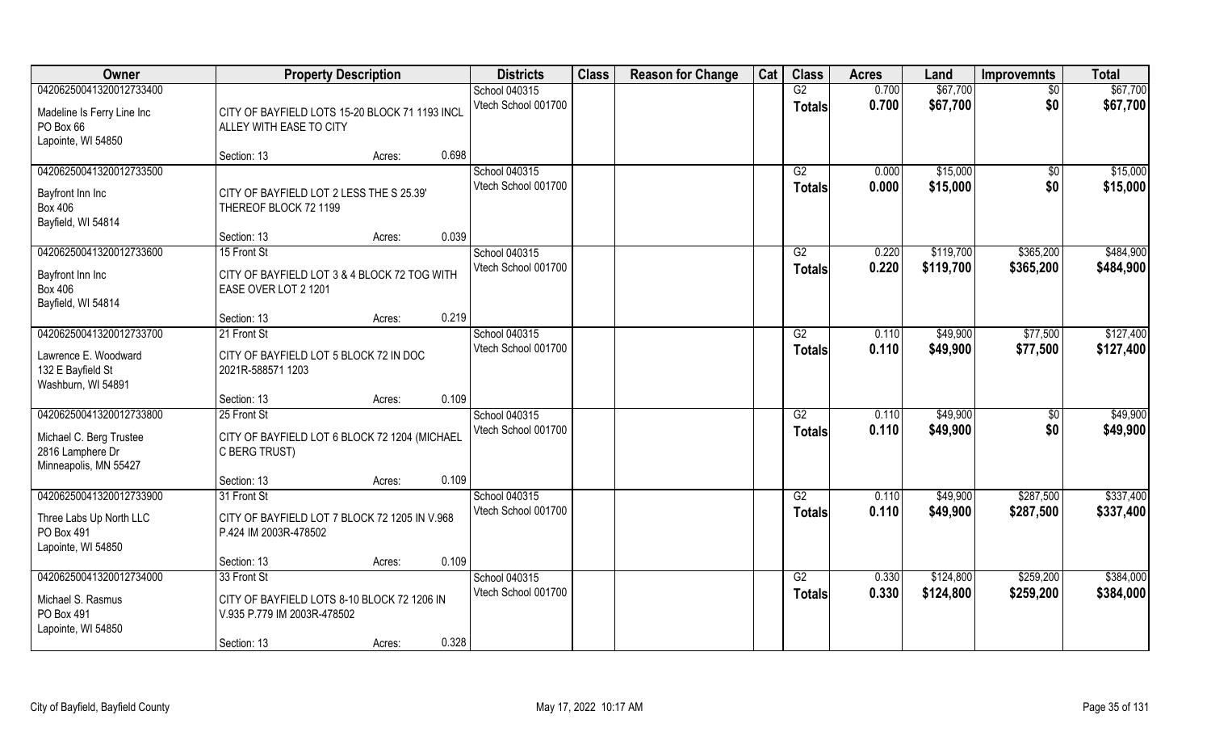| Owner | Property Description | | | Districts | Class | Reason for Change | Cat | Class | Acres | Land | Improvemnts | Total |
|---|---|---|---|---|---|---|---|---|---|---|---|---|
| 04206250041320012733400 | | | | School 040315 | | | | G2 | 0.700 | $67,700 | $0 | $67,700 |
| Madeline Is Ferry Line Inc<br>PO Box 66<br>Lapointe, WI 54850 | CITY OF BAYFIELD LOTS 15-20 BLOCK 71 1193 INCL ALLEY WITH EASE TO CITY | | | Vtech School 001700 | | | | Totals | 0.700 | $67,700 | $0 | $67,700 |
| | Section: 13 | Acres: | 0.698 | | | | | | | | | |
| 04206250041320012733500 | | | | School 040315 | | | | G2 | 0.000 | $15,000 | $0 | $15,000 |
| Bayfront Inn Inc<br>Box 406<br>Bayfield, WI 54814 | CITY OF BAYFIELD LOT 2 LESS THE S 25.39' THEREOF BLOCK 72 1199 | | | Vtech School 001700 | | | | Totals | 0.000 | $15,000 | $0 | $15,000 |
| | Section: 13 | Acres: | 0.039 | | | | | | | | | |
| 04206250041320012733600 | 15 Front St | | | School 040315 | | | | G2 | 0.220 | $119,700 | $365,200 | $484,900 |
| Bayfront Inn Inc<br>Box 406<br>Bayfield, WI 54814 | CITY OF BAYFIELD LOT 3 & 4 BLOCK 72 TOG WITH EASE OVER LOT 2 1201 | | | Vtech School 001700 | | | | Totals | 0.220 | $119,700 | $365,200 | $484,900 |
| | Section: 13 | Acres: | 0.219 | | | | | | | | | |
| 04206250041320012733700 | 21 Front St | | | School 040315 | | | | G2 | 0.110 | $49,900 | $77,500 | $127,400 |
| Lawrence E. Woodward<br>132 E Bayfield St<br>Washburn, WI 54891 | CITY OF BAYFIELD LOT 5 BLOCK 72 IN DOC 2021R-588571 1203 | | | Vtech School 001700 | | | | Totals | 0.110 | $49,900 | $77,500 | $127,400 |
| | Section: 13 | Acres: | 0.109 | | | | | | | | | |
| 04206250041320012733800 | 25 Front St | | | School 040315 | | | | G2 | 0.110 | $49,900 | $0 | $49,900 |
| Michael C. Berg Trustee<br>2816 Lamphere Dr<br>Minneapolis, MN 55427 | CITY OF BAYFIELD LOT 6 BLOCK 72 1204 (MICHAEL C BERG TRUST) | | | Vtech School 001700 | | | | Totals | 0.110 | $49,900 | $0 | $49,900 |
| | Section: 13 | Acres: | 0.109 | | | | | | | | | |
| 04206250041320012733900 | 31 Front St | | | School 040315 | | | | G2 | 0.110 | $49,900 | $287,500 | $337,400 |
| Three Labs Up North LLC<br>PO Box 491<br>Lapointe, WI 54850 | CITY OF BAYFIELD LOT 7 BLOCK 72 1205 IN V.968 P.424 IM 2003R-478502 | | | Vtech School 001700 | | | | Totals | 0.110 | $49,900 | $287,500 | $337,400 |
| | Section: 13 | Acres: | 0.109 | | | | | | | | | |
| 04206250041320012734000 | 33 Front St | | | School 040315 | | | | G2 | 0.330 | $124,800 | $259,200 | $384,000 |
| Michael S. Rasmus<br>PO Box 491<br>Lapointe, WI 54850 | CITY OF BAYFIELD LOTS 8-10 BLOCK 72 1206 IN V.935 P.779 IM 2003R-478502 | | | Vtech School 001700 | | | | Totals | 0.330 | $124,800 | $259,200 | $384,000 |
| | Section: 13 | Acres: | 0.328 | | | | | | | | | |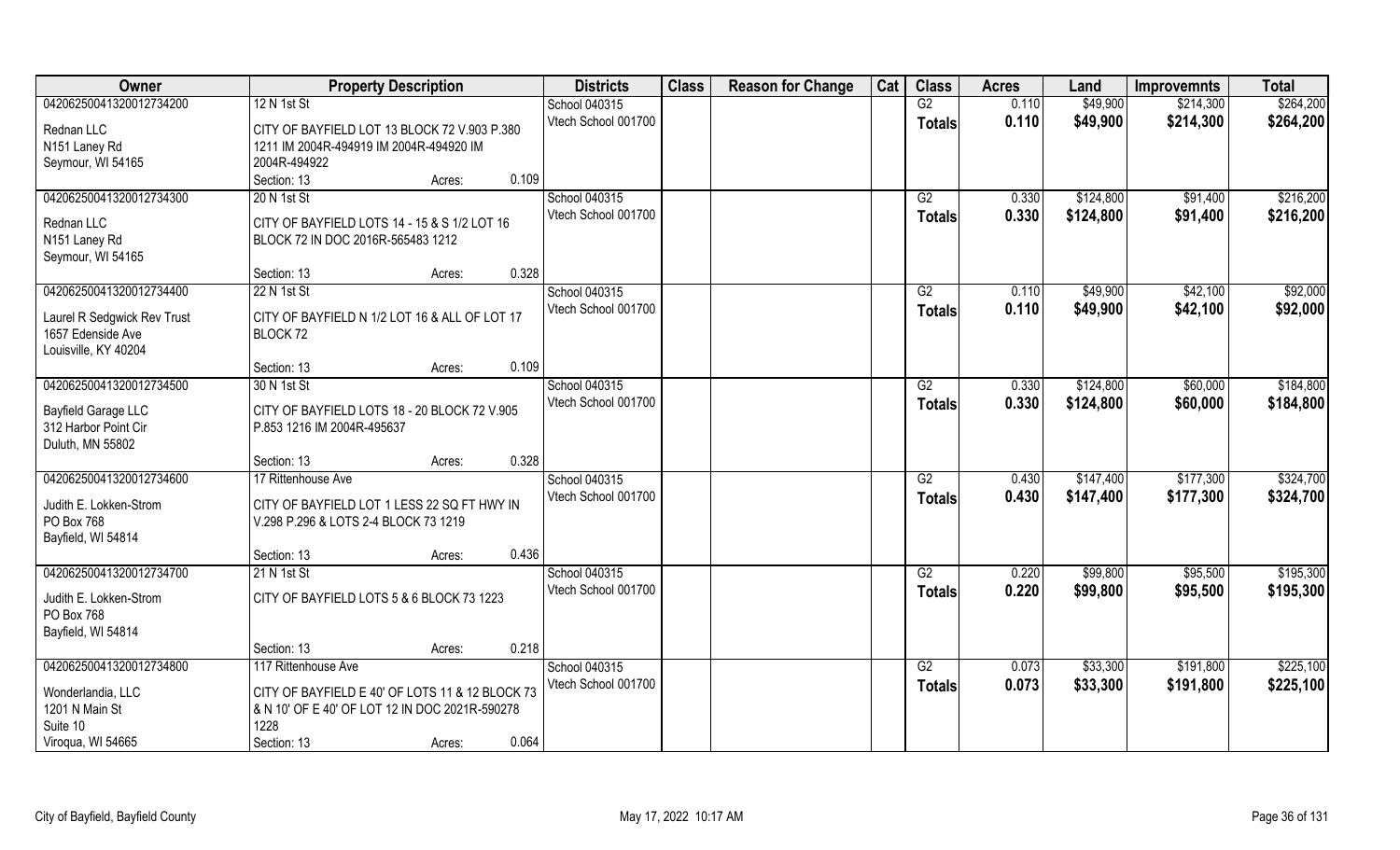| Owner | Property Description | Districts | Class | Reason for Change | Cat | Class | Acres | Land | Improvemnts | Total |
|---|---|---|---|---|---|---|---|---|---|---|
| 04206250041320012734200 | 12 N 1st St | School 040315 | | | | G2 | 0.110 | $49,900 | $214,300 | $264,200 |
| Rednan LLC<br>N151 Laney Rd<br>Seymour, WI 54165 | CITY OF BAYFIELD LOT 13 BLOCK 72 V.903 P.380 1211 IM 2004R-494919 IM 2004R-494920 IM 2004R-494922<br>Section: 13 Acres: 0.109 | Vtech School 001700 | | | | Totals | 0.110 | $49,900 | $214,300 | $264,200 |
| 04206250041320012734300 | 20 N 1st St | School 040315 | | | | G2 | 0.330 | $124,800 | $91,400 | $216,200 |
| Rednan LLC<br>N151 Laney Rd<br>Seymour, WI 54165 | CITY OF BAYFIELD LOTS 14 - 15 & S 1/2 LOT 16 BLOCK 72 IN DOC 2016R-565483 1212<br>Section: 13 Acres: 0.328 | Vtech School 001700 | | | | Totals | 0.330 | $124,800 | $91,400 | $216,200 |
| 04206250041320012734400 | 22 N 1st St | School 040315 | | | | G2 | 0.110 | $49,900 | $42,100 | $92,000 |
| Laurel R Sedgwick Rev Trust<br>1657 Edenside Ave<br>Louisville, KY 40204 | CITY OF BAYFIELD N 1/2 LOT 16 & ALL OF LOT 17 BLOCK 72<br>Section: 13 Acres: 0.109 | Vtech School 001700 | | | | Totals | 0.110 | $49,900 | $42,100 | $92,000 |
| 04206250041320012734500 | 30 N 1st St | School 040315 | | | | G2 | 0.330 | $124,800 | $60,000 | $184,800 |
| Bayfield Garage LLC<br>312 Harbor Point Cir<br>Duluth, MN 55802 | CITY OF BAYFIELD LOTS 18 - 20 BLOCK 72 V.905 P.853 1216 IM 2004R-495637<br>Section: 13 Acres: 0.328 | Vtech School 001700 | | | | Totals | 0.330 | $124,800 | $60,000 | $184,800 |
| 04206250041320012734600 | 17 Rittenhouse Ave | School 040315 | | | | G2 | 0.430 | $147,400 | $177,300 | $324,700 |
| Judith E. Lokken-Strom<br>PO Box 768<br>Bayfield, WI 54814 | CITY OF BAYFIELD LOT 1 LESS 22 SQ FT HWY IN V.298 P.296 & LOTS 2-4 BLOCK 73 1219<br>Section: 13 Acres: 0.436 | Vtech School 001700 | | | | Totals | 0.430 | $147,400 | $177,300 | $324,700 |
| 04206250041320012734700 | 21 N 1st St | School 040315 | | | | G2 | 0.220 | $99,800 | $95,500 | $195,300 |
| Judith E. Lokken-Strom<br>PO Box 768<br>Bayfield, WI 54814 | CITY OF BAYFIELD LOTS 5 & 6 BLOCK 73 1223<br>Section: 13 Acres: 0.218 | Vtech School 001700 | | | | Totals | 0.220 | $99,800 | $95,500 | $195,300 |
| 04206250041320012734800 | 117 Rittenhouse Ave | School 040315 | | | | G2 | 0.073 | $33,300 | $191,800 | $225,100 |
| Wonderlandia, LLC<br>1201 N Main St<br>Suite 10<br>Viroqua, WI 54665 | CITY OF BAYFIELD E 40' OF LOTS 11 & 12 BLOCK 73 & N 10' OF E 40' OF LOT 12 IN DOC 2021R-590278 1228<br>Section: 13 Acres: 0.064 | Vtech School 001700 | | | | Totals | 0.073 | $33,300 | $191,800 | $225,100 |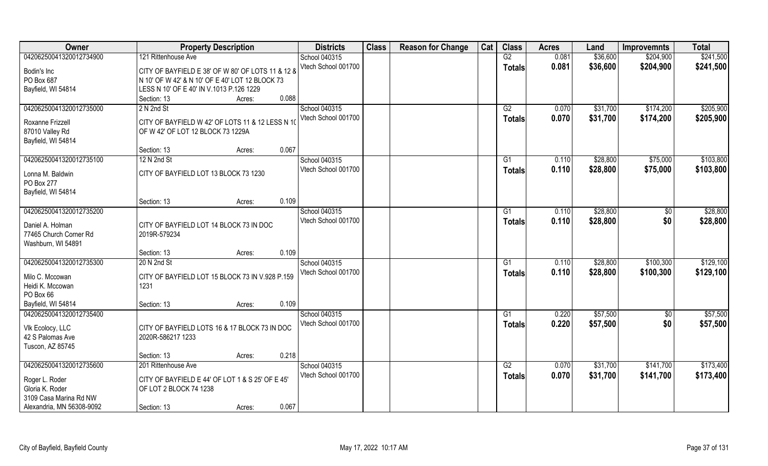| Owner | Property Description | | | Districts | Class | Reason for Change | Cat | Class | Acres | Land | Improvemnts | Total |
|---|---|---|---|---|---|---|---|---|---|---|---|---|
| 04206250041320012734900 | 121 Rittenhouse Ave | | | School 040315 | | | | G2 | 0.081 | $36,600 | $204,900 | $241,500 |
| Bodin's Inc<br>PO Box 687<br>Bayfield, WI 54814 | CITY OF BAYFIELD E 38' OF W 80' OF LOTS 11 & 12 & N 10' OF W 42' & N 10' OF E 40' LOT 12 BLOCK 73 LESS N 10' OF E 40' IN V.1013 P.126 1229 | | | Vtech School 001700 | | | | Totals | 0.081 | $36,600 | $204,900 | $241,500 |
| | Section: 13 | Acres: | 0.088 | | | | | | | | | |
| 04206250041320012735000 | 2 N 2nd St | | | School 040315 | | | | G2 | 0.070 | $31,700 | $174,200 | $205,900 |
| Roxanne Frizzell<br>87010 Valley Rd<br>Bayfield, WI 54814 | CITY OF BAYFIELD W 42' OF LOTS 11 & 12 LESS N 10' OF W 42' OF LOT 12 BLOCK 73 1229A | | | Vtech School 001700 | | | | Totals | 0.070 | $31,700 | $174,200 | $205,900 |
| | Section: 13 | Acres: | 0.067 | | | | | | | | | |
| 04206250041320012735100 | 12 N 2nd St | | | School 040315 | | | | G1 | 0.110 | $28,800 | $75,000 | $103,800 |
| Lonna M. Baldwin<br>PO Box 277<br>Bayfield, WI 54814 | CITY OF BAYFIELD LOT 13 BLOCK 73 1230 | | | Vtech School 001700 | | | | Totals | 0.110 | $28,800 | $75,000 | $103,800 |
| | Section: 13 | Acres: | 0.109 | | | | | | | | | |
| 04206250041320012735200 | | | | School 040315 | | | | G1 | 0.110 | $28,800 | $0 | $28,800 |
| Daniel A. Holman<br>77465 Church Corner Rd<br>Washburn, WI 54891 | CITY OF BAYFIELD LOT 14 BLOCK 73 IN DOC 2019R-579234 | | | Vtech School 001700 | | | | Totals | 0.110 | $28,800 | $0 | $28,800 |
| | Section: 13 | Acres: | 0.109 | | | | | | | | | |
| 04206250041320012735300 | 20 N 2nd St | | | School 040315 | | | | G1 | 0.110 | $28,800 | $100,300 | $129,100 |
| Milo C. Mccowan<br>Heidi K. Mccowan<br>PO Box 66<br>Bayfield, WI 54814 | CITY OF BAYFIELD LOT 15 BLOCK 73 IN V.928 P.159 1231 | | | Vtech School 001700 | | | | Totals | 0.110 | $28,800 | $100,300 | $129,100 |
| | Section: 13 | Acres: | 0.109 | | | | | | | | | |
| 04206250041320012735400 | | | | School 040315 | | | | G1 | 0.220 | $57,500 | $0 | $57,500 |
| Vlk Ecolocy, LLC<br>42 S Palomas Ave<br>Tuscon, AZ 85745 | CITY OF BAYFIELD LOTS 16 & 17 BLOCK 73 IN DOC 2020R-586217 1233 | | | Vtech School 001700 | | | | Totals | 0.220 | $57,500 | $0 | $57,500 |
| | Section: 13 | Acres: | 0.218 | | | | | | | | | |
| 04206250041320012735600 | 201 Rittenhouse Ave | | | School 040315 | | | | G2 | 0.070 | $31,700 | $141,700 | $173,400 |
| Roger L. Roder<br>Gloria K. Roder<br>3109 Casa Marina Rd NW<br>Alexandria, MN 56308-9092 | CITY OF BAYFIELD E 44' OF LOT 1 & S 25' OF E 45' OF LOT 2 BLOCK 74 1238 | | | Vtech School 001700 | | | | Totals | 0.070 | $31,700 | $141,700 | $173,400 |
| | Section: 13 | Acres: | 0.067 | | | | | | | | | |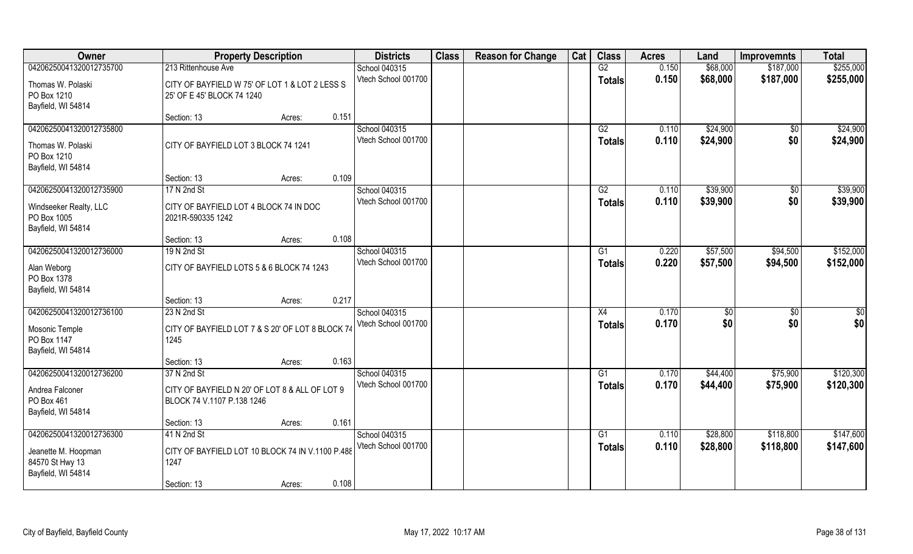| Owner | Property Description | | | Districts | Class | Reason for Change | Cat | Class | Acres | Land | Improvemnts | Total |
|---|---|---|---|---|---|---|---|---|---|---|---|---|
| 04206250041320012735700 | 213 Rittenhouse Ave | | | School 040315 | | | | G2 | 0.150 | $68,000 | $187,000 | $255,000 |
| Thomas W. Polaski<br>PO Box 1210<br>Bayfield, WI 54814 | CITY OF BAYFIELD W 75' OF LOT 1 & LOT 2 LESS S 25' OF E 45' BLOCK 74 1240 | | | Vtech School 001700 | | | | Totals | 0.150 | $68,000 | $187,000 | $255,000 |
| | Section: 13 | Acres: | 0.151 | | | | | | | | | |
| 04206250041320012735800 | | | | School 040315 | | | | G2 | 0.110 | $24,900 | $0 | $24,900 |
| Thomas W. Polaski<br>PO Box 1210<br>Bayfield, WI 54814 | CITY OF BAYFIELD LOT 3 BLOCK 74 1241 | | | Vtech School 001700 | | | | Totals | 0.110 | $24,900 | $0 | $24,900 |
| | Section: 13 | Acres: | 0.109 | | | | | | | | | |
| 04206250041320012735900 | 17 N 2nd St | | | School 040315 | | | | G2 | 0.110 | $39,900 | $0 | $39,900 |
| Windseeker Realty, LLC<br>PO Box 1005<br>Bayfield, WI 54814 | CITY OF BAYFIELD LOT 4 BLOCK 74 IN DOC 2021R-590335 1242 | | | Vtech School 001700 | | | | Totals | 0.110 | $39,900 | $0 | $39,900 |
| | Section: 13 | Acres: | 0.108 | | | | | | | | | |
| 04206250041320012736000 | 19 N 2nd St | | | School 040315 | | | | G1 | 0.220 | $57,500 | $94,500 | $152,000 |
| Alan Weborg<br>PO Box 1378<br>Bayfield, WI 54814 | CITY OF BAYFIELD LOTS 5 & 6 BLOCK 74 1243 | | | Vtech School 001700 | | | | Totals | 0.220 | $57,500 | $94,500 | $152,000 |
| | Section: 13 | Acres: | 0.217 | | | | | | | | | |
| 04206250041320012736100 | 23 N 2nd St | | | School 040315 | | | | X4 | 0.170 | $0 | $0 | $0 |
| Mosonic Temple<br>PO Box 1147<br>Bayfield, WI 54814 | CITY OF BAYFIELD LOT 7 & S 20' OF LOT 8 BLOCK 74 1245 | | | Vtech School 001700 | | | | Totals | 0.170 | $0 | $0 | $0 |
| | Section: 13 | Acres: | 0.163 | | | | | | | | | |
| 04206250041320012736200 | 37 N 2nd St | | | School 040315 | | | | G1 | 0.170 | $44,400 | $75,900 | $120,300 |
| Andrea Falconer<br>PO Box 461<br>Bayfield, WI 54814 | CITY OF BAYFIELD N 20' OF LOT 8 & ALL OF LOT 9 BLOCK 74 V.1107 P.138 1246 | | | Vtech School 001700 | | | | Totals | 0.170 | $44,400 | $75,900 | $120,300 |
| | Section: 13 | Acres: | 0.161 | | | | | | | | | |
| 04206250041320012736300 | 41 N 2nd St | | | School 040315 | | | | G1 | 0.110 | $28,800 | $118,800 | $147,600 |
| Jeanette M. Hoopman<br>84570 St Hwy 13<br>Bayfield, WI 54814 | CITY OF BAYFIELD LOT 10 BLOCK 74 IN V.1100 P.488 1247 | | | Vtech School 001700 | | | | Totals | 0.110 | $28,800 | $118,800 | $147,600 |
| | Section: 13 | Acres: | 0.108 | | | | | | | | | |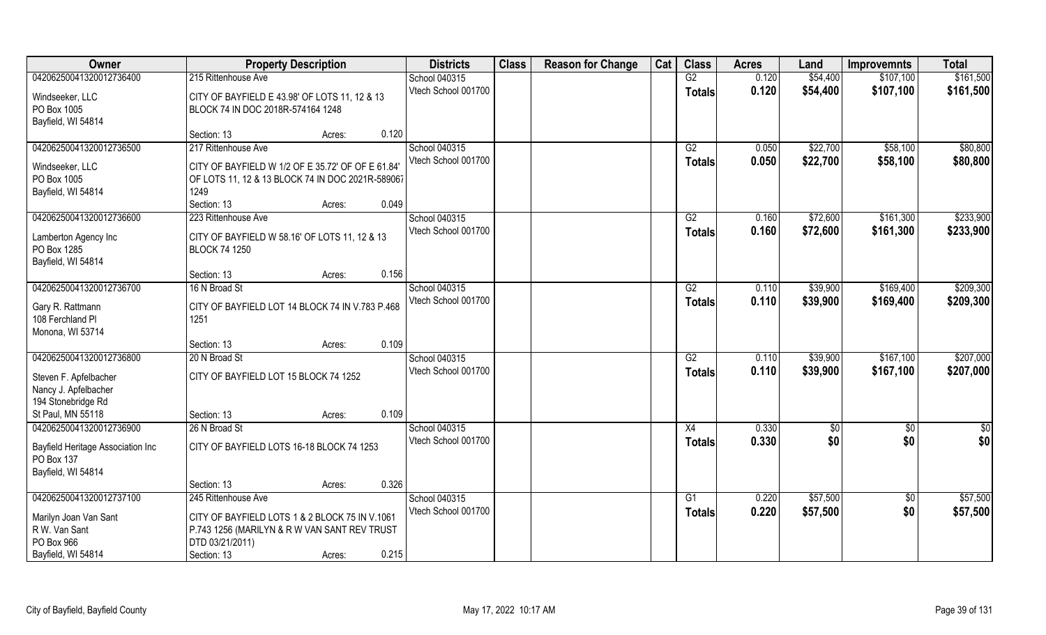| Owner | Property Description | | | Districts | Class | Reason for Change | Cat | Class | Acres | Land | Improvemnts | Total |
|---|---|---|---|---|---|---|---|---|---|---|---|---|
| 04206250041320012736400 | 215 Rittenhouse Ave | | | School 040315 | | | | G2 | 0.120 | $54,400 | $107,100 | $161,500 |
| Windseeker, LLC<br>PO Box 1005<br>Bayfield, WI 54814 | CITY OF BAYFIELD E 43.98' OF LOTS 11, 12 & 13 BLOCK 74 IN DOC 2018R-574164 1248 | | | Vtech School 001700 | | | | Totals | 0.120 | $54,400 | $107,100 | $161,500 |
| | Section: 13 | Acres: | 0.120 | | | | | | | | | |
| 04206250041320012736500 | 217 Rittenhouse Ave | | | School 040315 | | | | G2 | 0.050 | $22,700 | $58,100 | $80,800 |
| Windseeker, LLC<br>PO Box 1005<br>Bayfield, WI 54814 | CITY OF BAYFIELD W 1/2 OF E 35.72' OF OF E 61.84' OF LOTS 11, 12 & 13 BLOCK 74 IN DOC 2021R-589067 1249 | | | Vtech School 001700 | | | | Totals | 0.050 | $22,700 | $58,100 | $80,800 |
| | Section: 13 | Acres: | 0.049 | | | | | | | | | |
| 04206250041320012736600 | 223 Rittenhouse Ave | | | School 040315 | | | | G2 | 0.160 | $72,600 | $161,300 | $233,900 |
| Lamberton Agency Inc<br>PO Box 1285<br>Bayfield, WI 54814 | CITY OF BAYFIELD W 58.16' OF LOTS 11, 12 & 13 BLOCK 74 1250 | | | Vtech School 001700 | | | | Totals | 0.160 | $72,600 | $161,300 | $233,900 |
| | Section: 13 | Acres: | 0.156 | | | | | | | | | |
| 04206250041320012736700 | 16 N Broad St | | | School 040315 | | | | G2 | 0.110 | $39,900 | $169,400 | $209,300 |
| Gary R. Rattmann<br>108 Ferchland Pl<br>Monona, WI 53714 | CITY OF BAYFIELD LOT 14 BLOCK 74 IN V.783 P.468 1251 | | | Vtech School 001700 | | | | Totals | 0.110 | $39,900 | $169,400 | $209,300 |
| | Section: 13 | Acres: | 0.109 | | | | | | | | | |
| 04206250041320012736800 | 20 N Broad St | | | School 040315 | | | | G2 | 0.110 | $39,900 | $167,100 | $207,000 |
| Steven F. Apfelbacher<br>Nancy J. Apfelbacher<br>194 Stonebridge Rd<br>St Paul, MN 55118 | CITY OF BAYFIELD LOT 15 BLOCK 74 1252 | | | Vtech School 001700 | | | | Totals | 0.110 | $39,900 | $167,100 | $207,000 |
| | Section: 13 | Acres: | 0.109 | | | | | | | | | |
| 04206250041320012736900 | 26 N Broad St | | | School 040315 | | | | X4 | 0.330 | $0 | $0 | $0 |
| Bayfield Heritage Association Inc<br>PO Box 137<br>Bayfield, WI 54814 | CITY OF BAYFIELD LOTS 16-18 BLOCK 74 1253 | | | Vtech School 001700 | | | | Totals | 0.330 | $0 | $0 | $0 |
| | Section: 13 | Acres: | 0.326 | | | | | | | | | |
| 04206250041320012737100 | 245 Rittenhouse Ave | | | School 040315 | | | | G1 | 0.220 | $57,500 | $0 | $57,500 |
| Marilyn Joan Van Sant<br>R W. Van Sant<br>PO Box 966<br>Bayfield, WI 54814 | CITY OF BAYFIELD LOTS 1 & 2 BLOCK 75 IN V.1061 P.743 1256 (MARILYN & R W VAN SANT REV TRUST DTD 03/21/2011) | | | Vtech School 001700 | | | | Totals | 0.220 | $57,500 | $0 | $57,500 |
| | Section: 13 | Acres: | 0.215 | | | | | | | | | |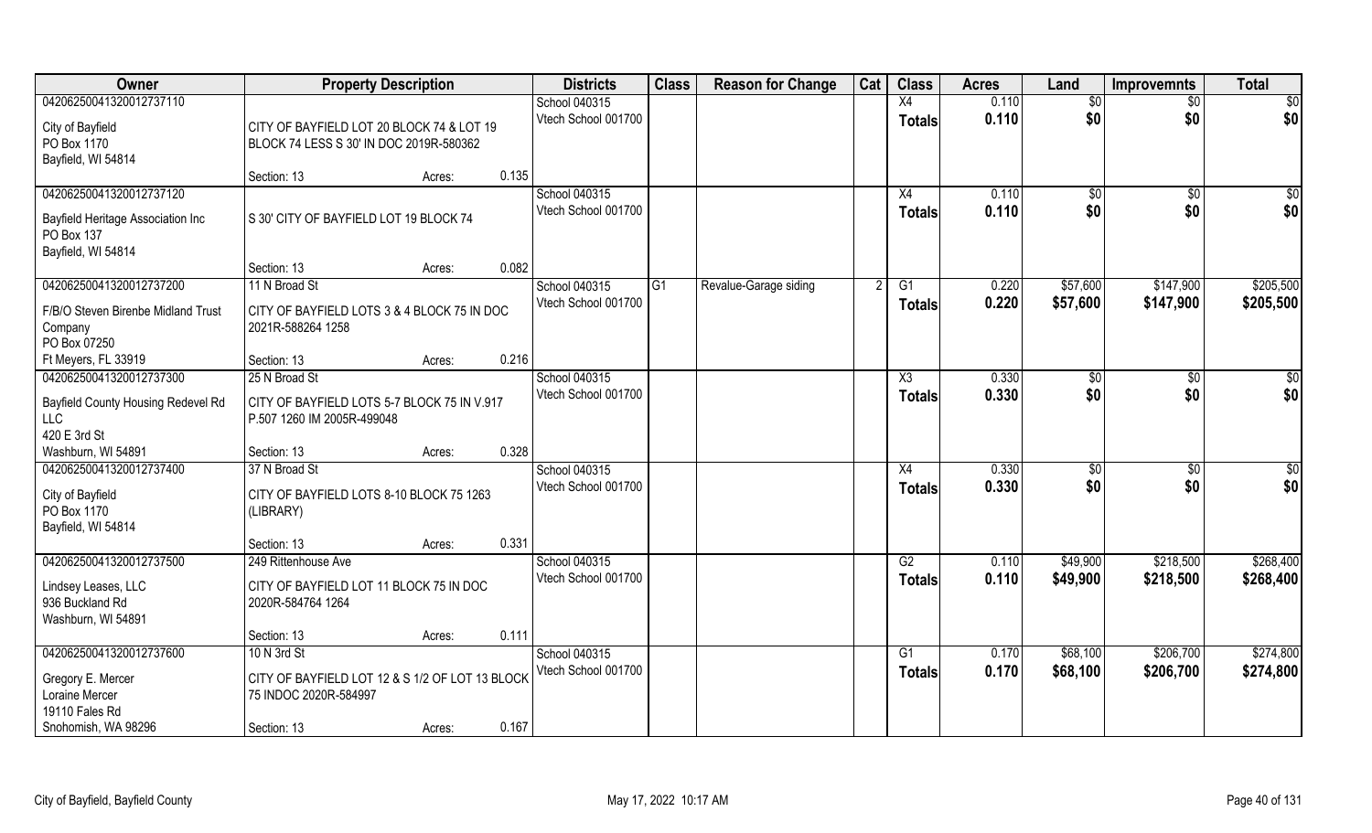| Owner | Property Description | Districts | Class | Reason for Change | Cat | Class | Acres | Land | Improvemnts | Total |
|---|---|---|---|---|---|---|---|---|---|---|
| 04206250041320012737110<br>City of Bayfield<br>PO Box 1170<br>Bayfield, WI 54814 | CITY OF BAYFIELD LOT 20 BLOCK 74 & LOT 19 BLOCK 74 LESS S 30' IN DOC 2019R-580362<br>Section: 13 Acres: 0.135 | School 040315<br>Vtech School 001700 | | | | X4<br>**Totals** | 0.110<br>**0.110** | $0<br>**$0** | $0<br>**$0** | $0<br>**$0** |
| 04206250041320012737120<br>Bayfield Heritage Association Inc<br>PO Box 137<br>Bayfield, WI 54814 | S 30' CITY OF BAYFIELD LOT 19 BLOCK 74<br>Section: 13 Acres: 0.082 | School 040315<br>Vtech School 001700 | | | | X4<br>**Totals** | 0.110<br>**0.110** | $0<br>**$0** | $0<br>**$0** | $0<br>**$0** |
| 04206250041320012737200<br>F/B/O Steven Birenbe Midland Trust Company<br>PO Box 07250<br>Ft Meyers, FL 33919 | 11 N Broad St<br>CITY OF BAYFIELD LOTS 3 & 4 BLOCK 75 IN DOC 2021R-588264 1258<br>Section: 13 Acres: 0.216 | School 040315<br>Vtech School 001700 | G1 | Revalue-Garage siding | 2 | G1<br>**Totals** | 0.220<br>**0.220** | $57,600<br>**$57,600** | $147,900<br>**$147,900** | $205,500<br>**$205,500** |
| 04206250041320012737300<br>Bayfield County Housing Redevel Rd LLC<br>420 E 3rd St<br>Washburn, WI 54891 | 25 N Broad St<br>CITY OF BAYFIELD LOTS 5-7 BLOCK 75 IN V.917 P.507 1260 IM 2005R-499048<br>Section: 13 Acres: 0.328 | School 040315<br>Vtech School 001700 | | | | X3<br>**Totals** | 0.330<br>**0.330** | $0<br>**$0** | $0<br>**$0** | $0<br>**$0** |
| 04206250041320012737400<br>City of Bayfield<br>PO Box 1170<br>Bayfield, WI 54814 | 37 N Broad St<br>CITY OF BAYFIELD LOTS 8-10 BLOCK 75 1263 (LIBRARY)<br>Section: 13 Acres: 0.331 | School 040315<br>Vtech School 001700 | | | | X4<br>**Totals** | 0.330<br>**0.330** | $0<br>**$0** | $0<br>**$0** | $0<br>**$0** |
| 04206250041320012737500<br>Lindsey Leases, LLC<br>936 Buckland Rd<br>Washburn, WI 54891 | 249 Rittenhouse Ave<br>CITY OF BAYFIELD LOT 11 BLOCK 75 IN DOC 2020R-584764 1264<br>Section: 13 Acres: 0.111 | School 040315<br>Vtech School 001700 | | | | G2<br>**Totals** | 0.110<br>**0.110** | $49,900<br>**$49,900** | $218,500<br>**$218,500** | $268,400<br>**$268,400** |
| 04206250041320012737600<br>Gregory E. Mercer<br>Loraine Mercer<br>19110 Fales Rd<br>Snohomish, WA 98296 | 10 N 3rd St<br>CITY OF BAYFIELD LOT 12 & S 1/2 OF LOT 13 BLOCK 75 INDOC 2020R-584997<br>Section: 13 Acres: 0.167 | School 040315<br>Vtech School 001700 | | | | G1<br>**Totals** | 0.170<br>**0.170** | $68,100<br>**$68,100** | $206,700<br>**$206,700** | $274,800<br>**$274,800** |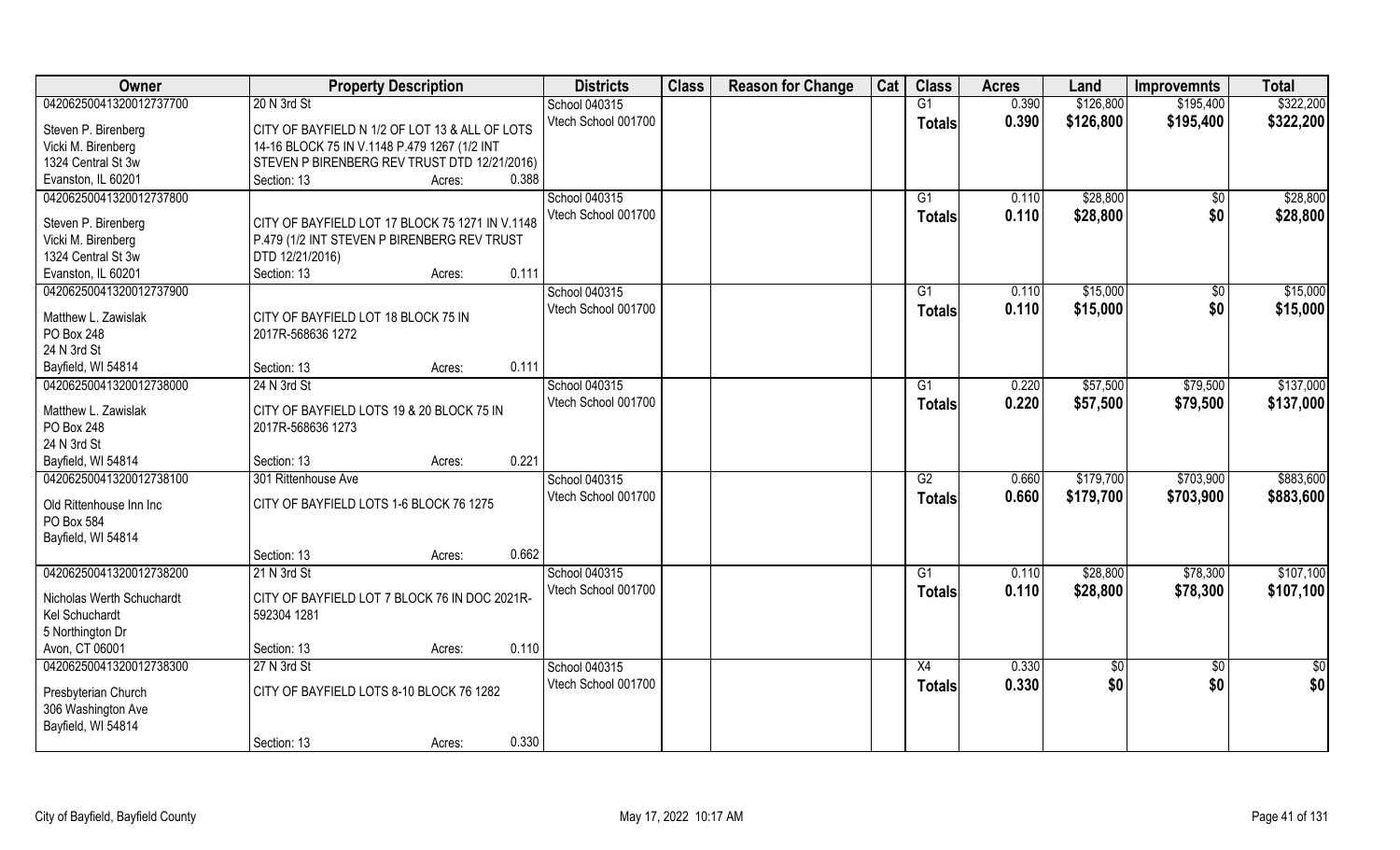| Owner | Property Description | | Districts | Class | Reason for Change | Cat | Class | Acres | Land | Improvemnts | Total |
|---|---|---|---|---|---|---|---|---|---|---|---|
| 04206250041320012737700 | 20 N 3rd St | | School 040315 | | | | G1 | 0.390 | $126,800 | $195,400 | $322,200 |
| Steven P. Birenberg | CITY OF BAYFIELD N 1/2 OF LOT 13 & ALL OF LOTS | | Vtech School 001700 | | | | Totals | 0.390 | $126,800 | $195,400 | $322,200 |
| Vicki M. Birenberg | 14-16 BLOCK 75 IN V.1148 P.479 1267 (1/2 INT | | | | | | | | | | |
| 1324 Central St 3w | STEVEN P BIRENBERG REV TRUST DTD 12/21/2016) | | | | | | | | | | |
| Evanston, IL 60201 | Section: 13 | Acres: 0.388 | | | | | | | | | |
| 04206250041320012737800 | | | School 040315 | | | | G1 | 0.110 | $28,800 | $0 | $28,800 |
| Steven P. Birenberg | CITY OF BAYFIELD LOT 17 BLOCK 75 1271 IN V.1148 | | Vtech School 001700 | | | | Totals | 0.110 | $28,800 | $0 | $28,800 |
| Vicki M. Birenberg | P.479 (1/2 INT STEVEN P BIRENBERG REV TRUST | | | | | | | | | | |
| 1324 Central St 3w | DTD 12/21/2016) | | | | | | | | | | |
| Evanston, IL 60201 | Section: 13 | Acres: 0.111 | | | | | | | | | |
| 04206250041320012737900 | | | School 040315 | | | | G1 | 0.110 | $15,000 | $0 | $15,000 |
| Matthew L. Zawislak | CITY OF BAYFIELD LOT 18 BLOCK 75 IN | | Vtech School 001700 | | | | Totals | 0.110 | $15,000 | $0 | $15,000 |
| PO Box 248 | 2017R-568636 1272 | | | | | | | | | | |
| 24 N 3rd St | | | | | | | | | | | |
| Bayfield, WI 54814 | Section: 13 | Acres: 0.111 | | | | | | | | | |
| 04206250041320012738000 | 24 N 3rd St | | School 040315 | | | | G1 | 0.220 | $57,500 | $79,500 | $137,000 |
| Matthew L. Zawislak | CITY OF BAYFIELD LOTS 19 & 20 BLOCK 75 IN | | Vtech School 001700 | | | | Totals | 0.220 | $57,500 | $79,500 | $137,000 |
| PO Box 248 | 2017R-568636 1273 | | | | | | | | | | |
| 24 N 3rd St | | | | | | | | | | | |
| Bayfield, WI 54814 | Section: 13 | Acres: 0.221 | | | | | | | | | |
| 04206250041320012738100 | 301 Rittenhouse Ave | | School 040315 | | | | G2 | 0.660 | $179,700 | $703,900 | $883,600 |
| Old Rittenhouse Inn Inc | CITY OF BAYFIELD LOTS 1-6 BLOCK 76 1275 | | Vtech School 001700 | | | | Totals | 0.660 | $179,700 | $703,900 | $883,600 |
| PO Box 584 | | | | | | | | | | | |
| Bayfield, WI 54814 | | | | | | | | | | | |
| | Section: 13 | Acres: 0.662 | | | | | | | | | |
| 04206250041320012738200 | 21 N 3rd St | | School 040315 | | | | G1 | 0.110 | $28,800 | $78,300 | $107,100 |
| Nicholas Werth Schuchardt | CITY OF BAYFIELD LOT 7 BLOCK 76 IN DOC 2021R- | | Vtech School 001700 | | | | Totals | 0.110 | $28,800 | $78,300 | $107,100 |
| Kel Schuchardt | 592304 1281 | | | | | | | | | | |
| 5 Northington Dr | | | | | | | | | | | |
| Avon, CT 06001 | Section: 13 | Acres: 0.110 | | | | | | | | | |
| 04206250041320012738300 | 27 N 3rd St | | School 040315 | | | | X4 | 0.330 | $0 | $0 | $0 |
| Presbyterian Church | CITY OF BAYFIELD LOTS 8-10 BLOCK 76 1282 | | Vtech School 001700 | | | | Totals | 0.330 | $0 | $0 | $0 |
| 306 Washington Ave | | | | | | | | | | | |
| Bayfield, WI 54814 | | | | | | | | | | | |
| | Section: 13 | Acres: 0.330 | | | | | | | | | |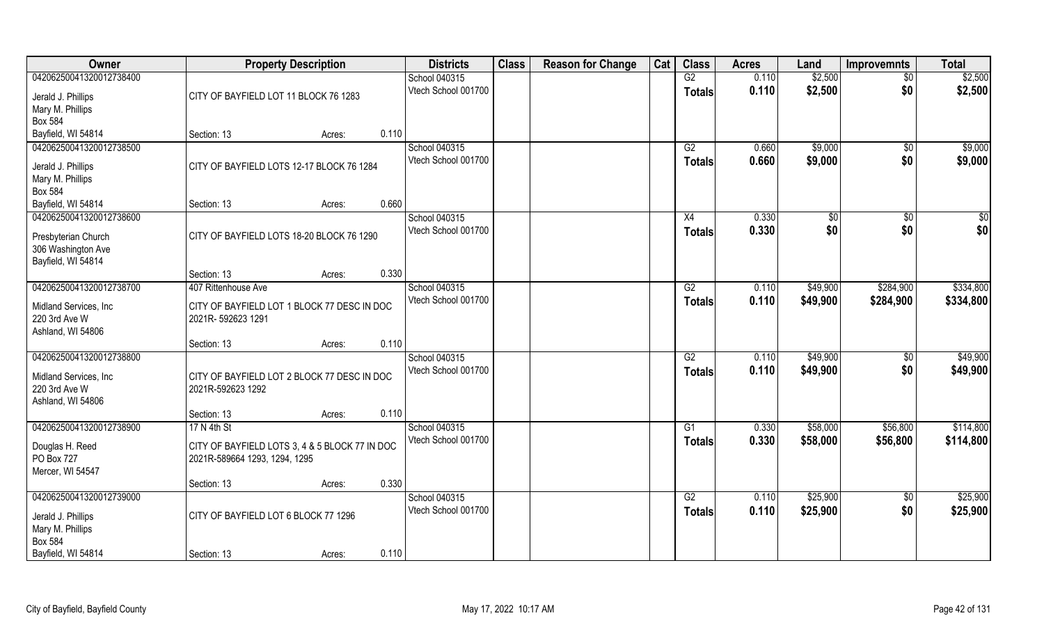| Owner | Property Description | | | Districts | Class | Reason for Change | Cat | Class | Acres | Land | Improvemnts | Total |
|---|---|---|---|---|---|---|---|---|---|---|---|---|
| 04206250041320012738400 | | | | School 040315 | | | | G2 | 0.110 | $2,500 | $0 | $2,500 |
| Jerald J. Phillips<br>Mary M. Phillips<br>Box 584 | CITY OF BAYFIELD LOT 11 BLOCK 76 1283 | | | Vtech School 001700 | | | | Totals | 0.110 | $2,500 | $0 | $2,500 |
| Bayfield, WI 54814 | Section: 13 | Acres: | 0.110 | | | | | | | | | |
| 04206250041320012738500 | | | | School 040315 | | | | G2 | 0.660 | $9,000 | $0 | $9,000 |
| Jerald J. Phillips<br>Mary M. Phillips<br>Box 584 | CITY OF BAYFIELD LOTS 12-17 BLOCK 76 1284 | | | Vtech School 001700 | | | | Totals | 0.660 | $9,000 | $0 | $9,000 |
| Bayfield, WI 54814 | Section: 13 | Acres: | 0.660 | | | | | | | | | |
| 04206250041320012738600 | | | | School 040315 | | | | X4 | 0.330 | $0 | $0 | $0 |
| Presbyterian Church<br>306 Washington Ave<br>Bayfield, WI 54814 | CITY OF BAYFIELD LOTS 18-20 BLOCK 76 1290 | | | Vtech School 001700 | | | | Totals | 0.330 | $0 | $0 | $0 |
| | Section: 13 | Acres: | 0.330 | | | | | | | | | |
| 04206250041320012738700 | 407 Rittenhouse Ave | | | School 040315 | | | | G2 | 0.110 | $49,900 | $284,900 | $334,800 |
| Midland Services, Inc<br>220 3rd Ave W<br>Ashland, WI 54806 | CITY OF BAYFIELD LOT 1 BLOCK 77 DESC IN DOC 2021R- 592623 1291 | | | Vtech School 001700 | | | | Totals | 0.110 | $49,900 | $284,900 | $334,800 |
| | Section: 13 | Acres: | 0.110 | | | | | | | | | |
| 04206250041320012738800 | | | | School 040315 | | | | G2 | 0.110 | $49,900 | $0 | $49,900 |
| Midland Services, Inc<br>220 3rd Ave W<br>Ashland, WI 54806 | CITY OF BAYFIELD LOT 2 BLOCK 77 DESC IN DOC 2021R-592623 1292 | | | Vtech School 001700 | | | | Totals | 0.110 | $49,900 | $0 | $49,900 |
| | Section: 13 | Acres: | 0.110 | | | | | | | | | |
| 04206250041320012738900 | 17 N 4th St | | | School 040315 | | | | G1 | 0.330 | $58,000 | $56,800 | $114,800 |
| Douglas H. Reed<br>PO Box 727<br>Mercer, WI 54547 | CITY OF BAYFIELD LOTS 3, 4 & 5 BLOCK 77 IN DOC 2021R-589664 1293, 1294, 1295 | | | Vtech School 001700 | | | | Totals | 0.330 | $58,000 | $56,800 | $114,800 |
| | Section: 13 | Acres: | 0.330 | | | | | | | | | |
| 04206250041320012739000 | | | | School 040315 | | | | G2 | 0.110 | $25,900 | $0 | $25,900 |
| Jerald J. Phillips<br>Mary M. Phillips<br>Box 584 | CITY OF BAYFIELD LOT 6 BLOCK 77 1296 | | | Vtech School 001700 | | | | Totals | 0.110 | $25,900 | $0 | $25,900 |
| Bayfield, WI 54814 | Section: 13 | Acres: | 0.110 | | | | | | | | | |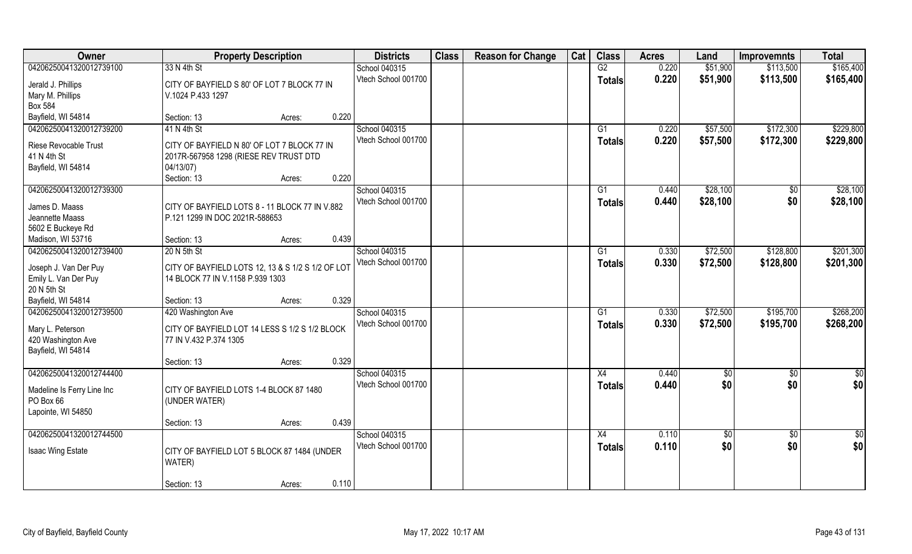| Owner | Property Description | | | Districts | Class | Reason for Change | Cat | Class | Acres | Land | Improvemnts | Total |
|---|---|---|---|---|---|---|---|---|---|---|---|---|
| 04206250041320012739100 | 33 N 4th St | | | School 040315 | | | | G2 | 0.220 | $51,900 | $113,500 | $165,400 |
| Jerald J. Phillips<br>Mary M. Phillips<br>Box 584<br>Bayfield, WI 54814 | CITY OF BAYFIELD S 80' OF LOT 7 BLOCK 77 IN V.1024 P.433 1297 | | | Vtech School 001700 | | | | Totals | 0.220 | $51,900 | $113,500 | $165,400 |
| | Section: 13 | Acres: | 0.220 | | | | | | | | | |
| 04206250041320012739200 | 41 N 4th St | | | School 040315 | | | | G1 | 0.220 | $57,500 | $172,300 | $229,800 |
| Riese Revocable Trust<br>41 N 4th St<br>Bayfield, WI 54814 | CITY OF BAYFIELD N 80' OF LOT 7 BLOCK 77 IN 2017R-567958 1298 (RIESE REV TRUST DTD 04/13/07) | | | Vtech School 001700 | | | | Totals | 0.220 | $57,500 | $172,300 | $229,800 |
| | Section: 13 | Acres: | 0.220 | | | | | | | | | |
| 04206250041320012739300 | | | | School 040315 | | | | G1 | 0.440 | $28,100 | $0 | $28,100 |
| James D. Maass<br>Jeannette Maass<br>5602 E Buckeye Rd<br>Madison, WI 53716 | CITY OF BAYFIELD LOTS 8 - 11 BLOCK 77 IN V.882 P.121 1299 IN DOC 2021R-588653 | | | Vtech School 001700 | | | | Totals | 0.440 | $28,100 | $0 | $28,100 |
| | Section: 13 | Acres: | 0.439 | | | | | | | | | |
| 04206250041320012739400 | 20 N 5th St | | | School 040315 | | | | G1 | 0.330 | $72,500 | $128,800 | $201,300 |
| Joseph J. Van Der Puy<br>Emily L. Van Der Puy<br>20 N 5th St<br>Bayfield, WI 54814 | CITY OF BAYFIELD LOTS 12, 13 & S 1/2 S 1/2 OF LOT 14 BLOCK 77 IN V.1158 P.939 1303 | | | Vtech School 001700 | | | | Totals | 0.330 | $72,500 | $128,800 | $201,300 |
| | Section: 13 | Acres: | 0.329 | | | | | | | | | |
| 04206250041320012739500 | 420 Washington Ave | | | School 040315 | | | | G1 | 0.330 | $72,500 | $195,700 | $268,200 |
| Mary L. Peterson<br>420 Washington Ave<br>Bayfield, WI 54814 | CITY OF BAYFIELD LOT 14 LESS S 1/2 S 1/2 BLOCK 77 IN V.432 P.374 1305 | | | Vtech School 001700 | | | | Totals | 0.330 | $72,500 | $195,700 | $268,200 |
| | Section: 13 | Acres: | 0.329 | | | | | | | | | |
| 04206250041320012744400 | | | | School 040315 | | | | X4 | 0.440 | $0 | $0 | $0 |
| Madeline Is Ferry Line Inc<br>PO Box 66<br>Lapointe, WI 54850 | CITY OF BAYFIELD LOTS 1-4 BLOCK 87 1480 (UNDER WATER) | | | Vtech School 001700 | | | | Totals | 0.440 | $0 | $0 | $0 |
| | Section: 13 | Acres: | 0.439 | | | | | | | | | |
| 04206250041320012744500 | | | | School 040315 | | | | X4 | 0.110 | $0 | $0 | $0 |
| Isaac Wing Estate | CITY OF BAYFIELD LOT 5 BLOCK 87 1484 (UNDER WATER) | | | Vtech School 001700 | | | | Totals | 0.110 | $0 | $0 | $0 |
| | Section: 13 | Acres: | 0.110 | | | | | | | | | |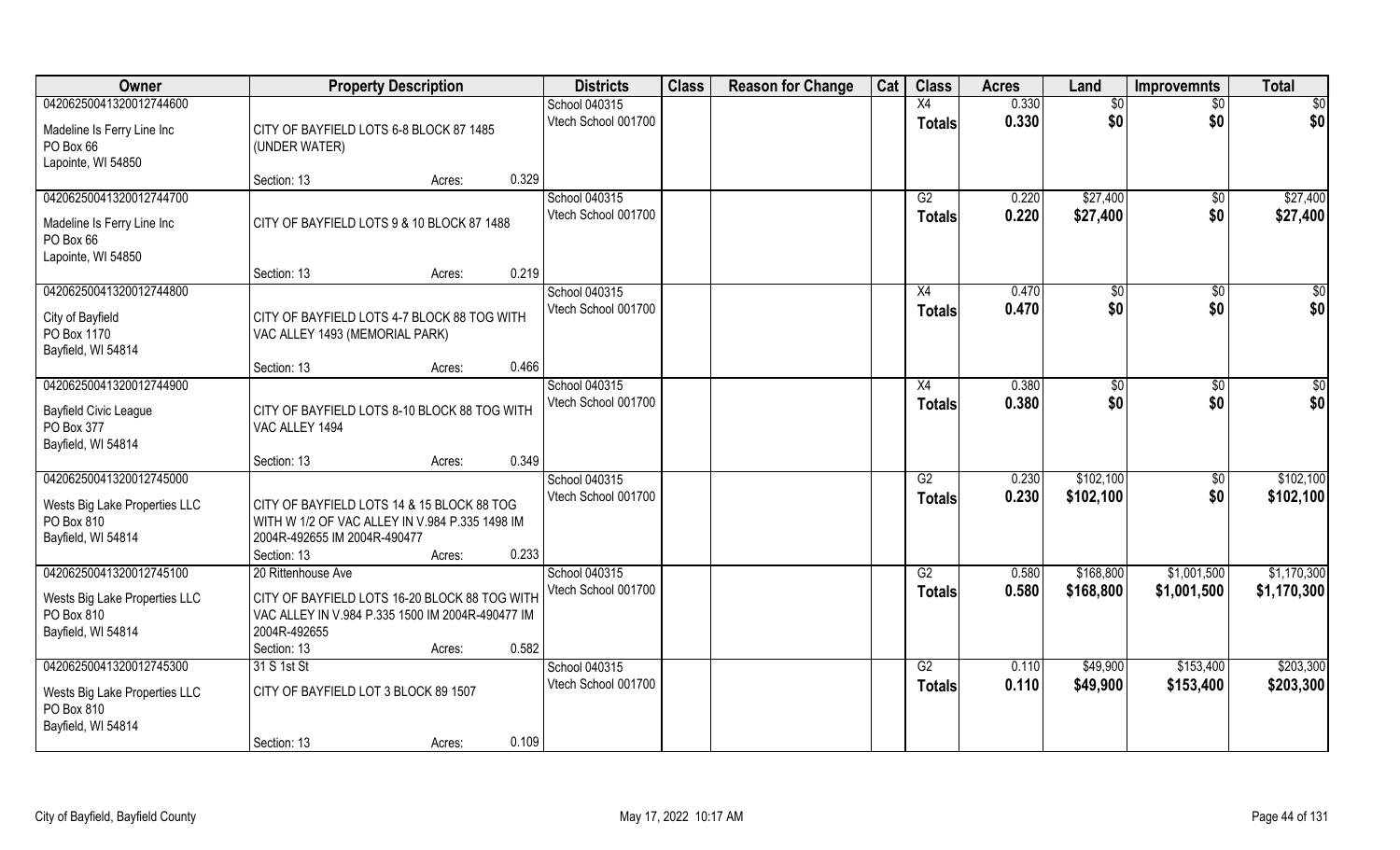| Owner | Property Description | | | Districts | Class | Reason for Change | Cat | Class | Acres | Land | Improvemnts | Total |
|---|---|---|---|---|---|---|---|---|---|---|---|---|
| 04206250041320012744600 | | | | School 040315 | | | | X4 | 0.330 | $0 | $0 | $0 |
| Madeline Is Ferry Line Inc<br>PO Box 66<br>Lapointe, WI 54850 | CITY OF BAYFIELD LOTS 6-8 BLOCK 87 1485 (UNDER WATER) | | | Vtech School 001700 | | | | **Totals** | **0.330** | **$0** | **$0** | **$0** |
| | Section: 13 | Acres: | 0.329 | | | | | | | | | |
| 04206250041320012744700 | | | | School 040315 | | | | G2 | 0.220 | $27,400 | $0 | $27,400 |
| Madeline Is Ferry Line Inc<br>PO Box 66<br>Lapointe, WI 54850 | CITY OF BAYFIELD LOTS 9 & 10 BLOCK 87 1488 | | | Vtech School 001700 | | | | **Totals** | **0.220** | **$27,400** | **$0** | **$27,400** |
| | Section: 13 | Acres: | 0.219 | | | | | | | | | |
| 04206250041320012744800 | | | | School 040315 | | | | X4 | 0.470 | $0 | $0 | $0 |
| City of Bayfield<br>PO Box 1170<br>Bayfield, WI 54814 | CITY OF BAYFIELD LOTS 4-7 BLOCK 88 TOG WITH VAC ALLEY 1493 (MEMORIAL PARK) | | | Vtech School 001700 | | | | **Totals** | **0.470** | **$0** | **$0** | **$0** |
| | Section: 13 | Acres: | 0.466 | | | | | | | | | |
| 04206250041320012744900 | | | | School 040315 | | | | X4 | 0.380 | $0 | $0 | $0 |
| Bayfield Civic League<br>PO Box 377<br>Bayfield, WI 54814 | CITY OF BAYFIELD LOTS 8-10 BLOCK 88 TOG WITH VAC ALLEY 1494 | | | Vtech School 001700 | | | | **Totals** | **0.380** | **$0** | **$0** | **$0** |
| | Section: 13 | Acres: | 0.349 | | | | | | | | | |
| 04206250041320012745000 | | | | School 040315 | | | | G2 | 0.230 | $102,100 | $0 | $102,100 |
| Wests Big Lake Properties LLC<br>PO Box 810<br>Bayfield, WI 54814 | CITY OF BAYFIELD LOTS 14 & 15 BLOCK 88 TOG WITH W 1/2 OF VAC ALLEY IN V.984 P.335 1498 IM 2004R-492655 IM 2004R-490477 | | | Vtech School 001700 | | | | **Totals** | **0.230** | **$102,100** | **$0** | **$102,100** |
| | Section: 13 | Acres: | 0.233 | | | | | | | | | |
| 04206250041320012745100 | 20 Rittenhouse Ave | | | School 040315 | | | | G2 | 0.580 | $168,800 | $1,001,500 | $1,170,300 |
| Wests Big Lake Properties LLC<br>PO Box 810<br>Bayfield, WI 54814 | CITY OF BAYFIELD LOTS 16-20 BLOCK 88 TOG WITH VAC ALLEY IN V.984 P.335 1500 IM 2004R-490477 IM 2004R-492655 | | | Vtech School 001700 | | | | **Totals** | **0.580** | **$168,800** | **$1,001,500** | **$1,170,300** |
| | Section: 13 | Acres: | 0.582 | | | | | | | | | |
| 04206250041320012745300 | 31 S 1st St | | | School 040315 | | | | G2 | 0.110 | $49,900 | $153,400 | $203,300 |
| Wests Big Lake Properties LLC<br>PO Box 810<br>Bayfield, WI 54814 | CITY OF BAYFIELD LOT 3 BLOCK 89 1507 | | | Vtech School 001700 | | | | **Totals** | **0.110** | **$49,900** | **$153,400** | **$203,300** |
| | Section: 13 | Acres: | 0.109 | | | | | | | | | |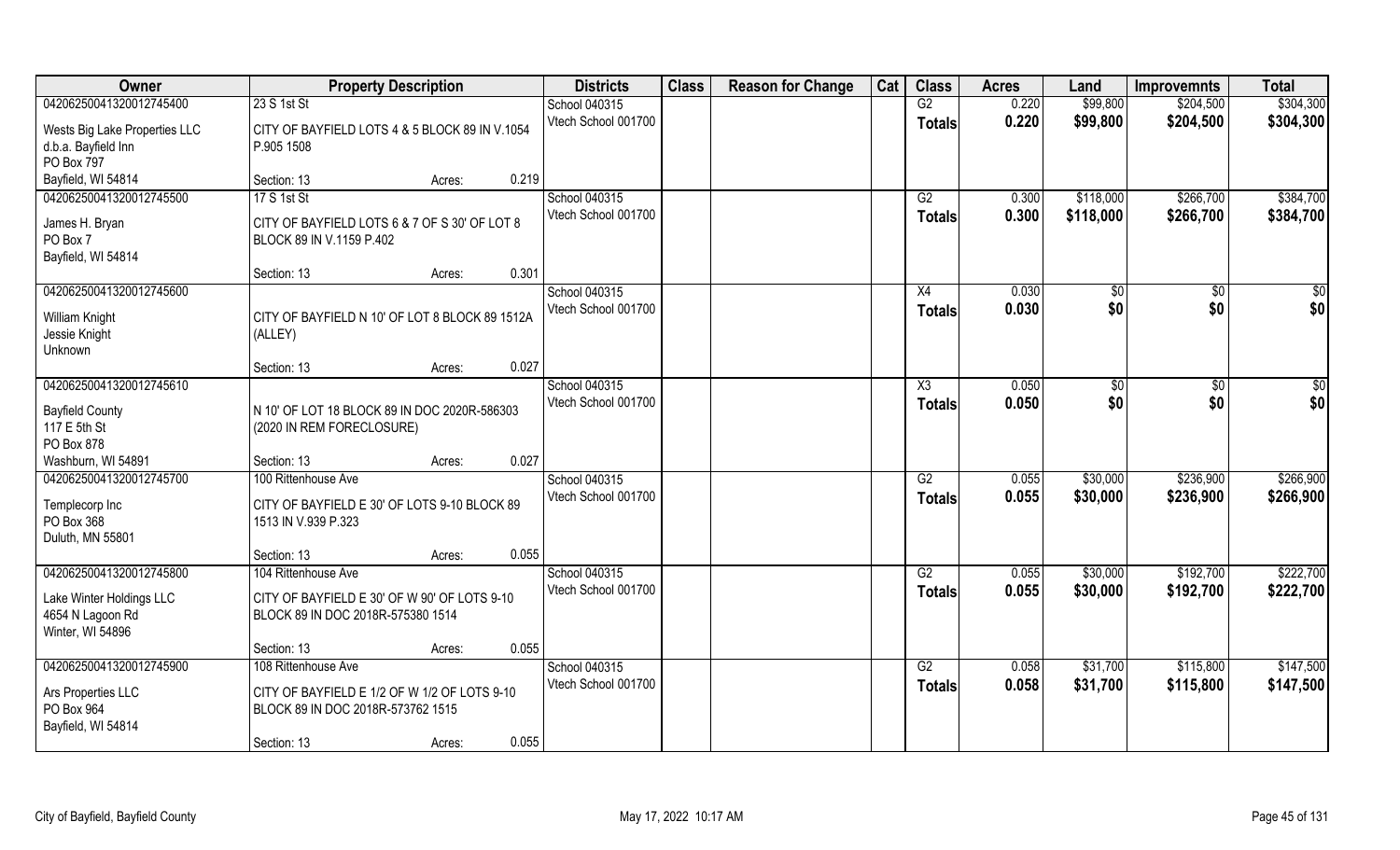| Owner | Property Description | | | Districts | Class | Reason for Change | Cat | Class | Acres | Land | Improvemnts | Total |
|---|---|---|---|---|---|---|---|---|---|---|---|---|
| 04206250041320012745400 | 23 S 1st St | | | School 040315 | | | | G2 | 0.220 | $99,800 | $204,500 | $304,300 |
| Wests Big Lake Properties LLC<br>d.b.a. Bayfield Inn<br>PO Box 797<br>Bayfield, WI 54814 | CITY OF BAYFIELD LOTS 4 & 5 BLOCK 89 IN V.1054 P.905 1508 | | | Vtech School 001700 | | | | Totals | 0.220 | $99,800 | $204,500 | $304,300 |
| | Section: 13 | Acres: | 0.219 | | | | | | | | | |
| 04206250041320012745500 | 17 S 1st St | | | School 040315 | | | | G2 | 0.300 | $118,000 | $266,700 | $384,700 |
| James H. Bryan<br>PO Box 7<br>Bayfield, WI 54814 | CITY OF BAYFIELD LOTS 6 & 7 OF S 30' OF LOT 8 BLOCK 89 IN V.1159 P.402 | | | Vtech School 001700 | | | | Totals | 0.300 | $118,000 | $266,700 | $384,700 |
| | Section: 13 | Acres: | 0.301 | | | | | | | | | |
| 04206250041320012745600 | | | | School 040315 | | | | X4 | 0.030 | $0 | $0 | $0 |
| William Knight<br>Jessie Knight<br>Unknown | CITY OF BAYFIELD N 10' OF LOT 8 BLOCK 89 1512A (ALLEY) | | | Vtech School 001700 | | | | Totals | 0.030 | $0 | $0 | $0 |
| | Section: 13 | Acres: | 0.027 | | | | | | | | | |
| 04206250041320012745610 | | | | School 040315 | | | | X3 | 0.050 | $0 | $0 | $0 |
| Bayfield County<br>117 E 5th St<br>PO Box 878<br>Washburn, WI 54891 | N 10' OF LOT 18 BLOCK 89 IN DOC 2020R-586303 (2020 IN REM FORECLOSURE) | | | Vtech School 001700 | | | | Totals | 0.050 | $0 | $0 | $0 |
| | Section: 13 | Acres: | 0.027 | | | | | | | | | |
| 04206250041320012745700 | 100 Rittenhouse Ave | | | School 040315 | | | | G2 | 0.055 | $30,000 | $236,900 | $266,900 |
| Templecorp Inc<br>PO Box 368<br>Duluth, MN 55801 | CITY OF BAYFIELD E 30' OF LOTS 9-10 BLOCK 89 1513 IN V.939 P.323 | | | Vtech School 001700 | | | | Totals | 0.055 | $30,000 | $236,900 | $266,900 |
| | Section: 13 | Acres: | 0.055 | | | | | | | | | |
| 04206250041320012745800 | 104 Rittenhouse Ave | | | School 040315 | | | | G2 | 0.055 | $30,000 | $192,700 | $222,700 |
| Lake Winter Holdings LLC<br>4654 N Lagoon Rd<br>Winter, WI 54896 | CITY OF BAYFIELD E 30' OF W 90' OF LOTS 9-10 BLOCK 89 IN DOC 2018R-575380 1514 | | | Vtech School 001700 | | | | Totals | 0.055 | $30,000 | $192,700 | $222,700 |
| | Section: 13 | Acres: | 0.055 | | | | | | | | | |
| 04206250041320012745900 | 108 Rittenhouse Ave | | | School 040315 | | | | G2 | 0.058 | $31,700 | $115,800 | $147,500 |
| Ars Properties LLC<br>PO Box 964<br>Bayfield, WI 54814 | CITY OF BAYFIELD E 1/2 OF W 1/2 OF LOTS 9-10 BLOCK 89 IN DOC 2018R-573762 1515 | | | Vtech School 001700 | | | | Totals | 0.058 | $31,700 | $115,800 | $147,500 |
| | Section: 13 | Acres: | 0.055 | | | | | | | | | |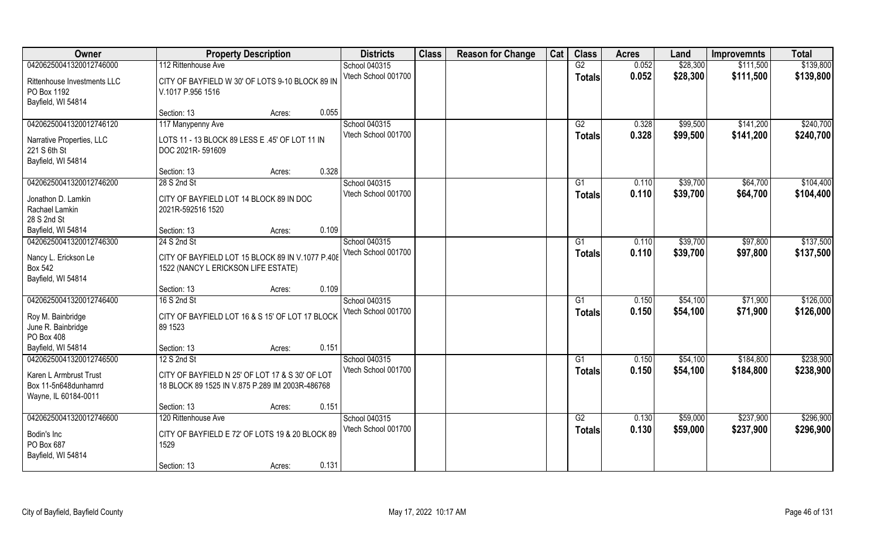| Owner | Property Description | Districts | Class | Reason for Change | Cat | Class | Acres | Land | Improvemnts | Total |
|---|---|---|---|---|---|---|---|---|---|---|
| 04206250041320012746000<br>Rittenhouse Investments LLC<br>PO Box 1192<br>Bayfield, WI 54814 | 112 Rittenhouse Ave<br>CITY OF BAYFIELD W 30' OF LOTS 9-10 BLOCK 89 IN V.1017 P.956 1516<br>Section: 13 Acres: 0.055 | School 040315<br>Vtech School 001700 | | | | G2<br>Totals | 0.052<br>0.052 | \$28,300<br>\$28,300 | \$111,500<br>\$111,500 | \$139,800<br>\$139,800 |
| 04206250041320012746120<br>Narrative Properties, LLC<br>221 S 6th St<br>Bayfield, WI 54814 | 117 Manypenny Ave<br>LOTS 11 - 13 BLOCK 89 LESS E .45' OF LOT 11 IN DOC 2021R- 591609<br>Section: 13 Acres: 0.328 | School 040315<br>Vtech School 001700 | | | | G2<br>Totals | 0.328<br>0.328 | \$99,500<br>\$99,500 | \$141,200<br>\$141,200 | \$240,700<br>\$240,700 |
| 04206250041320012746200<br>Jonathon D. Lamkin<br>Rachael Lamkin<br>28 S 2nd St<br>Bayfield, WI 54814 | 28 S 2nd St<br>CITY OF BAYFIELD LOT 14 BLOCK 89 IN DOC 2021R-592516 1520<br>Section: 13 Acres: 0.109 | School 040315<br>Vtech School 001700 | | | | G1<br>Totals | 0.110<br>0.110 | \$39,700<br>\$39,700 | \$64,700<br>\$64,700 | \$104,400<br>\$104,400 |
| 04206250041320012746300<br>Nancy L. Erickson Le<br>Box 542<br>Bayfield, WI 54814 | 24 S 2nd St<br>CITY OF BAYFIELD LOT 15 BLOCK 89 IN V.1077 P.408 1522 (NANCY L ERICKSON LIFE ESTATE)<br>Section: 13 Acres: 0.109 | School 040315<br>Vtech School 001700 | | | | G1<br>Totals | 0.110<br>0.110 | \$39,700<br>\$39,700 | \$97,800<br>\$97,800 | \$137,500<br>\$137,500 |
| 04206250041320012746400<br>Roy M. Bainbridge<br>June R. Bainbridge<br>PO Box 408<br>Bayfield, WI 54814 | 16 S 2nd St<br>CITY OF BAYFIELD LOT 16 & S 15' OF LOT 17 BLOCK 89 1523<br>Section: 13 Acres: 0.151 | School 040315<br>Vtech School 001700 | | | | G1<br>Totals | 0.150<br>0.150 | \$54,100<br>\$54,100 | \$71,900<br>\$71,900 | \$126,000<br>\$126,000 |
| 04206250041320012746500<br>Karen L Armbrust Trust<br>Box 11-5n648dunhamrd<br>Wayne, IL 60184-0011 | 12 S 2nd St<br>CITY OF BAYFIELD N 25' OF LOT 17 & S 30' OF LOT 18 BLOCK 89 1525 IN V.875 P.289 IM 2003R-486768<br>Section: 13 Acres: 0.151 | School 040315<br>Vtech School 001700 | | | | G1<br>Totals | 0.150<br>0.150 | \$54,100<br>\$54,100 | \$184,800<br>\$184,800 | \$238,900<br>\$238,900 |
| 04206250041320012746600<br>Bodin's Inc<br>PO Box 687<br>Bayfield, WI 54814 | 120 Rittenhouse Ave<br>CITY OF BAYFIELD E 72' OF LOTS 19 & 20 BLOCK 89 1529<br>Section: 13 Acres: 0.131 | School 040315<br>Vtech School 001700 | | | | G2<br>Totals | 0.130<br>0.130 | \$59,000<br>\$59,000 | \$237,900<br>\$237,900 | \$296,900<br>\$296,900 |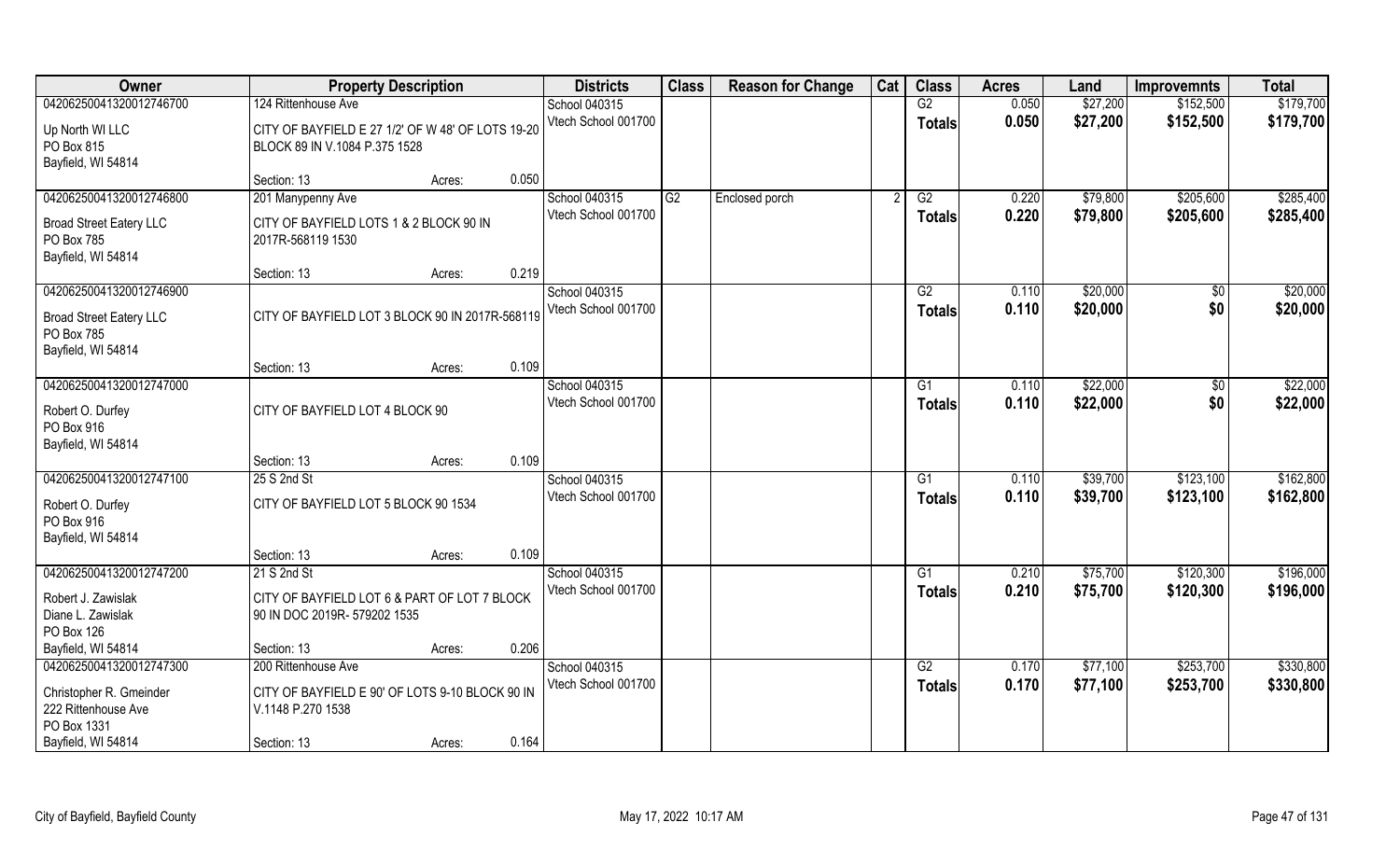| Owner | Property Description | | | Districts | Class | Reason for Change | Cat | Class | Acres | Land | Improvemnts | Total |
|---|---|---|---|---|---|---|---|---|---|---|---|---|
| 04206250041320012746700 | 124 Rittenhouse Ave | | | School 040315 | | | | G2 | 0.050 | $27,200 | $152,500 | $179,700 |
| Up North WI LLC<br>PO Box 815<br>Bayfield, WI 54814 | CITY OF BAYFIELD E 27 1/2' OF W 48' OF LOTS 19-20 BLOCK 89 IN V.1084 P.375 1528 | | | Vtech School 001700 | | | | **Totals** | **0.050** | **$27,200** | **$152,500** | **$179,700** |
| | Section: 13 | Acres: | 0.050 | | | | | | | | | |
| 04206250041320012746800 | 201 Manypenny Ave | | | School 040315 | G2 | Enclosed porch | 2 | G2 | 0.220 | $79,800 | $205,600 | $285,400 |
| Broad Street Eatery LLC<br>PO Box 785<br>Bayfield, WI 54814 | CITY OF BAYFIELD LOTS 1 & 2 BLOCK 90 IN 2017R-568119 1530 | | | Vtech School 001700 | | | | **Totals** | **0.220** | **$79,800** | **$205,600** | **$285,400** |
| | Section: 13 | Acres: | 0.219 | | | | | | | | | |
| 04206250041320012746900 | | | | School 040315 | | | | G2 | 0.110 | $20,000 | $0 | $20,000 |
| Broad Street Eatery LLC<br>PO Box 785<br>Bayfield, WI 54814 | CITY OF BAYFIELD LOT 3 BLOCK 90 IN 2017R-568119 | | | Vtech School 001700 | | | | **Totals** | **0.110** | **$20,000** | **$0** | **$20,000** |
| | Section: 13 | Acres: | 0.109 | | | | | | | | | |
| 04206250041320012747000 | | | | School 040315 | | | | G1 | 0.110 | $22,000 | $0 | $22,000 |
| Robert O. Durfey<br>PO Box 916<br>Bayfield, WI 54814 | CITY OF BAYFIELD LOT 4 BLOCK 90 | | | Vtech School 001700 | | | | **Totals** | **0.110** | **$22,000** | **$0** | **$22,000** |
| | Section: 13 | Acres: | 0.109 | | | | | | | | | |
| 04206250041320012747100 | 25 S 2nd St | | | School 040315 | | | | G1 | 0.110 | $39,700 | $123,100 | $162,800 |
| Robert O. Durfey<br>PO Box 916<br>Bayfield, WI 54814 | CITY OF BAYFIELD LOT 5 BLOCK 90 1534 | | | Vtech School 001700 | | | | **Totals** | **0.110** | **$39,700** | **$123,100** | **$162,800** |
| | Section: 13 | Acres: | 0.109 | | | | | | | | | |
| 04206250041320012747200 | 21 S 2nd St | | | School 040315 | | | | G1 | 0.210 | $75,700 | $120,300 | $196,000 |
| Robert J. Zawislak<br>Diane L. Zawislak<br>PO Box 126<br>Bayfield, WI 54814 | CITY OF BAYFIELD LOT 6 & PART OF LOT 7 BLOCK 90 IN DOC 2019R- 579202 1535 | | | Vtech School 001700 | | | | **Totals** | **0.210** | **$75,700** | **$120,300** | **$196,000** |
| | Section: 13 | Acres: | 0.206 | | | | | | | | | |
| 04206250041320012747300 | 200 Rittenhouse Ave | | | School 040315 | | | | G2 | 0.170 | $77,100 | $253,700 | $330,800 |
| Christopher R. Gmeinder<br>222 Rittenhouse Ave<br>PO Box 1331<br>Bayfield, WI 54814 | CITY OF BAYFIELD E 90' OF LOTS 9-10 BLOCK 90 IN V.1148 P.270 1538 | | | Vtech School 001700 | | | | **Totals** | **0.170** | **$77,100** | **$253,700** | **$330,800** |
| | Section: 13 | Acres: | 0.164 | | | | | | | | | |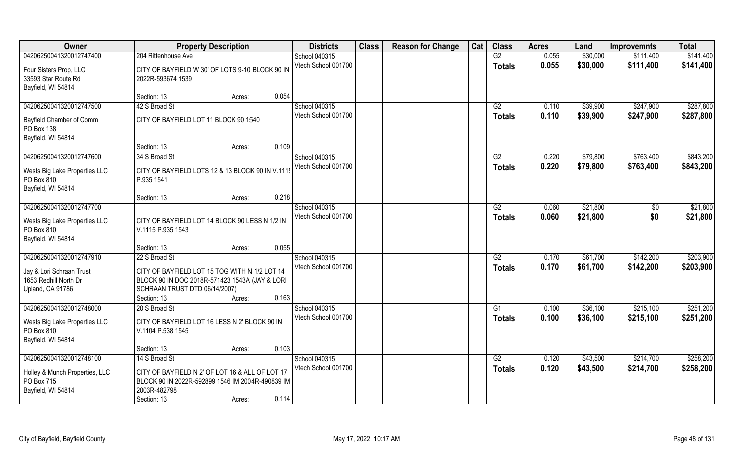| Owner | Property Description | | | Districts | Class | Reason for Change | Cat | Class | Acres | Land | Improvemnts | Total |
|---|---|---|---|---|---|---|---|---|---|---|---|---|
| 04206250041320012747400 | 204 Rittenhouse Ave | | | School 040315 | | | | G2 | 0.055 | $30,000 | $111,400 | $141,400 |
| Four Sisters Prop, LLC<br>33593 Star Route Rd<br>Bayfield, WI 54814 | CITY OF BAYFIELD W 30' OF LOTS 9-10 BLOCK 90 IN 2022R-593674 1539 | | | Vtech School 001700 | | | | Totals | 0.055 | $30,000 | $111,400 | $141,400 |
| | Section: 13 | Acres: | 0.054 | | | | | | | | | |
| 04206250041320012747500 | 42 S Broad St | | | School 040315 | | | | G2 | 0.110 | $39,900 | $247,900 | $287,800 |
| Bayfield Chamber of Comm<br>PO Box 138<br>Bayfield, WI 54814 | CITY OF BAYFIELD LOT 11 BLOCK 90 1540 | | | Vtech School 001700 | | | | Totals | 0.110 | $39,900 | $247,900 | $287,800 |
| | Section: 13 | Acres: | 0.109 | | | | | | | | | |
| 04206250041320012747600 | 34 S Broad St | | | School 040315 | | | | G2 | 0.220 | $79,800 | $763,400 | $843,200 |
| Wests Big Lake Properties LLC<br>PO Box 810<br>Bayfield, WI 54814 | CITY OF BAYFIELD LOTS 12 & 13 BLOCK 90 IN V.1115 P.935 1541 | | | Vtech School 001700 | | | | Totals | 0.220 | $79,800 | $763,400 | $843,200 |
| | Section: 13 | Acres: | 0.218 | | | | | | | | | |
| 04206250041320012747700 | | | | School 040315 | | | | G2 | 0.060 | $21,800 | $0 | $21,800 |
| Wests Big Lake Properties LLC<br>PO Box 810<br>Bayfield, WI 54814 | CITY OF BAYFIELD LOT 14 BLOCK 90 LESS N 1/2 IN V.1115 P.935 1543 | | | Vtech School 001700 | | | | Totals | 0.060 | $21,800 | $0 | $21,800 |
| | Section: 13 | Acres: | 0.055 | | | | | | | | | |
| 04206250041320012747910 | 22 S Broad St | | | School 040315 | | | | G2 | 0.170 | $61,700 | $142,200 | $203,900 |
| Jay & Lori Schraan Trust<br>1653 Redhill North Dr<br>Upland, CA 91786 | CITY OF BAYFIELD LOT 15 TOG WITH N 1/2 LOT 14 BLOCK 90 IN DOC 2018R-571423 1543A (JAY & LORI SCHRAAN TRUST DTD 06/14/2007) | | | Vtech School 001700 | | | | Totals | 0.170 | $61,700 | $142,200 | $203,900 |
| | Section: 13 | Acres: | 0.163 | | | | | | | | | |
| 04206250041320012748000 | 20 S Broad St | | | School 040315 | | | | G1 | 0.100 | $36,100 | $215,100 | $251,200 |
| Wests Big Lake Properties LLC<br>PO Box 810<br>Bayfield, WI 54814 | CITY OF BAYFIELD LOT 16 LESS N 2' BLOCK 90 IN V.1104 P.538 1545 | | | Vtech School 001700 | | | | Totals | 0.100 | $36,100 | $215,100 | $251,200 |
| | Section: 13 | Acres: | 0.103 | | | | | | | | | |
| 04206250041320012748100 | 14 S Broad St | | | School 040315 | | | | G2 | 0.120 | $43,500 | $214,700 | $258,200 |
| Holley & Munch Properties, LLC<br>PO Box 715<br>Bayfield, WI 54814 | CITY OF BAYFIELD N 2' OF LOT 16 & ALL OF LOT 17 BLOCK 90 IN 2022R-592899 1546 IM 2004R-490839 IM 2003R-482798 | | | Vtech School 001700 | | | | Totals | 0.120 | $43,500 | $214,700 | $258,200 |
| | Section: 13 | Acres: | 0.114 | | | | | | | | | |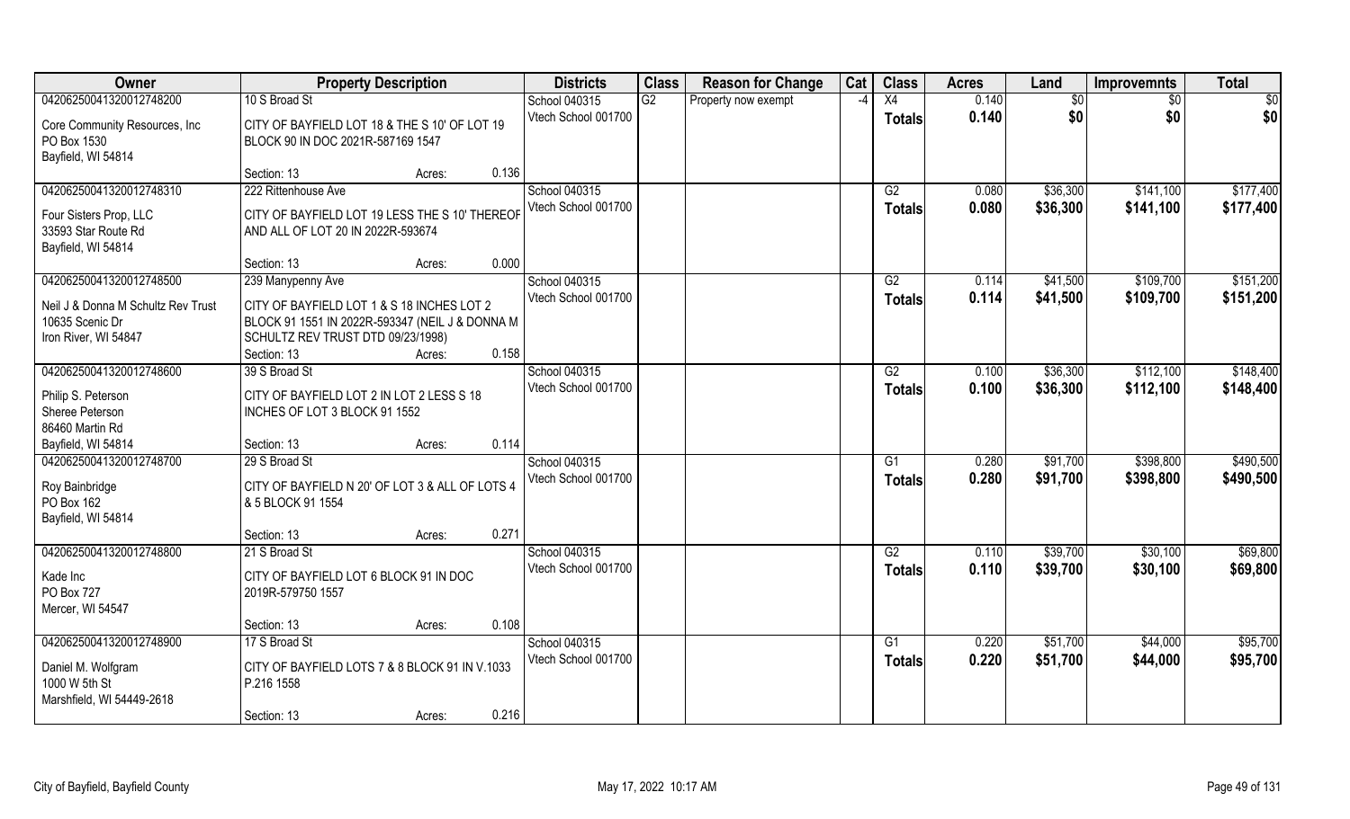| Owner | Property Description | | | Districts | Class | Reason for Change | Cat | Class | Acres | Land | Improvemnts | Total |
|---|---|---|---|---|---|---|---|---|---|---|---|---|
| 04206250041320012748200 | 10 S Broad St | | | School 040315 | G2 | Property now exempt | -4 | X4 | 0.140 | $0 | $0 | $0 |
| Core Community Resources, Inc<br>PO Box 1530<br>Bayfield, WI 54814 | CITY OF BAYFIELD LOT 18 & THE S 10' OF LOT 19 BLOCK 90 IN DOC 2021R-587169 1547 | | | Vtech School 001700 | | | | Totals | 0.140 | $0 | $0 | $0 |
| | Section: 13 | Acres: | 0.136 | | | | | | | | | |
| 04206250041320012748310 | 222 Rittenhouse Ave | | | School 040315 | | | | G2 | 0.080 | $36,300 | $141,100 | $177,400 |
| Four Sisters Prop, LLC<br>33593 Star Route Rd<br>Bayfield, WI 54814 | CITY OF BAYFIELD LOT 19 LESS THE S 10' THEREOF AND ALL OF LOT 20 IN 2022R-593674 | | | Vtech School 001700 | | | | Totals | 0.080 | $36,300 | $141,100 | $177,400 |
| | Section: 13 | Acres: | 0.000 | | | | | | | | | |
| 04206250041320012748500 | 239 Manypenny Ave | | | School 040315 | | | | G2 | 0.114 | $41,500 | $109,700 | $151,200 |
| Neil J & Donna M Schultz Rev Trust<br>10635 Scenic Dr<br>Iron River, WI 54847 | CITY OF BAYFIELD LOT 1 & S 18 INCHES LOT 2 BLOCK 91 1551 IN 2022R-593347 (NEIL J & DONNA M SCHULTZ REV TRUST DTD 09/23/1998) | | | Vtech School 001700 | | | | Totals | 0.114 | $41,500 | $109,700 | $151,200 |
| | Section: 13 | Acres: | 0.158 | | | | | | | | | |
| 04206250041320012748600 | 39 S Broad St | | | School 040315 | | | | G2 | 0.100 | $36,300 | $112,100 | $148,400 |
| Philip S. Peterson<br>Sheree Peterson<br>86460 Martin Rd<br>Bayfield, WI 54814 | CITY OF BAYFIELD LOT 2 IN LOT 2 LESS S 18 INCHES OF LOT 3 BLOCK 91 1552 | | | Vtech School 001700 | | | | Totals | 0.100 | $36,300 | $112,100 | $148,400 |
| | Section: 13 | Acres: | 0.114 | | | | | | | | | |
| 04206250041320012748700 | 29 S Broad St | | | School 040315 | | | | G1 | 0.280 | $91,700 | $398,800 | $490,500 |
| Roy Bainbridge<br>PO Box 162<br>Bayfield, WI 54814 | CITY OF BAYFIELD N 20' OF LOT 3 & ALL OF LOTS 4 & 5 BLOCK 91 1554 | | | Vtech School 001700 | | | | Totals | 0.280 | $91,700 | $398,800 | $490,500 |
| | Section: 13 | Acres: | 0.271 | | | | | | | | | |
| 04206250041320012748800 | 21 S Broad St | | | School 040315 | | | | G2 | 0.110 | $39,700 | $30,100 | $69,800 |
| Kade Inc<br>PO Box 727<br>Mercer, WI 54547 | CITY OF BAYFIELD LOT 6 BLOCK 91 IN DOC 2019R-579750 1557 | | | Vtech School 001700 | | | | Totals | 0.110 | $39,700 | $30,100 | $69,800 |
| | Section: 13 | Acres: | 0.108 | | | | | | | | | |
| 04206250041320012748900 | 17 S Broad St | | | School 040315 | | | | G1 | 0.220 | $51,700 | $44,000 | $95,700 |
| Daniel M. Wolfgram<br>1000 W 5th St<br>Marshfield, WI 54449-2618 | CITY OF BAYFIELD LOTS 7 & 8 BLOCK 91 IN V.1033 P.216 1558 | | | Vtech School 001700 | | | | Totals | 0.220 | $51,700 | $44,000 | $95,700 |
| | Section: 13 | Acres: | 0.216 | | | | | | | | | |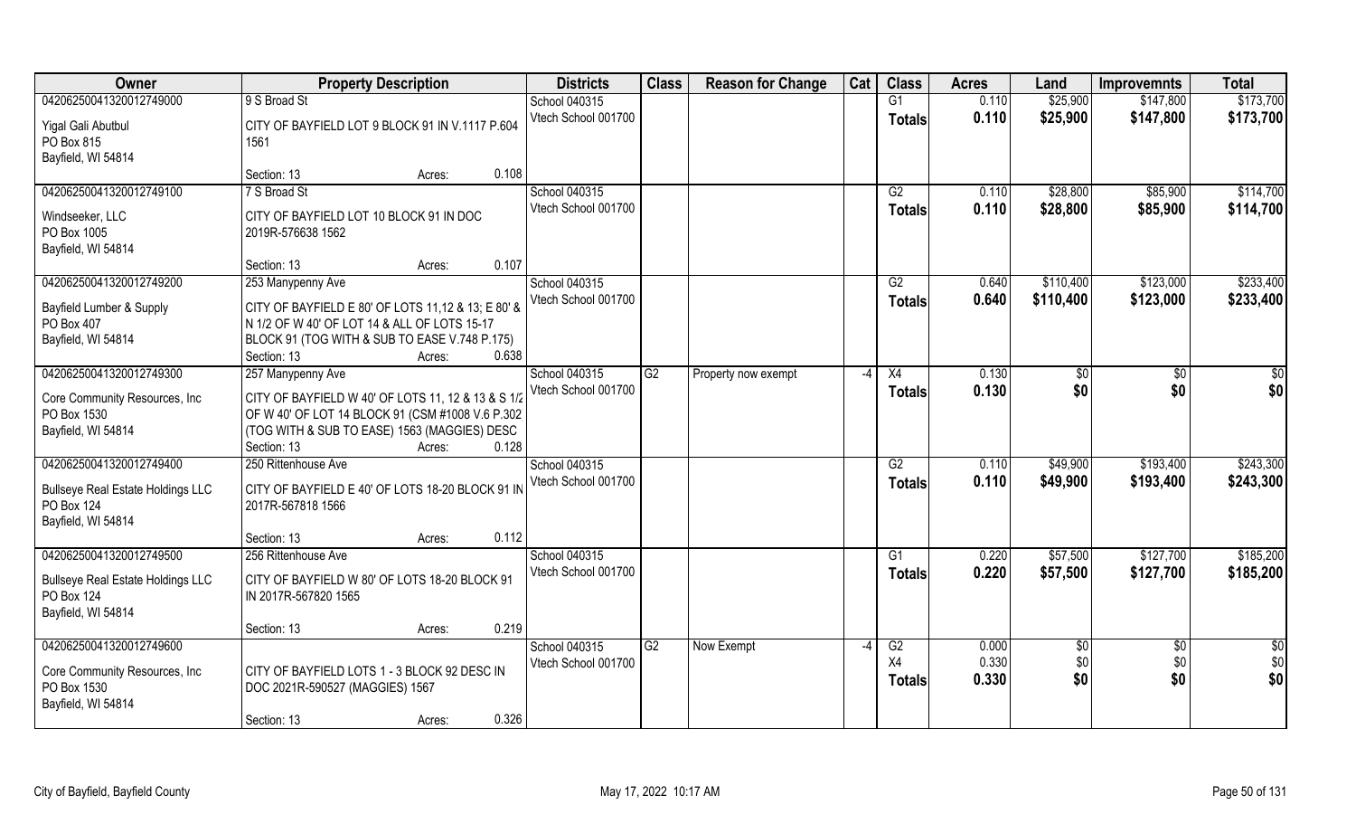| Owner | Property Description | Districts | Class | Reason for Change | Cat | Class | Acres | Land | Improvemnts | Total |
|---|---|---|---|---|---|---|---|---|---|---|
| 04206250041320012749000 | 9 S Broad St | School 040315 | | | | G1 | 0.110 | $25,900 | $147,800 | $173,700 |
| Yigal Gali Abutbul<br>PO Box 815<br>Bayfield, WI 54814 | CITY OF BAYFIELD LOT 9 BLOCK 91 IN V.1117 P.604 1561 | Vtech School 001700 | | | | **Totals** | **0.110** | **$25,900** | **$147,800** | **$173,700** |
| | Section: 13 Acres: 0.108 | | | | | | | | | |
| 04206250041320012749100 | 7 S Broad St | School 040315 | | | | G2 | 0.110 | $28,800 | $85,900 | $114,700 |
| Windseeker, LLC<br>PO Box 1005<br>Bayfield, WI 54814 | CITY OF BAYFIELD LOT 10 BLOCK 91 IN DOC 2019R-576638 1562 | Vtech School 001700 | | | | **Totals** | **0.110** | **$28,800** | **$85,900** | **$114,700** |
| | Section: 13 Acres: 0.107 | | | | | | | | | |
| 04206250041320012749200 | 253 Manypenny Ave | School 040315 | | | | G2 | 0.640 | $110,400 | $123,000 | $233,400 |
| Bayfield Lumber & Supply<br>PO Box 407<br>Bayfield, WI 54814 | CITY OF BAYFIELD E 80' OF LOTS 11,12 & 13; E 80' & N 1/2 OF W 40' OF LOT 14 & ALL OF LOTS 15-17 BLOCK 91 (TOG WITH & SUB TO EASE V.748 P.175) | Vtech School 001700 | | | | **Totals** | **0.640** | **$110,400** | **$123,000** | **$233,400** |
| | Section: 13 Acres: 0.638 | | | | | | | | | |
| 04206250041320012749300 | 257 Manypenny Ave | School 040315 | G2 | Property now exempt | -4 | X4 | 0.130 | $0 | $0 | $0 |
| Core Community Resources, Inc<br>PO Box 1530<br>Bayfield, WI 54814 | CITY OF BAYFIELD W 40' OF LOTS 11, 12 & 13 & S 1/2 OF W 40' OF LOT 14 BLOCK 91 (CSM #1008 V.6 P.302 (TOG WITH & SUB TO EASE) 1563 (MAGGIES) DESC | Vtech School 001700 | | | | **Totals** | **0.130** | **$0** | **$0** | **$0** |
| | Section: 13 Acres: 0.128 | | | | | | | | | |
| 04206250041320012749400 | 250 Rittenhouse Ave | School 040315 | | | | G2 | 0.110 | $49,900 | $193,400 | $243,300 |
| Bullseye Real Estate Holdings LLC<br>PO Box 124<br>Bayfield, WI 54814 | CITY OF BAYFIELD E 40' OF LOTS 18-20 BLOCK 91 IN 2017R-567818 1566 | Vtech School 001700 | | | | **Totals** | **0.110** | **$49,900** | **$193,400** | **$243,300** |
| | Section: 13 Acres: 0.112 | | | | | | | | | |
| 04206250041320012749500 | 256 Rittenhouse Ave | School 040315 | | | | G1 | 0.220 | $57,500 | $127,700 | $185,200 |
| Bullseye Real Estate Holdings LLC<br>PO Box 124<br>Bayfield, WI 54814 | CITY OF BAYFIELD W 80' OF LOTS 18-20 BLOCK 91 IN 2017R-567820 1565 | Vtech School 001700 | | | | **Totals** | **0.220** | **$57,500** | **$127,700** | **$185,200** |
| | Section: 13 Acres: 0.219 | | | | | | | | | |
| 04206250041320012749600 | | School 040315 | G2 | Now Exempt | -4 | G2 | 0.000 | $0 | $0 | $0 |
| Core Community Resources, Inc<br>PO Box 1530<br>Bayfield, WI 54814 | CITY OF BAYFIELD LOTS 1 - 3 BLOCK 92 DESC IN DOC 2021R-590527 (MAGGIES) 1567 | Vtech School 001700 | | | | X4 | 0.330 | $0 | $0 | $0 |
| | | | | | | **Totals** | **0.330** | **$0** | **$0** | **$0** |
| | Section: 13 Acres: 0.326 | | | | | | | | | |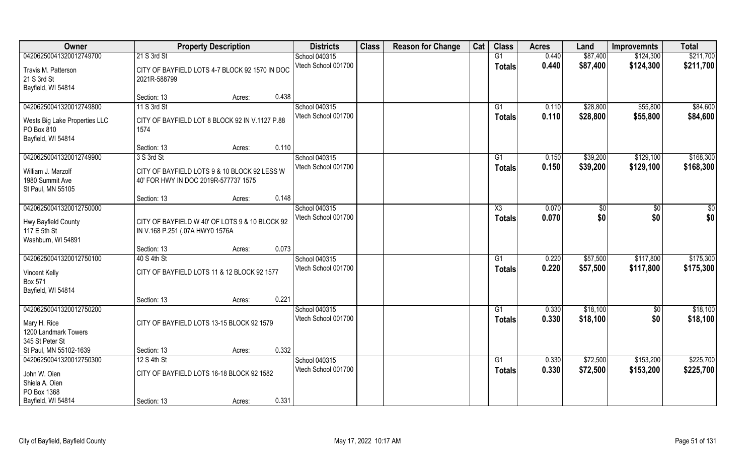| Owner | Property Description | | | Districts | Class | Reason for Change | Cat | Class | Acres | Land | Improvemnts | Total |
|---|---|---|---|---|---|---|---|---|---|---|---|---|
| 04206250041320012749700 | 21 S 3rd St | | | School 040315 | | | | G1 | 0.440 | $87,400 | $124,300 | $211,700 |
| Travis M. Patterson<br>21 S 3rd St<br>Bayfield, WI 54814 | CITY OF BAYFIELD LOTS 4-7 BLOCK 92 1570 IN DOC 2021R-588799 | | | Vtech School 001700 | | | | Totals | 0.440 | $87,400 | $124,300 | $211,700 |
| | Section: 13 | Acres: | 0.438 | | | | | | | | | |
| 04206250041320012749800 | 11 S 3rd St | | | School 040315 | | | | G1 | 0.110 | $28,800 | $55,800 | $84,600 |
| Wests Big Lake Properties LLC<br>PO Box 810<br>Bayfield, WI 54814 | CITY OF BAYFIELD LOT 8 BLOCK 92 IN V.1127 P.88 1574 | | | Vtech School 001700 | | | | Totals | 0.110 | $28,800 | $55,800 | $84,600 |
| | Section: 13 | Acres: | 0.110 | | | | | | | | | |
| 04206250041320012749900 | 3 S 3rd St | | | School 040315 | | | | G1 | 0.150 | $39,200 | $129,100 | $168,300 |
| William J. Marzolf<br>1980 Summit Ave<br>St Paul, MN 55105 | CITY OF BAYFIELD LOTS 9 & 10 BLOCK 92 LESS W 40' FOR HWY IN DOC 2019R-577737 1575 | | | Vtech School 001700 | | | | Totals | 0.150 | $39,200 | $129,100 | $168,300 |
| | Section: 13 | Acres: | 0.148 | | | | | | | | | |
| 04206250041320012750000 | | | | School 040315 | | | | X3 | 0.070 | $0 | $0 | $0 |
| Hwy Bayfield County<br>117 E 5th St<br>Washburn, WI 54891 | CITY OF BAYFIELD W 40' OF LOTS 9 & 10 BLOCK 92 IN V.168 P.251 (.07A HWY0 1576A | | | Vtech School 001700 | | | | Totals | 0.070 | $0 | $0 | $0 |
| | Section: 13 | Acres: | 0.073 | | | | | | | | | |
| 04206250041320012750100 | 40 S 4th St | | | School 040315 | | | | G1 | 0.220 | $57,500 | $117,800 | $175,300 |
| Vincent Kelly<br>Box 571<br>Bayfield, WI 54814 | CITY OF BAYFIELD LOTS 11 & 12 BLOCK 92 1577 | | | Vtech School 001700 | | | | Totals | 0.220 | $57,500 | $117,800 | $175,300 |
| | Section: 13 | Acres: | 0.221 | | | | | | | | | |
| 04206250041320012750200 | | | | School 040315 | | | | G1 | 0.330 | $18,100 | $0 | $18,100 |
| Mary H. Rice<br>1200 Landmark Towers<br>345 St Peter St<br>St Paul, MN 55102-1639 | CITY OF BAYFIELD LOTS 13-15 BLOCK 92 1579 | | | Vtech School 001700 | | | | Totals | 0.330 | $18,100 | $0 | $18,100 |
| | Section: 13 | Acres: | 0.332 | | | | | | | | | |
| 04206250041320012750300 | 12 S 4th St | | | School 040315 | | | | G1 | 0.330 | $72,500 | $153,200 | $225,700 |
| John W. Oien<br>Shiela A. Oien<br>PO Box 1368<br>Bayfield, WI 54814 | CITY OF BAYFIELD LOTS 16-18 BLOCK 92 1582 | | | Vtech School 001700 | | | | Totals | 0.330 | $72,500 | $153,200 | $225,700 |
| | Section: 13 | Acres: | 0.331 | | | | | | | | | |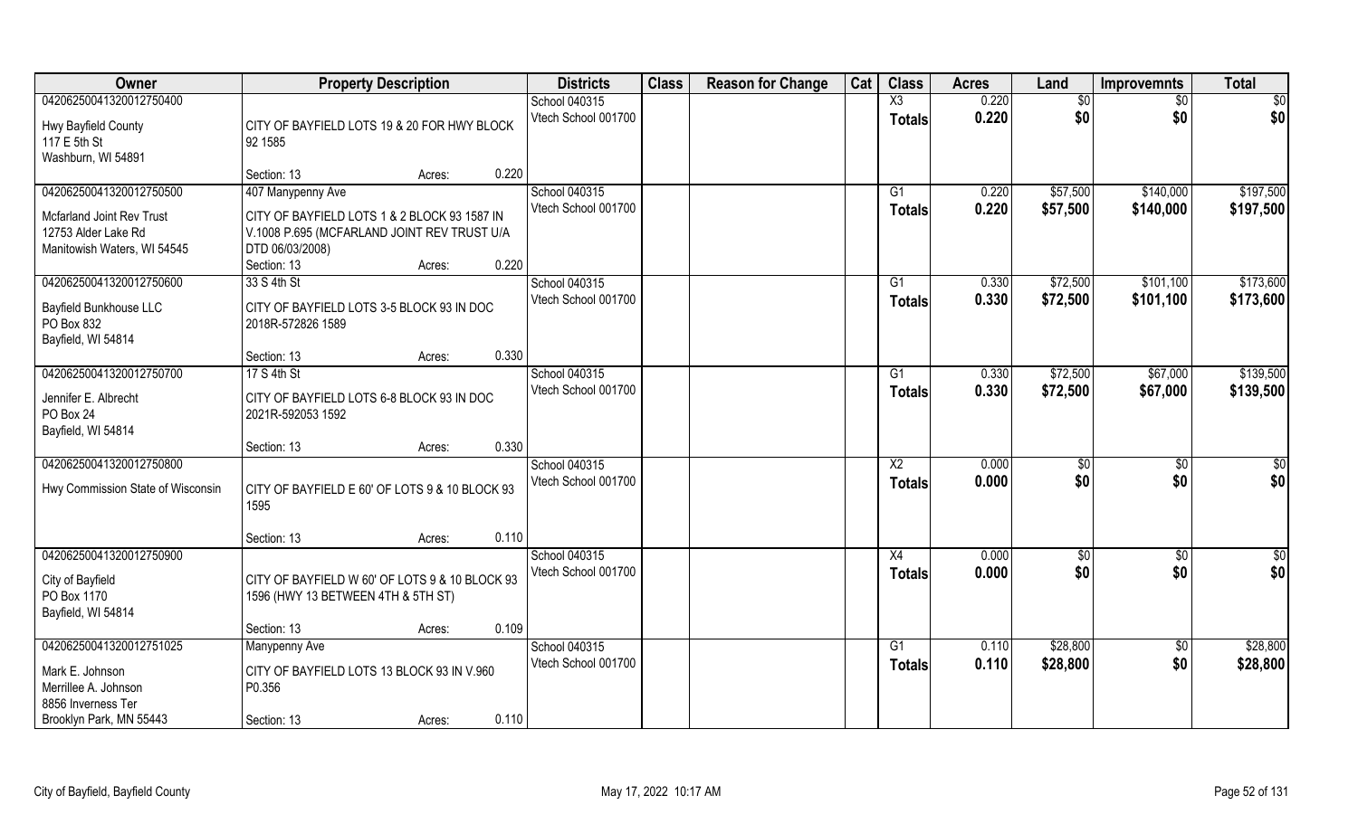| Owner | Property Description | | | Districts | Class | Reason for Change | Cat | Class | Acres | Land | Improvemnts | Total |
|---|---|---|---|---|---|---|---|---|---|---|---|---|
| 04206250041320012750400 | | | | School 040315 | | | | X3 | 0.220 | $0 | $0 | $0 |
| Hwy Bayfield County<br>117 E 5th St<br>Washburn, WI 54891 | CITY OF BAYFIELD LOTS 19 & 20 FOR HWY BLOCK 92 1585 | | | Vtech School 001700 | | | | Totals | 0.220 | $0 | $0 | $0 |
| | Section: 13 | Acres: | 0.220 | | | | | | | | | |
| 04206250041320012750500 | 407 Manypenny Ave | | | School 040315 | | | | G1 | 0.220 | $57,500 | $140,000 | $197,500 |
| Mcfarland Joint Rev Trust<br>12753 Alder Lake Rd<br>Manitowish Waters, WI 54545 | CITY OF BAYFIELD LOTS 1 & 2 BLOCK 93 1587 IN V.1008 P.695 (MCFARLAND JOINT REV TRUST U/A DTD 06/03/2008) | | | Vtech School 001700 | | | | Totals | 0.220 | $57,500 | $140,000 | $197,500 |
| | Section: 13 | Acres: | 0.220 | | | | | | | | | |
| 04206250041320012750600 | 33 S 4th St | | | School 040315 | | | | G1 | 0.330 | $72,500 | $101,100 | $173,600 |
| Bayfield Bunkhouse LLC<br>PO Box 832<br>Bayfield, WI 54814 | CITY OF BAYFIELD LOTS 3-5 BLOCK 93 IN DOC 2018R-572826 1589 | | | Vtech School 001700 | | | | Totals | 0.330 | $72,500 | $101,100 | $173,600 |
| | Section: 13 | Acres: | 0.330 | | | | | | | | | |
| 04206250041320012750700 | 17 S 4th St | | | School 040315 | | | | G1 | 0.330 | $72,500 | $67,000 | $139,500 |
| Jennifer E. Albrecht<br>PO Box 24<br>Bayfield, WI 54814 | CITY OF BAYFIELD LOTS 6-8 BLOCK 93 IN DOC 2021R-592053 1592 | | | Vtech School 001700 | | | | Totals | 0.330 | $72,500 | $67,000 | $139,500 |
| | Section: 13 | Acres: | 0.330 | | | | | | | | | |
| 04206250041320012750800 | | | | School 040315 | | | | X2 | 0.000 | $0 | $0 | $0 |
| Hwy Commission State of Wisconsin | CITY OF BAYFIELD E 60' OF LOTS 9 & 10 BLOCK 93 1595 | | | Vtech School 001700 | | | | Totals | 0.000 | $0 | $0 | $0 |
| | Section: 13 | Acres: | 0.110 | | | | | | | | | |
| 04206250041320012750900 | | | | School 040315 | | | | X4 | 0.000 | $0 | $0 | $0 |
| City of Bayfield<br>PO Box 1170<br>Bayfield, WI 54814 | CITY OF BAYFIELD W 60' OF LOTS 9 & 10 BLOCK 93 1596 (HWY 13 BETWEEN 4TH & 5TH ST) | | | Vtech School 001700 | | | | Totals | 0.000 | $0 | $0 | $0 |
| | Section: 13 | Acres: | 0.109 | | | | | | | | | |
| 04206250041320012751025 | Manypenny Ave | | | School 040315 | | | | G1 | 0.110 | $28,800 | $0 | $28,800 |
| Mark E. Johnson<br>Merrillee A. Johnson<br>8856 Inverness Ter<br>Brooklyn Park, MN 55443 | CITY OF BAYFIELD LOTS 13 BLOCK 93 IN V.960 P0.356 | | | Vtech School 001700 | | | | Totals | 0.110 | $28,800 | $0 | $28,800 |
| | Section: 13 | Acres: | 0.110 | | | | | | | | | |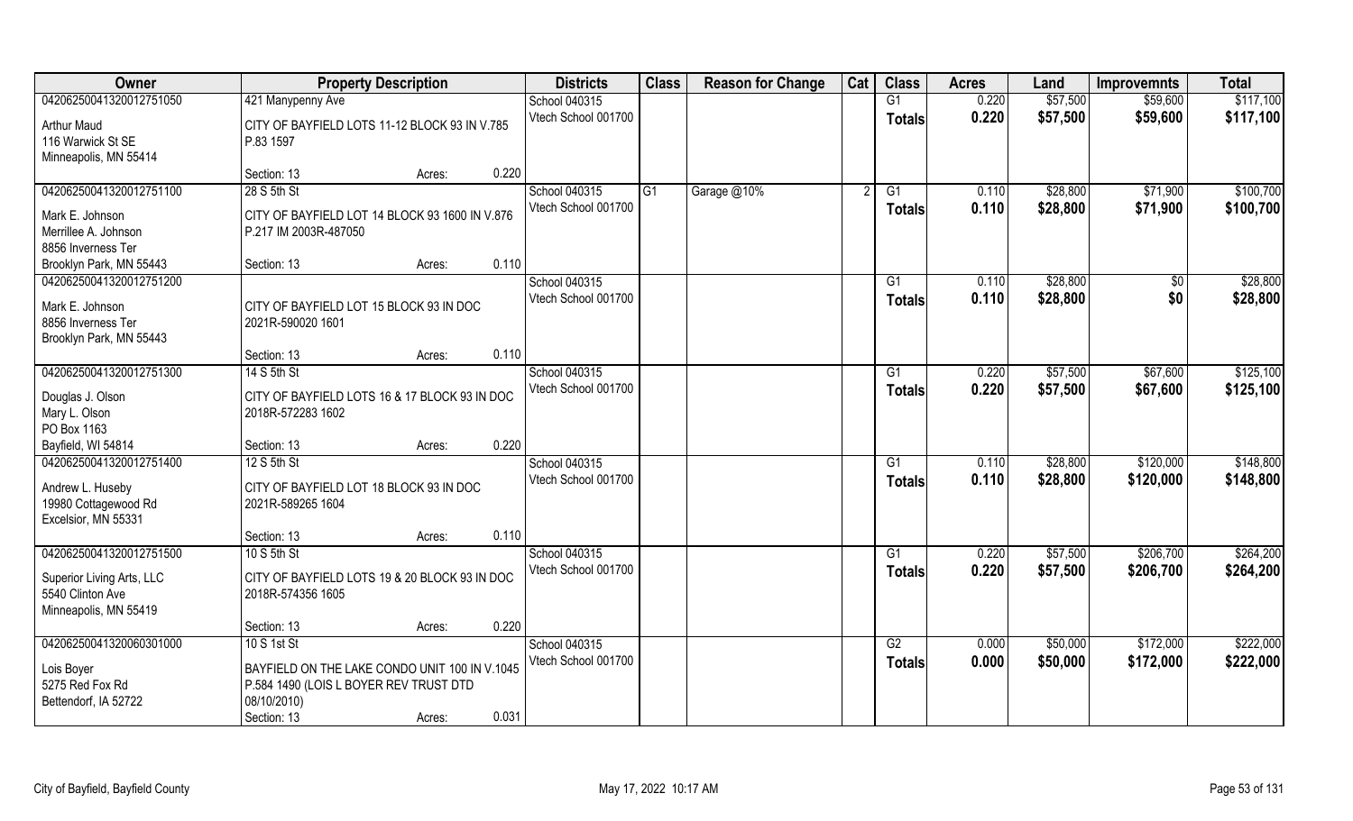| Owner | Property Description | | | Districts | Class | Reason for Change | Cat | Class | Acres | Land | Improvemnts | Total |
|---|---|---|---|---|---|---|---|---|---|---|---|---|
| 04206250041320012751050 | 421 Manypenny Ave | | | School 040315 | | | | G1 | 0.220 | $57,500 | $59,600 | $117,100 |
| Arthur Maud<br>116 Warwick St SE<br>Minneapolis, MN 55414 | CITY OF BAYFIELD LOTS 11-12 BLOCK 93 IN V.785 P.83 1597 | | | Vtech School 001700 | | | | Totals | 0.220 | $57,500 | $59,600 | $117,100 |
| | Section: 13 | Acres: | 0.220 | | | | | | | | | |
| 04206250041320012751100 | 28 S 5th St | | | School 040315 | G1 | Garage @10% | 2 | G1 | 0.110 | $28,800 | $71,900 | $100,700 |
| Mark E. Johnson<br>Merrillee A. Johnson<br>8856 Inverness Ter<br>Brooklyn Park, MN 55443 | CITY OF BAYFIELD LOT 14 BLOCK 93 1600 IN V.876 P.217 IM 2003R-487050 | | | Vtech School 001700 | | | | Totals | 0.110 | $28,800 | $71,900 | $100,700 |
| | Section: 13 | Acres: | 0.110 | | | | | | | | | |
| 04206250041320012751200 | | | | School 040315 | | | | G1 | 0.110 | $28,800 | $0 | $28,800 |
| Mark E. Johnson<br>8856 Inverness Ter<br>Brooklyn Park, MN 55443 | CITY OF BAYFIELD LOT 15 BLOCK 93 IN DOC 2021R-590020 1601 | | | Vtech School 001700 | | | | Totals | 0.110 | $28,800 | $0 | $28,800 |
| | Section: 13 | Acres: | 0.110 | | | | | | | | | |
| 04206250041320012751300 | 14 S 5th St | | | School 040315 | | | | G1 | 0.220 | $57,500 | $67,600 | $125,100 |
| Douglas J. Olson<br>Mary L. Olson<br>PO Box 1163<br>Bayfield, WI 54814 | CITY OF BAYFIELD LOTS 16 & 17 BLOCK 93 IN DOC 2018R-572283 1602 | | | Vtech School 001700 | | | | Totals | 0.220 | $57,500 | $67,600 | $125,100 |
| | Section: 13 | Acres: | 0.220 | | | | | | | | | |
| 04206250041320012751400 | 12 S 5th St | | | School 040315 | | | | G1 | 0.110 | $28,800 | $120,000 | $148,800 |
| Andrew L. Huseby<br>19980 Cottagewood Rd<br>Excelsior, MN 55331 | CITY OF BAYFIELD LOT 18 BLOCK 93 IN DOC 2021R-589265 1604 | | | Vtech School 001700 | | | | Totals | 0.110 | $28,800 | $120,000 | $148,800 |
| | Section: 13 | Acres: | 0.110 | | | | | | | | | |
| 04206250041320012751500 | 10 S 5th St | | | School 040315 | | | | G1 | 0.220 | $57,500 | $206,700 | $264,200 |
| Superior Living Arts, LLC<br>5540 Clinton Ave<br>Minneapolis, MN 55419 | CITY OF BAYFIELD LOTS 19 & 20 BLOCK 93 IN DOC 2018R-574356 1605 | | | Vtech School 001700 | | | | Totals | 0.220 | $57,500 | $206,700 | $264,200 |
| | Section: 13 | Acres: | 0.220 | | | | | | | | | |
| 04206250041320060301000 | 10 S 1st St | | | School 040315 | | | | G2 | 0.000 | $50,000 | $172,000 | $222,000 |
| Lois Boyer<br>5275 Red Fox Rd<br>Bettendorf, IA 52722 | BAYFIELD ON THE LAKE CONDO UNIT 100 IN V.1045 P.584 1490 (LOIS L BOYER REV TRUST DTD 08/10/2010) | | | Vtech School 001700 | | | | Totals | 0.000 | $50,000 | $172,000 | $222,000 |
| | Section: 13 | Acres: | 0.031 | | | | | | | | | |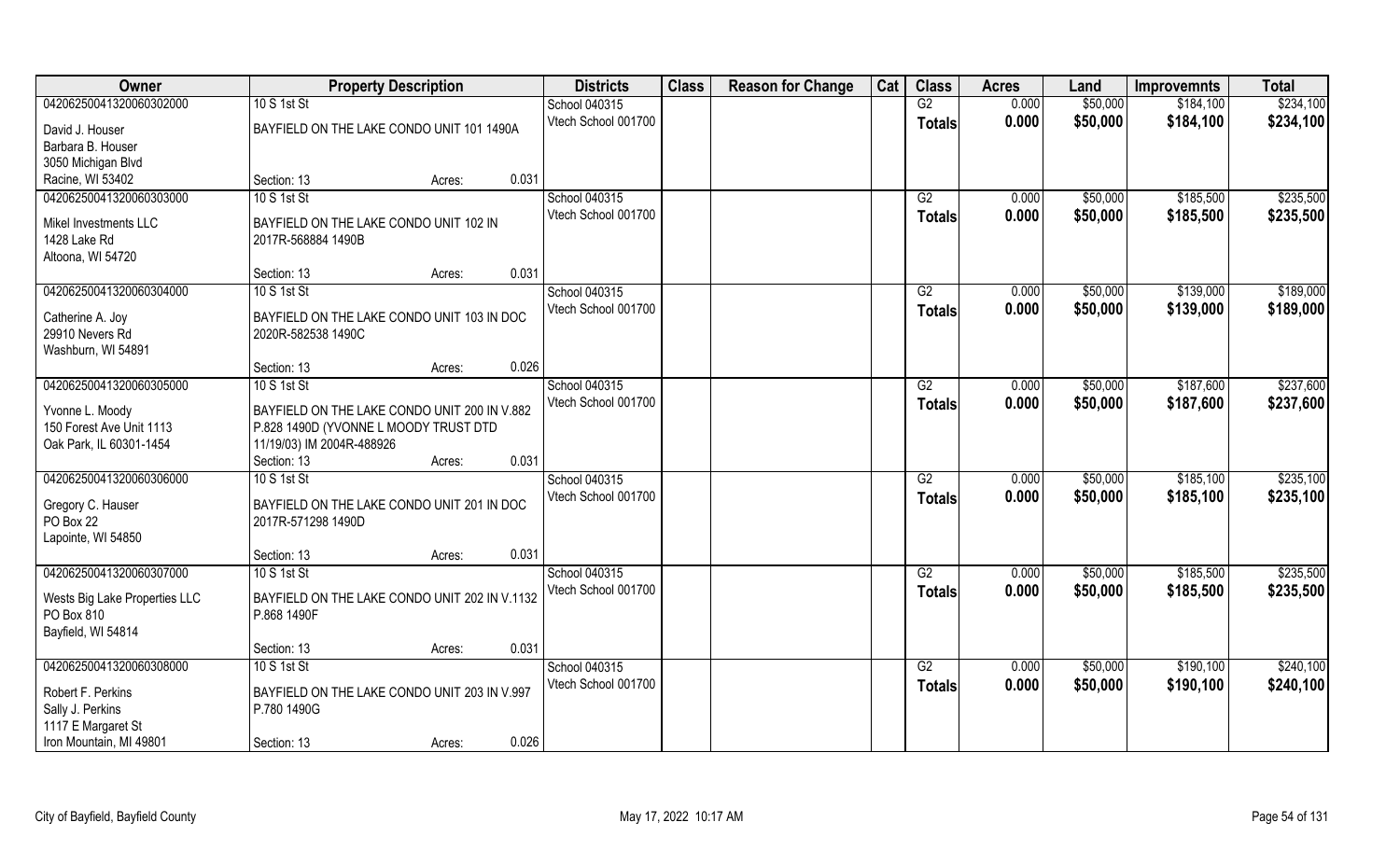| Owner | Property Description | | | Districts | Class | Reason for Change | Cat | Class | Acres | Land | Improvemnts | Total |
|---|---|---|---|---|---|---|---|---|---|---|---|---|
| 04206250041320060302000 | 10 S 1st St | | | School 040315 | | | | G2 | 0.000 | $50,000 | $184,100 | $234,100 |
| David J. Houser<br>Barbara B. Houser<br>3050 Michigan Blvd<br>Racine, WI 53402 | BAYFIELD ON THE LAKE CONDO UNIT 101 1490A | | | Vtech School 001700 | | | | Totals | 0.000 | $50,000 | $184,100 | $234,100 |
| | Section: 13 | Acres: | 0.031 | | | | | | | | | |
| 04206250041320060303000 | 10 S 1st St | | | School 040315 | | | | G2 | 0.000 | $50,000 | $185,500 | $235,500 |
| Mikel Investments LLC<br>1428 Lake Rd<br>Altoona, WI 54720 | BAYFIELD ON THE LAKE CONDO UNIT 102 IN 2017R-568884 1490B | | | Vtech School 001700 | | | | Totals | 0.000 | $50,000 | $185,500 | $235,500 |
| | Section: 13 | Acres: | 0.031 | | | | | | | | | |
| 04206250041320060304000 | 10 S 1st St | | | School 040315 | | | | G2 | 0.000 | $50,000 | $139,000 | $189,000 |
| Catherine A. Joy<br>29910 Nevers Rd<br>Washburn, WI 54891 | BAYFIELD ON THE LAKE CONDO UNIT 103 IN DOC 2020R-582538 1490C | | | Vtech School 001700 | | | | Totals | 0.000 | $50,000 | $139,000 | $189,000 |
| | Section: 13 | Acres: | 0.026 | | | | | | | | | |
| 04206250041320060305000 | 10 S 1st St | | | School 040315 | | | | G2 | 0.000 | $50,000 | $187,600 | $237,600 |
| Yvonne L. Moody<br>150 Forest Ave Unit 1113<br>Oak Park, IL 60301-1454 | BAYFIELD ON THE LAKE CONDO UNIT 200 IN V.882 P.828 1490D (YVONNE L MOODY TRUST DTD 11/19/03) IM 2004R-488926 | | | Vtech School 001700 | | | | Totals | 0.000 | $50,000 | $187,600 | $237,600 |
| | Section: 13 | Acres: | 0.031 | | | | | | | | | |
| 04206250041320060306000 | 10 S 1st St | | | School 040315 | | | | G2 | 0.000 | $50,000 | $185,100 | $235,100 |
| Gregory C. Hauser<br>PO Box 22<br>Lapointe, WI 54850 | BAYFIELD ON THE LAKE CONDO UNIT 201 IN DOC 2017R-571298 1490D | | | Vtech School 001700 | | | | Totals | 0.000 | $50,000 | $185,100 | $235,100 |
| | Section: 13 | Acres: | 0.031 | | | | | | | | | |
| 04206250041320060307000 | 10 S 1st St | | | School 040315 | | | | G2 | 0.000 | $50,000 | $185,500 | $235,500 |
| Wests Big Lake Properties LLC<br>PO Box 810<br>Bayfield, WI 54814 | BAYFIELD ON THE LAKE CONDO UNIT 202 IN V.1132 P.868 1490F | | | Vtech School 001700 | | | | Totals | 0.000 | $50,000 | $185,500 | $235,500 |
| | Section: 13 | Acres: | 0.031 | | | | | | | | | |
| 04206250041320060308000 | 10 S 1st St | | | School 040315 | | | | G2 | 0.000 | $50,000 | $190,100 | $240,100 |
| Robert F. Perkins<br>Sally J. Perkins<br>1117 E Margaret St<br>Iron Mountain, MI 49801 | BAYFIELD ON THE LAKE CONDO UNIT 203 IN V.997 P.780 1490G | | | Vtech School 001700 | | | | Totals | 0.000 | $50,000 | $190,100 | $240,100 |
| | Section: 13 | Acres: | 0.026 | | | | | | | | | |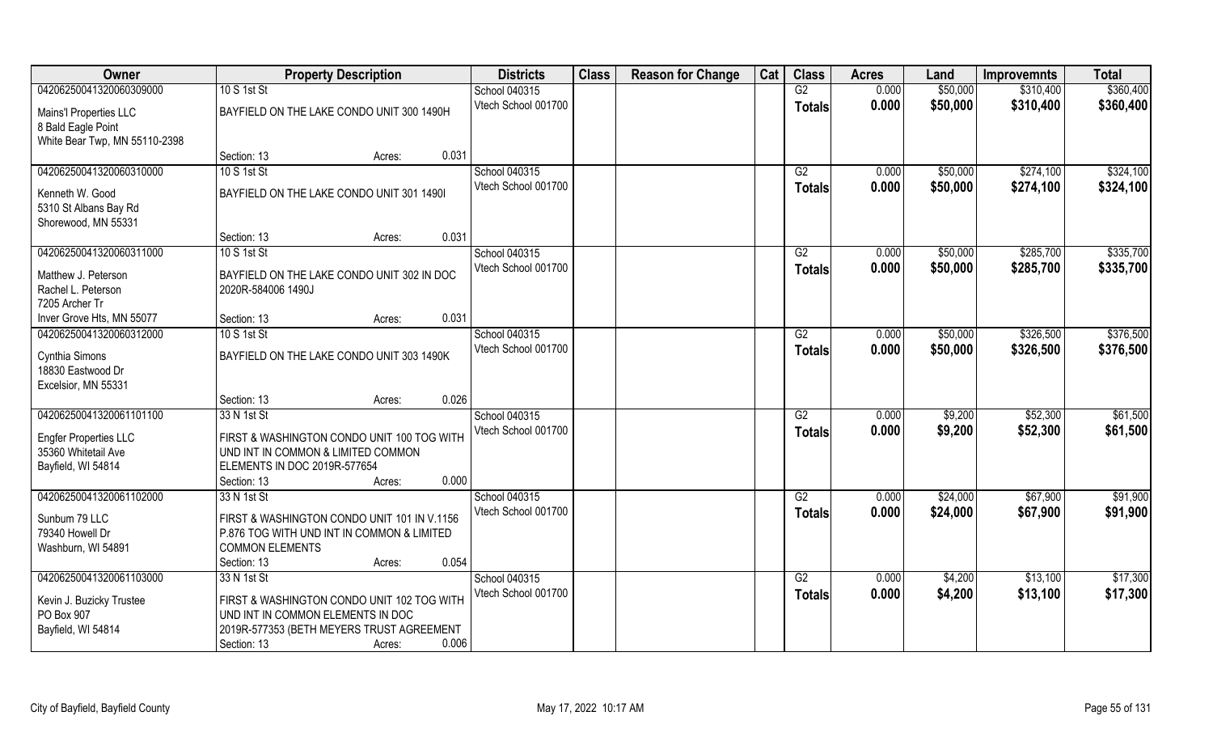| Owner | Property Description | | Districts | Class | Reason for Change | Cat | Class | Acres | Land | Improvemnts | Total |
|---|---|---|---|---|---|---|---|---|---|---|---|
| 04206250041320060309000 | 10 S 1st St | | School 040315 | | | | G2 | 0.000 | $50,000 | $310,400 | $360,400 |
| Mains'l Properties LLC<br>8 Bald Eagle Point<br>White Bear Twp, MN 55110-2398 | BAYFIELD ON THE LAKE CONDO UNIT 300 1490H | | Vtech School 001700 | | | | Totals | 0.000 | $50,000 | $310,400 | $360,400 |
| | Section: 13 | Acres: 0.031 | | | | | | | | | |
| 04206250041320060310000 | 10 S 1st St | | School 040315 | | | | G2 | 0.000 | $50,000 | $274,100 | $324,100 |
| Kenneth W. Good<br>5310 St Albans Bay Rd<br>Shorewood, MN 55331 | BAYFIELD ON THE LAKE CONDO UNIT 301 1490I | | Vtech School 001700 | | | | Totals | 0.000 | $50,000 | $274,100 | $324,100 |
| | Section: 13 | Acres: 0.031 | | | | | | | | | |
| 04206250041320060311000 | 10 S 1st St | | School 040315 | | | | G2 | 0.000 | $50,000 | $285,700 | $335,700 |
| Matthew J. Peterson<br>Rachel L. Peterson<br>7205 Archer Tr<br>Inver Grove Hts, MN 55077 | BAYFIELD ON THE LAKE CONDO UNIT 302 IN DOC 2020R-584006 1490J | | Vtech School 001700 | | | | Totals | 0.000 | $50,000 | $285,700 | $335,700 |
| | Section: 13 | Acres: 0.031 | | | | | | | | | |
| 04206250041320060312000 | 10 S 1st St | | School 040315 | | | | G2 | 0.000 | $50,000 | $326,500 | $376,500 |
| Cynthia Simons<br>18830 Eastwood Dr<br>Excelsior, MN 55331 | BAYFIELD ON THE LAKE CONDO UNIT 303 1490K | | Vtech School 001700 | | | | Totals | 0.000 | $50,000 | $326,500 | $376,500 |
| | Section: 13 | Acres: 0.026 | | | | | | | | | |
| 04206250041320061101100 | 33 N 1st St | | School 040315 | | | | G2 | 0.000 | $9,200 | $52,300 | $61,500 |
| Engfer Properties LLC<br>35360 Whitetail Ave<br>Bayfield, WI 54814 | FIRST & WASHINGTON CONDO UNIT 100 TOG WITH UND INT IN COMMON & LIMITED COMMON ELEMENTS IN DOC 2019R-577654 | | Vtech School 001700 | | | | Totals | 0.000 | $9,200 | $52,300 | $61,500 |
| | Section: 13 | Acres: 0.000 | | | | | | | | | |
| 04206250041320061102000 | 33 N 1st St | | School 040315 | | | | G2 | 0.000 | $24,000 | $67,900 | $91,900 |
| Sunbum 79 LLC<br>79340 Howell Dr<br>Washburn, WI 54891 | FIRST & WASHINGTON CONDO UNIT 101 IN V.1156 P.876 TOG WITH UND INT IN COMMON & LIMITED COMMON ELEMENTS | | Vtech School 001700 | | | | Totals | 0.000 | $24,000 | $67,900 | $91,900 |
| | Section: 13 | Acres: 0.054 | | | | | | | | | |
| 04206250041320061103000 | 33 N 1st St | | School 040315 | | | | G2 | 0.000 | $4,200 | $13,100 | $17,300 |
| Kevin J. Buzicky Trustee<br>PO Box 907<br>Bayfield, WI 54814 | FIRST & WASHINGTON CONDO UNIT 102 TOG WITH UND INT IN COMMON ELEMENTS IN DOC 2019R-577353 (BETH MEYERS TRUST AGREEMENT | | Vtech School 001700 | | | | Totals | 0.000 | $4,200 | $13,100 | $17,300 |
| | Section: 13 | Acres: 0.006 | | | | | | | | | |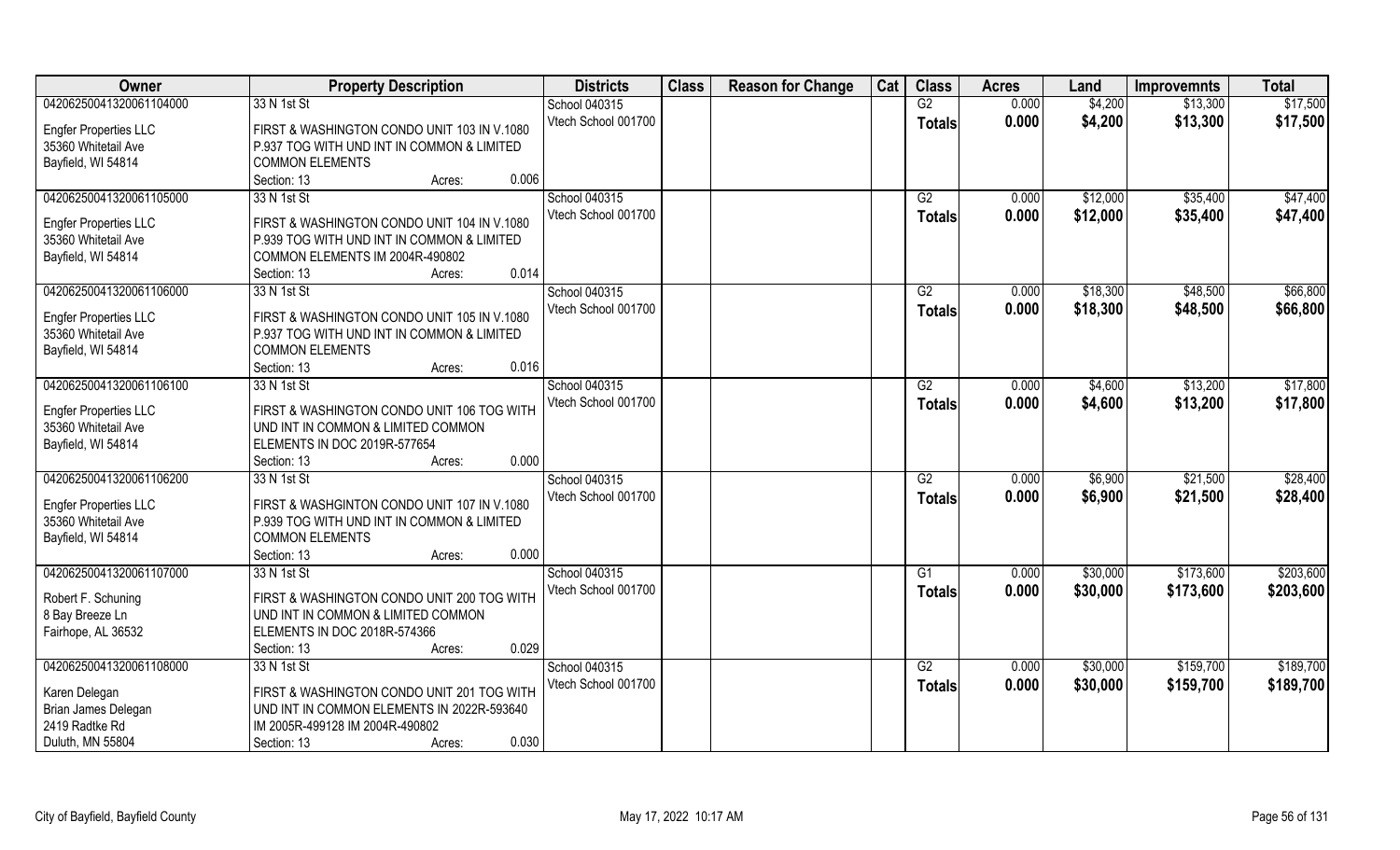| Owner | Property Description | Districts | Class | Reason for Change | Cat | Class | Acres | Land | Improvemnts | Total |
|---|---|---|---|---|---|---|---|---|---|---|
| 04206250041320061104000 | 33 N 1st St | School 040315 | | | | G2 | 0.000 | $4,200 | $13,300 | $17,500 |
| Engfer Properties LLC<br>35360 Whitetail Ave<br>Bayfield, WI 54814 | FIRST & WASHINGTON CONDO UNIT 103 IN V.1080 P.937 TOG WITH UND INT IN COMMON & LIMITED COMMON ELEMENTS<br>Section: 13 Acres: 0.006 | Vtech School 001700 | | | | **Totals** | **0.000** | **$4,200** | **$13,300** | **$17,500** |
| 04206250041320061105000 | 33 N 1st St | School 040315 | | | | G2 | 0.000 | $12,000 | $35,400 | $47,400 |
| Engfer Properties LLC<br>35360 Whitetail Ave<br>Bayfield, WI 54814 | FIRST & WASHINGTON CONDO UNIT 104 IN V.1080 P.939 TOG WITH UND INT IN COMMON & LIMITED COMMON ELEMENTS IM 2004R-490802<br>Section: 13 Acres: 0.014 | Vtech School 001700 | | | | **Totals** | **0.000** | **$12,000** | **$35,400** | **$47,400** |
| 04206250041320061106000 | 33 N 1st St | School 040315 | | | | G2 | 0.000 | $18,300 | $48,500 | $66,800 |
| Engfer Properties LLC<br>35360 Whitetail Ave<br>Bayfield, WI 54814 | FIRST & WASHINGTON CONDO UNIT 105 IN V.1080 P.937 TOG WITH UND INT IN COMMON & LIMITED COMMON ELEMENTS<br>Section: 13 Acres: 0.016 | Vtech School 001700 | | | | **Totals** | **0.000** | **$18,300** | **$48,500** | **$66,800** |
| 04206250041320061106100 | 33 N 1st St | School 040315 | | | | G2 | 0.000 | $4,600 | $13,200 | $17,800 |
| Engfer Properties LLC<br>35360 Whitetail Ave<br>Bayfield, WI 54814 | FIRST & WASHINGTON CONDO UNIT 106 TOG WITH UND INT IN COMMON & LIMITED COMMON ELEMENTS IN DOC 2019R-577654<br>Section: 13 Acres: 0.000 | Vtech School 001700 | | | | **Totals** | **0.000** | **$4,600** | **$13,200** | **$17,800** |
| 04206250041320061106200 | 33 N 1st St | School 040315 | | | | G2 | 0.000 | $6,900 | $21,500 | $28,400 |
| Engfer Properties LLC<br>35360 Whitetail Ave<br>Bayfield, WI 54814 | FIRST & WASHGINTON CONDO UNIT 107 IN V.1080 P.939 TOG WITH UND INT IN COMMON & LIMITED COMMON ELEMENTS<br>Section: 13 Acres: 0.000 | Vtech School 001700 | | | | **Totals** | **0.000** | **$6,900** | **$21,500** | **$28,400** |
| 04206250041320061107000 | 33 N 1st St | School 040315 | | | | G1 | 0.000 | $30,000 | $173,600 | $203,600 |
| Robert F. Schuning<br>8 Bay Breeze Ln<br>Fairhope, AL 36532 | FIRST & WASHINGTON CONDO UNIT 200 TOG WITH UND INT IN COMMON & LIMITED COMMON ELEMENTS IN DOC 2018R-574366<br>Section: 13 Acres: 0.029 | Vtech School 001700 | | | | **Totals** | **0.000** | **$30,000** | **$173,600** | **$203,600** |
| 04206250041320061108000 | 33 N 1st St | School 040315 | | | | G2 | 0.000 | $30,000 | $159,700 | $189,700 |
| Karen Delegan<br>Brian James Delegan<br>2419 Radtke Rd<br>Duluth, MN 55804 | FIRST & WASHINGTON CONDO UNIT 201 TOG WITH UND INT IN COMMON ELEMENTS IN 2022R-593640 IM 2005R-499128 IM 2004R-490802<br>Section: 13 Acres: 0.030 | Vtech School 001700 | | | | **Totals** | **0.000** | **$30,000** | **$159,700** | **$189,700** |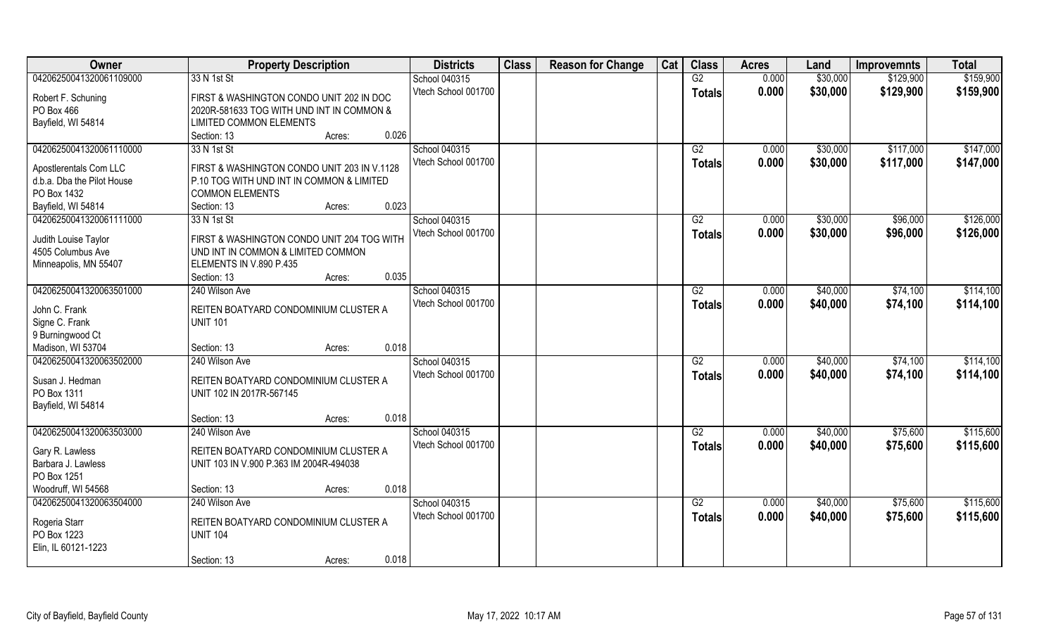| Owner | Property Description | Districts | Class | Reason for Change | Cat | Class | Acres | Land | Improvemnts | Total |
|---|---|---|---|---|---|---|---|---|---|---|
| 04206250041320061109000 | 33 N 1st St | School 040315 | | | | G2 | 0.000 | $30,000 | $129,900 | $159,900 |
| Robert F. Schuning<br>PO Box 466<br>Bayfield, WI 54814 | FIRST & WASHINGTON CONDO UNIT 202 IN DOC 2020R-581633 TOG WITH UND INT IN COMMON & LIMITED COMMON ELEMENTS<br>Section: 13 Acres: 0.026 | Vtech School 001700 | | | | Totals | 0.000 | $30,000 | $129,900 | $159,900 |
| 04206250041320061110000 | 33 N 1st St | School 040315 | | | | G2 | 0.000 | $30,000 | $117,000 | $147,000 |
| Apostlerentals Com LLC<br>d.b.a. Dba the Pilot House<br>PO Box 1432<br>Bayfield, WI 54814 | FIRST & WASHINGTON CONDO UNIT 203 IN V.1128 P.10 TOG WITH UND INT IN COMMON & LIMITED COMMON ELEMENTS<br>Section: 13 Acres: 0.023 | Vtech School 001700 | | | | Totals | 0.000 | $30,000 | $117,000 | $147,000 |
| 04206250041320061111000 | 33 N 1st St | School 040315 | | | | G2 | 0.000 | $30,000 | $96,000 | $126,000 |
| Judith Louise Taylor<br>4505 Columbus Ave<br>Minneapolis, MN 55407 | FIRST & WASHINGTON CONDO UNIT 204 TOG WITH UND INT IN COMMON & LIMITED COMMON ELEMENTS IN V.890 P.435<br>Section: 13 Acres: 0.035 | Vtech School 001700 | | | | Totals | 0.000 | $30,000 | $96,000 | $126,000 |
| 04206250041320063501000 | 240 Wilson Ave | School 040315 | | | | G2 | 0.000 | $40,000 | $74,100 | $114,100 |
| John C. Frank<br>Signe C. Frank<br>9 Burningwood Ct<br>Madison, WI 53704 | REITEN BOATYARD CONDOMINIUM CLUSTER A UNIT 101<br>Section: 13 Acres: 0.018 | Vtech School 001700 | | | | Totals | 0.000 | $40,000 | $74,100 | $114,100 |
| 04206250041320063502000 | 240 Wilson Ave | School 040315 | | | | G2 | 0.000 | $40,000 | $74,100 | $114,100 |
| Susan J. Hedman<br>PO Box 1311<br>Bayfield, WI 54814 | REITEN BOATYARD CONDOMINIUM CLUSTER A UNIT 102 IN 2017R-567145<br>Section: 13 Acres: 0.018 | Vtech School 001700 | | | | Totals | 0.000 | $40,000 | $74,100 | $114,100 |
| 04206250041320063503000 | 240 Wilson Ave | School 040315 | | | | G2 | 0.000 | $40,000 | $75,600 | $115,600 |
| Gary R. Lawless<br>Barbara J. Lawless<br>PO Box 1251<br>Woodruff, WI 54568 | REITEN BOATYARD CONDOMINIUM CLUSTER A UNIT 103 IN V.900 P.363 IM 2004R-494038<br>Section: 13 Acres: 0.018 | Vtech School 001700 | | | | Totals | 0.000 | $40,000 | $75,600 | $115,600 |
| 04206250041320063504000 | 240 Wilson Ave | School 040315 | | | | G2 | 0.000 | $40,000 | $75,600 | $115,600 |
| Rogeria Starr<br>PO Box 1223<br>Elin, IL 60121-1223 | REITEN BOATYARD CONDOMINIUM CLUSTER A UNIT 104<br>Section: 13 Acres: 0.018 | Vtech School 001700 | | | | Totals | 0.000 | $40,000 | $75,600 | $115,600 |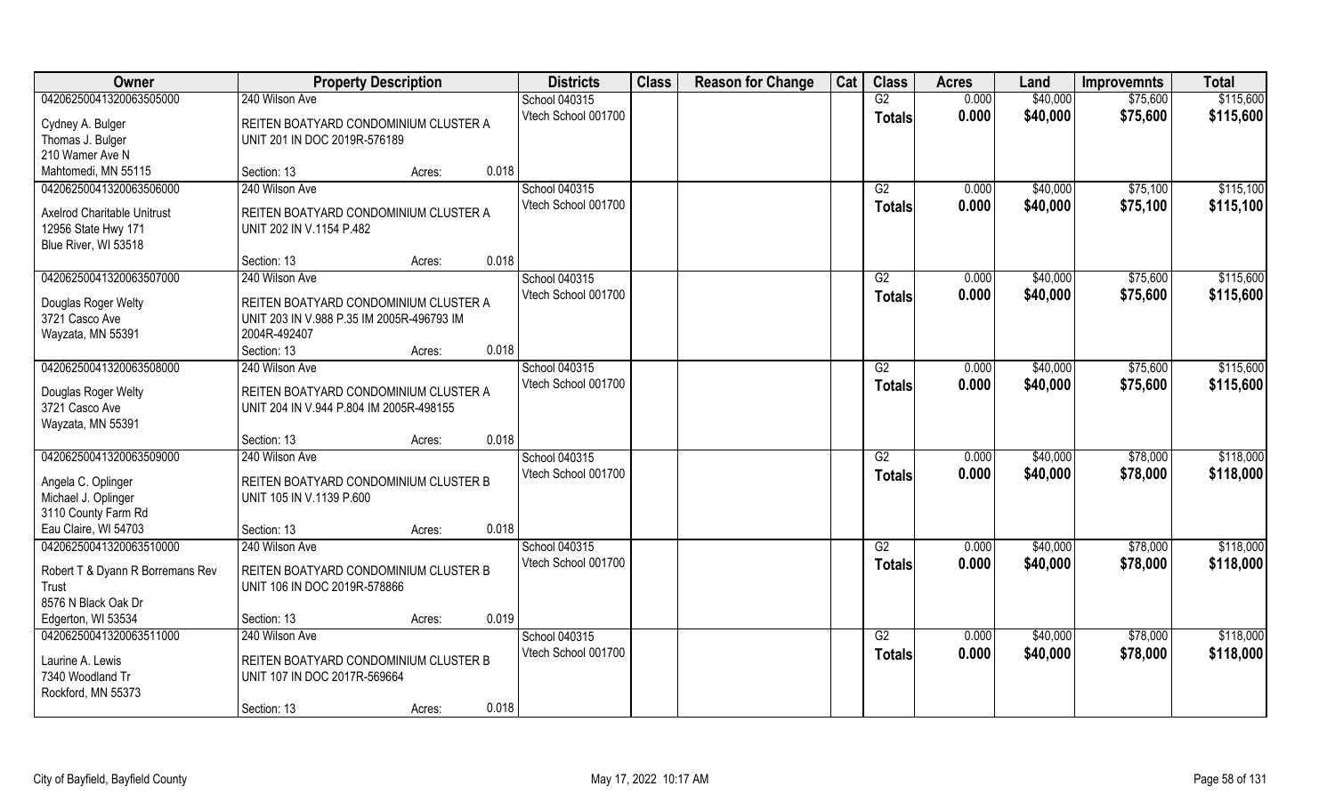| Owner | Property Description | | | Districts | Class | Reason for Change | Cat | Class | Acres | Land | Improvemnts | Total |
|---|---|---|---|---|---|---|---|---|---|---|---|---|
| 04206250041320063505000 | 240 Wilson Ave | | | School 040315 | | | | G2 | 0.000 | $40,000 | $75,600 | $115,600 |
| Cydney A. Bulger<br>Thomas J. Bulger<br>210 Wamer Ave N<br>Mahtomedi, MN 55115 | REITEN BOATYARD CONDOMINIUM CLUSTER A<br>UNIT 201 IN DOC 2019R-576189 | | | Vtech School 001700 | | | | **Totals** | **0.000** | **$40,000** | **$75,600** | **$115,600** |
| | Section: 13 | Acres: | 0.018 | | | | | | | | | |
| 04206250041320063506000 | 240 Wilson Ave | | | School 040315 | | | | G2 | 0.000 | $40,000 | $75,100 | $115,100 |
| Axelrod Charitable Unitrust<br>12956 State Hwy 171<br>Blue River, WI 53518 | REITEN BOATYARD CONDOMINIUM CLUSTER A<br>UNIT 202 IN V.1154 P.482 | | | Vtech School 001700 | | | | **Totals** | **0.000** | **$40,000** | **$75,100** | **$115,100** |
| | Section: 13 | Acres: | 0.018 | | | | | | | | | |
| 04206250041320063507000 | 240 Wilson Ave | | | School 040315 | | | | G2 | 0.000 | $40,000 | $75,600 | $115,600 |
| Douglas Roger Welty<br>3721 Casco Ave<br>Wayzata, MN 55391 | REITEN BOATYARD CONDOMINIUM CLUSTER A<br>UNIT 203 IN V.988 P.35 IM 2005R-496793 IM<br>2004R-492407 | | | Vtech School 001700 | | | | **Totals** | **0.000** | **$40,000** | **$75,600** | **$115,600** |
| | Section: 13 | Acres: | 0.018 | | | | | | | | | |
| 04206250041320063508000 | 240 Wilson Ave | | | School 040315 | | | | G2 | 0.000 | $40,000 | $75,600 | $115,600 |
| Douglas Roger Welty<br>3721 Casco Ave<br>Wayzata, MN 55391 | REITEN BOATYARD CONDOMINIUM CLUSTER A<br>UNIT 204 IN V.944 P.804 IM 2005R-498155 | | | Vtech School 001700 | | | | **Totals** | **0.000** | **$40,000** | **$75,600** | **$115,600** |
| | Section: 13 | Acres: | 0.018 | | | | | | | | | |
| 04206250041320063509000 | 240 Wilson Ave | | | School 040315 | | | | G2 | 0.000 | $40,000 | $78,000 | $118,000 |
| Angela C. Oplinger<br>Michael J. Oplinger<br>3110 County Farm Rd<br>Eau Claire, WI 54703 | REITEN BOATYARD CONDOMINIUM CLUSTER B<br>UNIT 105 IN V.1139 P.600 | | | Vtech School 001700 | | | | **Totals** | **0.000** | **$40,000** | **$78,000** | **$118,000** |
| | Section: 13 | Acres: | 0.018 | | | | | | | | | |
| 04206250041320063510000 | 240 Wilson Ave | | | School 040315 | | | | G2 | 0.000 | $40,000 | $78,000 | $118,000 |
| Robert T & Dyann R Borremans Rev Trust<br>8576 N Black Oak Dr<br>Edgerton, WI 53534 | REITEN BOATYARD CONDOMINIUM CLUSTER B<br>UNIT 106 IN DOC 2019R-578866 | | | Vtech School 001700 | | | | **Totals** | **0.000** | **$40,000** | **$78,000** | **$118,000** |
| | Section: 13 | Acres: | 0.019 | | | | | | | | | |
| 04206250041320063511000 | 240 Wilson Ave | | | School 040315 | | | | G2 | 0.000 | $40,000 | $78,000 | $118,000 |
| Laurine A. Lewis<br>7340 Woodland Tr<br>Rockford, MN 55373 | REITEN BOATYARD CONDOMINIUM CLUSTER B<br>UNIT 107 IN DOC 2017R-569664 | | | Vtech School 001700 | | | | **Totals** | **0.000** | **$40,000** | **$78,000** | **$118,000** |
| | Section: 13 | Acres: | 0.018 | | | | | | | | | |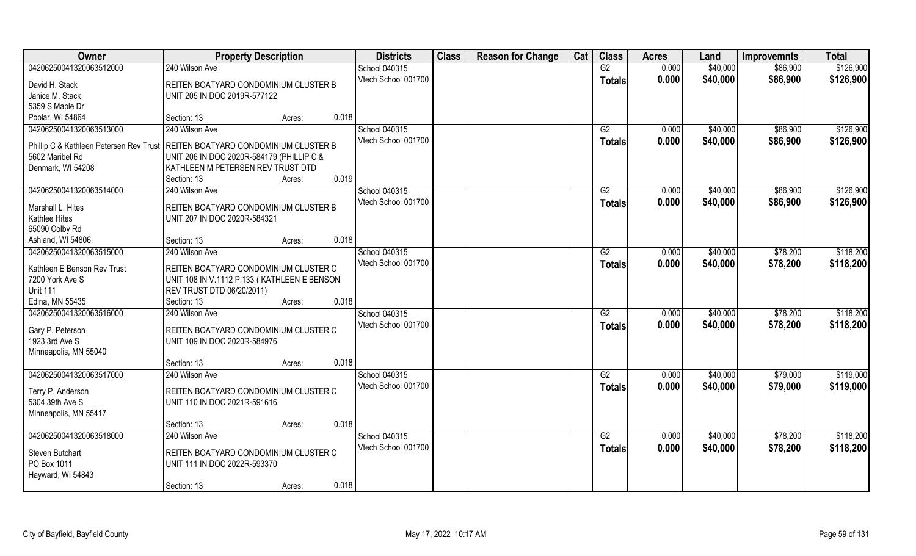| Owner | Property Description | Districts | Class | Reason for Change | Cat | Class | Acres | Land | Improvemnts | Total |
|---|---|---|---|---|---|---|---|---|---|---|
| 04206250041320063512000 | 240 Wilson Ave | School 040315 | | | | G2 | 0.000 | $40,000 | $86,900 | $126,900 |
| David H. Stack<br>Janice M. Stack<br>5359 S Maple Dr<br>Poplar, WI 54864 | REITEN BOATYARD CONDOMINIUM CLUSTER B<br>UNIT 205 IN DOC 2019R-577122<br>Section: 13 Acres: 0.018 | Vtech School 001700 | | | | **Totals** | **0.000** | **$40,000** | **$86,900** | **$126,900** |
| 04206250041320063513000 | 240 Wilson Ave | School 040315 | | | | G2 | 0.000 | $40,000 | $86,900 | $126,900 |
| Phillip C & Kathleen Petersen Rev Trust<br>5602 Maribel Rd<br>Denmark, WI 54208 | REITEN BOATYARD CONDOMINIUM CLUSTER B<br>UNIT 206 IN DOC 2020R-584179 (PHILLIP C &<br>KATHLEEN M PETERSEN REV TRUST DTD<br>Section: 13 Acres: 0.019 | Vtech School 001700 | | | | **Totals** | **0.000** | **$40,000** | **$86,900** | **$126,900** |
| 04206250041320063514000 | 240 Wilson Ave | School 040315 | | | | G2 | 0.000 | $40,000 | $86,900 | $126,900 |
| Marshall L. Hites<br>Kathlee Hites<br>65090 Colby Rd<br>Ashland, WI 54806 | REITEN BOATYARD CONDOMINIUM CLUSTER B<br>UNIT 207 IN DOC 2020R-584321<br>Section: 13 Acres: 0.018 | Vtech School 001700 | | | | **Totals** | **0.000** | **$40,000** | **$86,900** | **$126,900** |
| 04206250041320063515000 | 240 Wilson Ave | School 040315 | | | | G2 | 0.000 | $40,000 | $78,200 | $118,200 |
| Kathleen E Benson Rev Trust<br>7200 York Ave S<br>Unit 111<br>Edina, MN 55435 | REITEN BOATYARD CONDOMINIUM CLUSTER C<br>UNIT 108 IN V.1112 P.133 ( KATHLEEN E BENSON<br>REV TRUST DTD 06/20/2011)<br>Section: 13 Acres: 0.018 | Vtech School 001700 | | | | **Totals** | **0.000** | **$40,000** | **$78,200** | **$118,200** |
| 04206250041320063516000 | 240 Wilson Ave | School 040315 | | | | G2 | 0.000 | $40,000 | $78,200 | $118,200 |
| Gary P. Peterson<br>1923 3rd Ave S<br>Minneapolis, MN 55040 | REITEN BOATYARD CONDOMINIUM CLUSTER C<br>UNIT 109 IN DOC 2020R-584976<br>Section: 13 Acres: 0.018 | Vtech School 001700 | | | | **Totals** | **0.000** | **$40,000** | **$78,200** | **$118,200** |
| 04206250041320063517000 | 240 Wilson Ave | School 040315 | | | | G2 | 0.000 | $40,000 | $79,000 | $119,000 |
| Terry P. Anderson<br>5304 39th Ave S<br>Minneapolis, MN 55417 | REITEN BOATYARD CONDOMINIUM CLUSTER C<br>UNIT 110 IN DOC 2021R-591616<br>Section: 13 Acres: 0.018 | Vtech School 001700 | | | | **Totals** | **0.000** | **$40,000** | **$79,000** | **$119,000** |
| 04206250041320063518000 | 240 Wilson Ave | School 040315 | | | | G2 | 0.000 | $40,000 | $78,200 | $118,200 |
| Steven Butchart<br>PO Box 1011<br>Hayward, WI 54843 | REITEN BOATYARD CONDOMINIUM CLUSTER C<br>UNIT 111 IN DOC 2022R-593370<br>Section: 13 Acres: 0.018 | Vtech School 001700 | | | | **Totals** | **0.000** | **$40,000** | **$78,200** | **$118,200** |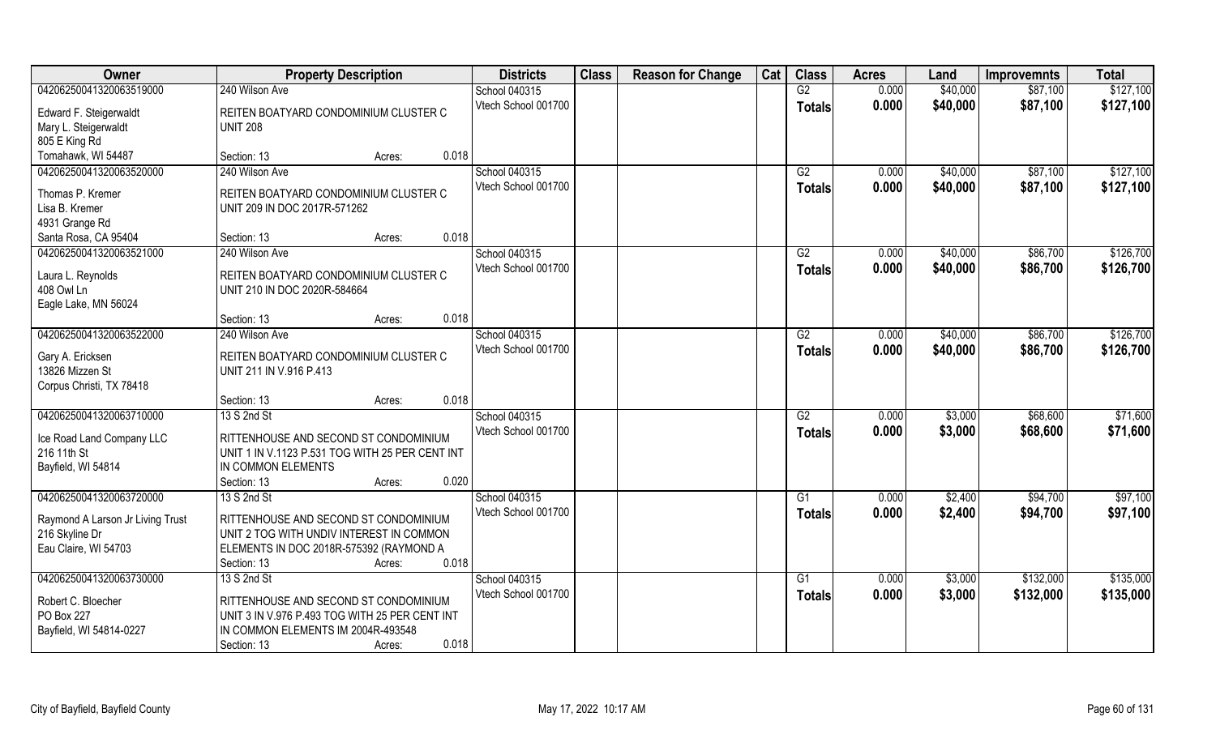| Owner | Property Description | Districts | Class | Reason for Change | Cat | Class | Acres | Land | Improvemnts | Total |
|---|---|---|---|---|---|---|---|---|---|---|
| 04206250041320063519000 | 240 Wilson Ave | School 040315 | | | | G2 | 0.000 | $40,000 | $87,100 | $127,100 |
| Edward F. Steigerwaldt<br>Mary L. Steigerwaldt<br>805 E King Rd<br>Tomahawk, WI 54487 | REITEN BOATYARD CONDOMINIUM CLUSTER C<br>UNIT 208<br>Section: 13 Acres: 0.018 | Vtech School 001700 | | | | Totals | 0.000 | $40,000 | $87,100 | $127,100 |
| 04206250041320063520000 | 240 Wilson Ave | School 040315 | | | | G2 | 0.000 | $40,000 | $87,100 | $127,100 |
| Thomas P. Kremer<br>Lisa B. Kremer<br>4931 Grange Rd<br>Santa Rosa, CA 95404 | REITEN BOATYARD CONDOMINIUM CLUSTER C<br>UNIT 209 IN DOC 2017R-571262<br>Section: 13 Acres: 0.018 | Vtech School 001700 | | | | Totals | 0.000 | $40,000 | $87,100 | $127,100 |
| 04206250041320063521000 | 240 Wilson Ave | School 040315 | | | | G2 | 0.000 | $40,000 | $86,700 | $126,700 |
| Laura L. Reynolds<br>408 Owl Ln<br>Eagle Lake, MN 56024 | REITEN BOATYARD CONDOMINIUM CLUSTER C<br>UNIT 210 IN DOC 2020R-584664<br>Section: 13 Acres: 0.018 | Vtech School 001700 | | | | Totals | 0.000 | $40,000 | $86,700 | $126,700 |
| 04206250041320063522000 | 240 Wilson Ave | School 040315 | | | | G2 | 0.000 | $40,000 | $86,700 | $126,700 |
| Gary A. Ericksen<br>13826 Mizzen St<br>Corpus Christi, TX 78418 | REITEN BOATYARD CONDOMINIUM CLUSTER C<br>UNIT 211 IN V.916 P.413<br>Section: 13 Acres: 0.018 | Vtech School 001700 | | | | Totals | 0.000 | $40,000 | $86,700 | $126,700 |
| 04206250041320063710000 | 13 S 2nd St | School 040315 | | | | G2 | 0.000 | $3,000 | $68,600 | $71,600 |
| Ice Road Land Company LLC<br>216 11th St<br>Bayfield, WI 54814 | RITTENHOUSE AND SECOND ST CONDOMINIUM<br>UNIT 1 IN V.1123 P.531 TOG WITH 25 PER CENT INT<br>IN COMMON ELEMENTS<br>Section: 13 Acres: 0.020 | Vtech School 001700 | | | | Totals | 0.000 | $3,000 | $68,600 | $71,600 |
| 04206250041320063720000 | 13 S 2nd St | School 040315 | | | | G1 | 0.000 | $2,400 | $94,700 | $97,100 |
| Raymond A Larson Jr Living Trust<br>216 Skyline Dr<br>Eau Claire, WI 54703 | RITTENHOUSE AND SECOND ST CONDOMINIUM<br>UNIT 2 TOG WITH UNDIV INTEREST IN COMMON<br>ELEMENTS IN DOC 2018R-575392 (RAYMOND A<br>Section: 13 Acres: 0.018 | Vtech School 001700 | | | | Totals | 0.000 | $2,400 | $94,700 | $97,100 |
| 04206250041320063730000 | 13 S 2nd St | School 040315 | | | | G1 | 0.000 | $3,000 | $132,000 | $135,000 |
| Robert C. Bloecher<br>PO Box 227<br>Bayfield, WI 54814-0227 | RITTENHOUSE AND SECOND ST CONDOMINIUM<br>UNIT 3 IN V.976 P.493 TOG WITH 25 PER CENT INT<br>IN COMMON ELEMENTS IM 2004R-493548<br>Section: 13 Acres: 0.018 | Vtech School 001700 | | | | Totals | 0.000 | $3,000 | $132,000 | $135,000 |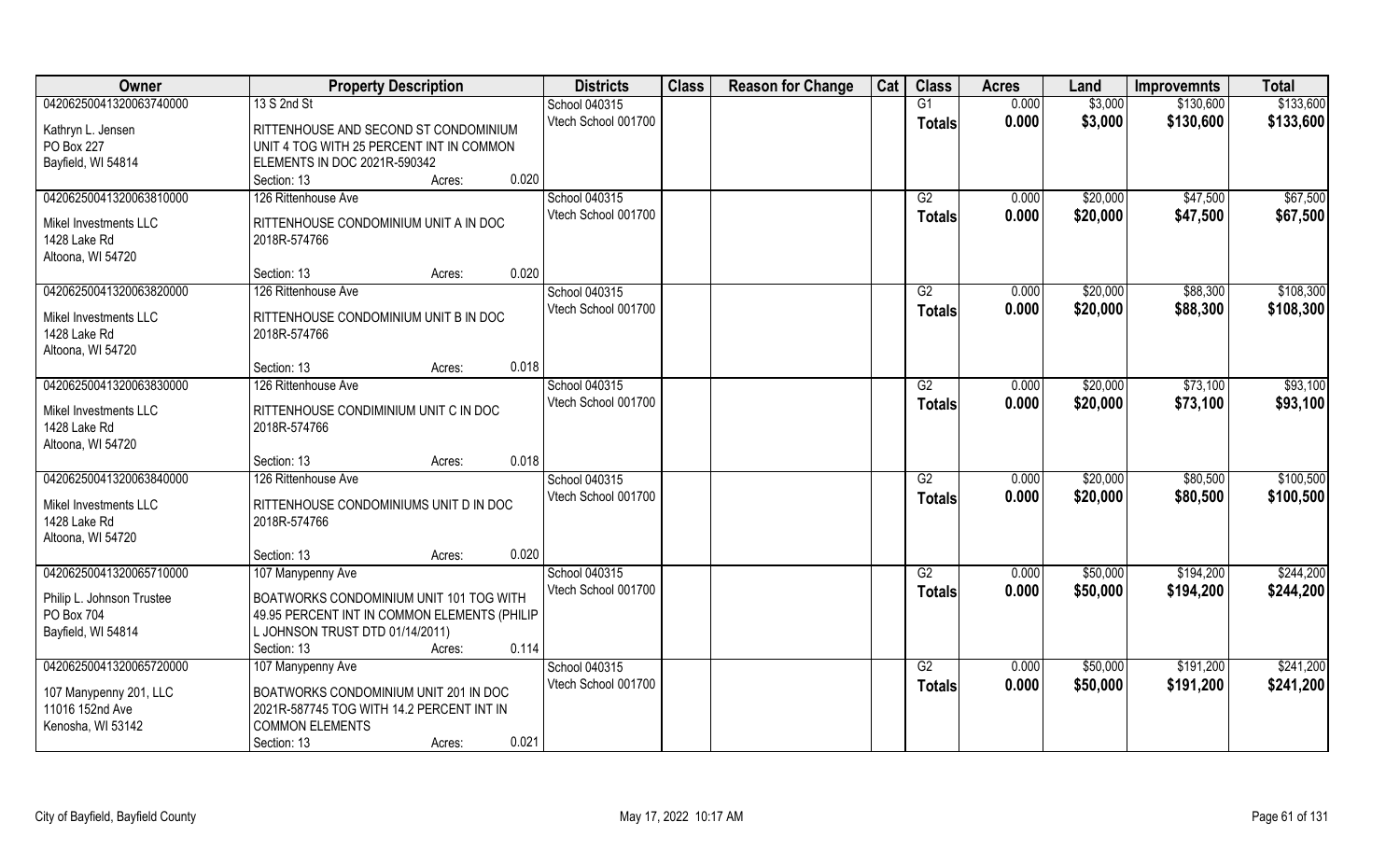| Owner | Property Description | Districts | Class | Reason for Change | Cat | Class | Acres | Land | Improvemnts | Total |
|---|---|---|---|---|---|---|---|---|---|---|
| 04206250041320063740000 | 13 S 2nd St | School 040315 | | | | G1 | 0.000 | $3,000 | $130,600 | $133,600 |
| Kathryn L. Jensen<br>PO Box 227<br>Bayfield, WI 54814 | RITTENHOUSE AND SECOND ST CONDOMINIUM UNIT 4 TOG WITH 25 PERCENT INT IN COMMON ELEMENTS IN DOC 2021R-590342<br>Section: 13 Acres: 0.020 | Vtech School 001700 | | | | **Totals** | **0.000** | **$3,000** | **$130,600** | **$133,600** |
| 04206250041320063810000 | 126 Rittenhouse Ave | School 040315 | | | | G2 | 0.000 | $20,000 | $47,500 | $67,500 |
| Mikel Investments LLC<br>1428 Lake Rd<br>Altoona, WI 54720 | RITTENHOUSE CONDOMINIUM UNIT A IN DOC 2018R-574766<br>Section: 13 Acres: 0.020 | Vtech School 001700 | | | | **Totals** | **0.000** | **$20,000** | **$47,500** | **$67,500** |
| 04206250041320063820000 | 126 Rittenhouse Ave | School 040315 | | | | G2 | 0.000 | $20,000 | $88,300 | $108,300 |
| Mikel Investments LLC<br>1428 Lake Rd<br>Altoona, WI 54720 | RITTENHOUSE CONDOMINIUM UNIT B IN DOC 2018R-574766<br>Section: 13 Acres: 0.018 | Vtech School 001700 | | | | **Totals** | **0.000** | **$20,000** | **$88,300** | **$108,300** |
| 04206250041320063830000 | 126 Rittenhouse Ave | School 040315 | | | | G2 | 0.000 | $20,000 | $73,100 | $93,100 |
| Mikel Investments LLC<br>1428 Lake Rd<br>Altoona, WI 54720 | RITTENHOUSE CONDIMINIUM UNIT C IN DOC 2018R-574766<br>Section: 13 Acres: 0.018 | Vtech School 001700 | | | | **Totals** | **0.000** | **$20,000** | **$73,100** | **$93,100** |
| 04206250041320063840000 | 126 Rittenhouse Ave | School 040315 | | | | G2 | 0.000 | $20,000 | $80,500 | $100,500 |
| Mikel Investments LLC<br>1428 Lake Rd<br>Altoona, WI 54720 | RITTENHOUSE CONDOMINIUMS UNIT D IN DOC 2018R-574766<br>Section: 13 Acres: 0.020 | Vtech School 001700 | | | | **Totals** | **0.000** | **$20,000** | **$80,500** | **$100,500** |
| 04206250041320065710000 | 107 Manypenny Ave | School 040315 | | | | G2 | 0.000 | $50,000 | $194,200 | $244,200 |
| Philip L. Johnson Trustee<br>PO Box 704<br>Bayfield, WI 54814 | BOATWORKS CONDOMINIUM UNIT 101 TOG WITH 49.95 PERCENT INT IN COMMON ELEMENTS (PHILIP L JOHNSON TRUST DTD 01/14/2011)<br>Section: 13 Acres: 0.114 | Vtech School 001700 | | | | **Totals** | **0.000** | **$50,000** | **$194,200** | **$244,200** |
| 04206250041320065720000 | 107 Manypenny Ave | School 040315 | | | | G2 | 0.000 | $50,000 | $191,200 | $241,200 |
| 107 Manypenny 201, LLC<br>11016 152nd Ave<br>Kenosha, WI 53142 | BOATWORKS CONDOMINIUM UNIT 201 IN DOC 2021R-587745 TOG WITH 14.2 PERCENT INT IN COMMON ELEMENTS<br>Section: 13 Acres: 0.021 | Vtech School 001700 | | | | **Totals** | **0.000** | **$50,000** | **$191,200** | **$241,200** |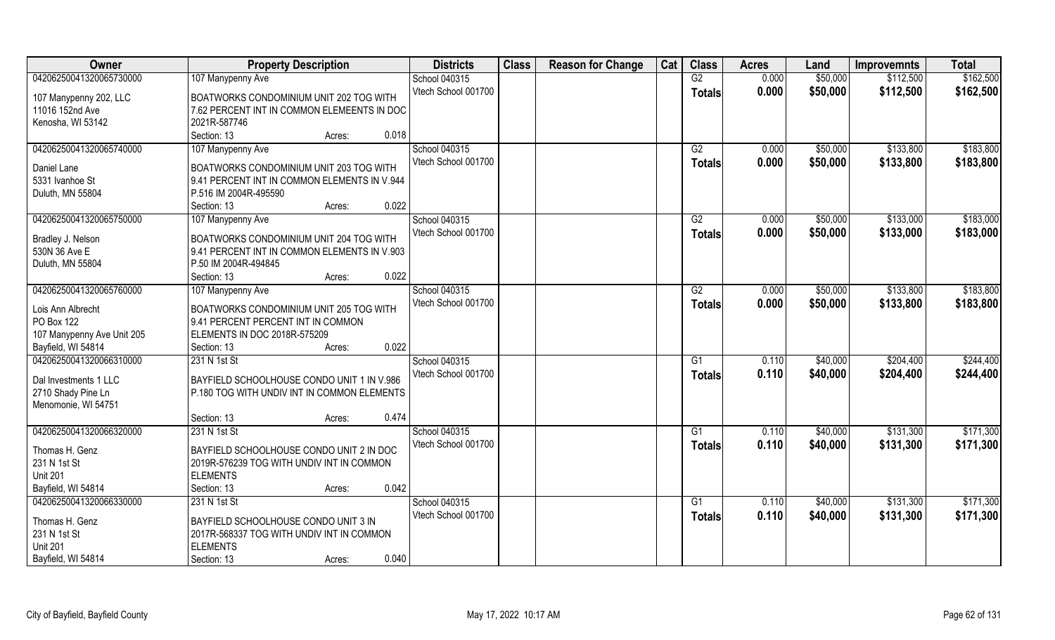| Owner | Property Description | Districts | Class | Reason for Change | Cat | Class | Acres | Land | Improvemnts | Total |
|---|---|---|---|---|---|---|---|---|---|---|
| 04206250041320065730000 | 107 Manypenny Ave | School 040315 | | | | G2 | 0.000 | $50,000 | $112,500 | $162,500 |
| 107 Manypenny 202, LLC<br>11016 152nd Ave<br>Kenosha, WI 53142 | BOATWORKS CONDOMINIUM UNIT 202 TOG WITH 7.62 PERCENT INT IN COMMON ELEMEENTS IN DOC 2021R-587746<br>Section: 13 Acres: 0.018 | Vtech School 001700 | | | | **Totals** | **0.000** | **$50,000** | **$112,500** | **$162,500** |
| 04206250041320065740000 | 107 Manypenny Ave | School 040315 | | | | G2 | 0.000 | $50,000 | $133,800 | $183,800 |
| Daniel Lane<br>5331 Ivanhoe St<br>Duluth, MN 55804 | BOATWORKS CONDOMINIUM UNIT 203 TOG WITH 9.41 PERCENT INT IN COMMON ELEMENTS IN V.944 P.516 IM 2004R-495590<br>Section: 13 Acres: 0.022 | Vtech School 001700 | | | | **Totals** | **0.000** | **$50,000** | **$133,800** | **$183,800** |
| 04206250041320065750000 | 107 Manypenny Ave | School 040315 | | | | G2 | 0.000 | $50,000 | $133,000 | $183,000 |
| Bradley J. Nelson<br>530N 36 Ave E<br>Duluth, MN 55804 | BOATWORKS CONDOMINIUM UNIT 204 TOG WITH 9.41 PERCENT INT IN COMMON ELEMENTS IN V.903 P.50 IM 2004R-494845<br>Section: 13 Acres: 0.022 | Vtech School 001700 | | | | **Totals** | **0.000** | **$50,000** | **$133,000** | **$183,000** |
| 04206250041320065760000 | 107 Manypenny Ave | School 040315 | | | | G2 | 0.000 | $50,000 | $133,800 | $183,800 |
| Lois Ann Albrecht<br>PO Box 122<br>107 Manypenny Ave Unit 205<br>Bayfield, WI 54814 | BOATWORKS CONDOMINIUM UNIT 205 TOG WITH 9.41 PERCENT PERCENT INT IN COMMON ELEMENTS IN DOC 2018R-575209<br>Section: 13 Acres: 0.022 | Vtech School 001700 | | | | **Totals** | **0.000** | **$50,000** | **$133,800** | **$183,800** |
| 04206250041320066310000 | 231 N 1st St | School 040315 | | | | G1 | 0.110 | $40,000 | $204,400 | $244,400 |
| Dal Investments 1 LLC<br>2710 Shady Pine Ln<br>Menomonie, WI 54751 | BAYFIELD SCHOOLHOUSE CONDO UNIT 1 IN V.986 P.180 TOG WITH UNDIV INT IN COMMON ELEMENTS<br>Section: 13 Acres: 0.474 | Vtech School 001700 | | | | **Totals** | **0.110** | **$40,000** | **$204,400** | **$244,400** |
| 04206250041320066320000 | 231 N 1st St | School 040315 | | | | G1 | 0.110 | $40,000 | $131,300 | $171,300 |
| Thomas H. Genz<br>231 N 1st St<br>Unit 201<br>Bayfield, WI 54814 | BAYFIELD SCHOOLHOUSE CONDO UNIT 2 IN DOC 2019R-576239 TOG WITH UNDIV INT IN COMMON ELEMENTS<br>Section: 13 Acres: 0.042 | Vtech School 001700 | | | | **Totals** | **0.110** | **$40,000** | **$131,300** | **$171,300** |
| 04206250041320066330000 | 231 N 1st St | School 040315 | | | | G1 | 0.110 | $40,000 | $131,300 | $171,300 |
| Thomas H. Genz<br>231 N 1st St<br>Unit 201<br>Bayfield, WI 54814 | BAYFIELD SCHOOLHOUSE CONDO UNIT 3 IN 2017R-568337 TOG WITH UNDIV INT IN COMMON ELEMENTS<br>Section: 13 Acres: 0.040 | Vtech School 001700 | | | | **Totals** | **0.110** | **$40,000** | **$131,300** | **$171,300** |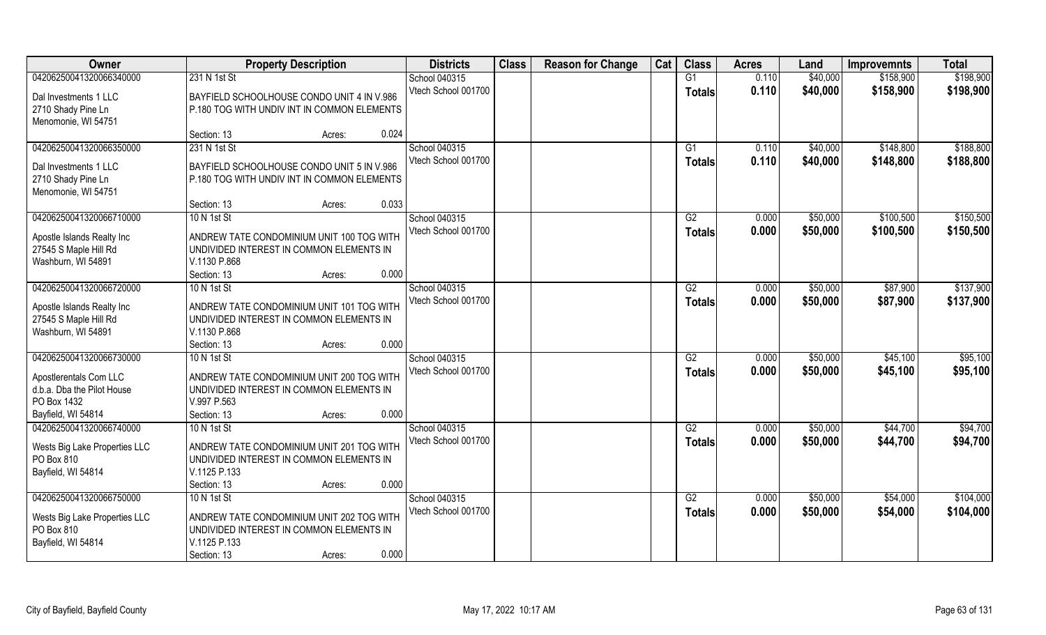| Owner | Property Description | Districts | Class | Reason for Change | Cat | Class | Acres | Land | Improvemnts | Total |
|---|---|---|---|---|---|---|---|---|---|---|
| 04206250041320066340000 | 231 N 1st St | School 040315 | | | | G1 | 0.110 | $40,000 | $158,900 | $198,900 |
| Dal Investments 1 LLC<br>2710 Shady Pine Ln<br>Menomonie, WI 54751 | BAYFIELD SCHOOLHOUSE CONDO UNIT 4 IN V.986 P.180 TOG WITH UNDIV INT IN COMMON ELEMENTS<br>Section: 13 Acres: 0.024 | Vtech School 001700 | | | | **Totals** | **0.110** | **$40,000** | **$158,900** | **$198,900** |
| 04206250041320066350000 | 231 N 1st St | School 040315 | | | | G1 | 0.110 | $40,000 | $148,800 | $188,800 |
| Dal Investments 1 LLC<br>2710 Shady Pine Ln<br>Menomonie, WI 54751 | BAYFIELD SCHOOLHOUSE CONDO UNIT 5 IN V.986 P.180 TOG WITH UNDIV INT IN COMMON ELEMENTS<br>Section: 13 Acres: 0.033 | Vtech School 001700 | | | | **Totals** | **0.110** | **$40,000** | **$148,800** | **$188,800** |
| 04206250041320066710000 | 10 N 1st St | School 040315 | | | | G2 | 0.000 | $50,000 | $100,500 | $150,500 |
| Apostle Islands Realty Inc<br>27545 S Maple Hill Rd<br>Washburn, WI 54891 | ANDREW TATE CONDOMINIUM UNIT 100 TOG WITH UNDIVIDED INTEREST IN COMMON ELEMENTS IN V.1130 P.868<br>Section: 13 Acres: 0.000 | Vtech School 001700 | | | | **Totals** | **0.000** | **$50,000** | **$100,500** | **$150,500** |
| 04206250041320066720000 | 10 N 1st St | School 040315 | | | | G2 | 0.000 | $50,000 | $87,900 | $137,900 |
| Apostle Islands Realty Inc<br>27545 S Maple Hill Rd<br>Washburn, WI 54891 | ANDREW TATE CONDOMINIUM UNIT 101 TOG WITH UNDIVIDED INTEREST IN COMMON ELEMENTS IN V.1130 P.868<br>Section: 13 Acres: 0.000 | Vtech School 001700 | | | | **Totals** | **0.000** | **$50,000** | **$87,900** | **$137,900** |
| 04206250041320066730000 | 10 N 1st St | School 040315 | | | | G2 | 0.000 | $50,000 | $45,100 | $95,100 |
| Apostlerentals Com LLC<br>d.b.a. Dba the Pilot House<br>PO Box 1432<br>Bayfield, WI 54814 | ANDREW TATE CONDOMINIUM UNIT 200 TOG WITH UNDIVIDED INTEREST IN COMMON ELEMENTS IN V.997 P.563<br>Section: 13 Acres: 0.000 | Vtech School 001700 | | | | **Totals** | **0.000** | **$50,000** | **$45,100** | **$95,100** |
| 04206250041320066740000 | 10 N 1st St | School 040315 | | | | G2 | 0.000 | $50,000 | $44,700 | $94,700 |
| Wests Big Lake Properties LLC<br>PO Box 810<br>Bayfield, WI 54814 | ANDREW TATE CONDOMINIUM UNIT 201 TOG WITH UNDIVIDED INTEREST IN COMMON ELEMENTS IN V.1125 P.133<br>Section: 13 Acres: 0.000 | Vtech School 001700 | | | | **Totals** | **0.000** | **$50,000** | **$44,700** | **$94,700** |
| 04206250041320066750000 | 10 N 1st St | School 040315 | | | | G2 | 0.000 | $50,000 | $54,000 | $104,000 |
| Wests Big Lake Properties LLC<br>PO Box 810<br>Bayfield, WI 54814 | ANDREW TATE CONDOMINIUM UNIT 202 TOG WITH UNDIVIDED INTEREST IN COMMON ELEMENTS IN V.1125 P.133<br>Section: 13 Acres: 0.000 | Vtech School 001700 | | | | **Totals** | **0.000** | **$50,000** | **$54,000** | **$104,000** |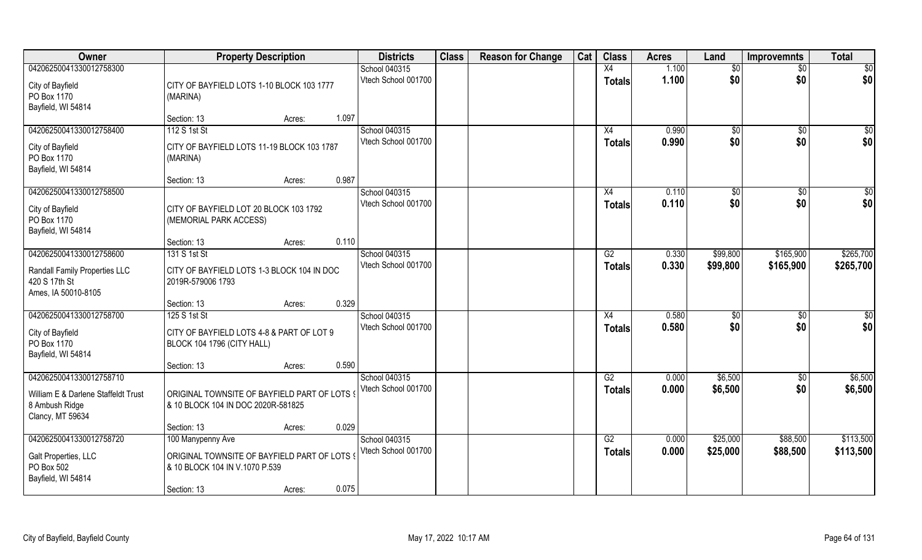| Owner | Property Description | | | Districts | Class | Reason for Change | Cat | Class | Acres | Land | Improvemnts | Total |
|---|---|---|---|---|---|---|---|---|---|---|---|---|
| 04206250041330012758300<br>City of Bayfield<br>PO Box 1170<br>Bayfield, WI 54814 | CITY OF BAYFIELD LOTS 1-10 BLOCK 103 1777 (MARINA) | | | School 040315<br>Vtech School 001700 | | | | X4<br>**Totals** | 1.100<br>**1.100** | $0<br>**$0** | $0<br>**$0** | $0<br>**$0** |
| | Section: 13 | Acres: | 1.097 | | | | | | | | | |
| 04206250041330012758400<br>City of Bayfield<br>PO Box 1170<br>Bayfield, WI 54814 | 112 S 1st St<br>CITY OF BAYFIELD LOTS 11-19 BLOCK 103 1787 (MARINA) | | | School 040315<br>Vtech School 001700 | | | | X4<br>**Totals** | 0.990<br>**0.990** | $0<br>**$0** | $0<br>**$0** | $0<br>**$0** |
| | Section: 13 | Acres: | 0.987 | | | | | | | | | |
| 04206250041330012758500<br>City of Bayfield<br>PO Box 1170<br>Bayfield, WI 54814 | CITY OF BAYFIELD LOT 20 BLOCK 103 1792 (MEMORIAL PARK ACCESS) | | | School 040315<br>Vtech School 001700 | | | | X4<br>**Totals** | 0.110<br>**0.110** | $0<br>**$0** | $0<br>**$0** | $0<br>**$0** |
| | Section: 13 | Acres: | 0.110 | | | | | | | | | |
| 04206250041330012758600<br>Randall Family Properties LLC<br>420 S 17th St<br>Ames, IA 50010-8105 | 131 S 1st St<br>CITY OF BAYFIELD LOTS 1-3 BLOCK 104 IN DOC 2019R-579006 1793 | | | School 040315<br>Vtech School 001700 | | | | G2<br>**Totals** | 0.330<br>**0.330** | $99,800<br>**$99,800** | $165,900<br>**$165,900** | $265,700<br>**$265,700** |
| | Section: 13 | Acres: | 0.329 | | | | | | | | | |
| 04206250041330012758700<br>City of Bayfield<br>PO Box 1170<br>Bayfield, WI 54814 | 125 S 1st St<br>CITY OF BAYFIELD LOTS 4-8 & PART OF LOT 9 BLOCK 104 1796 (CITY HALL) | | | School 040315<br>Vtech School 001700 | | | | X4<br>**Totals** | 0.580<br>**0.580** | $0<br>**$0** | $0<br>**$0** | $0<br>**$0** |
| | Section: 13 | Acres: | 0.590 | | | | | | | | | |
| 04206250041330012758710<br>William E & Darlene Staffeldt Trust<br>8 Ambush Ridge<br>Clancy, MT 59634 | ORIGINAL TOWNSITE OF BAYFIELD PART OF LOTS 9 & 10 BLOCK 104 IN DOC 2020R-581825 | | | School 040315<br>Vtech School 001700 | | | | G2<br>**Totals** | 0.000<br>**0.000** | $6,500<br>**$6,500** | $0<br>**$0** | $6,500<br>**$6,500** |
| | Section: 13 | Acres: | 0.029 | | | | | | | | | |
| 04206250041330012758720<br>Galt Properties, LLC<br>PO Box 502<br>Bayfield, WI 54814 | 100 Manypenny Ave<br>ORIGINAL TOWNSITE OF BAYFIELD PART OF LOTS 9 & 10 BLOCK 104 IN V.1070 P.539 | | | School 040315<br>Vtech School 001700 | | | | G2<br>**Totals** | 0.000<br>**0.000** | $25,000<br>**$25,000** | $88,500<br>**$88,500** | $113,500<br>**$113,500** |
| | Section: 13 | Acres: | 0.075 | | | | | | | | | |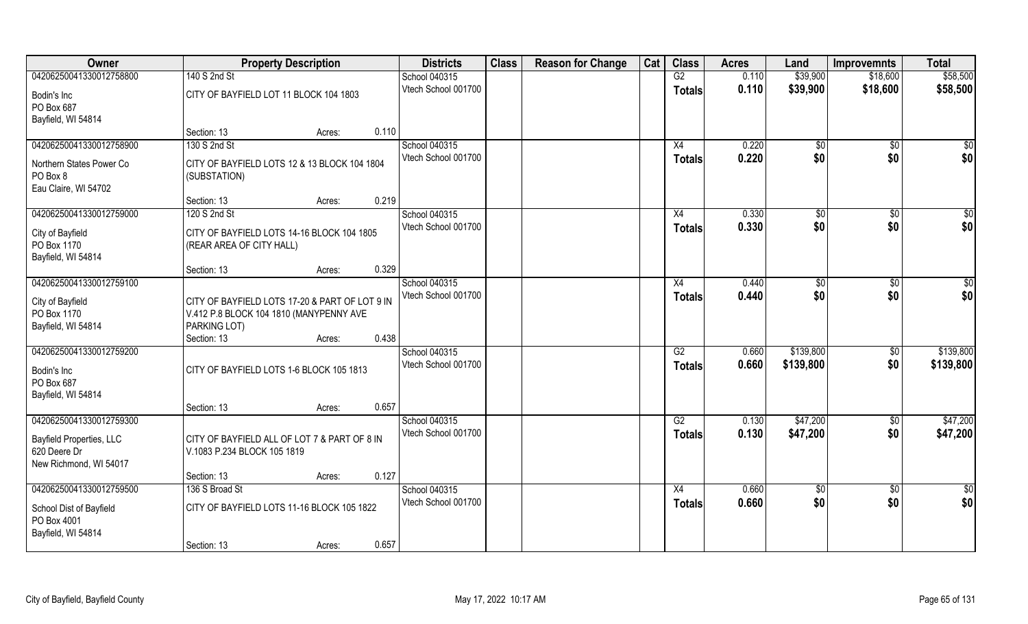| Owner | Property Description | | | Districts | Class | Reason for Change | Cat | Class | Acres | Land | Improvemnts | Total |
|---|---|---|---|---|---|---|---|---|---|---|---|---|
| 04206250041330012758800 | 140 S 2nd St | | | School 040315 | | | | G2 | 0.110 | $39,900 | $18,600 | $58,500 |
| Bodin's Inc<br>PO Box 687<br>Bayfield, WI 54814 | CITY OF BAYFIELD LOT 11 BLOCK 104 1803 | | | Vtech School 001700 | | | | Totals | 0.110 | $39,900 | $18,600 | $58,500 |
| | Section: 13 | Acres: | 0.110 | | | | | | | | | |
| 04206250041330012758900 | 130 S 2nd St | | | School 040315 | | | | X4 | 0.220 | $0 | $0 | $0 |
| Northern States Power Co<br>PO Box 8<br>Eau Claire, WI 54702 | CITY OF BAYFIELD LOTS 12 & 13 BLOCK 104 1804 (SUBSTATION) | | | Vtech School 001700 | | | | Totals | 0.220 | $0 | $0 | $0 |
| | Section: 13 | Acres: | 0.219 | | | | | | | | | |
| 04206250041330012759000 | 120 S 2nd St | | | School 040315 | | | | X4 | 0.330 | $0 | $0 | $0 |
| City of Bayfield<br>PO Box 1170<br>Bayfield, WI 54814 | CITY OF BAYFIELD LOTS 14-16 BLOCK 104 1805 (REAR AREA OF CITY HALL) | | | Vtech School 001700 | | | | Totals | 0.330 | $0 | $0 | $0 |
| | Section: 13 | Acres: | 0.329 | | | | | | | | | |
| 04206250041330012759100 | | | | School 040315 | | | | X4 | 0.440 | $0 | $0 | $0 |
| City of Bayfield<br>PO Box 1170<br>Bayfield, WI 54814 | CITY OF BAYFIELD LOTS 17-20 & PART OF LOT 9 IN V.412 P.8 BLOCK 104 1810 (MANYPENNY AVE PARKING LOT) | | | Vtech School 001700 | | | | Totals | 0.440 | $0 | $0 | $0 |
| | Section: 13 | Acres: | 0.438 | | | | | | | | | |
| 04206250041330012759200 | | | | School 040315 | | | | G2 | 0.660 | $139,800 | $0 | $139,800 |
| Bodin's Inc<br>PO Box 687<br>Bayfield, WI 54814 | CITY OF BAYFIELD LOTS 1-6 BLOCK 105 1813 | | | Vtech School 001700 | | | | Totals | 0.660 | $139,800 | $0 | $139,800 |
| | Section: 13 | Acres: | 0.657 | | | | | | | | | |
| 04206250041330012759300 | | | | School 040315 | | | | G2 | 0.130 | $47,200 | $0 | $47,200 |
| Bayfield Properties, LLC<br>620 Deere Dr<br>New Richmond, WI 54017 | CITY OF BAYFIELD ALL OF LOT 7 & PART OF 8 IN V.1083 P.234 BLOCK 105 1819 | | | Vtech School 001700 | | | | Totals | 0.130 | $47,200 | $0 | $47,200 |
| | Section: 13 | Acres: | 0.127 | | | | | | | | | |
| 04206250041330012759500 | 136 S Broad St | | | School 040315 | | | | X4 | 0.660 | $0 | $0 | $0 |
| School Dist of Bayfield<br>PO Box 4001<br>Bayfield, WI 54814 | CITY OF BAYFIELD LOTS 11-16 BLOCK 105 1822 | | | Vtech School 001700 | | | | Totals | 0.660 | $0 | $0 | $0 |
| | Section: 13 | Acres: | 0.657 | | | | | | | | | |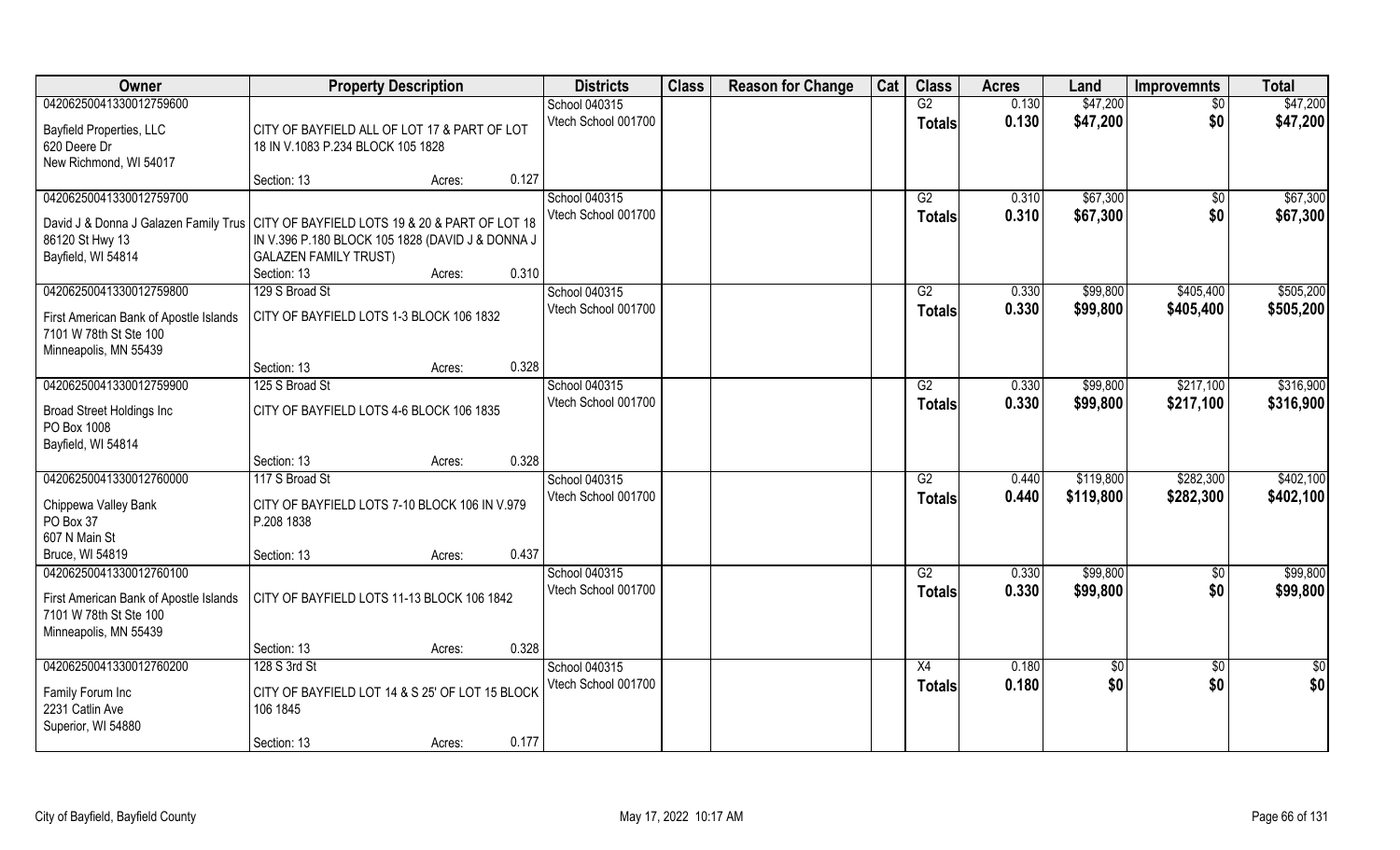| Owner | Property Description | | | Districts | Class | Reason for Change | Cat | Class | Acres | Land | Improvemnts | Total |
|---|---|---|---|---|---|---|---|---|---|---|---|---|
| 04206250041330012759600 | | | | School 040315 | | | | G2 | 0.130 | $47,200 | $0 | $47,200 |
| Bayfield Properties, LLC<br>620 Deere Dr<br>New Richmond, WI 54017 | CITY OF BAYFIELD ALL OF LOT 17 & PART OF LOT 18 IN V.1083 P.234 BLOCK 105 1828 | | | Vtech School 001700 | | | | Totals | 0.130 | $47,200 | $0 | $47,200 |
| | Section: 13 | Acres: | 0.127 | | | | | | | | | |
| 04206250041330012759700 | | | | School 040315 | | | | G2 | 0.310 | $67,300 | $0 | $67,300 |
| David J & Donna J Galazen Family Trus<br>86120 St Hwy 13<br>Bayfield, WI 54814 | CITY OF BAYFIELD LOTS 19 & 20 & PART OF LOT 18 IN V.396 P.180 BLOCK 105 1828 (DAVID J & DONNA J GALAZEN FAMILY TRUST) | | | Vtech School 001700 | | | | Totals | 0.310 | $67,300 | $0 | $67,300 |
| | Section: 13 | Acres: | 0.310 | | | | | | | | | |
| 04206250041330012759800 | 129 S Broad St | | | School 040315 | | | | G2 | 0.330 | $99,800 | $405,400 | $505,200 |
| First American Bank of Apostle Islands<br>7101 W 78th St Ste 100<br>Minneapolis, MN 55439 | CITY OF BAYFIELD LOTS 1-3 BLOCK 106 1832 | | | Vtech School 001700 | | | | Totals | 0.330 | $99,800 | $405,400 | $505,200 |
| | Section: 13 | Acres: | 0.328 | | | | | | | | | |
| 04206250041330012759900 | 125 S Broad St | | | School 040315 | | | | G2 | 0.330 | $99,800 | $217,100 | $316,900 |
| Broad Street Holdings Inc<br>PO Box 1008<br>Bayfield, WI 54814 | CITY OF BAYFIELD LOTS 4-6 BLOCK 106 1835 | | | Vtech School 001700 | | | | Totals | 0.330 | $99,800 | $217,100 | $316,900 |
| | Section: 13 | Acres: | 0.328 | | | | | | | | | |
| 04206250041330012760000 | 117 S Broad St | | | School 040315 | | | | G2 | 0.440 | $119,800 | $282,300 | $402,100 |
| Chippewa Valley Bank<br>PO Box 37<br>607 N Main St<br>Bruce, WI 54819 | CITY OF BAYFIELD LOTS 7-10 BLOCK 106 IN V.979 P.208 1838 | | | Vtech School 001700 | | | | Totals | 0.440 | $119,800 | $282,300 | $402,100 |
| | Section: 13 | Acres: | 0.437 | | | | | | | | | |
| 04206250041330012760100 | | | | School 040315 | | | | G2 | 0.330 | $99,800 | $0 | $99,800 |
| First American Bank of Apostle Islands<br>7101 W 78th St Ste 100<br>Minneapolis, MN 55439 | CITY OF BAYFIELD LOTS 11-13 BLOCK 106 1842 | | | Vtech School 001700 | | | | Totals | 0.330 | $99,800 | $0 | $99,800 |
| | Section: 13 | Acres: | 0.328 | | | | | | | | | |
| 04206250041330012760200 | 128 S 3rd St | | | School 040315 | | | | X4 | 0.180 | $0 | $0 | $0 |
| Family Forum Inc<br>2231 Catlin Ave<br>Superior, WI 54880 | CITY OF BAYFIELD LOT 14 & S 25' OF LOT 15 BLOCK 106 1845 | | | Vtech School 001700 | | | | Totals | 0.180 | $0 | $0 | $0 |
| | Section: 13 | Acres: | 0.177 | | | | | | | | | |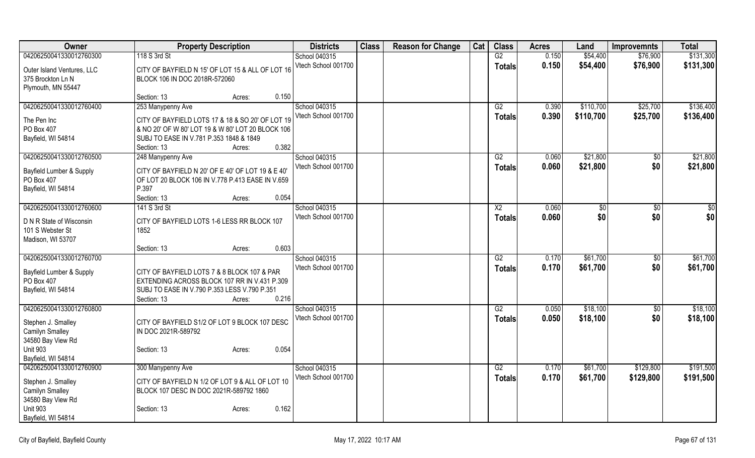| Owner | Property Description | Districts | Class | Reason for Change | Cat | Class | Acres | Land | Improvemnts | Total |
|---|---|---|---|---|---|---|---|---|---|---|
| 04206250041330012760300 | 118 S 3rd St | School 040315 | | | | G2 | 0.150 | $54,400 | $76,900 | $131,300 |
| Outer Island Ventures, LLC<br>375 Brockton Ln N<br>Plymouth, MN 55447 | CITY OF BAYFIELD N 15' OF LOT 15 & ALL OF LOT 16 BLOCK 106 IN DOC 2018R-572060<br>Section: 13 Acres: 0.150 | Vtech School 001700 | | | | **Totals** | **0.150** | **$54,400** | **$76,900** | **$131,300** |
| 04206250041330012760400 | 253 Manypenny Ave | School 040315 | | | | G2 | 0.390 | $110,700 | $25,700 | $136,400 |
| The Pen Inc<br>PO Box 407<br>Bayfield, WI 54814 | CITY OF BAYFIELD LOTS 17 & 18 & SO 20' OF LOT 19 & NO 20' OF W 80' LOT 19 & W 80' LOT 20 BLOCK 106 SUBJ TO EASE IN V.781 P.353 1848 & 1849<br>Section: 13 Acres: 0.382 | Vtech School 001700 | | | | **Totals** | **0.390** | **$110,700** | **$25,700** | **$136,400** |
| 04206250041330012760500 | 248 Manypenny Ave | School 040315 | | | | G2 | 0.060 | $21,800 | $0 | $21,800 |
| Bayfield Lumber & Supply<br>PO Box 407<br>Bayfield, WI 54814 | CITY OF BAYFIELD N 20' OF E 40' OF LOT 19 & E 40' OF LOT 20 BLOCK 106 IN V.778 P.413 EASE IN V.659 P.397<br>Section: 13 Acres: 0.054 | Vtech School 001700 | | | | **Totals** | **0.060** | **$21,800** | **$0** | **$21,800** |
| 04206250041330012760600 | 141 S 3rd St | School 040315 | | | | X2 | 0.060 | $0 | $0 | $0 |
| D N R State of Wisconsin<br>101 S Webster St<br>Madison, WI 53707 | CITY OF BAYFIELD LOTS 1-6 LESS RR BLOCK 107 1852<br>Section: 13 Acres: 0.603 | Vtech School 001700 | | | | **Totals** | **0.060** | **$0** | **$0** | **$0** |
| 04206250041330012760700 | | School 040315 | | | | G2 | 0.170 | $61,700 | $0 | $61,700 |
| Bayfield Lumber & Supply<br>PO Box 407<br>Bayfield, WI 54814 | CITY OF BAYFIELD LOTS 7 & 8 BLOCK 107 & PAR EXTENDING ACROSS BLOCK 107 RR IN V.431 P.309 SUBJ TO EASE IN V.790 P.353 LESS V.790 P.351<br>Section: 13 Acres: 0.216 | Vtech School 001700 | | | | **Totals** | **0.170** | **$61,700** | **$0** | **$61,700** |
| 04206250041330012760800 | | School 040315 | | | | G2 | 0.050 | $18,100 | $0 | $18,100 |
| Stephen J. Smalley<br>Camilyn Smalley<br>34580 Bay View Rd<br>Unit 903<br>Bayfield, WI 54814 | CITY OF BAYFIELD S1/2 OF LOT 9 BLOCK 107 DESC IN DOC 2021R-589792<br>Section: 13 Acres: 0.054 | Vtech School 001700 | | | | **Totals** | **0.050** | **$18,100** | **$0** | **$18,100** |
| 04206250041330012760900 | 300 Manypenny Ave | School 040315 | | | | G2 | 0.170 | $61,700 | $129,800 | $191,500 |
| Stephen J. Smalley<br>Camilyn Smalley<br>34580 Bay View Rd<br>Unit 903<br>Bayfield, WI 54814 | CITY OF BAYFIELD N 1/2 OF LOT 9 & ALL OF LOT 10 BLOCK 107 DESC IN DOC 2021R-589792 1860<br>Section: 13 Acres: 0.162 | Vtech School 001700 | | | | **Totals** | **0.170** | **$61,700** | **$129,800** | **$191,500** |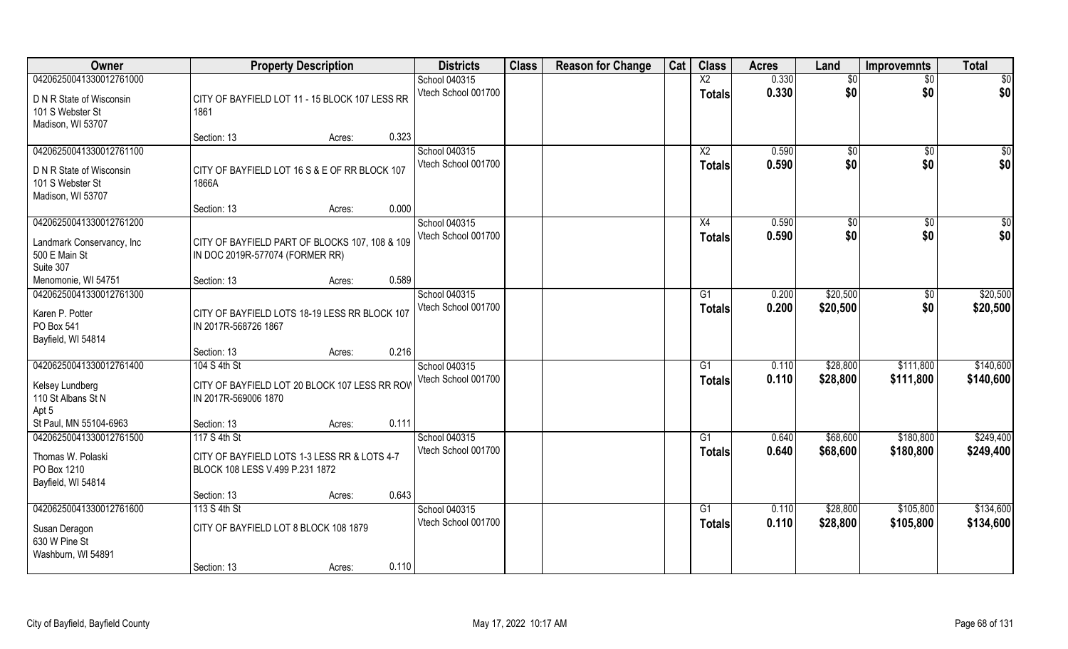| Owner | Property Description | | Districts | Class | Reason for Change | Cat | Class | Acres | Land | Improvemnts | Total |
|---|---|---|---|---|---|---|---|---|---|---|---|
| 04206250041330012761000 | | | School 040315 | | | | X2 | 0.330 | $0 | $0 | $0 |
| D N R State of Wisconsin<br>101 S Webster St<br>Madison, WI 53707 | CITY OF BAYFIELD LOT 11 - 15 BLOCK 107 LESS RR 1861 | | Vtech School 001700 | | | | **Totals** | **0.330** | **$0** | **$0** | **$0** |
| | Section: 13 | Acres: 0.323 | | | | | | | | | |
| 04206250041330012761100 | | | School 040315 | | | | X2 | 0.590 | $0 | $0 | $0 |
| D N R State of Wisconsin<br>101 S Webster St<br>Madison, WI 53707 | CITY OF BAYFIELD LOT 16 S & E OF RR BLOCK 107 1866A | | Vtech School 001700 | | | | **Totals** | **0.590** | **$0** | **$0** | **$0** |
| | Section: 13 | Acres: 0.000 | | | | | | | | | |
| 04206250041330012761200 | | | School 040315 | | | | X4 | 0.590 | $0 | $0 | $0 |
| Landmark Conservancy, Inc<br>500 E Main St<br>Suite 307<br>Menomonie, WI 54751 | CITY OF BAYFIELD PART OF BLOCKS 107, 108 & 109 IN DOC 2019R-577074 (FORMER RR) | | Vtech School 001700 | | | | **Totals** | **0.590** | **$0** | **$0** | **$0** |
| | Section: 13 | Acres: 0.589 | | | | | | | | | |
| 04206250041330012761300 | | | School 040315 | | | | G1 | 0.200 | $20,500 | $0 | $20,500 |
| Karen P. Potter<br>PO Box 541<br>Bayfield, WI 54814 | CITY OF BAYFIELD LOTS 18-19 LESS RR BLOCK 107 IN 2017R-568726 1867 | | Vtech School 001700 | | | | **Totals** | **0.200** | **$20,500** | **$0** | **$20,500** |
| | Section: 13 | Acres: 0.216 | | | | | | | | | |
| 04206250041330012761400 | 104 S 4th St | | School 040315 | | | | G1 | 0.110 | $28,800 | $111,800 | $140,600 |
| Kelsey Lundberg<br>110 St Albans St N<br>Apt 5<br>St Paul, MN 55104-6963 | CITY OF BAYFIELD LOT 20 BLOCK 107 LESS RR ROW IN 2017R-569006 1870 | | Vtech School 001700 | | | | **Totals** | **0.110** | **$28,800** | **$111,800** | **$140,600** |
| | Section: 13 | Acres: 0.111 | | | | | | | | | |
| 04206250041330012761500 | 117 S 4th St | | School 040315 | | | | G1 | 0.640 | $68,600 | $180,800 | $249,400 |
| Thomas W. Polaski<br>PO Box 1210<br>Bayfield, WI 54814 | CITY OF BAYFIELD LOTS 1-3 LESS RR & LOTS 4-7 BLOCK 108 LESS V.499 P.231 1872 | | Vtech School 001700 | | | | **Totals** | **0.640** | **$68,600** | **$180,800** | **$249,400** |
| | Section: 13 | Acres: 0.643 | | | | | | | | | |
| 04206250041330012761600 | 113 S 4th St | | School 040315 | | | | G1 | 0.110 | $28,800 | $105,800 | $134,600 |
| Susan Deragon<br>630 W Pine St<br>Washburn, WI 54891 | CITY OF BAYFIELD LOT 8 BLOCK 108 1879 | | Vtech School 001700 | | | | **Totals** | **0.110** | **$28,800** | **$105,800** | **$134,600** |
| | Section: 13 | Acres: 0.110 | | | | | | | | | |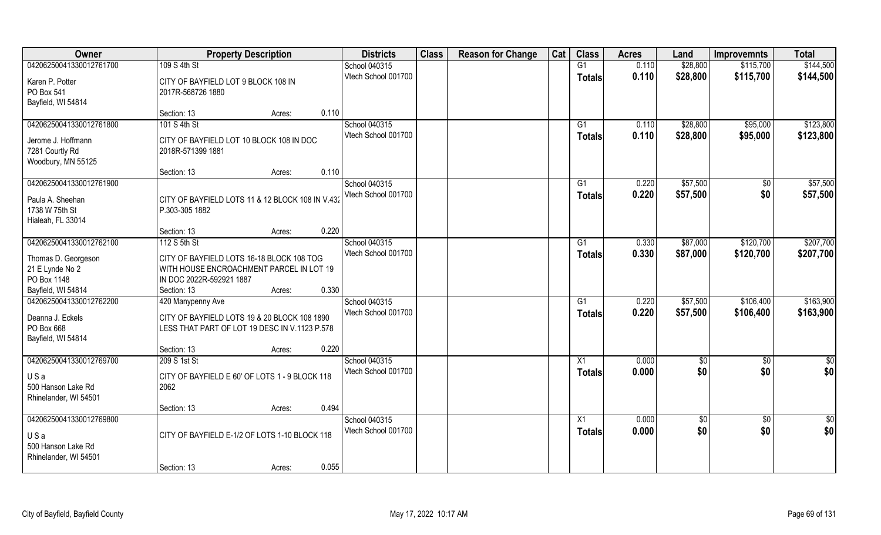| Owner | Property Description | | | Districts | Class | Reason for Change | Cat | Class | Acres | Land | Improvemnts | Total |
|---|---|---|---|---|---|---|---|---|---|---|---|---|
| 04206250041330012761700 | 109 S 4th St | | | School 040315 | | | | G1 | 0.110 | $28,800 | $115,700 | $144,500 |
| Karen P. Potter<br>PO Box 541<br>Bayfield, WI 54814 | CITY OF BAYFIELD LOT 9 BLOCK 108 IN 2017R-568726 1880 | | | Vtech School 001700 | | | | Totals | 0.110 | $28,800 | $115,700 | $144,500 |
| | Section: 13 | Acres: | 0.110 | | | | | | | | | |
| 04206250041330012761800 | 101 S 4th St | | | School 040315 | | | | G1 | 0.110 | $28,800 | $95,000 | $123,800 |
| Jerome J. Hoffmann<br>7281 Courtly Rd<br>Woodbury, MN 55125 | CITY OF BAYFIELD LOT 10 BLOCK 108 IN DOC 2018R-571399 1881 | | | Vtech School 001700 | | | | Totals | 0.110 | $28,800 | $95,000 | $123,800 |
| | Section: 13 | Acres: | 0.110 | | | | | | | | | |
| 04206250041330012761900 | | | | School 040315 | | | | G1 | 0.220 | $57,500 | $0 | $57,500 |
| Paula A. Sheehan<br>1738 W 75th St<br>Hialeah, FL 33014 | CITY OF BAYFIELD LOTS 11 & 12 BLOCK 108 IN V.432 P.303-305 1882 | | | Vtech School 001700 | | | | Totals | 0.220 | $57,500 | $0 | $57,500 |
| | Section: 13 | Acres: | 0.220 | | | | | | | | | |
| 04206250041330012762100 | 112 S 5th St | | | School 040315 | | | | G1 | 0.330 | $87,000 | $120,700 | $207,700 |
| Thomas D. Georgeson<br>21 E Lynde No 2<br>PO Box 1148<br>Bayfield, WI 54814 | CITY OF BAYFIELD LOTS 16-18 BLOCK 108 TOG WITH HOUSE ENCROACHMENT PARCEL IN LOT 19 IN DOC 2022R-592921 1887 | | | Vtech School 001700 | | | | Totals | 0.330 | $87,000 | $120,700 | $207,700 |
| | Section: 13 | Acres: | 0.330 | | | | | | | | | |
| 04206250041330012762200 | 420 Manypenny Ave | | | School 040315 | | | | G1 | 0.220 | $57,500 | $106,400 | $163,900 |
| Deanna J. Eckels<br>PO Box 668<br>Bayfield, WI 54814 | CITY OF BAYFIELD LOTS 19 & 20 BLOCK 108 1890 LESS THAT PART OF LOT 19 DESC IN V.1123 P.578 | | | Vtech School 001700 | | | | Totals | 0.220 | $57,500 | $106,400 | $163,900 |
| | Section: 13 | Acres: | 0.220 | | | | | | | | | |
| 04206250041330012769700 | 209 S 1st St | | | School 040315 | | | | X1 | 0.000 | $0 | $0 | $0 |
| U S a<br>500 Hanson Lake Rd<br>Rhinelander, WI 54501 | CITY OF BAYFIELD E 60' OF LOTS 1 - 9 BLOCK 118 2062 | | | Vtech School 001700 | | | | Totals | 0.000 | $0 | $0 | $0 |
| | Section: 13 | Acres: | 0.494 | | | | | | | | | |
| 04206250041330012769800 | | | | School 040315 | | | | X1 | 0.000 | $0 | $0 | $0 |
| U S a<br>500 Hanson Lake Rd<br>Rhinelander, WI 54501 | CITY OF BAYFIELD E-1/2 OF LOTS 1-10 BLOCK 118 | | | Vtech School 001700 | | | | Totals | 0.000 | $0 | $0 | $0 |
| | Section: 13 | Acres: | 0.055 | | | | | | | | | |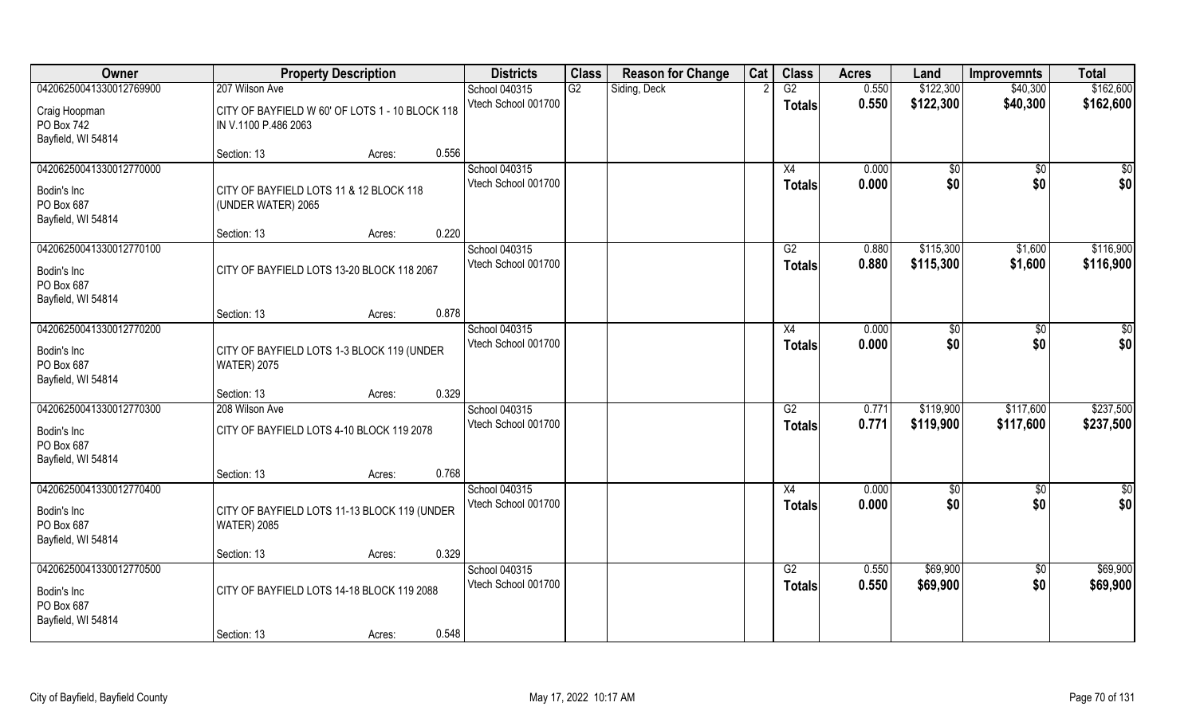| Owner | Property Description | | | Districts | Class | Reason for Change | Cat | Class | Acres | Land | Improvemnts | Total |
|---|---|---|---|---|---|---|---|---|---|---|---|---|
| 04206250041330012769900 | 207 Wilson Ave | | | School 040315 | G2 | Siding, Deck | 2 | G2 | 0.550 | $122,300 | $40,300 | $162,600 |
| Craig Hoopman<br>PO Box 742<br>Bayfield, WI 54814 | CITY OF BAYFIELD W 60' OF LOTS 1 - 10 BLOCK 118 IN V.1100 P.486 2063 | | | Vtech School 001700 | | | | Totals | 0.550 | $122,300 | $40,300 | $162,600 |
| | Section: 13 | Acres: | 0.556 | | | | | | | | | |
| 04206250041330012770000 | | | | School 040315 | | | | X4 | 0.000 | $0 | $0 | $0 |
| Bodin's Inc<br>PO Box 687<br>Bayfield, WI 54814 | CITY OF BAYFIELD LOTS 11 & 12 BLOCK 118 (UNDER WATER) 2065 | | | Vtech School 001700 | | | | Totals | 0.000 | $0 | $0 | $0 |
| | Section: 13 | Acres: | 0.220 | | | | | | | | | |
| 04206250041330012770100 | | | | School 040315 | | | | G2 | 0.880 | $115,300 | $1,600 | $116,900 |
| Bodin's Inc<br>PO Box 687<br>Bayfield, WI 54814 | CITY OF BAYFIELD LOTS 13-20 BLOCK 118 2067 | | | Vtech School 001700 | | | | Totals | 0.880 | $115,300 | $1,600 | $116,900 |
| | Section: 13 | Acres: | 0.878 | | | | | | | | | |
| 04206250041330012770200 | | | | School 040315 | | | | X4 | 0.000 | $0 | $0 | $0 |
| Bodin's Inc<br>PO Box 687<br>Bayfield, WI 54814 | CITY OF BAYFIELD LOTS 1-3 BLOCK 119 (UNDER WATER) 2075 | | | Vtech School 001700 | | | | Totals | 0.000 | $0 | $0 | $0 |
| | Section: 13 | Acres: | 0.329 | | | | | | | | | |
| 04206250041330012770300 | 208 Wilson Ave | | | School 040315 | | | | G2 | 0.771 | $119,900 | $117,600 | $237,500 |
| Bodin's Inc<br>PO Box 687<br>Bayfield, WI 54814 | CITY OF BAYFIELD LOTS 4-10 BLOCK 119 2078 | | | Vtech School 001700 | | | | Totals | 0.771 | $119,900 | $117,600 | $237,500 |
| | Section: 13 | Acres: | 0.768 | | | | | | | | | |
| 04206250041330012770400 | | | | School 040315 | | | | X4 | 0.000 | $0 | $0 | $0 |
| Bodin's Inc<br>PO Box 687<br>Bayfield, WI 54814 | CITY OF BAYFIELD LOTS 11-13 BLOCK 119 (UNDER WATER) 2085 | | | Vtech School 001700 | | | | Totals | 0.000 | $0 | $0 | $0 |
| | Section: 13 | Acres: | 0.329 | | | | | | | | | |
| 04206250041330012770500 | | | | School 040315 | | | | G2 | 0.550 | $69,900 | $0 | $69,900 |
| Bodin's Inc<br>PO Box 687<br>Bayfield, WI 54814 | CITY OF BAYFIELD LOTS 14-18 BLOCK 119 2088 | | | Vtech School 001700 | | | | Totals | 0.550 | $69,900 | $0 | $69,900 |
| | Section: 13 | Acres: | 0.548 | | | | | | | | | |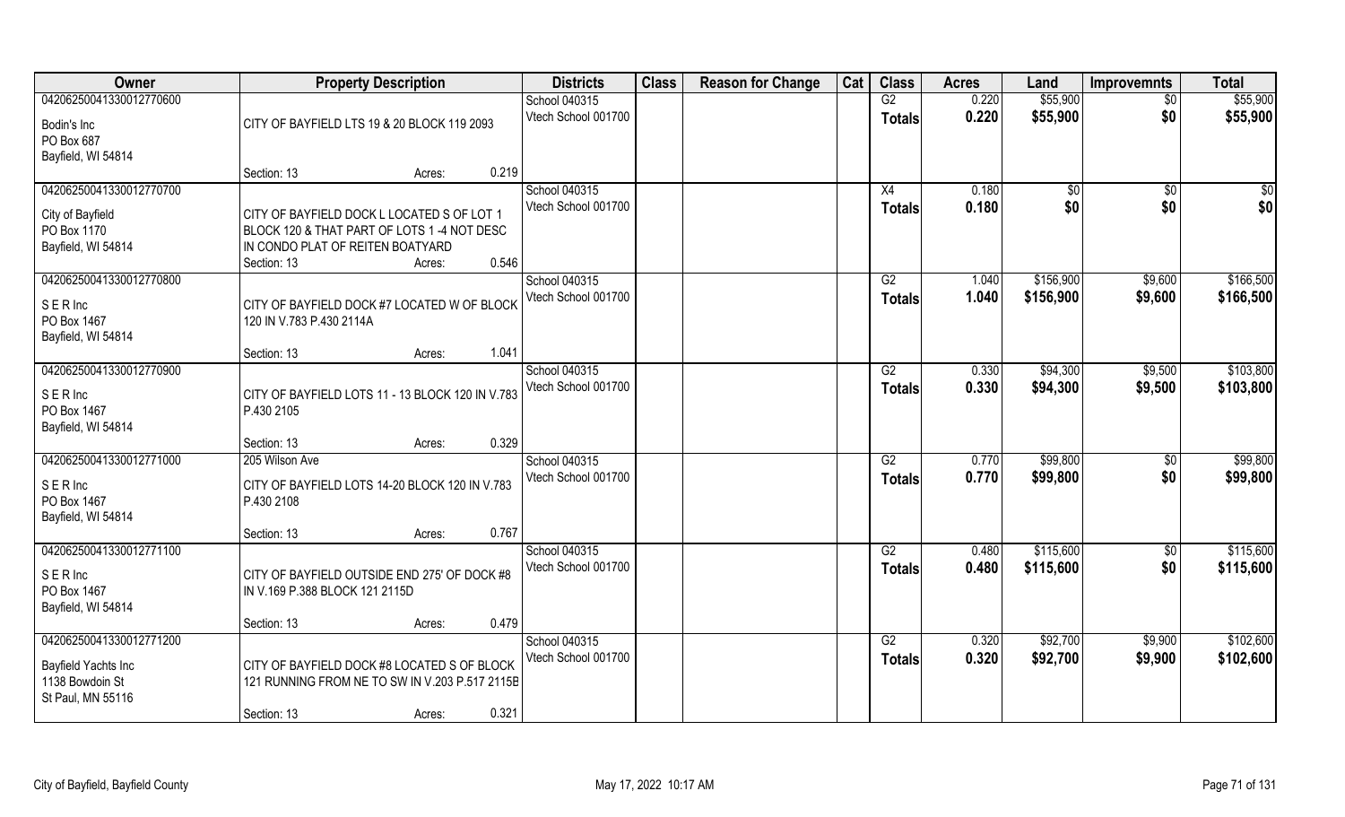| Owner | Property Description | Districts | Class | Reason for Change | Cat | Class | Acres | Land | Improvemnts | Total |
|---|---|---|---|---|---|---|---|---|---|---|
| 04206250041330012770600<br>Bodin's Inc<br>PO Box 687<br>Bayfield, WI 54814 | CITY OF BAYFIELD LTS 19 & 20 BLOCK 119 2093<br>Section: 13 Acres: 0.219 | School 040315<br>Vtech School 001700 | | | | G2<br>**Totals** | 0.220<br>**0.220** | $55,900<br>**$55,900** | $0<br>**$0** | $55,900<br>**$55,900** |
| 04206250041330012770700<br>City of Bayfield<br>PO Box 1170<br>Bayfield, WI 54814 | CITY OF BAYFIELD DOCK L LOCATED S OF LOT 1 BLOCK 120 & THAT PART OF LOTS 1 -4 NOT DESC IN CONDO PLAT OF REITEN BOATYARD<br>Section: 13 Acres: 0.546 | School 040315<br>Vtech School 001700 | | | | X4<br>**Totals** | 0.180<br>**0.180** | $0<br>**$0** | $0<br>**$0** | $0<br>**$0** |
| 04206250041330012770800<br>S E R Inc<br>PO Box 1467<br>Bayfield, WI 54814 | CITY OF BAYFIELD DOCK #7 LOCATED W OF BLOCK 120 IN V.783 P.430 2114A<br>Section: 13 Acres: 1.041 | School 040315<br>Vtech School 001700 | | | | G2<br>**Totals** | 1.040<br>**1.040** | $156,900<br>**$156,900** | $9,600<br>**$9,600** | $166,500<br>**$166,500** |
| 04206250041330012770900<br>S E R Inc<br>PO Box 1467<br>Bayfield, WI 54814 | CITY OF BAYFIELD LOTS 11 - 13 BLOCK 120 IN V.783 P.430 2105<br>Section: 13 Acres: 0.329 | School 040315<br>Vtech School 001700 | | | | G2<br>**Totals** | 0.330<br>**0.330** | $94,300<br>**$94,300** | $9,500<br>**$9,500** | $103,800<br>**$103,800** |
| 04206250041330012771000<br>S E R Inc<br>PO Box 1467<br>Bayfield, WI 54814 | 205 Wilson Ave<br>CITY OF BAYFIELD LOTS 14-20 BLOCK 120 IN V.783 P.430 2108<br>Section: 13 Acres: 0.767 | School 040315<br>Vtech School 001700 | | | | G2<br>**Totals** | 0.770<br>**0.770** | $99,800<br>**$99,800** | $0<br>**$0** | $99,800<br>**$99,800** |
| 04206250041330012771100<br>S E R Inc<br>PO Box 1467<br>Bayfield, WI 54814 | CITY OF BAYFIELD OUTSIDE END 275' OF DOCK #8 IN V.169 P.388 BLOCK 121 2115D<br>Section: 13 Acres: 0.479 | School 040315<br>Vtech School 001700 | | | | G2<br>**Totals** | 0.480<br>**0.480** | $115,600<br>**$115,600** | $0<br>**$0** | $115,600<br>**$115,600** |
| 04206250041330012771200<br>Bayfield Yachts Inc<br>1138 Bowdoin St<br>St Paul, MN 55116 | CITY OF BAYFIELD DOCK #8 LOCATED S OF BLOCK 121 RUNNING FROM NE TO SW IN V.203 P.517 2115B<br>Section: 13 Acres: 0.321 | School 040315<br>Vtech School 001700 | | | | G2<br>**Totals** | 0.320<br>**0.320** | $92,700<br>**$92,700** | $9,900<br>**$9,900** | $102,600<br>**$102,600** |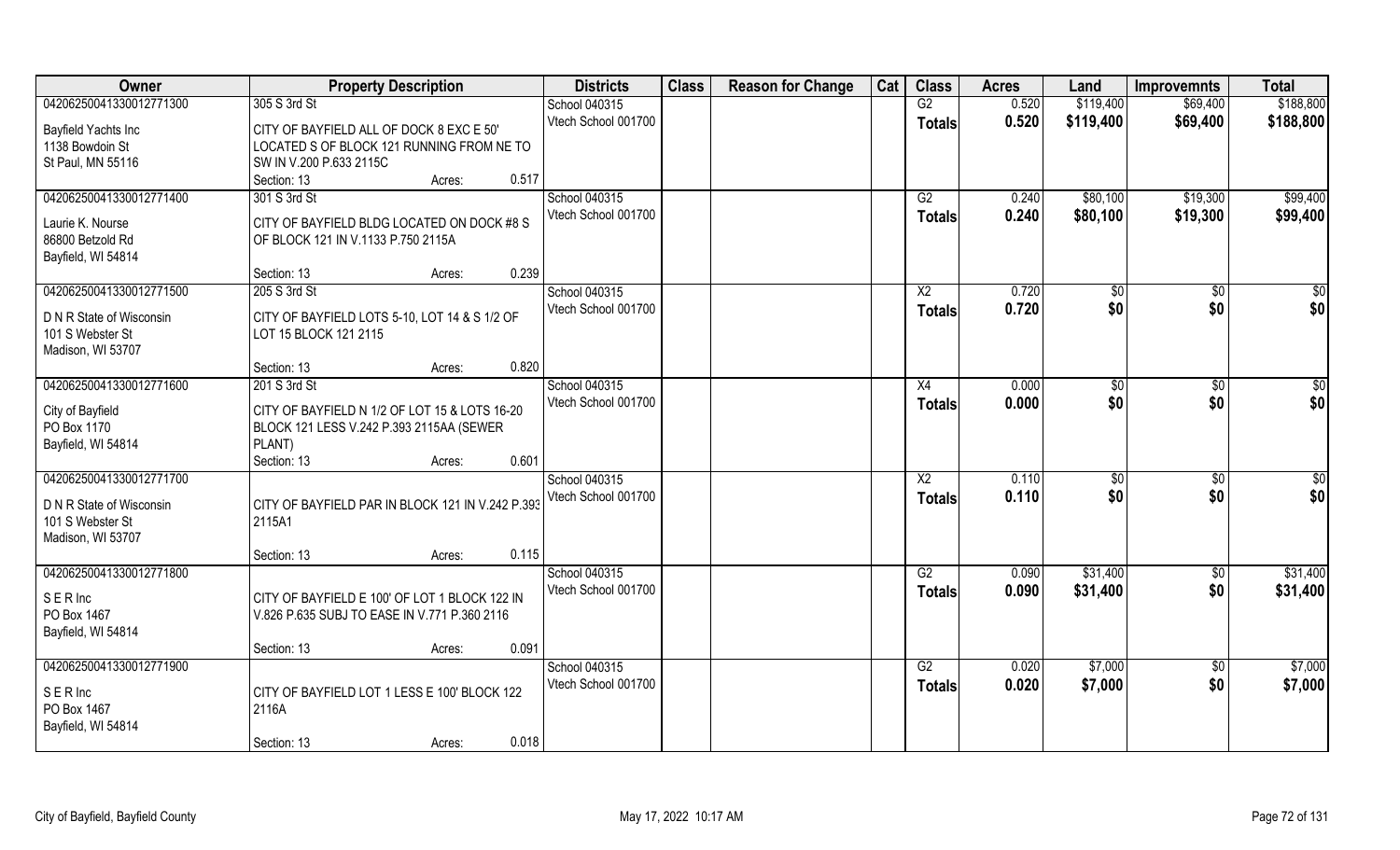| Owner | Property Description | | | Districts | Class | Reason for Change | Cat | Class | Acres | Land | Improvemnts | Total |
|---|---|---|---|---|---|---|---|---|---|---|---|---|
| 04206250041330012771300 | 305 S 3rd St | | | School 040315 | | | | G2 | 0.520 | $119,400 | $69,400 | $188,800 |
| Bayfield Yachts Inc<br>1138 Bowdoin St<br>St Paul, MN 55116 | CITY OF BAYFIELD ALL OF DOCK 8 EXC E 50' LOCATED S OF BLOCK 121 RUNNING FROM NE TO SW IN V.200 P.633 2115C | | | Vtech School 001700 | | | | Totals | 0.520 | $119,400 | $69,400 | $188,800 |
| | Section: 13 | Acres: | 0.517 | | | | | | | | | |
| 04206250041330012771400 | 301 S 3rd St | | | School 040315 | | | | G2 | 0.240 | $80,100 | $19,300 | $99,400 |
| Laurie K. Nourse<br>86800 Betzold Rd<br>Bayfield, WI 54814 | CITY OF BAYFIELD BLDG LOCATED ON DOCK #8 S OF BLOCK 121 IN V.1133 P.750 2115A | | | Vtech School 001700 | | | | Totals | 0.240 | $80,100 | $19,300 | $99,400 |
| | Section: 13 | Acres: | 0.239 | | | | | | | | | |
| 04206250041330012771500 | 205 S 3rd St | | | School 040315 | | | | X2 | 0.720 | $0 | $0 | $0 |
| D N R State of Wisconsin<br>101 S Webster St<br>Madison, WI 53707 | CITY OF BAYFIELD LOTS 5-10, LOT 14 & S 1/2 OF LOT 15 BLOCK 121 2115 | | | Vtech School 001700 | | | | Totals | 0.720 | $0 | $0 | $0 |
| | Section: 13 | Acres: | 0.820 | | | | | | | | | |
| 04206250041330012771600 | 201 S 3rd St | | | School 040315 | | | | X4 | 0.000 | $0 | $0 | $0 |
| City of Bayfield<br>PO Box 1170<br>Bayfield, WI 54814 | CITY OF BAYFIELD N 1/2 OF LOT 15 & LOTS 16-20 BLOCK 121 LESS V.242 P.393 2115AA (SEWER PLANT) | | | Vtech School 001700 | | | | Totals | 0.000 | $0 | $0 | $0 |
| | Section: 13 | Acres: | 0.601 | | | | | | | | | |
| 04206250041330012771700 | | | | School 040315 | | | | X2 | 0.110 | $0 | $0 | $0 |
| D N R State of Wisconsin<br>101 S Webster St<br>Madison, WI 53707 | CITY OF BAYFIELD PAR IN BLOCK 121 IN V.242 P.393 2115A1 | | | Vtech School 001700 | | | | Totals | 0.110 | $0 | $0 | $0 |
| | Section: 13 | Acres: | 0.115 | | | | | | | | | |
| 04206250041330012771800 | | | | School 040315 | | | | G2 | 0.090 | $31,400 | $0 | $31,400 |
| S E R Inc<br>PO Box 1467<br>Bayfield, WI 54814 | CITY OF BAYFIELD E 100' OF LOT 1 BLOCK 122 IN V.826 P.635 SUBJ TO EASE IN V.771 P.360 2116 | | | Vtech School 001700 | | | | Totals | 0.090 | $31,400 | $0 | $31,400 |
| | Section: 13 | Acres: | 0.091 | | | | | | | | | |
| 04206250041330012771900 | | | | School 040315 | | | | G2 | 0.020 | $7,000 | $0 | $7,000 |
| S E R Inc<br>PO Box 1467<br>Bayfield, WI 54814 | CITY OF BAYFIELD LOT 1 LESS E 100' BLOCK 122 2116A | | | Vtech School 001700 | | | | Totals | 0.020 | $7,000 | $0 | $7,000 |
| | Section: 13 | Acres: | 0.018 | | | | | | | | | |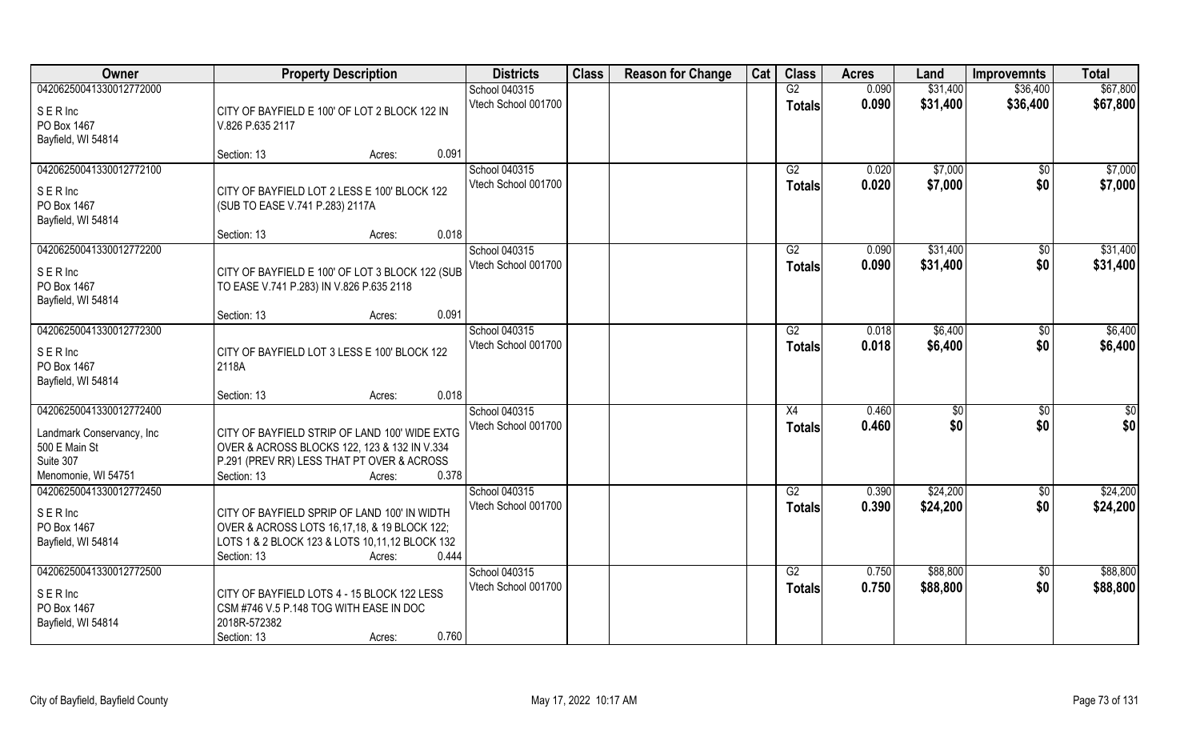| Owner | Property Description | Districts | Class | Reason for Change | Cat | Class | Acres | Land | Improvemnts | Total |
|---|---|---|---|---|---|---|---|---|---|---|
| 04206250041330012772000<br>S E R Inc<br>PO Box 1467<br>Bayfield, WI 54814 | CITY OF BAYFIELD E 100' OF LOT 2 BLOCK 122 IN V.826 P.635 2117<br>Section: 13 Acres: 0.091 | School 040315<br>Vtech School 001700 | | | | G2<br>**Totals** | 0.090<br>**0.090** | $31,400<br>**$31,400** | $36,400<br>**$36,400** | $67,800<br>**$67,800** |
| 04206250041330012772100<br>S E R Inc<br>PO Box 1467<br>Bayfield, WI 54814 | CITY OF BAYFIELD LOT 2 LESS E 100' BLOCK 122 (SUB TO EASE V.741 P.283) 2117A<br>Section: 13 Acres: 0.018 | School 040315<br>Vtech School 001700 | | | | G2<br>**Totals** | 0.020<br>**0.020** | $7,000<br>**$7,000** | $0<br>**$0** | $7,000<br>**$7,000** |
| 04206250041330012772200<br>S E R Inc<br>PO Box 1467<br>Bayfield, WI 54814 | CITY OF BAYFIELD E 100' OF LOT 3 BLOCK 122 (SUB TO EASE V.741 P.283) IN V.826 P.635 2118<br>Section: 13 Acres: 0.091 | School 040315<br>Vtech School 001700 | | | | G2<br>**Totals** | 0.090<br>**0.090** | $31,400<br>**$31,400** | $0<br>**$0** | $31,400<br>**$31,400** |
| 04206250041330012772300<br>S E R Inc<br>PO Box 1467<br>Bayfield, WI 54814 | CITY OF BAYFIELD LOT 3 LESS E 100' BLOCK 122 2118A<br>Section: 13 Acres: 0.018 | School 040315<br>Vtech School 001700 | | | | G2<br>**Totals** | 0.018<br>**0.018** | $6,400<br>**$6,400** | $0<br>**$0** | $6,400<br>**$6,400** |
| 04206250041330012772400<br>Landmark Conservancy, Inc<br>500 E Main St<br>Suite 307<br>Menomonie, WI 54751 | CITY OF BAYFIELD STRIP OF LAND 100' WIDE EXTG OVER & ACROSS BLOCKS 122, 123 & 132 IN V.334 P.291 (PREV RR) LESS THAT PT OVER & ACROSS<br>Section: 13 Acres: 0.378 | School 040315<br>Vtech School 001700 | | | | X4<br>**Totals** | 0.460<br>**0.460** | $0<br>**$0** | $0<br>**$0** | $0<br>**$0** |
| 04206250041330012772450<br>S E R Inc<br>PO Box 1467<br>Bayfield, WI 54814 | CITY OF BAYFIELD SPRIP OF LAND 100' IN WIDTH OVER & ACROSS LOTS 16,17,18, & 19 BLOCK 122; LOTS 1 & 2 BLOCK 123 & LOTS 10,11,12 BLOCK 132<br>Section: 13 Acres: 0.444 | School 040315<br>Vtech School 001700 | | | | G2<br>**Totals** | 0.390<br>**0.390** | $24,200<br>**$24,200** | $0<br>**$0** | $24,200<br>**$24,200** |
| 04206250041330012772500<br>S E R Inc<br>PO Box 1467<br>Bayfield, WI 54814 | CITY OF BAYFIELD LOTS 4 - 15 BLOCK 122 LESS CSM #746 V.5 P.148 TOG WITH EASE IN DOC 2018R-572382<br>Section: 13 Acres: 0.760 | School 040315<br>Vtech School 001700 | | | | G2<br>**Totals** | 0.750<br>**0.750** | $88,800<br>**$88,800** | $0<br>**$0** | $88,800<br>**$88,800** |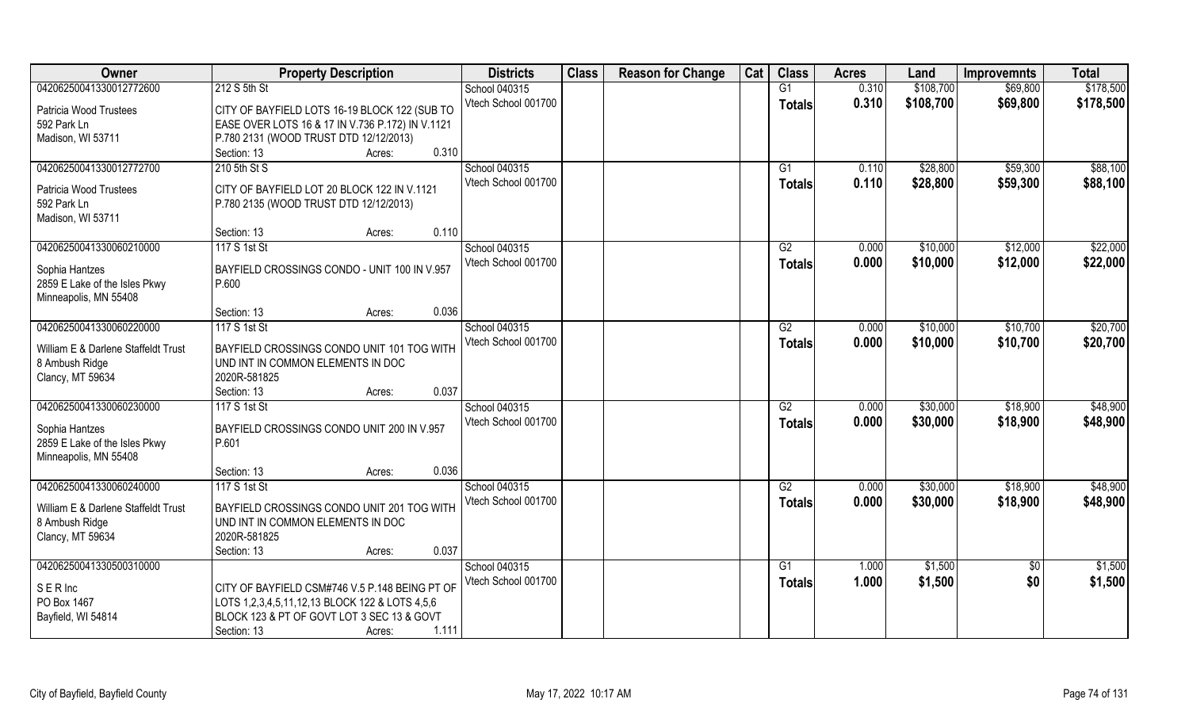| Owner | Property Description | Districts | Class | Reason for Change | Cat | Class | Acres | Land | Improvemnts | Total |
|---|---|---|---|---|---|---|---|---|---|---|
| 04206250041330012772600 | 212 S 5th St | School 040315 | | | | G1 | 0.310 | $108,700 | $69,800 | $178,500 |
| Patricia Wood Trustees<br>592 Park Ln<br>Madison, WI 53711 | CITY OF BAYFIELD LOTS 16-19 BLOCK 122 (SUB TO EASE OVER LOTS 16 & 17 IN V.736 P.172) IN V.1121 P.780 2131 (WOOD TRUST DTD 12/12/2013)<br>Section: 13 Acres: 0.310 | Vtech School 001700 | | | | **Totals** | **0.310** | **$108,700** | **$69,800** | **$178,500** |
| 04206250041330012772700 | 210 5th St S | School 040315 | | | | G1 | 0.110 | $28,800 | $59,300 | $88,100 |
| Patricia Wood Trustees<br>592 Park Ln<br>Madison, WI 53711 | CITY OF BAYFIELD LOT 20 BLOCK 122 IN V.1121 P.780 2135 (WOOD TRUST DTD 12/12/2013)<br>Section: 13 Acres: 0.110 | Vtech School 001700 | | | | **Totals** | **0.110** | **$28,800** | **$59,300** | **$88,100** |
| 04206250041330060210000 | 117 S 1st St | School 040315 | | | | G2 | 0.000 | $10,000 | $12,000 | $22,000 |
| Sophia Hantzes<br>2859 E Lake of the Isles Pkwy<br>Minneapolis, MN 55408 | BAYFIELD CROSSINGS CONDO - UNIT 100 IN V.957 P.600<br>Section: 13 Acres: 0.036 | Vtech School 001700 | | | | **Totals** | **0.000** | **$10,000** | **$12,000** | **$22,000** |
| 04206250041330060220000 | 117 S 1st St | School 040315 | | | | G2 | 0.000 | $10,000 | $10,700 | $20,700 |
| William E & Darlene Staffeldt Trust<br>8 Ambush Ridge<br>Clancy, MT 59634 | BAYFIELD CROSSINGS CONDO UNIT 101 TOG WITH UND INT IN COMMON ELEMENTS IN DOC 2020R-581825<br>Section: 13 Acres: 0.037 | Vtech School 001700 | | | | **Totals** | **0.000** | **$10,000** | **$10,700** | **$20,700** |
| 04206250041330060230000 | 117 S 1st St | School 040315 | | | | G2 | 0.000 | $30,000 | $18,900 | $48,900 |
| Sophia Hantzes<br>2859 E Lake of the Isles Pkwy<br>Minneapolis, MN 55408 | BAYFIELD CROSSINGS CONDO UNIT 200 IN V.957 P.601<br>Section: 13 Acres: 0.036 | Vtech School 001700 | | | | **Totals** | **0.000** | **$30,000** | **$18,900** | **$48,900** |
| 04206250041330060240000 | 117 S 1st St | School 040315 | | | | G2 | 0.000 | $30,000 | $18,900 | $48,900 |
| William E & Darlene Staffeldt Trust<br>8 Ambush Ridge<br>Clancy, MT 59634 | BAYFIELD CROSSINGS CONDO UNIT 201 TOG WITH UND INT IN COMMON ELEMENTS IN DOC 2020R-581825<br>Section: 13 Acres: 0.037 | Vtech School 001700 | | | | **Totals** | **0.000** | **$30,000** | **$18,900** | **$48,900** |
| 04206250041330500310000 | | School 040315 | | | | G1 | 1.000 | $1,500 | $0 | $1,500 |
| S E R Inc<br>PO Box 1467<br>Bayfield, WI 54814 | CITY OF BAYFIELD CSM#746 V.5 P.148 BEING PT OF LOTS 1,2,3,4,5,11,12,13 BLOCK 122 & LOTS 4,5,6 BLOCK 123 & PT OF GOVT LOT 3 SEC 13 & GOVT<br>Section: 13 Acres: 1.111 | Vtech School 001700 | | | | **Totals** | **1.000** | **$1,500** | **$0** | **$1,500** |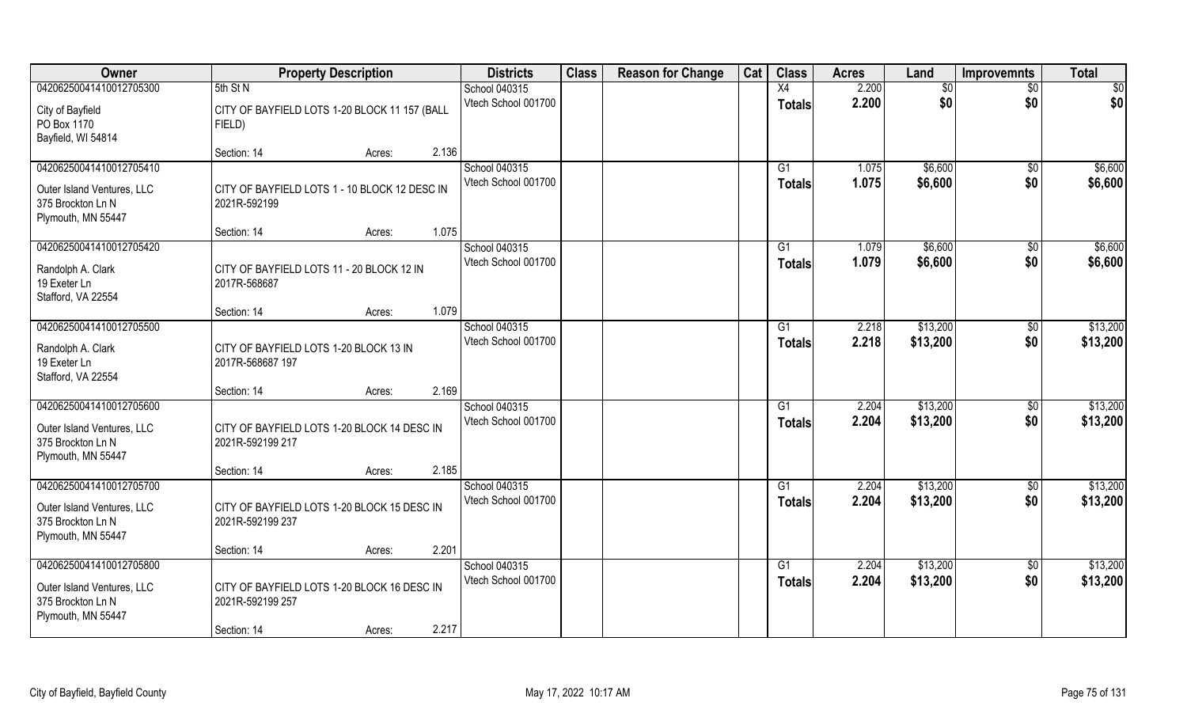| Owner | Property Description | | | Districts | Class | Reason for Change | Cat | Class | Acres | Land | Improvemnts | Total |
|---|---|---|---|---|---|---|---|---|---|---|---|---|
| 04206250041410012705300 | 5th St N | | | School 040315 | | | | X4 | 2.200 | $0 | $0 | $0 |
| City of Bayfield<br>PO Box 1170<br>Bayfield, WI 54814 | CITY OF BAYFIELD LOTS 1-20 BLOCK 11 157 (BALL FIELD) | | | Vtech School 001700 | | | | Totals | 2.200 | $0 | $0 | $0 |
| | Section: 14 | Acres: | 2.136 | | | | | | | | | |
| 04206250041410012705410 | | | | School 040315 | | | | G1 | 1.075 | $6,600 | $0 | $6,600 |
| Outer Island Ventures, LLC<br>375 Brockton Ln N<br>Plymouth, MN 55447 | CITY OF BAYFIELD LOTS 1 - 10 BLOCK 12 DESC IN 2021R-592199 | | | Vtech School 001700 | | | | Totals | 1.075 | $6,600 | $0 | $6,600 |
| | Section: 14 | Acres: | 1.075 | | | | | | | | | |
| 04206250041410012705420 | | | | School 040315 | | | | G1 | 1.079 | $6,600 | $0 | $6,600 |
| Randolph A. Clark<br>19 Exeter Ln<br>Stafford, VA 22554 | CITY OF BAYFIELD LOTS 11 - 20 BLOCK 12 IN 2017R-568687 | | | Vtech School 001700 | | | | Totals | 1.079 | $6,600 | $0 | $6,600 |
| | Section: 14 | Acres: | 1.079 | | | | | | | | | |
| 04206250041410012705500 | | | | School 040315 | | | | G1 | 2.218 | $13,200 | $0 | $13,200 |
| Randolph A. Clark<br>19 Exeter Ln<br>Stafford, VA 22554 | CITY OF BAYFIELD LOTS 1-20 BLOCK 13 IN 2017R-568687 197 | | | Vtech School 001700 | | | | Totals | 2.218 | $13,200 | $0 | $13,200 |
| | Section: 14 | Acres: | 2.169 | | | | | | | | | |
| 04206250041410012705600 | | | | School 040315 | | | | G1 | 2.204 | $13,200 | $0 | $13,200 |
| Outer Island Ventures, LLC<br>375 Brockton Ln N<br>Plymouth, MN 55447 | CITY OF BAYFIELD LOTS 1-20 BLOCK 14 DESC IN 2021R-592199 217 | | | Vtech School 001700 | | | | Totals | 2.204 | $13,200 | $0 | $13,200 |
| | Section: 14 | Acres: | 2.185 | | | | | | | | | |
| 04206250041410012705700 | | | | School 040315 | | | | G1 | 2.204 | $13,200 | $0 | $13,200 |
| Outer Island Ventures, LLC<br>375 Brockton Ln N<br>Plymouth, MN 55447 | CITY OF BAYFIELD LOTS 1-20 BLOCK 15 DESC IN 2021R-592199 237 | | | Vtech School 001700 | | | | Totals | 2.204 | $13,200 | $0 | $13,200 |
| | Section: 14 | Acres: | 2.201 | | | | | | | | | |
| 04206250041410012705800 | | | | School 040315 | | | | G1 | 2.204 | $13,200 | $0 | $13,200 |
| Outer Island Ventures, LLC<br>375 Brockton Ln N<br>Plymouth, MN 55447 | CITY OF BAYFIELD LOTS 1-20 BLOCK 16 DESC IN 2021R-592199 257 | | | Vtech School 001700 | | | | Totals | 2.204 | $13,200 | $0 | $13,200 |
| | Section: 14 | Acres: | 2.217 | | | | | | | | | |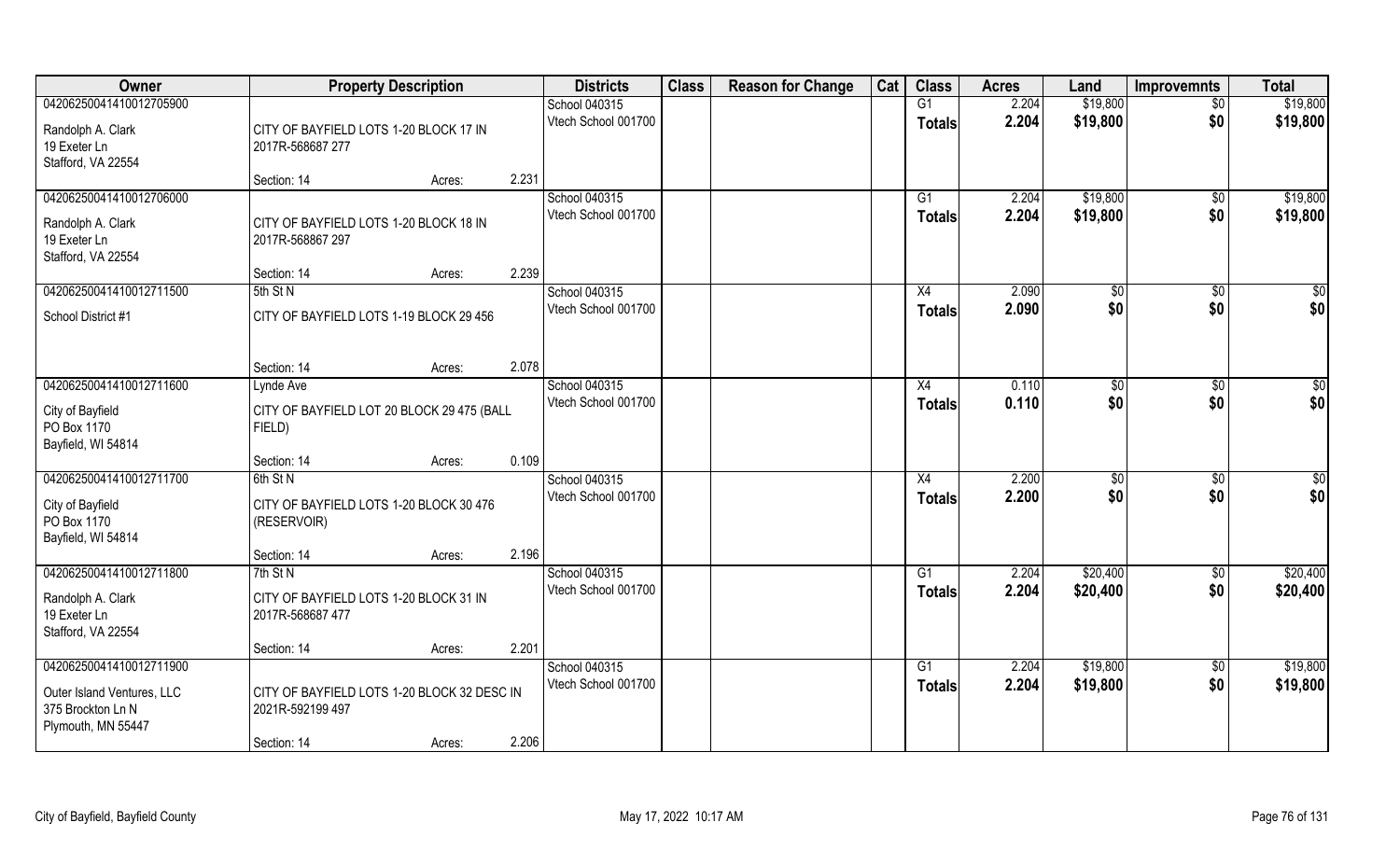| Owner | Property Description | | | Districts | Class | Reason for Change | Cat | Class | Acres | Land | Improvemnts | Total |
|---|---|---|---|---|---|---|---|---|---|---|---|---|
| 04206250041410012705900 | | | | School 040315 | | | | G1 | 2.204 | $19,800 | $0 | $19,800 |
| Randolph A. Clark<br>19 Exeter Ln<br>Stafford, VA 22554 | CITY OF BAYFIELD LOTS 1-20 BLOCK 17 IN 2017R-568687 277 | | | Vtech School 001700 | | | | Totals | 2.204 | $19,800 | $0 | $19,800 |
| | Section: 14 | Acres: | 2.231 | | | | | | | | | |
| 04206250041410012706000 | | | | School 040315 | | | | G1 | 2.204 | $19,800 | $0 | $19,800 |
| Randolph A. Clark<br>19 Exeter Ln<br>Stafford, VA 22554 | CITY OF BAYFIELD LOTS 1-20 BLOCK 18 IN 2017R-568867 297 | | | Vtech School 001700 | | | | Totals | 2.204 | $19,800 | $0 | $19,800 |
| | Section: 14 | Acres: | 2.239 | | | | | | | | | |
| 04206250041410012711500 | 5th St N | | | School 040315 | | | | X4 | 2.090 | $0 | $0 | $0 |
| School District #1 | CITY OF BAYFIELD LOTS 1-19 BLOCK 29 456 | | | Vtech School 001700 | | | | Totals | 2.090 | $0 | $0 | $0 |
| | Section: 14 | Acres: | 2.078 | | | | | | | | | |
| 04206250041410012711600 | Lynde Ave | | | School 040315 | | | | X4 | 0.110 | $0 | $0 | $0 |
| City of Bayfield<br>PO Box 1170<br>Bayfield, WI 54814 | CITY OF BAYFIELD LOT 20 BLOCK 29 475 (BALL FIELD) | | | Vtech School 001700 | | | | Totals | 0.110 | $0 | $0 | $0 |
| | Section: 14 | Acres: | 0.109 | | | | | | | | | |
| 04206250041410012711700 | 6th St N | | | School 040315 | | | | X4 | 2.200 | $0 | $0 | $0 |
| City of Bayfield<br>PO Box 1170<br>Bayfield, WI 54814 | CITY OF BAYFIELD LOTS 1-20 BLOCK 30 476 (RESERVOIR) | | | Vtech School 001700 | | | | Totals | 2.200 | $0 | $0 | $0 |
| | Section: 14 | Acres: | 2.196 | | | | | | | | | |
| 04206250041410012711800 | 7th St N | | | School 040315 | | | | G1 | 2.204 | $20,400 | $0 | $20,400 |
| Randolph A. Clark<br>19 Exeter Ln<br>Stafford, VA 22554 | CITY OF BAYFIELD LOTS 1-20 BLOCK 31 IN 2017R-568687 477 | | | Vtech School 001700 | | | | Totals | 2.204 | $20,400 | $0 | $20,400 |
| | Section: 14 | Acres: | 2.201 | | | | | | | | | |
| 04206250041410012711900 | | | | School 040315 | | | | G1 | 2.204 | $19,800 | $0 | $19,800 |
| Outer Island Ventures, LLC<br>375 Brockton Ln N<br>Plymouth, MN 55447 | CITY OF BAYFIELD LOTS 1-20 BLOCK 32 DESC IN 2021R-592199 497 | | | Vtech School 001700 | | | | Totals | 2.204 | $19,800 | $0 | $19,800 |
| | Section: 14 | Acres: | 2.206 | | | | | | | | | |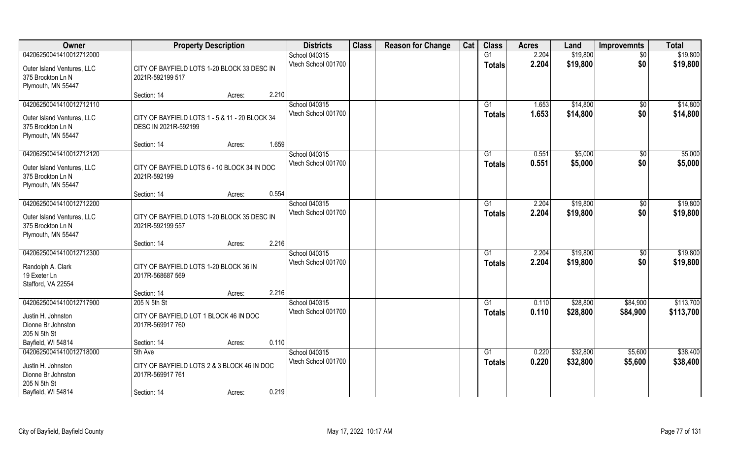| Owner | Property Description | Districts | Class | Reason for Change | Cat | Class | Acres | Land | Improvemnts | Total |
|---|---|---|---|---|---|---|---|---|---|---|
| 04206250041410012712000<br>Outer Island Ventures, LLC<br>375 Brockton Ln N<br>Plymouth, MN 55447 | CITY OF BAYFIELD LOTS 1-20 BLOCK 33 DESC IN 2021R-592199 517<br>Section: 14 Acres: 2.210 | School 040315<br>Vtech School 001700 | | | | G1<br>**Totals** | 2.204<br>**2.204** | $19,800<br>**$19,800** | $0<br>**$0** | $19,800<br>**$19,800** |
| 04206250041410012712110<br>Outer Island Ventures, LLC<br>375 Brockton Ln N<br>Plymouth, MN 55447 | CITY OF BAYFIELD LOTS 1 - 5 & 11 - 20 BLOCK 34 DESC IN 2021R-592199<br>Section: 14 Acres: 1.659 | School 040315<br>Vtech School 001700 | | | | G1<br>**Totals** | 1.653<br>**1.653** | $14,800<br>**$14,800** | $0<br>**$0** | $14,800<br>**$14,800** |
| 04206250041410012712120<br>Outer Island Ventures, LLC<br>375 Brockton Ln N<br>Plymouth, MN 55447 | CITY OF BAYFIELD LOTS 6 - 10 BLOCK 34 IN DOC 2021R-592199<br>Section: 14 Acres: 0.554 | School 040315<br>Vtech School 001700 | | | | G1<br>**Totals** | 0.551<br>**0.551** | $5,000<br>**$5,000** | $0<br>**$0** | $5,000<br>**$5,000** |
| 04206250041410012712200<br>Outer Island Ventures, LLC<br>375 Brockton Ln N<br>Plymouth, MN 55447 | CITY OF BAYFIELD LOTS 1-20 BLOCK 35 DESC IN 2021R-592199 557<br>Section: 14 Acres: 2.216 | School 040315<br>Vtech School 001700 | | | | G1<br>**Totals** | 2.204<br>**2.204** | $19,800<br>**$19,800** | $0<br>**$0** | $19,800<br>**$19,800** |
| 04206250041410012712300<br>Randolph A. Clark<br>19 Exeter Ln<br>Stafford, VA 22554 | CITY OF BAYFIELD LOTS 1-20 BLOCK 36 IN 2017R-568687 569<br>Section: 14 Acres: 2.216 | School 040315<br>Vtech School 001700 | | | | G1<br>**Totals** | 2.204<br>**2.204** | $19,800<br>**$19,800** | $0<br>**$0** | $19,800<br>**$19,800** |
| 04206250041410012717900<br>Justin H. Johnston<br>Dionne Br Johnston<br>205 N 5th St<br>Bayfield, WI 54814 | 205 N 5th St<br>CITY OF BAYFIELD LOT 1 BLOCK 46 IN DOC 2017R-569917 760<br>Section: 14 Acres: 0.110 | School 040315<br>Vtech School 001700 | | | | G1<br>**Totals** | 0.110<br>**0.110** | $28,800<br>**$28,800** | $84,900<br>**$84,900** | $113,700<br>**$113,700** |
| 04206250041410012718000<br>Justin H. Johnston<br>Dionne Br Johnston<br>205 N 5th St<br>Bayfield, WI 54814 | 5th Ave<br>CITY OF BAYFIELD LOTS 2 & 3 BLOCK 46 IN DOC 2017R-569917 761<br>Section: 14 Acres: 0.219 | School 040315<br>Vtech School 001700 | | | | G1<br>**Totals** | 0.220<br>**0.220** | $32,800<br>**$32,800** | $5,600<br>**$5,600** | $38,400<br>**$38,400** |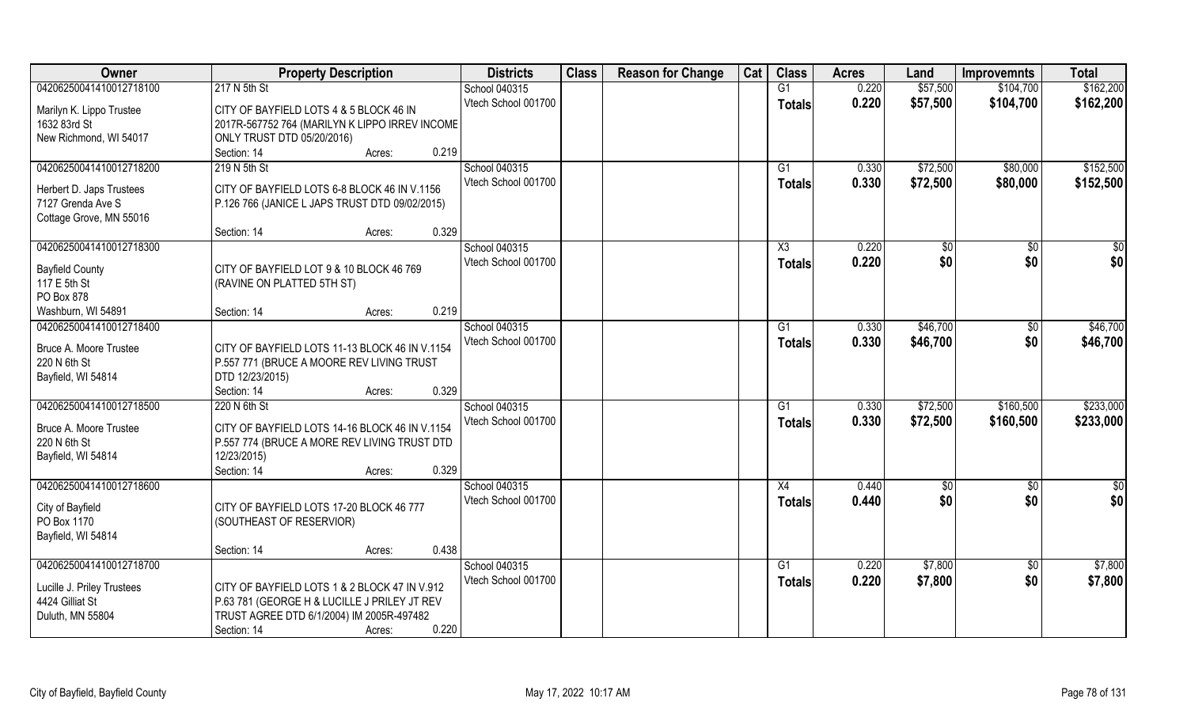| Owner | Property Description | Districts | Class | Reason for Change | Cat | Class | Acres | Land | Improvemnts | Total |
|---|---|---|---|---|---|---|---|---|---|---|
| 04206250041410012718100 | 217 N 5th St | School 040315 | | | | G1 | 0.220 | $57,500 | $104,700 | $162,200 |
| Marilyn K. Lippo Trustee<br>1632 83rd St<br>New Richmond, WI 54017 | CITY OF BAYFIELD LOTS 4 & 5 BLOCK 46 IN 2017R-567752 764 (MARILYN K LIPPO IRREV INCOME ONLY TRUST DTD 05/20/2016)<br>Section: 14 Acres: 0.219 | Vtech School 001700 | | | | Totals | 0.220 | $57,500 | $104,700 | $162,200 |
| 04206250041410012718200 | 219 N 5th St | School 040315 | | | | G1 | 0.330 | $72,500 | $80,000 | $152,500 |
| Herbert D. Japs Trustees<br>7127 Grenda Ave S<br>Cottage Grove, MN 55016 | CITY OF BAYFIELD LOTS 6-8 BLOCK 46 IN V.1156 P.126 766 (JANICE L JAPS TRUST DTD 09/02/2015)<br>Section: 14 Acres: 0.329 | Vtech School 001700 | | | | Totals | 0.330 | $72,500 | $80,000 | $152,500 |
| 04206250041410012718300 | | School 040315 | | | | X3 | 0.220 | $0 | $0 | $0 |
| Bayfield County<br>117 E 5th St<br>PO Box 878<br>Washburn, WI 54891 | CITY OF BAYFIELD LOT 9 & 10 BLOCK 46 769 (RAVINE ON PLATTED 5TH ST)<br>Section: 14 Acres: 0.219 | Vtech School 001700 | | | | Totals | 0.220 | $0 | $0 | $0 |
| 04206250041410012718400 | | School 040315 | | | | G1 | 0.330 | $46,700 | $0 | $46,700 |
| Bruce A. Moore Trustee<br>220 N 6th St<br>Bayfield, WI 54814 | CITY OF BAYFIELD LOTS 11-13 BLOCK 46 IN V.1154 P.557 771 (BRUCE A MOORE REV LIVING TRUST DTD 12/23/2015)<br>Section: 14 Acres: 0.329 | Vtech School 001700 | | | | Totals | 0.330 | $46,700 | $0 | $46,700 |
| 04206250041410012718500 | 220 N 6th St | School 040315 | | | | G1 | 0.330 | $72,500 | $160,500 | $233,000 |
| Bruce A. Moore Trustee<br>220 N 6th St<br>Bayfield, WI 54814 | CITY OF BAYFIELD LOTS 14-16 BLOCK 46 IN V.1154 P.557 774 (BRUCE A MORE REV LIVING TRUST DTD 12/23/2015)<br>Section: 14 Acres: 0.329 | Vtech School 001700 | | | | Totals | 0.330 | $72,500 | $160,500 | $233,000 |
| 04206250041410012718600 | | School 040315 | | | | X4 | 0.440 | $0 | $0 | $0 |
| City of Bayfield<br>PO Box 1170<br>Bayfield, WI 54814 | CITY OF BAYFIELD LOTS 17-20 BLOCK 46 777 (SOUTHEAST OF RESERVIOR)<br>Section: 14 Acres: 0.438 | Vtech School 001700 | | | | Totals | 0.440 | $0 | $0 | $0 |
| 04206250041410012718700 | | School 040315 | | | | G1 | 0.220 | $7,800 | $0 | $7,800 |
| Lucille J. Priley Trustees<br>4424 Gilliat St<br>Duluth, MN 55804 | CITY OF BAYFIELD LOTS 1 & 2 BLOCK 47 IN V.912 P.63 781 (GEORGE H & LUCILLE J PRILEY JT REV TRUST AGREE DTD 6/1/2004) IM 2005R-497482<br>Section: 14 Acres: 0.220 | Vtech School 001700 | | | | Totals | 0.220 | $7,800 | $0 | $7,800 |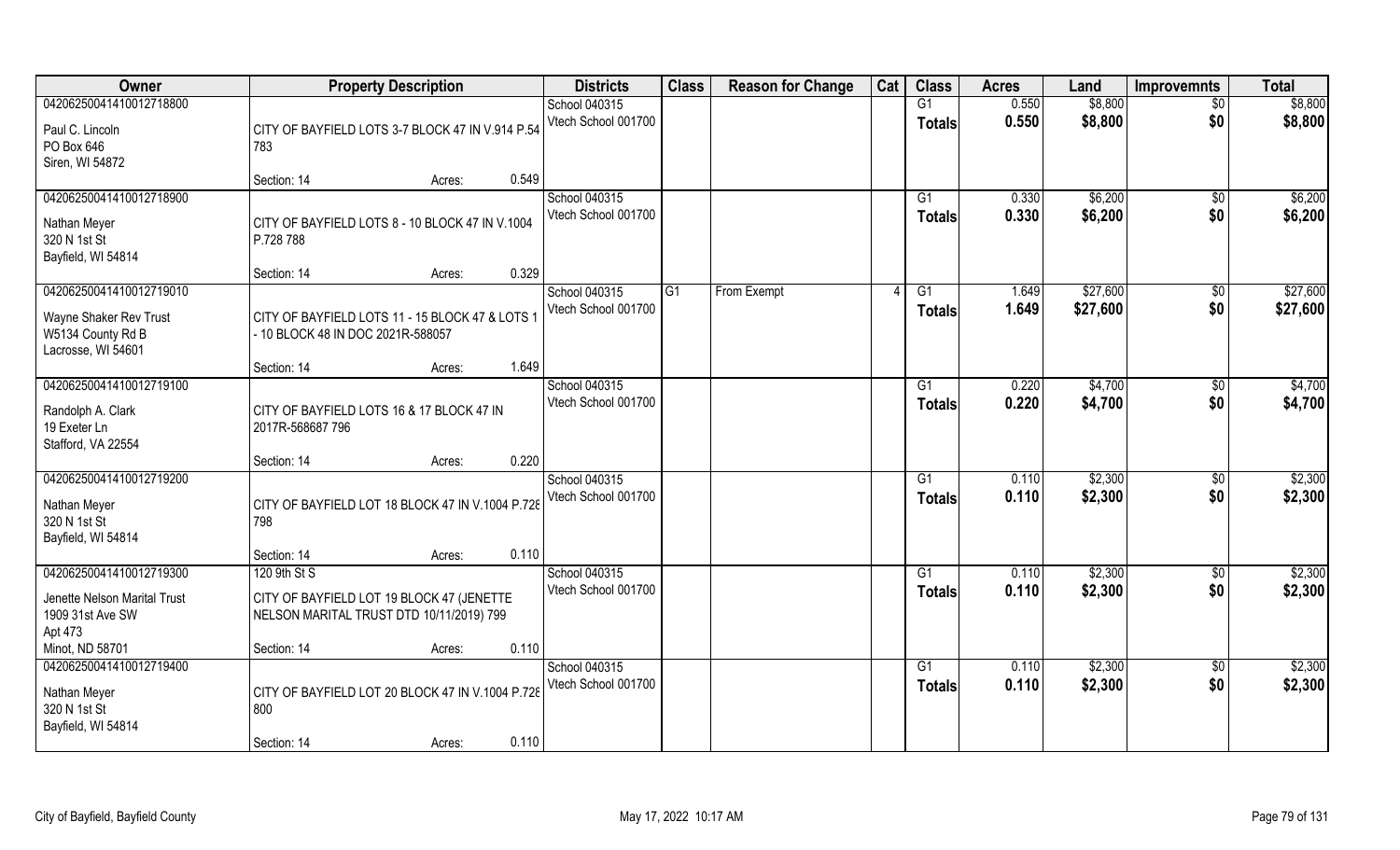| Owner | Property Description | | | Districts | Class | Reason for Change | Cat | Class | Acres | Land | Improvemnts | Total |
|---|---|---|---|---|---|---|---|---|---|---|---|---|
| 04206250041410012718800<br>Paul C. Lincoln<br>PO Box 646<br>Siren, WI 54872 | CITY OF BAYFIELD LOTS 3-7 BLOCK 47 IN V.914 P.54 783 | | | School 040315<br>Vtech School 001700 | | | | G1<br>**Totals** | 0.550<br>**0.550** | $8,800<br>**$8,800** | $0<br>**$0** | $8,800<br>**$8,800** |
| | Section: 14 | Acres: | 0.549 | | | | | | | | | |
| 04206250041410012718900<br>Nathan Meyer<br>320 N 1st St<br>Bayfield, WI 54814 | CITY OF BAYFIELD LOTS 8 - 10 BLOCK 47 IN V.1004 P.728 788 | | | School 040315<br>Vtech School 001700 | | | | G1<br>**Totals** | 0.330<br>**0.330** | $6,200<br>**$6,200** | $0<br>**$0** | $6,200<br>**$6,200** |
| | Section: 14 | Acres: | 0.329 | | | | | | | | | |
| 04206250041410012719010<br>Wayne Shaker Rev Trust<br>W5134 County Rd B<br>Lacrosse, WI 54601 | CITY OF BAYFIELD LOTS 11 - 15 BLOCK 47 & LOTS 1 - 10 BLOCK 48 IN DOC 2021R-588057 | | | School 040315<br>Vtech School 001700 | G1 | From Exempt | 4 | G1<br>**Totals** | 1.649<br>**1.649** | $27,600<br>**$27,600** | $0<br>**$0** | $27,600<br>**$27,600** |
| | Section: 14 | Acres: | 1.649 | | | | | | | | | |
| 04206250041410012719100<br>Randolph A. Clark<br>19 Exeter Ln<br>Stafford, VA 22554 | CITY OF BAYFIELD LOTS 16 & 17 BLOCK 47 IN 2017R-568687 796 | | | School 040315<br>Vtech School 001700 | | | | G1<br>**Totals** | 0.220<br>**0.220** | $4,700<br>**$4,700** | $0<br>**$0** | $4,700<br>**$4,700** |
| | Section: 14 | Acres: | 0.220 | | | | | | | | | |
| 04206250041410012719200<br>Nathan Meyer<br>320 N 1st St<br>Bayfield, WI 54814 | CITY OF BAYFIELD LOT 18 BLOCK 47 IN V.1004 P.728 798 | | | School 040315<br>Vtech School 001700 | | | | G1<br>**Totals** | 0.110<br>**0.110** | $2,300<br>**$2,300** | $0<br>**$0** | $2,300<br>**$2,300** |
| | Section: 14 | Acres: | 0.110 | | | | | | | | | |
| 04206250041410012719300<br>Jenette Nelson Marital Trust<br>1909 31st Ave SW<br>Apt 473<br>Minot, ND 58701 | 120 9th St S<br>CITY OF BAYFIELD LOT 19 BLOCK 47 (JENETTE NELSON MARITAL TRUST DTD 10/11/2019) 799 | | | School 040315<br>Vtech School 001700 | | | | G1<br>**Totals** | 0.110<br>**0.110** | $2,300<br>**$2,300** | $0<br>**$0** | $2,300<br>**$2,300** |
| | Section: 14 | Acres: | 0.110 | | | | | | | | | |
| 04206250041410012719400<br>Nathan Meyer<br>320 N 1st St<br>Bayfield, WI 54814 | CITY OF BAYFIELD LOT 20 BLOCK 47 IN V.1004 P.728 800 | | | School 040315<br>Vtech School 001700 | | | | G1<br>**Totals** | 0.110<br>**0.110** | $2,300<br>**$2,300** | $0<br>**$0** | $2,300<br>**$2,300** |
| | Section: 14 | Acres: | 0.110 | | | | | | | | | |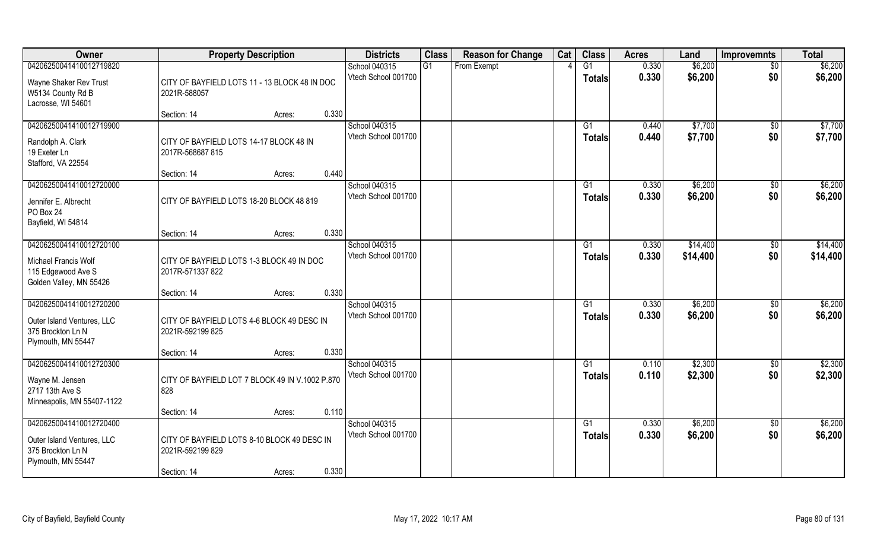| Owner | Property Description | | | Districts | Class | Reason for Change | Cat | Class | Acres | Land | Improvemnts | Total |
|---|---|---|---|---|---|---|---|---|---|---|---|---|
| 04206250041410012719820 | | | | School 040315 | G1 | From Exempt | 4 | G1 | 0.330 | $6,200 | $0 | $6,200 |
| Wayne Shaker Rev Trust<br>W5134 County Rd B<br>Lacrosse, WI 54601 | CITY OF BAYFIELD LOTS 11 - 13 BLOCK 48 IN DOC 2021R-588057 | | | Vtech School 001700 | | | | Totals | 0.330 | $6,200 | $0 | $6,200 |
| | Section: 14 | Acres: | 0.330 | | | | | | | | | |
| 04206250041410012719900 | | | | School 040315 | | | | G1 | 0.440 | $7,700 | $0 | $7,700 |
| Randolph A. Clark<br>19 Exeter Ln<br>Stafford, VA 22554 | CITY OF BAYFIELD LOTS 14-17 BLOCK 48 IN 2017R-568687 815 | | | Vtech School 001700 | | | | Totals | 0.440 | $7,700 | $0 | $7,700 |
| | Section: 14 | Acres: | 0.440 | | | | | | | | | |
| 04206250041410012720000 | | | | School 040315 | | | | G1 | 0.330 | $6,200 | $0 | $6,200 |
| Jennifer E. Albrecht<br>PO Box 24<br>Bayfield, WI 54814 | CITY OF BAYFIELD LOTS 18-20 BLOCK 48 819 | | | Vtech School 001700 | | | | Totals | 0.330 | $6,200 | $0 | $6,200 |
| | Section: 14 | Acres: | 0.330 | | | | | | | | | |
| 04206250041410012720100 | | | | School 040315 | | | | G1 | 0.330 | $14,400 | $0 | $14,400 |
| Michael Francis Wolf<br>115 Edgewood Ave S<br>Golden Valley, MN 55426 | CITY OF BAYFIELD LOTS 1-3 BLOCK 49 IN DOC 2017R-571337 822 | | | Vtech School 001700 | | | | Totals | 0.330 | $14,400 | $0 | $14,400 |
| | Section: 14 | Acres: | 0.330 | | | | | | | | | |
| 04206250041410012720200 | | | | School 040315 | | | | G1 | 0.330 | $6,200 | $0 | $6,200 |
| Outer Island Ventures, LLC<br>375 Brockton Ln N<br>Plymouth, MN 55447 | CITY OF BAYFIELD LOTS 4-6 BLOCK 49 DESC IN 2021R-592199 825 | | | Vtech School 001700 | | | | Totals | 0.330 | $6,200 | $0 | $6,200 |
| | Section: 14 | Acres: | 0.330 | | | | | | | | | |
| 04206250041410012720300 | | | | School 040315 | | | | G1 | 0.110 | $2,300 | $0 | $2,300 |
| Wayne M. Jensen<br>2717 13th Ave S<br>Minneapolis, MN 55407-1122 | CITY OF BAYFIELD LOT 7 BLOCK 49 IN V.1002 P.870 828 | | | Vtech School 001700 | | | | Totals | 0.110 | $2,300 | $0 | $2,300 |
| | Section: 14 | Acres: | 0.110 | | | | | | | | | |
| 04206250041410012720400 | | | | School 040315 | | | | G1 | 0.330 | $6,200 | $0 | $6,200 |
| Outer Island Ventures, LLC<br>375 Brockton Ln N<br>Plymouth, MN 55447 | CITY OF BAYFIELD LOTS 8-10 BLOCK 49 DESC IN 2021R-592199 829 | | | Vtech School 001700 | | | | Totals | 0.330 | $6,200 | $0 | $6,200 |
| | Section: 14 | Acres: | 0.330 | | | | | | | | | |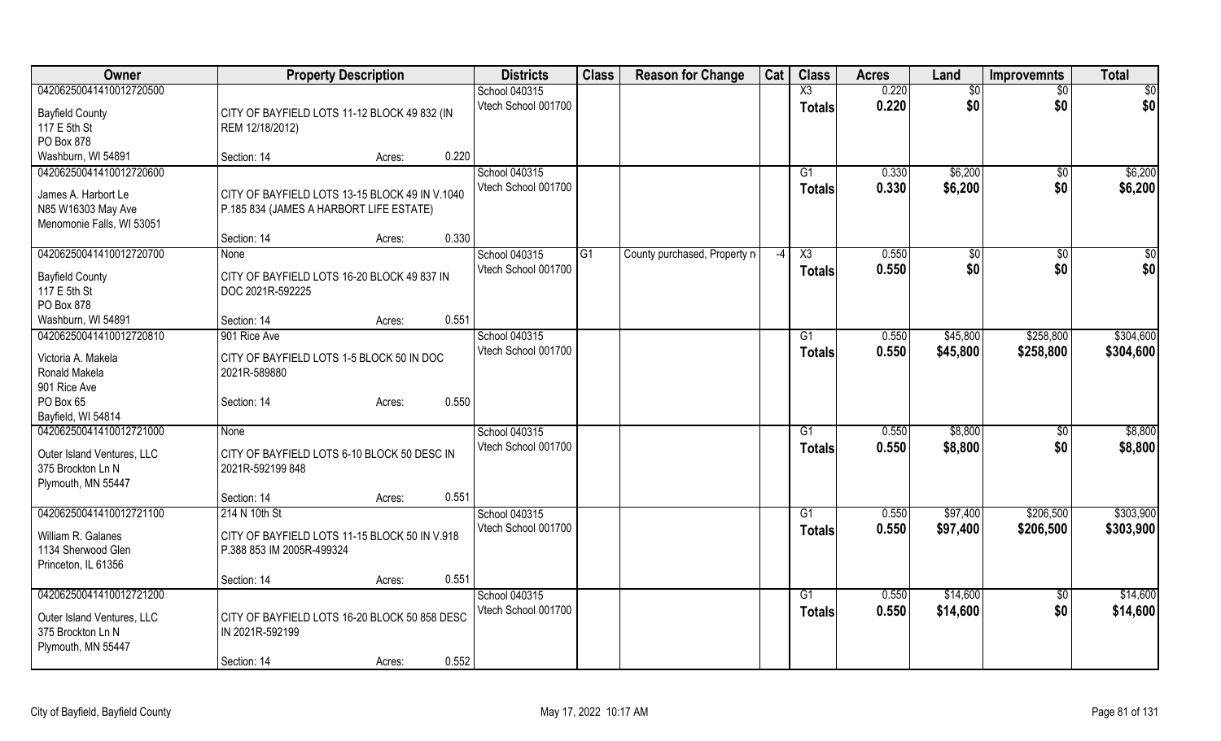| Owner | Property Description | | | Districts | Class | Reason for Change | Cat | Class | Acres | Land | Improvemnts | Total |
|---|---|---|---|---|---|---|---|---|---|---|---|---|
| 04206250041410012720500 | | | | School 040315 | | | | X3 | 0.220 | $0 | $0 | $0 |
| Bayfield County<br>117 E 5th St<br>PO Box 878<br>Washburn, WI 54891 | CITY OF BAYFIELD LOTS 11-12 BLOCK 49 832 (IN REM 12/18/2012) | | | Vtech School 001700 | | | | Totals | 0.220 | $0 | $0 | $0 |
| | Section: 14 | Acres: | 0.220 | | | | | | | | | |
| 04206250041410012720600 | | | | School 040315 | | | | G1 | 0.330 | $6,200 | $0 | $6,200 |
| James A. Harbort Le<br>N85 W16303 May Ave<br>Menomonie Falls, WI 53051 | CITY OF BAYFIELD LOTS 13-15 BLOCK 49 IN V.1040 P.185 834 (JAMES A HARBORT LIFE ESTATE) | | | Vtech School 001700 | | | | Totals | 0.330 | $6,200 | $0 | $6,200 |
| | Section: 14 | Acres: | 0.330 | | | | | | | | | |
| 04206250041410012720700 | None | | | School 040315 | G1 | County purchased, Property n | -4 | X3 | 0.550 | $0 | $0 | $0 |
| Bayfield County<br>117 E 5th St<br>PO Box 878<br>Washburn, WI 54891 | CITY OF BAYFIELD LOTS 16-20 BLOCK 49 837 IN DOC 2021R-592225 | | | Vtech School 001700 | | | | Totals | 0.550 | $0 | $0 | $0 |
| | Section: 14 | Acres: | 0.551 | | | | | | | | | |
| 04206250041410012720810 | 901 Rice Ave | | | School 040315 | | | | G1 | 0.550 | $45,800 | $258,800 | $304,600 |
| Victoria A. Makela<br>Ronald Makela<br>901 Rice Ave<br>PO Box 65<br>Bayfield, WI 54814 | CITY OF BAYFIELD LOTS 1-5 BLOCK 50 IN DOC 2021R-589880 | | | Vtech School 001700 | | | | Totals | 0.550 | $45,800 | $258,800 | $304,600 |
| | Section: 14 | Acres: | 0.550 | | | | | | | | | |
| 04206250041410012721000 | None | | | School 040315 | | | | G1 | 0.550 | $8,800 | $0 | $8,800 |
| Outer Island Ventures, LLC<br>375 Brockton Ln N<br>Plymouth, MN 55447 | CITY OF BAYFIELD LOTS 6-10 BLOCK 50 DESC IN 2021R-592199 848 | | | Vtech School 001700 | | | | Totals | 0.550 | $8,800 | $0 | $8,800 |
| | Section: 14 | Acres: | 0.551 | | | | | | | | | |
| 04206250041410012721100 | 214 N 10th St | | | School 040315 | | | | G1 | 0.550 | $97,400 | $206,500 | $303,900 |
| William R. Galanes<br>1134 Sherwood Glen<br>Princeton, IL 61356 | CITY OF BAYFIELD LOTS 11-15 BLOCK 50 IN V.918 P.388 853 IM 2005R-499324 | | | Vtech School 001700 | | | | Totals | 0.550 | $97,400 | $206,500 | $303,900 |
| | Section: 14 | Acres: | 0.551 | | | | | | | | | |
| 04206250041410012721200 | | | | School 040315 | | | | G1 | 0.550 | $14,600 | $0 | $14,600 |
| Outer Island Ventures, LLC<br>375 Brockton Ln N<br>Plymouth, MN 55447 | CITY OF BAYFIELD LOTS 16-20 BLOCK 50 858 DESC IN 2021R-592199 | | | Vtech School 001700 | | | | Totals | 0.550 | $14,600 | $0 | $14,600 |
| | Section: 14 | Acres: | 0.552 | | | | | | | | | |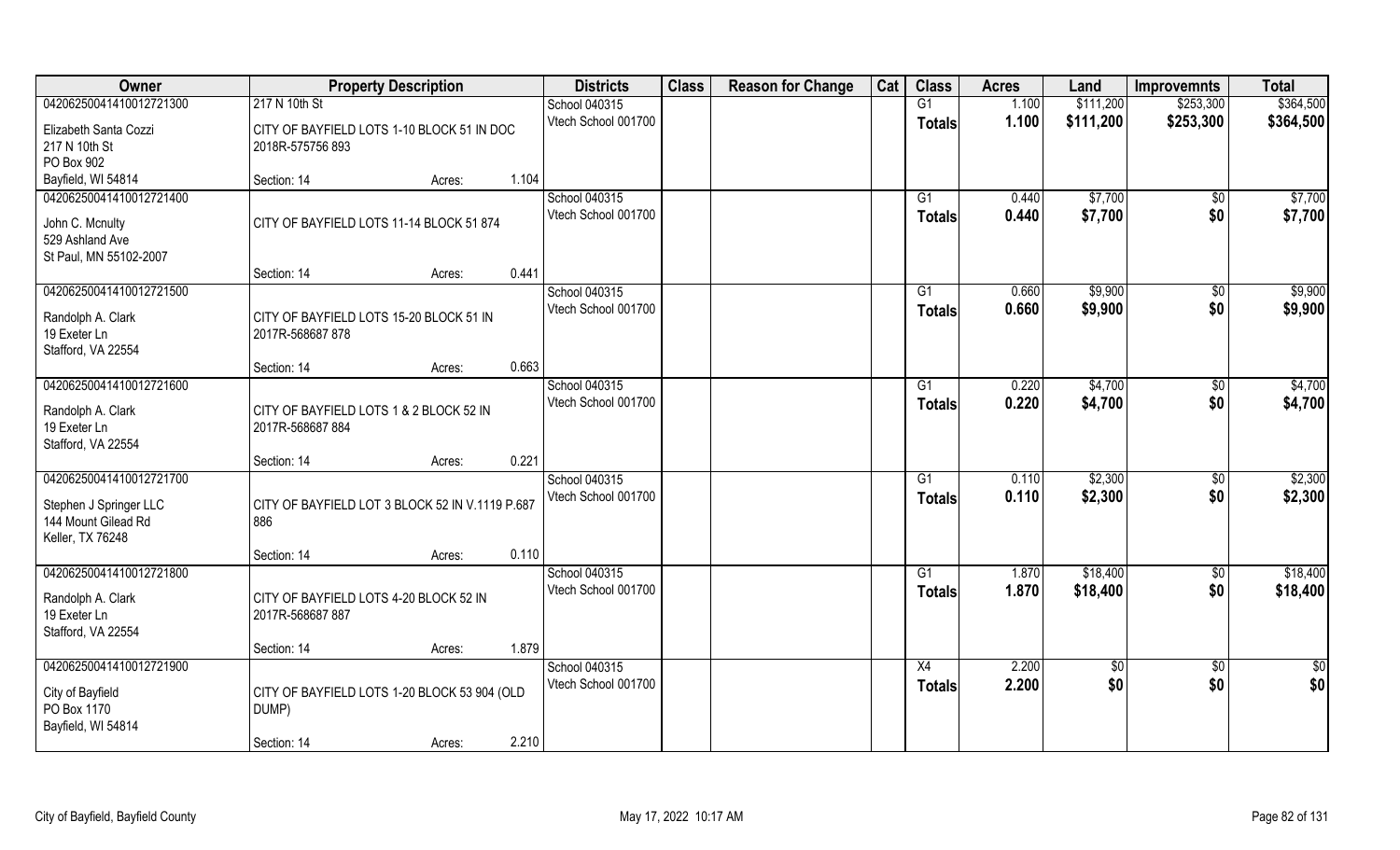| Owner | Property Description | | | Districts | Class | Reason for Change | Cat | Class | Acres | Land | Improvemnts | Total |
|---|---|---|---|---|---|---|---|---|---|---|---|---|
| 04206250041410012721300 | 217 N 10th St | | | School 040315 | | | | G1 | 1.100 | $111,200 | $253,300 | $364,500 |
| Elizabeth Santa Cozzi<br>217 N 10th St<br>PO Box 902<br>Bayfield, WI 54814 | CITY OF BAYFIELD LOTS 1-10 BLOCK 51 IN DOC 2018R-575756 893 | | | Vtech School 001700 | | | | Totals | 1.100 | $111,200 | $253,300 | $364,500 |
| | Section: 14 | Acres: | 1.104 | | | | | | | | | |
| 04206250041410012721400 | | | | School 040315 | | | | G1 | 0.440 | $7,700 | $0 | $7,700 |
| John C. Mcnulty<br>529 Ashland Ave<br>St Paul, MN 55102-2007 | CITY OF BAYFIELD LOTS 11-14 BLOCK 51 874 | | | Vtech School 001700 | | | | Totals | 0.440 | $7,700 | $0 | $7,700 |
| | Section: 14 | Acres: | 0.441 | | | | | | | | | |
| 04206250041410012721500 | | | | School 040315 | | | | G1 | 0.660 | $9,900 | $0 | $9,900 |
| Randolph A. Clark<br>19 Exeter Ln<br>Stafford, VA 22554 | CITY OF BAYFIELD LOTS 15-20 BLOCK 51 IN 2017R-568687 878 | | | Vtech School 001700 | | | | Totals | 0.660 | $9,900 | $0 | $9,900 |
| | Section: 14 | Acres: | 0.663 | | | | | | | | | |
| 04206250041410012721600 | | | | School 040315 | | | | G1 | 0.220 | $4,700 | $0 | $4,700 |
| Randolph A. Clark<br>19 Exeter Ln<br>Stafford, VA 22554 | CITY OF BAYFIELD LOTS 1 & 2 BLOCK 52 IN 2017R-568687 884 | | | Vtech School 001700 | | | | Totals | 0.220 | $4,700 | $0 | $4,700 |
| | Section: 14 | Acres: | 0.221 | | | | | | | | | |
| 04206250041410012721700 | | | | School 040315 | | | | G1 | 0.110 | $2,300 | $0 | $2,300 |
| Stephen J Springer LLC<br>144 Mount Gilead Rd<br>Keller, TX 76248 | CITY OF BAYFIELD LOT 3 BLOCK 52 IN V.1119 P.687 886 | | | Vtech School 001700 | | | | Totals | 0.110 | $2,300 | $0 | $2,300 |
| | Section: 14 | Acres: | 0.110 | | | | | | | | | |
| 04206250041410012721800 | | | | School 040315 | | | | G1 | 1.870 | $18,400 | $0 | $18,400 |
| Randolph A. Clark<br>19 Exeter Ln<br>Stafford, VA 22554 | CITY OF BAYFIELD LOTS 4-20 BLOCK 52 IN 2017R-568687 887 | | | Vtech School 001700 | | | | Totals | 1.870 | $18,400 | $0 | $18,400 |
| | Section: 14 | Acres: | 1.879 | | | | | | | | | |
| 04206250041410012721900 | | | | School 040315 | | | | X4 | 2.200 | $0 | $0 | $0 |
| City of Bayfield<br>PO Box 1170<br>Bayfield, WI 54814 | CITY OF BAYFIELD LOTS 1-20 BLOCK 53 904 (OLD DUMP) | | | Vtech School 001700 | | | | Totals | 2.200 | $0 | $0 | $0 |
| | Section: 14 | Acres: | 2.210 | | | | | | | | | |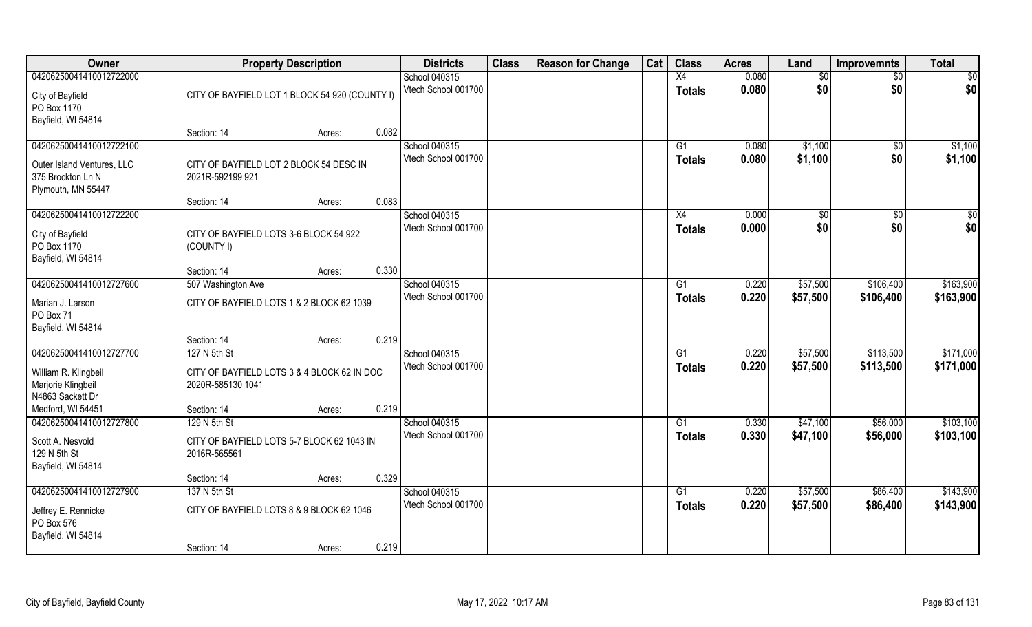| Owner | Property Description | | | Districts | Class | Reason for Change | Cat | Class | Acres | Land | Improvemnts | Total |
|---|---|---|---|---|---|---|---|---|---|---|---|---|
| 04206250041410012722000 | | | | School 040315 | | | | X4 | 0.080 | $0 | $0 | $0 |
| City of Bayfield<br>PO Box 1170<br>Bayfield, WI 54814 | CITY OF BAYFIELD LOT 1 BLOCK 54 920 (COUNTY I) | | | Vtech School 001700 | | | | Totals | 0.080 | $0 | $0 | $0 |
| | Section: 14 | Acres: | 0.082 | | | | | | | | | |
| 04206250041410012722100 | | | | School 040315 | | | | G1 | 0.080 | $1,100 | $0 | $1,100 |
| Outer Island Ventures, LLC<br>375 Brockton Ln N<br>Plymouth, MN 55447 | CITY OF BAYFIELD LOT 2 BLOCK 54 DESC IN 2021R-592199 921 | | | Vtech School 001700 | | | | Totals | 0.080 | $1,100 | $0 | $1,100 |
| | Section: 14 | Acres: | 0.083 | | | | | | | | | |
| 04206250041410012722200 | | | | School 040315 | | | | X4 | 0.000 | $0 | $0 | $0 |
| City of Bayfield<br>PO Box 1170<br>Bayfield, WI 54814 | CITY OF BAYFIELD LOTS 3-6 BLOCK 54 922 (COUNTY I) | | | Vtech School 001700 | | | | Totals | 0.000 | $0 | $0 | $0 |
| | Section: 14 | Acres: | 0.330 | | | | | | | | | |
| 04206250041410012727600 | 507 Washington Ave | | | School 040315 | | | | G1 | 0.220 | $57,500 | $106,400 | $163,900 |
| Marian J. Larson<br>PO Box 71<br>Bayfield, WI 54814 | CITY OF BAYFIELD LOTS 1 & 2 BLOCK 62 1039 | | | Vtech School 001700 | | | | Totals | 0.220 | $57,500 | $106,400 | $163,900 |
| | Section: 14 | Acres: | 0.219 | | | | | | | | | |
| 04206250041410012727700 | 127 N 5th St | | | School 040315 | | | | G1 | 0.220 | $57,500 | $113,500 | $171,000 |
| William R. Klingbeil<br>Marjorie Klingbeil<br>N4863 Sackett Dr<br>Medford, WI 54451 | CITY OF BAYFIELD LOTS 3 & 4 BLOCK 62 IN DOC 2020R-585130 1041 | | | Vtech School 001700 | | | | Totals | 0.220 | $57,500 | $113,500 | $171,000 |
| | Section: 14 | Acres: | 0.219 | | | | | | | | | |
| 04206250041410012727800 | 129 N 5th St | | | School 040315 | | | | G1 | 0.330 | $47,100 | $56,000 | $103,100 |
| Scott A. Nesvold<br>129 N 5th St<br>Bayfield, WI 54814 | CITY OF BAYFIELD LOTS 5-7 BLOCK 62 1043 IN 2016R-565561 | | | Vtech School 001700 | | | | Totals | 0.330 | $47,100 | $56,000 | $103,100 |
| | Section: 14 | Acres: | 0.329 | | | | | | | | | |
| 04206250041410012727900 | 137 N 5th St | | | School 040315 | | | | G1 | 0.220 | $57,500 | $86,400 | $143,900 |
| Jeffrey E. Rennicke<br>PO Box 576<br>Bayfield, WI 54814 | CITY OF BAYFIELD LOTS 8 & 9 BLOCK 62 1046 | | | Vtech School 001700 | | | | Totals | 0.220 | $57,500 | $86,400 | $143,900 |
| | Section: 14 | Acres: | 0.219 | | | | | | | | | |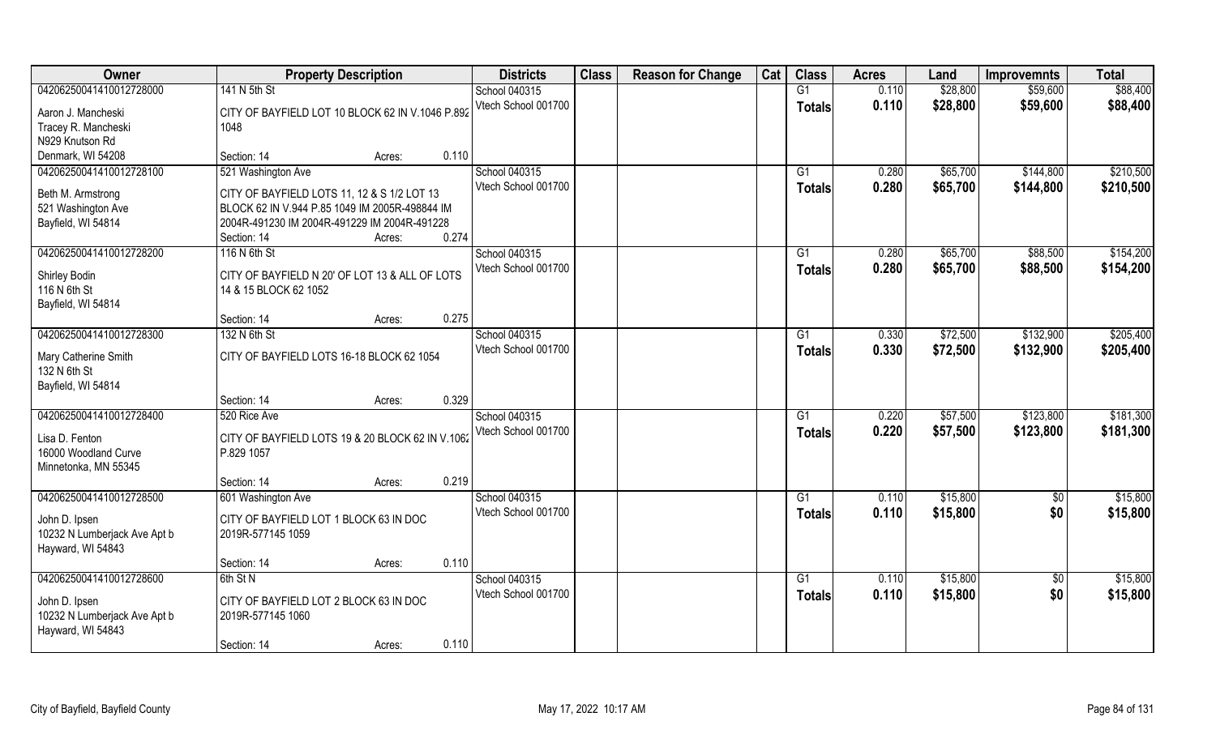| Owner | Property Description | Districts | Class | Reason for Change | Cat | Class | Acres | Land | Improvemnts | Total |
|---|---|---|---|---|---|---|---|---|---|---|
| 04206250041410012728000 | 141 N 5th St | School 040315 | | | | G1 | 0.110 | $28,800 | $59,600 | $88,400 |
| Aaron J. Mancheski<br>Tracey R. Mancheski<br>N929 Knutson Rd<br>Denmark, WI 54208 | CITY OF BAYFIELD LOT 10 BLOCK 62 IN V.1046 P.892 1048<br>Section: 14 Acres: 0.110 | Vtech School 001700 | | | | Totals | 0.110 | $28,800 | $59,600 | $88,400 |
| 04206250041410012728100 | 521 Washington Ave | School 040315 | | | | G1 | 0.280 | $65,700 | $144,800 | $210,500 |
| Beth M. Armstrong<br>521 Washington Ave<br>Bayfield, WI 54814 | CITY OF BAYFIELD LOTS 11, 12 & S 1/2 LOT 13 BLOCK 62 IN V.944 P.85 1049 IM 2005R-498844 IM 2004R-491230 IM 2004R-491229 IM 2004R-491228<br>Section: 14 Acres: 0.274 | Vtech School 001700 | | | | Totals | 0.280 | $65,700 | $144,800 | $210,500 |
| 04206250041410012728200 | 116 N 6th St | School 040315 | | | | G1 | 0.280 | $65,700 | $88,500 | $154,200 |
| Shirley Bodin<br>116 N 6th St<br>Bayfield, WI 54814 | CITY OF BAYFIELD N 20' OF LOT 13 & ALL OF LOTS 14 & 15 BLOCK 62 1052<br>Section: 14 Acres: 0.275 | Vtech School 001700 | | | | Totals | 0.280 | $65,700 | $88,500 | $154,200 |
| 04206250041410012728300 | 132 N 6th St | School 040315 | | | | G1 | 0.330 | $72,500 | $132,900 | $205,400 |
| Mary Catherine Smith<br>132 N 6th St<br>Bayfield, WI 54814 | CITY OF BAYFIELD LOTS 16-18 BLOCK 62 1054<br>Section: 14 Acres: 0.329 | Vtech School 001700 | | | | Totals | 0.330 | $72,500 | $132,900 | $205,400 |
| 04206250041410012728400 | 520 Rice Ave | School 040315 | | | | G1 | 0.220 | $57,500 | $123,800 | $181,300 |
| Lisa D. Fenton<br>16000 Woodland Curve<br>Minnetonka, MN 55345 | CITY OF BAYFIELD LOTS 19 & 20 BLOCK 62 IN V.1062 P.829 1057<br>Section: 14 Acres: 0.219 | Vtech School 001700 | | | | Totals | 0.220 | $57,500 | $123,800 | $181,300 |
| 04206250041410012728500 | 601 Washington Ave | School 040315 | | | | G1 | 0.110 | $15,800 | $0 | $15,800 |
| John D. Ipsen<br>10232 N Lumberjack Ave Apt b<br>Hayward, WI 54843 | CITY OF BAYFIELD LOT 1 BLOCK 63 IN DOC 2019R-577145 1059<br>Section: 14 Acres: 0.110 | Vtech School 001700 | | | | Totals | 0.110 | $15,800 | $0 | $15,800 |
| 04206250041410012728600 | 6th St N | School 040315 | | | | G1 | 0.110 | $15,800 | $0 | $15,800 |
| John D. Ipsen<br>10232 N Lumberjack Ave Apt b<br>Hayward, WI 54843 | CITY OF BAYFIELD LOT 2 BLOCK 63 IN DOC 2019R-577145 1060<br>Section: 14 Acres: 0.110 | Vtech School 001700 | | | | Totals | 0.110 | $15,800 | $0 | $15,800 |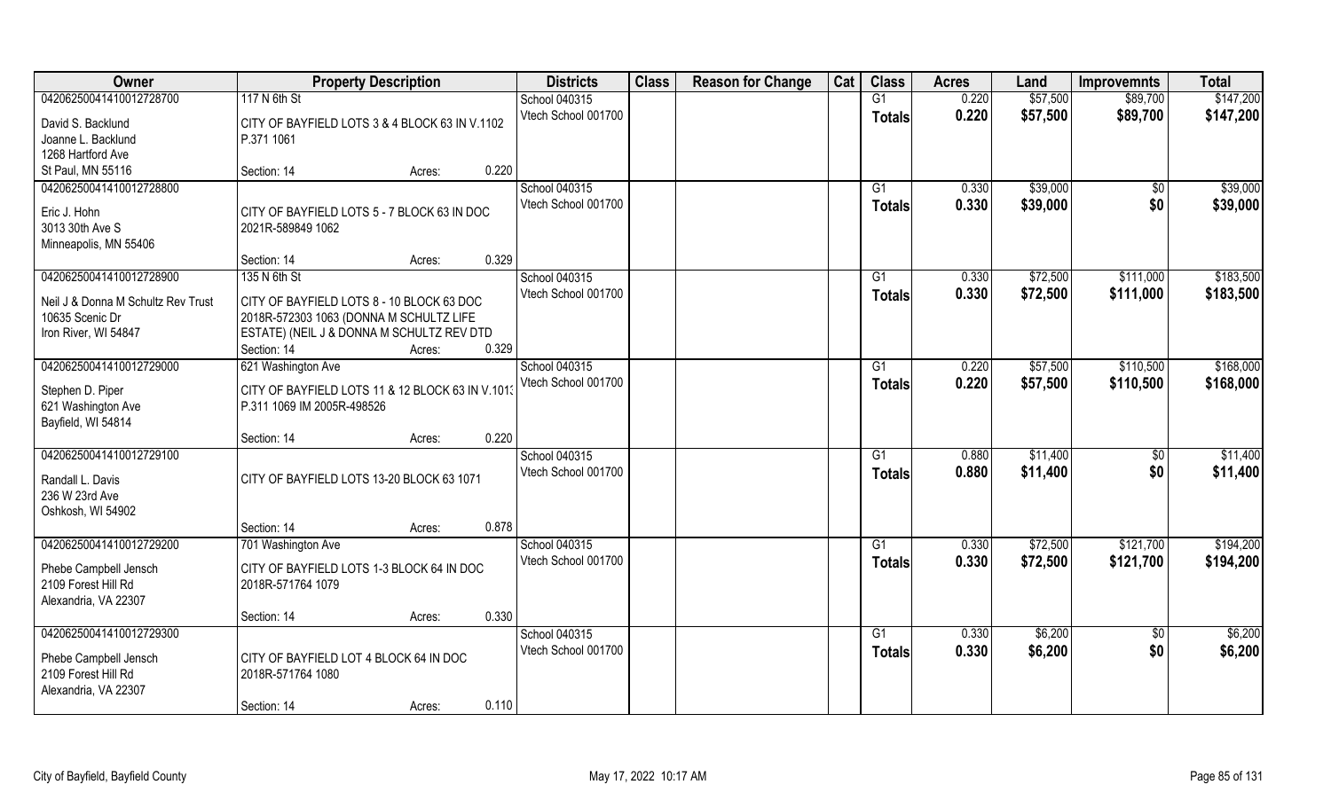| Owner | Property Description | | | Districts | Class | Reason for Change | Cat | Class | Acres | Land | Improvemnts | Total |
|---|---|---|---|---|---|---|---|---|---|---|---|---|
| 04206250041410012728700 | 117 N 6th St | | | School 040315 | | | | G1 | 0.220 | $57,500 | $89,700 | $147,200 |
| David S. Backlund<br>Joanne L. Backlund<br>1268 Hartford Ave<br>St Paul, MN 55116 | CITY OF BAYFIELD LOTS 3 & 4 BLOCK 63 IN V.1102 P.371 1061 | | | Vtech School 001700 | | | | Totals | 0.220 | $57,500 | $89,700 | $147,200 |
| | Section: 14 | Acres: | 0.220 | | | | | | | | | |
| 04206250041410012728800 | | | | School 040315 | | | | G1 | 0.330 | $39,000 | $0 | $39,000 |
| Eric J. Hohn<br>3013 30th Ave S<br>Minneapolis, MN 55406 | CITY OF BAYFIELD LOTS 5 - 7 BLOCK 63 IN DOC 2021R-589849 1062 | | | Vtech School 001700 | | | | Totals | 0.330 | $39,000 | $0 | $39,000 |
| | Section: 14 | Acres: | 0.329 | | | | | | | | | |
| 04206250041410012728900 | 135 N 6th St | | | School 040315 | | | | G1 | 0.330 | $72,500 | $111,000 | $183,500 |
| Neil J & Donna M Schultz Rev Trust<br>10635 Scenic Dr<br>Iron River, WI 54847 | CITY OF BAYFIELD LOTS 8 - 10 BLOCK 63 DOC 2018R-572303 1063 (DONNA M SCHULTZ LIFE ESTATE) (NEIL J & DONNA M SCHULTZ REV DTD | | | Vtech School 001700 | | | | Totals | 0.330 | $72,500 | $111,000 | $183,500 |
| | Section: 14 | Acres: | 0.329 | | | | | | | | | |
| 04206250041410012729000 | 621 Washington Ave | | | School 040315 | | | | G1 | 0.220 | $57,500 | $110,500 | $168,000 |
| Stephen D. Piper<br>621 Washington Ave<br>Bayfield, WI 54814 | CITY OF BAYFIELD LOTS 11 & 12 BLOCK 63 IN V.1013 P.311 1069 IM 2005R-498526 | | | Vtech School 001700 | | | | Totals | 0.220 | $57,500 | $110,500 | $168,000 |
| | Section: 14 | Acres: | 0.220 | | | | | | | | | |
| 04206250041410012729100 | | | | School 040315 | | | | G1 | 0.880 | $11,400 | $0 | $11,400 |
| Randall L. Davis<br>236 W 23rd Ave<br>Oshkosh, WI 54902 | CITY OF BAYFIELD LOTS 13-20 BLOCK 63 1071 | | | Vtech School 001700 | | | | Totals | 0.880 | $11,400 | $0 | $11,400 |
| | Section: 14 | Acres: | 0.878 | | | | | | | | | |
| 04206250041410012729200 | 701 Washington Ave | | | School 040315 | | | | G1 | 0.330 | $72,500 | $121,700 | $194,200 |
| Phebe Campbell Jensch<br>2109 Forest Hill Rd<br>Alexandria, VA 22307 | CITY OF BAYFIELD LOTS 1-3 BLOCK 64 IN DOC 2018R-571764 1079 | | | Vtech School 001700 | | | | Totals | 0.330 | $72,500 | $121,700 | $194,200 |
| | Section: 14 | Acres: | 0.330 | | | | | | | | | |
| 04206250041410012729300 | | | | School 040315 | | | | G1 | 0.330 | $6,200 | $0 | $6,200 |
| Phebe Campbell Jensch<br>2109 Forest Hill Rd<br>Alexandria, VA 22307 | CITY OF BAYFIELD LOT 4 BLOCK 64 IN DOC 2018R-571764 1080 | | | Vtech School 001700 | | | | Totals | 0.330 | $6,200 | $0 | $6,200 |
| | Section: 14 | Acres: | 0.110 | | | | | | | | | |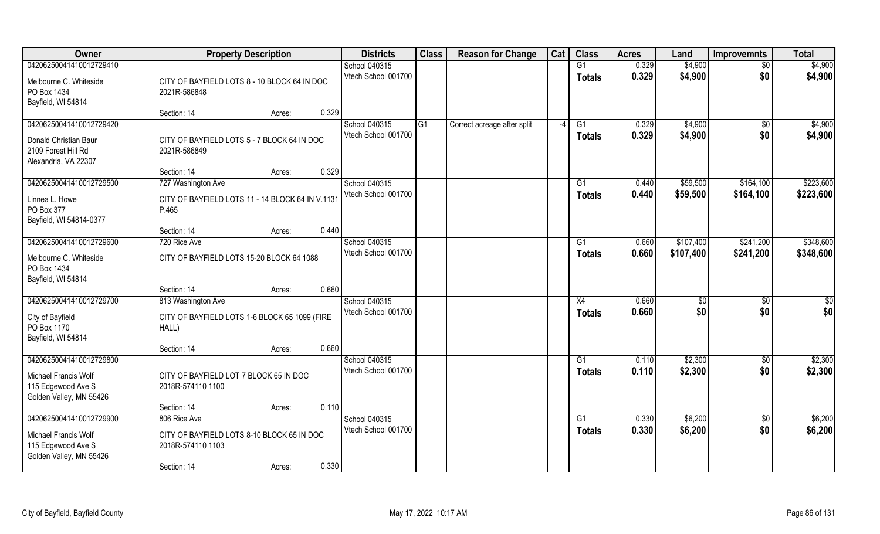| Owner | Property Description | | | Districts | Class | Reason for Change | Cat | Class | Acres | Land | Improvemnts | Total |
|---|---|---|---|---|---|---|---|---|---|---|---|---|
| 04206250041410012729410 | | | | School 040315 | | | | G1 | 0.329 | $4,900 | $0 | $4,900 |
| Melbourne C. Whiteside<br>PO Box 1434<br>Bayfield, WI 54814 | CITY OF BAYFIELD LOTS 8 - 10 BLOCK 64 IN DOC 2021R-586848 | | | Vtech School 001700 | | | | Totals | 0.329 | $4,900 | $0 | $4,900 |
| | Section: 14 | Acres: | 0.329 | | | | | | | | | |
| 04206250041410012729420 | | | | School 040315 | G1 | Correct acreage after split | -4 | G1 | 0.329 | $4,900 | $0 | $4,900 |
| Donald Christian Baur<br>2109 Forest Hill Rd<br>Alexandria, VA 22307 | CITY OF BAYFIELD LOTS 5 - 7 BLOCK 64 IN DOC 2021R-586849 | | | Vtech School 001700 | | | | Totals | 0.329 | $4,900 | $0 | $4,900 |
| | Section: 14 | Acres: | 0.329 | | | | | | | | | |
| 04206250041410012729500 | 727 Washington Ave | | | School 040315 | | | | G1 | 0.440 | $59,500 | $164,100 | $223,600 |
| Linnea L. Howe<br>PO Box 377<br>Bayfield, WI 54814-0377 | CITY OF BAYFIELD LOTS 11 - 14 BLOCK 64 IN V.1131 P.465 | | | Vtech School 001700 | | | | Totals | 0.440 | $59,500 | $164,100 | $223,600 |
| | Section: 14 | Acres: | 0.440 | | | | | | | | | |
| 04206250041410012729600 | 720 Rice Ave | | | School 040315 | | | | G1 | 0.660 | $107,400 | $241,200 | $348,600 |
| Melbourne C. Whiteside<br>PO Box 1434<br>Bayfield, WI 54814 | CITY OF BAYFIELD LOTS 15-20 BLOCK 64 1088 | | | Vtech School 001700 | | | | Totals | 0.660 | $107,400 | $241,200 | $348,600 |
| | Section: 14 | Acres: | 0.660 | | | | | | | | | |
| 04206250041410012729700 | 813 Washington Ave | | | School 040315 | | | | X4 | 0.660 | $0 | $0 | $0 |
| City of Bayfield<br>PO Box 1170<br>Bayfield, WI 54814 | CITY OF BAYFIELD LOTS 1-6 BLOCK 65 1099 (FIRE HALL) | | | Vtech School 001700 | | | | Totals | 0.660 | $0 | $0 | $0 |
| | Section: 14 | Acres: | 0.660 | | | | | | | | | |
| 04206250041410012729800 | | | | School 040315 | | | | G1 | 0.110 | $2,300 | $0 | $2,300 |
| Michael Francis Wolf<br>115 Edgewood Ave S<br>Golden Valley, MN 55426 | CITY OF BAYFIELD LOT 7 BLOCK 65 IN DOC 2018R-574110 1100 | | | Vtech School 001700 | | | | Totals | 0.110 | $2,300 | $0 | $2,300 |
| | Section: 14 | Acres: | 0.110 | | | | | | | | | |
| 04206250041410012729900 | 806 Rice Ave | | | School 040315 | | | | G1 | 0.330 | $6,200 | $0 | $6,200 |
| Michael Francis Wolf<br>115 Edgewood Ave S<br>Golden Valley, MN 55426 | CITY OF BAYFIELD LOTS 8-10 BLOCK 65 IN DOC 2018R-574110 1103 | | | Vtech School 001700 | | | | Totals | 0.330 | $6,200 | $0 | $6,200 |
| | Section: 14 | Acres: | 0.330 | | | | | | | | | |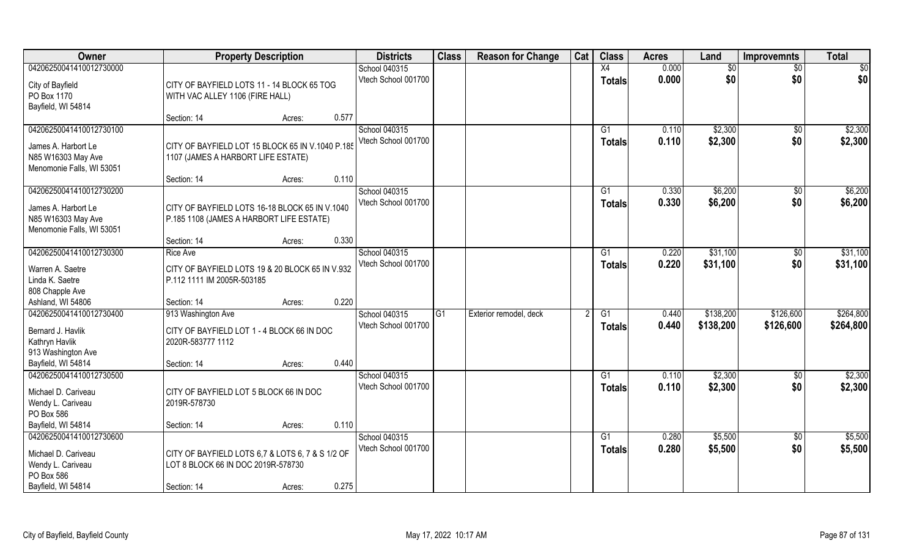| Owner | Property Description | | | Districts | Class | Reason for Change | Cat | Class | Acres | Land | Improvemnts | Total |
|---|---|---|---|---|---|---|---|---|---|---|---|---|
| 04206250041410012730000<br>City of Bayfield<br>PO Box 1170<br>Bayfield, WI 54814 | CITY OF BAYFIELD LOTS 11 - 14 BLOCK 65 TOG WITH VAC ALLEY 1106 (FIRE HALL) | | | School 040315<br>Vtech School 001700 | | | | X4<br>**Totals** | 0.000<br>**0.000** | $0<br>**$0** | $0<br>**$0** | $0<br>**$0** |
| | Section: 14 | Acres: | 0.577 | | | | | | | | | |
| 04206250041410012730100<br>James A. Harbort Le<br>N85 W16303 May Ave<br>Menomonie Falls, WI 53051 | CITY OF BAYFIELD LOT 15 BLOCK 65 IN V.1040 P.185 1107 (JAMES A HARBORT LIFE ESTATE) | | | School 040315<br>Vtech School 001700 | | | | G1<br>**Totals** | 0.110<br>**0.110** | $2,300<br>**$2,300** | $0<br>**$0** | $2,300<br>**$2,300** |
| | Section: 14 | Acres: | 0.110 | | | | | | | | | |
| 04206250041410012730200<br>James A. Harbort Le<br>N85 W16303 May Ave<br>Menomonie Falls, WI 53051 | CITY OF BAYFIELD LOTS 16-18 BLOCK 65 IN V.1040 P.185 1108 (JAMES A HARBORT LIFE ESTATE) | | | School 040315<br>Vtech School 001700 | | | | G1<br>**Totals** | 0.330<br>**0.330** | $6,200<br>**$6,200** | $0<br>**$0** | $6,200<br>**$6,200** |
| | Section: 14 | Acres: | 0.330 | | | | | | | | | |
| 04206250041410012730300<br>Warren A. Saetre<br>Linda K. Saetre<br>808 Chapple Ave<br>Ashland, WI 54806 | Rice Ave<br>CITY OF BAYFIELD LOTS 19 & 20 BLOCK 65 IN V.932 P.112 1111 IM 2005R-503185 | | | School 040315<br>Vtech School 001700 | | | | G1<br>**Totals** | 0.220<br>**0.220** | $31,100<br>**$31,100** | $0<br>**$0** | $31,100<br>**$31,100** |
| | Section: 14 | Acres: | 0.220 | | | | | | | | | |
| 04206250041410012730400<br>Bernard J. Havlik<br>Kathryn Havlik<br>913 Washington Ave<br>Bayfield, WI 54814 | 913 Washington Ave<br>CITY OF BAYFIELD LOT 1 - 4 BLOCK 66 IN DOC 2020R-583777 1112 | | | School 040315<br>Vtech School 001700 | G1 | Exterior remodel, deck | 2 | G1<br>**Totals** | 0.440<br>**0.440** | $138,200<br>**$138,200** | $126,600<br>**$126,600** | $264,800<br>**$264,800** |
| | Section: 14 | Acres: | 0.440 | | | | | | | | | |
| 04206250041410012730500<br>Michael D. Cariveau<br>Wendy L. Cariveau<br>PO Box 586<br>Bayfield, WI 54814 | CITY OF BAYFIELD LOT 5 BLOCK 66 IN DOC 2019R-578730 | | | School 040315<br>Vtech School 001700 | | | | G1<br>**Totals** | 0.110<br>**0.110** | $2,300<br>**$2,300** | $0<br>**$0** | $2,300<br>**$2,300** |
| | Section: 14 | Acres: | 0.110 | | | | | | | | | |
| 04206250041410012730600<br>Michael D. Cariveau<br>Wendy L. Cariveau<br>PO Box 586<br>Bayfield, WI 54814 | CITY OF BAYFIELD LOTS 6,7 & LOTS 6, 7 & S 1/2 OF LOT 8 BLOCK 66 IN DOC 2019R-578730 | | | School 040315<br>Vtech School 001700 | | | | G1<br>**Totals** | 0.280<br>**0.280** | $5,500<br>**$5,500** | $0<br>**$0** | $5,500<br>**$5,500** |
| | Section: 14 | Acres: | 0.275 | | | | | | | | | |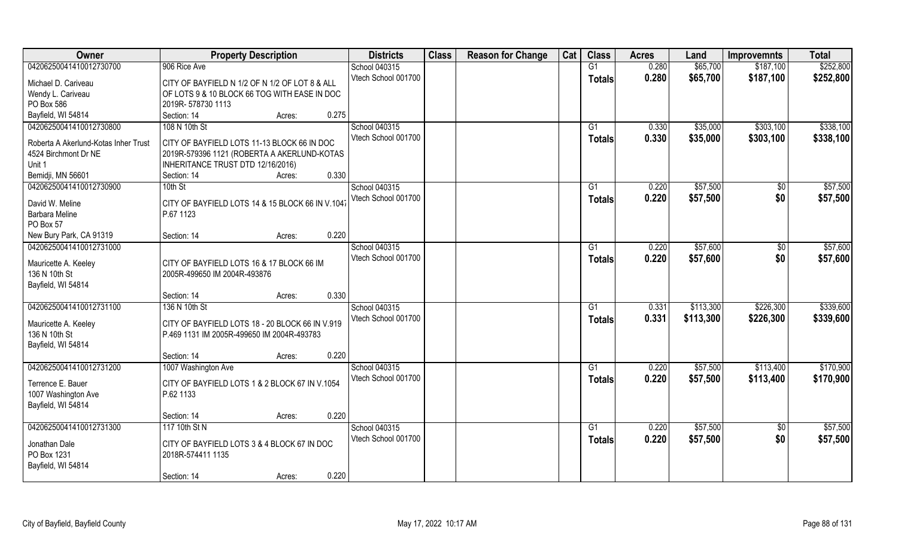| Owner | Property Description | Districts | Class | Reason for Change | Cat | Class | Acres | Land | Improvemnts | Total |
|---|---|---|---|---|---|---|---|---|---|---|
| 04206250041410012730700 | 906 Rice Ave | School 040315 | | | | G1 | 0.280 | $65,700 | $187,100 | $252,800 |
| Michael D. Cariveau<br>Wendy L. Cariveau<br>PO Box 586<br>Bayfield, WI 54814 | CITY OF BAYFIELD N 1/2 OF N 1/2 OF LOT 8 & ALL OF LOTS 9 & 10 BLOCK 66 TOG WITH EASE IN DOC 2019R- 578730 1113<br>Section: 14 Acres: 0.275 | Vtech School 001700 | | | | **Totals** | **0.280** | **$65,700** | **$187,100** | **$252,800** |
| 04206250041410012730800 | 108 N 10th St | School 040315 | | | | G1 | 0.330 | $35,000 | $303,100 | $338,100 |
| Roberta A Akerlund-Kotas Inher Trust<br>4524 Birchmont Dr NE<br>Unit 1<br>Bemidji, MN 56601 | CITY OF BAYFIELD LOTS 11-13 BLOCK 66 IN DOC 2019R-579396 1121 (ROBERTA A AKERLUND-KOTAS INHERITANCE TRUST DTD 12/16/2016)<br>Section: 14 Acres: 0.330 | Vtech School 001700 | | | | **Totals** | **0.330** | **$35,000** | **$303,100** | **$338,100** |
| 04206250041410012730900 | 10th St | School 040315 | | | | G1 | 0.220 | $57,500 | $0 | $57,500 |
| David W. Meline<br>Barbara Meline<br>PO Box 57<br>New Bury Park, CA 91319 | CITY OF BAYFIELD LOTS 14 & 15 BLOCK 66 IN V.1047 P.67 1123<br>Section: 14 Acres: 0.220 | Vtech School 001700 | | | | **Totals** | **0.220** | **$57,500** | **$0** | **$57,500** |
| 04206250041410012731000 | | School 040315 | | | | G1 | 0.220 | $57,600 | $0 | $57,600 |
| Mauricette A. Keeley<br>136 N 10th St<br>Bayfield, WI 54814 | CITY OF BAYFIELD LOTS 16 & 17 BLOCK 66 IM 2005R-499650 IM 2004R-493876<br>Section: 14 Acres: 0.330 | Vtech School 001700 | | | | **Totals** | **0.220** | **$57,600** | **$0** | **$57,600** |
| 04206250041410012731100 | 136 N 10th St | School 040315 | | | | G1 | 0.331 | $113,300 | $226,300 | $339,600 |
| Mauricette A. Keeley<br>136 N 10th St<br>Bayfield, WI 54814 | CITY OF BAYFIELD LOTS 18 - 20 BLOCK 66 IN V.919 P.469 1131 IM 2005R-499650 IM 2004R-493783<br>Section: 14 Acres: 0.220 | Vtech School 001700 | | | | **Totals** | **0.331** | **$113,300** | **$226,300** | **$339,600** |
| 04206250041410012731200 | 1007 Washington Ave | School 040315 | | | | G1 | 0.220 | $57,500 | $113,400 | $170,900 |
| Terrence E. Bauer<br>1007 Washington Ave<br>Bayfield, WI 54814 | CITY OF BAYFIELD LOTS 1 & 2 BLOCK 67 IN V.1054 P.62 1133<br>Section: 14 Acres: 0.220 | Vtech School 001700 | | | | **Totals** | **0.220** | **$57,500** | **$113,400** | **$170,900** |
| 04206250041410012731300 | 117 10th St N | School 040315 | | | | G1 | 0.220 | $57,500 | $0 | $57,500 |
| Jonathan Dale<br>PO Box 1231<br>Bayfield, WI 54814 | CITY OF BAYFIELD LOTS 3 & 4 BLOCK 67 IN DOC 2018R-574411 1135<br>Section: 14 Acres: 0.220 | Vtech School 001700 | | | | **Totals** | **0.220** | **$57,500** | **$0** | **$57,500** |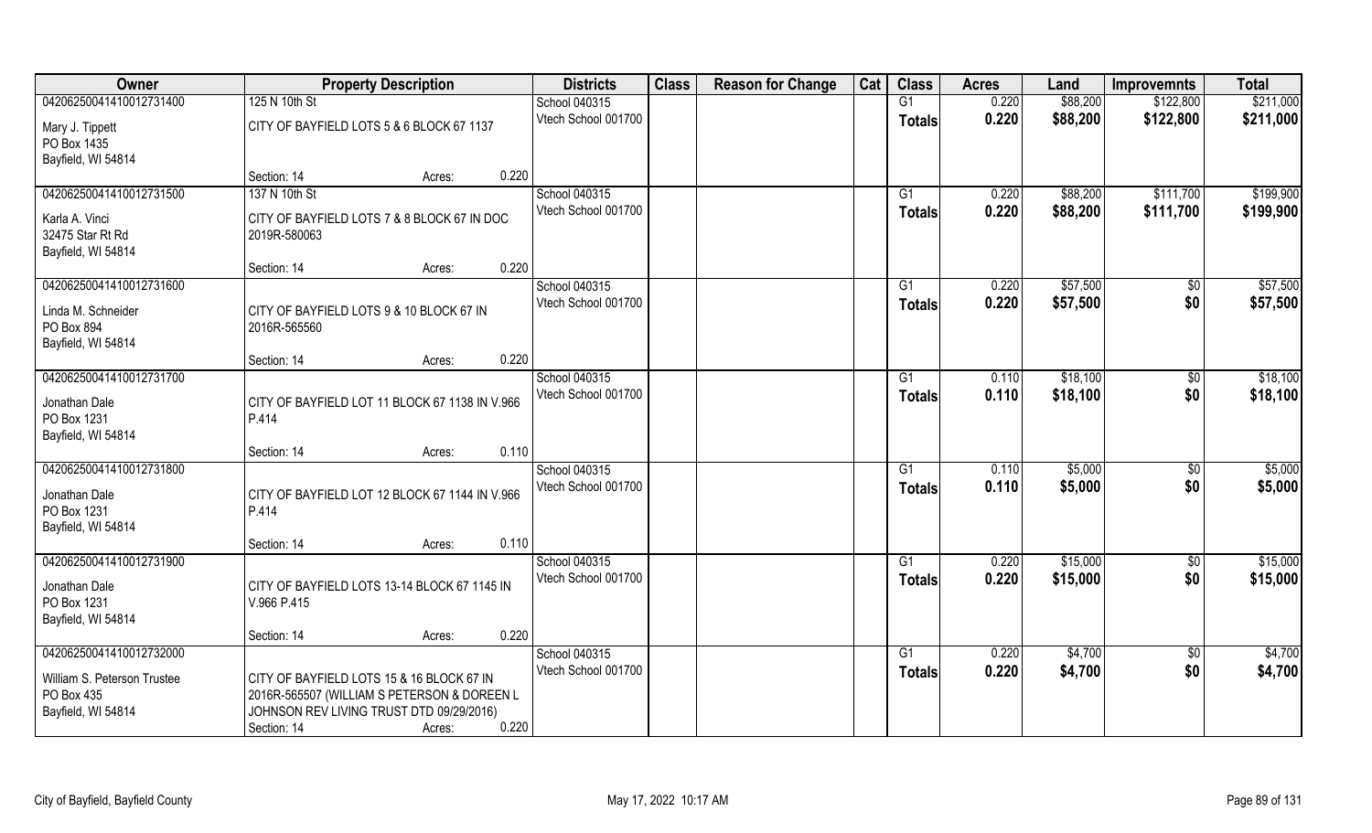| Owner | Property Description | | | Districts | Class | Reason for Change | Cat | Class | Acres | Land | Improvemnts | Total |
|---|---|---|---|---|---|---|---|---|---|---|---|---|
| 04206250041410012731400 | 125 N 10th St | | | School 040315 | | | | G1 | 0.220 | $88,200 | $122,800 | $211,000 |
| Mary J. Tippett<br>PO Box 1435<br>Bayfield, WI 54814 | CITY OF BAYFIELD LOTS 5 & 6 BLOCK 67 1137 | | | Vtech School 001700 | | | | **Totals** | **0.220** | **$88,200** | **$122,800** | **$211,000** |
| | Section: 14 | Acres: | 0.220 | | | | | | | | | |
| 04206250041410012731500 | 137 N 10th St | | | School 040315 | | | | G1 | 0.220 | $88,200 | $111,700 | $199,900 |
| Karla A. Vinci<br>32475 Star Rt Rd<br>Bayfield, WI 54814 | CITY OF BAYFIELD LOTS 7 & 8 BLOCK 67 IN DOC 2019R-580063 | | | Vtech School 001700 | | | | **Totals** | **0.220** | **$88,200** | **$111,700** | **$199,900** |
| | Section: 14 | Acres: | 0.220 | | | | | | | | | |
| 04206250041410012731600 | | | | School 040315 | | | | G1 | 0.220 | $57,500 | $0 | $57,500 |
| Linda M. Schneider<br>PO Box 894<br>Bayfield, WI 54814 | CITY OF BAYFIELD LOTS 9 & 10 BLOCK 67 IN 2016R-565560 | | | Vtech School 001700 | | | | **Totals** | **0.220** | **$57,500** | **$0** | **$57,500** |
| | Section: 14 | Acres: | 0.220 | | | | | | | | | |
| 04206250041410012731700 | | | | School 040315 | | | | G1 | 0.110 | $18,100 | $0 | $18,100 |
| Jonathan Dale<br>PO Box 1231<br>Bayfield, WI 54814 | CITY OF BAYFIELD LOT 11 BLOCK 67 1138 IN V.966 P.414 | | | Vtech School 001700 | | | | **Totals** | **0.110** | **$18,100** | **$0** | **$18,100** |
| | Section: 14 | Acres: | 0.110 | | | | | | | | | |
| 04206250041410012731800 | | | | School 040315 | | | | G1 | 0.110 | $5,000 | $0 | $5,000 |
| Jonathan Dale<br>PO Box 1231<br>Bayfield, WI 54814 | CITY OF BAYFIELD LOT 12 BLOCK 67 1144 IN V.966 P.414 | | | Vtech School 001700 | | | | **Totals** | **0.110** | **$5,000** | **$0** | **$5,000** |
| | Section: 14 | Acres: | 0.110 | | | | | | | | | |
| 04206250041410012731900 | | | | School 040315 | | | | G1 | 0.220 | $15,000 | $0 | $15,000 |
| Jonathan Dale<br>PO Box 1231<br>Bayfield, WI 54814 | CITY OF BAYFIELD LOTS 13-14 BLOCK 67 1145 IN V.966 P.415 | | | Vtech School 001700 | | | | **Totals** | **0.220** | **$15,000** | **$0** | **$15,000** |
| | Section: 14 | Acres: | 0.220 | | | | | | | | | |
| 04206250041410012732000 | | | | School 040315 | | | | G1 | 0.220 | $4,700 | $0 | $4,700 |
| William S. Peterson Trustee<br>PO Box 435<br>Bayfield, WI 54814 | CITY OF BAYFIELD LOTS 15 & 16 BLOCK 67 IN 2016R-565507 (WILLIAM S PETERSON & DOREEN L JOHNSON REV LIVING TRUST DTD 09/29/2016) | | | Vtech School 001700 | | | | **Totals** | **0.220** | **$4,700** | **$0** | **$4,700** |
| | Section: 14 | Acres: | 0.220 | | | | | | | | | |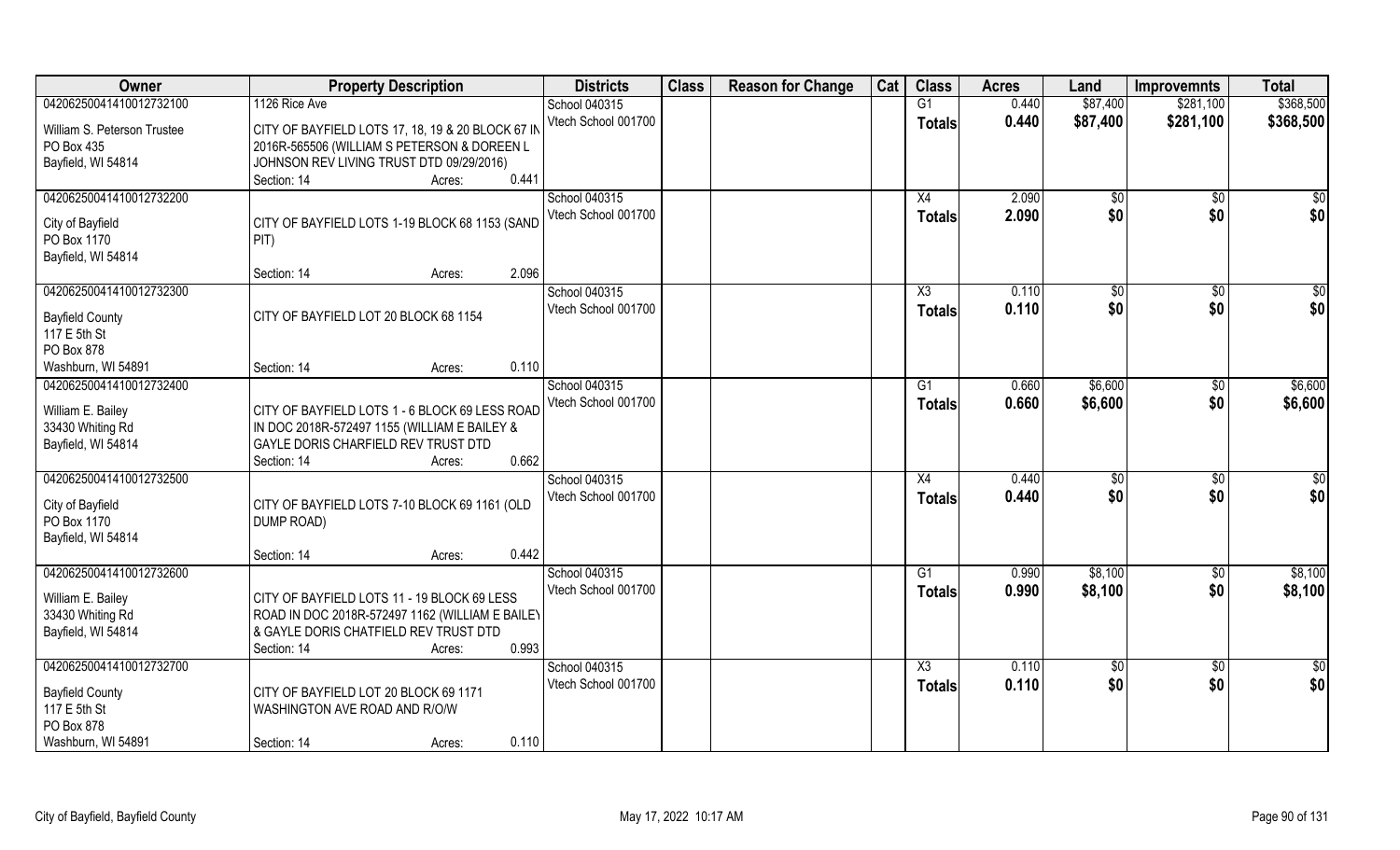| Owner | Property Description | Districts | Class | Reason for Change | Cat | Class | Acres | Land | Improvemnts | Total |
|---|---|---|---|---|---|---|---|---|---|---|
| 04206250041410012732100 | 1126 Rice Ave | School 040315 | | | | G1 | 0.440 | $87,400 | $281,100 | $368,500 |
| William S. Peterson Trustee<br>PO Box 435<br>Bayfield, WI 54814 | CITY OF BAYFIELD LOTS 17, 18, 19 & 20 BLOCK 67 IN 2016R-565506 (WILLIAM S PETERSON & DOREEN L JOHNSON REV LIVING TRUST DTD 09/29/2016)<br>Section: 14 Acres: 0.441 | Vtech School 001700 | | | | Totals | 0.440 | $87,400 | $281,100 | $368,500 |
| 04206250041410012732200 | | School 040315 | | | | X4 | 2.090 | $0 | $0 | $0 |
| City of Bayfield<br>PO Box 1170<br>Bayfield, WI 54814 | CITY OF BAYFIELD LOTS 1-19 BLOCK 68 1153 (SAND PIT)<br>Section: 14 Acres: 2.096 | Vtech School 001700 | | | | Totals | 2.090 | $0 | $0 | $0 |
| 04206250041410012732300 | | School 040315 | | | | X3 | 0.110 | $0 | $0 | $0 |
| Bayfield County<br>117 E 5th St<br>PO Box 878<br>Washburn, WI 54891 | CITY OF BAYFIELD LOT 20 BLOCK 68 1154<br>Section: 14 Acres: 0.110 | Vtech School 001700 | | | | Totals | 0.110 | $0 | $0 | $0 |
| 04206250041410012732400 | | School 040315 | | | | G1 | 0.660 | $6,600 | $0 | $6,600 |
| William E. Bailey<br>33430 Whiting Rd<br>Bayfield, WI 54814 | CITY OF BAYFIELD LOTS 1 - 6 BLOCK 69 LESS ROAD IN DOC 2018R-572497 1155 (WILLIAM E BAILEY & GAYLE DORIS CHARFIELD REV TRUST DTD<br>Section: 14 Acres: 0.662 | Vtech School 001700 | | | | Totals | 0.660 | $6,600 | $0 | $6,600 |
| 04206250041410012732500 | | School 040315 | | | | X4 | 0.440 | $0 | $0 | $0 |
| City of Bayfield<br>PO Box 1170<br>Bayfield, WI 54814 | CITY OF BAYFIELD LOTS 7-10 BLOCK 69 1161 (OLD DUMP ROAD)<br>Section: 14 Acres: 0.442 | Vtech School 001700 | | | | Totals | 0.440 | $0 | $0 | $0 |
| 04206250041410012732600 | | School 040315 | | | | G1 | 0.990 | $8,100 | $0 | $8,100 |
| William E. Bailey<br>33430 Whiting Rd<br>Bayfield, WI 54814 | CITY OF BAYFIELD LOTS 11 - 19 BLOCK 69 LESS ROAD IN DOC 2018R-572497 1162 (WILLIAM E BAILEY & GAYLE DORIS CHATFIELD REV TRUST DTD<br>Section: 14 Acres: 0.993 | Vtech School 001700 | | | | Totals | 0.990 | $8,100 | $0 | $8,100 |
| 04206250041410012732700 | | School 040315 | | | | X3 | 0.110 | $0 | $0 | $0 |
| Bayfield County<br>117 E 5th St<br>PO Box 878<br>Washburn, WI 54891 | CITY OF BAYFIELD LOT 20 BLOCK 69 1171 WASHINGTON AVE ROAD AND R/O/W<br>Section: 14 Acres: 0.110 | Vtech School 001700 | | | | Totals | 0.110 | $0 | $0 | $0 |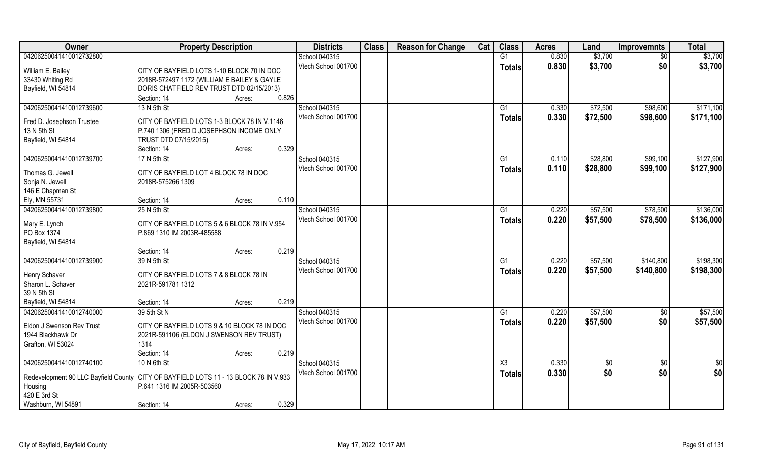| Owner | Property Description | Districts | Class | Reason for Change | Cat | Class | Acres | Land | Improvemnts | Total |
|---|---|---|---|---|---|---|---|---|---|---|
| 04206250041410012732800<br>William E. Bailey<br>33430 Whiting Rd<br>Bayfield, WI 54814 | CITY OF BAYFIELD LOTS 1-10 BLOCK 70 IN DOC 2018R-572497 1172 (WILLIAM E BAILEY & GAYLE DORIS CHATFIELD REV TRUST DTD 02/15/2013)<br>Section: 14 Acres: 0.826 | School 040315<br>Vtech School 001700 | | | | G1<br>**Totals** | 0.830<br>**0.830** | $3,700<br>**$3,700** | $0<br>**$0** | $3,700<br>**$3,700** |
| 04206250041410012739600<br>Fred D. Josephson Trustee<br>13 N 5th St<br>Bayfield, WI 54814 | 13 N 5th St<br>CITY OF BAYFIELD LOTS 1-3 BLOCK 78 IN V.1146 P.740 1306 (FRED D JOSEPHSON INCOME ONLY TRUST DTD 07/15/2015)<br>Section: 14 Acres: 0.329 | School 040315<br>Vtech School 001700 | | | | G1<br>**Totals** | 0.330<br>**0.330** | $72,500<br>**$72,500** | $98,600<br>**$98,600** | $171,100<br>**$171,100** |
| 04206250041410012739700<br>Thomas G. Jewell<br>Sonja N. Jewell<br>146 E Chapman St<br>Ely, MN 55731 | 17 N 5th St<br>CITY OF BAYFIELD LOT 4 BLOCK 78 IN DOC 2018R-575266 1309<br>Section: 14 Acres: 0.110 | School 040315<br>Vtech School 001700 | | | | G1<br>**Totals** | 0.110<br>**0.110** | $28,800<br>**$28,800** | $99,100<br>**$99,100** | $127,900<br>**$127,900** |
| 04206250041410012739800<br>Mary E. Lynch<br>PO Box 1374<br>Bayfield, WI 54814 | 25 N 5th St<br>CITY OF BAYFIELD LOTS 5 & 6 BLOCK 78 IN V.954 P.869 1310 IM 2003R-485588<br>Section: 14 Acres: 0.219 | School 040315<br>Vtech School 001700 | | | | G1<br>**Totals** | 0.220<br>**0.220** | $57,500<br>**$57,500** | $78,500<br>**$78,500** | $136,000<br>**$136,000** |
| 04206250041410012739900<br>Henry Schaver<br>Sharon L. Schaver<br>39 N 5th St<br>Bayfield, WI 54814 | 39 N 5th St<br>CITY OF BAYFIELD LOTS 7 & 8 BLOCK 78 IN 2021R-591781 1312<br>Section: 14 Acres: 0.219 | School 040315<br>Vtech School 001700 | | | | G1<br>**Totals** | 0.220<br>**0.220** | $57,500<br>**$57,500** | $140,800<br>**$140,800** | $198,300<br>**$198,300** |
| 04206250041410012740000<br>Eldon J Swenson Rev Trust<br>1944 Blackhawk Dr<br>Grafton, WI 53024 | 39 5th St N<br>CITY OF BAYFIELD LOTS 9 & 10 BLOCK 78 IN DOC 2021R-591106 (ELDON J SWENSON REV TRUST) 1314<br>Section: 14 Acres: 0.219 | School 040315<br>Vtech School 001700 | | | | G1<br>**Totals** | 0.220<br>**0.220** | $57,500<br>**$57,500** | $0<br>**$0** | $57,500<br>**$57,500** |
| 04206250041410012740100<br>Redevelopment 90 LLC Bayfield County Housing<br>420 E 3rd St<br>Washburn, WI 54891 | 10 N 6th St<br>CITY OF BAYFIELD LOTS 11 - 13 BLOCK 78 IN V.933 P.641 1316 IM 2005R-503560<br>Section: 14 Acres: 0.329 | School 040315<br>Vtech School 001700 | | | | X3<br>**Totals** | 0.330<br>**0.330** | $0<br>**$0** | $0<br>**$0** | $0<br>**$0** |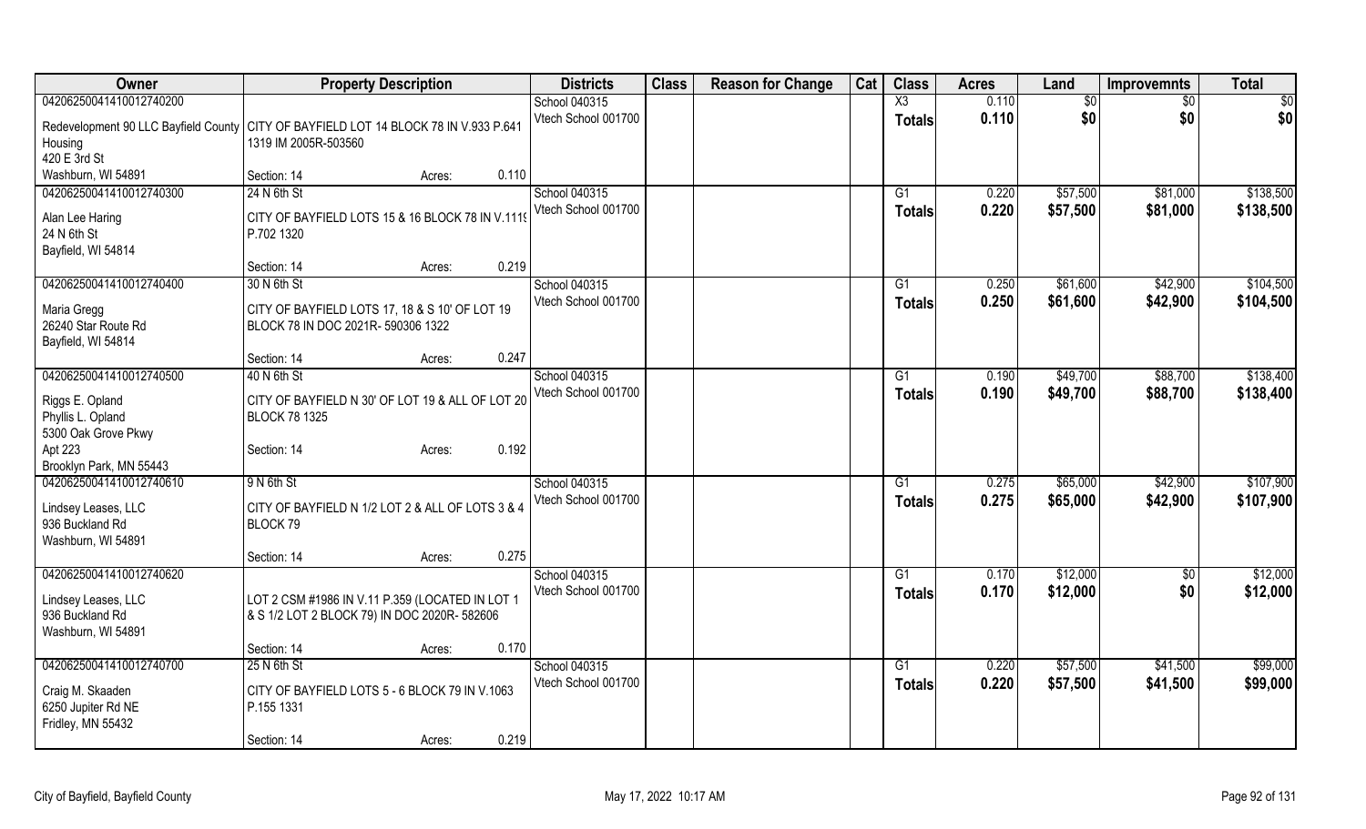| Owner | Property Description | | | Districts | Class | Reason for Change | Cat | Class | Acres | Land | Improvemnts | Total |
|---|---|---|---|---|---|---|---|---|---|---|---|---|
| 04206250041410012740200 | | | | School 040315 | | | | X3 | 0.110 | $0 | $0 | $0 |
| Redevelopment 90 LLC Bayfield County Housing<br>420 E 3rd St<br>Washburn, WI 54891 | CITY OF BAYFIELD LOT 14 BLOCK 78 IN V.933 P.641 1319 IM 2005R-503560 | | | Vtech School 001700 | | | | Totals | 0.110 | $0 | $0 | $0 |
| | Section: 14 | Acres: | 0.110 | | | | | | | | | |
| 04206250041410012740300 | 24 N 6th St | | | School 040315 | | | | G1 | 0.220 | $57,500 | $81,000 | $138,500 |
| Alan Lee Haring<br>24 N 6th St<br>Bayfield, WI 54814 | CITY OF BAYFIELD LOTS 15 & 16 BLOCK 78 IN V.1119 P.702 1320 | | | Vtech School 001700 | | | | Totals | 0.220 | $57,500 | $81,000 | $138,500 |
| | Section: 14 | Acres: | 0.219 | | | | | | | | | |
| 04206250041410012740400 | 30 N 6th St | | | School 040315 | | | | G1 | 0.250 | $61,600 | $42,900 | $104,500 |
| Maria Gregg<br>26240 Star Route Rd<br>Bayfield, WI 54814 | CITY OF BAYFIELD LOTS 17, 18 & S 10' OF LOT 19 BLOCK 78 IN DOC 2021R- 590306 1322 | | | Vtech School 001700 | | | | Totals | 0.250 | $61,600 | $42,900 | $104,500 |
| | Section: 14 | Acres: | 0.247 | | | | | | | | | |
| 04206250041410012740500 | 40 N 6th St | | | School 040315 | | | | G1 | 0.190 | $49,700 | $88,700 | $138,400 |
| Riggs E. Opland<br>Phyllis L. Opland<br>5300 Oak Grove Pkwy<br>Apt 223<br>Brooklyn Park, MN 55443 | CITY OF BAYFIELD N 30' OF LOT 19 & ALL OF LOT 20 BLOCK 78 1325 | | | Vtech School 001700 | | | | Totals | 0.190 | $49,700 | $88,700 | $138,400 |
| | Section: 14 | Acres: | 0.192 | | | | | | | | | |
| 04206250041410012740610 | 9 N 6th St | | | School 040315 | | | | G1 | 0.275 | $65,000 | $42,900 | $107,900 |
| Lindsey Leases, LLC<br>936 Buckland Rd<br>Washburn, WI 54891 | CITY OF BAYFIELD N 1/2 LOT 2 & ALL OF LOTS 3 & 4 BLOCK 79 | | | Vtech School 001700 | | | | Totals | 0.275 | $65,000 | $42,900 | $107,900 |
| | Section: 14 | Acres: | 0.275 | | | | | | | | | |
| 04206250041410012740620 | | | | School 040315 | | | | G1 | 0.170 | $12,000 | $0 | $12,000 |
| Lindsey Leases, LLC<br>936 Buckland Rd<br>Washburn, WI 54891 | LOT 2 CSM #1986 IN V.11 P.359 (LOCATED IN LOT 1 & S 1/2 LOT 2 BLOCK 79) IN DOC 2020R- 582606 | | | Vtech School 001700 | | | | Totals | 0.170 | $12,000 | $0 | $12,000 |
| | Section: 14 | Acres: | 0.170 | | | | | | | | | |
| 04206250041410012740700 | 25 N 6th St | | | School 040315 | | | | G1 | 0.220 | $57,500 | $41,500 | $99,000 |
| Craig M. Skaaden<br>6250 Jupiter Rd NE<br>Fridley, MN 55432 | CITY OF BAYFIELD LOTS 5 - 6 BLOCK 79 IN V.1063 P.155 1331 | | | Vtech School 001700 | | | | Totals | 0.220 | $57,500 | $41,500 | $99,000 |
| | Section: 14 | Acres: | 0.219 | | | | | | | | | |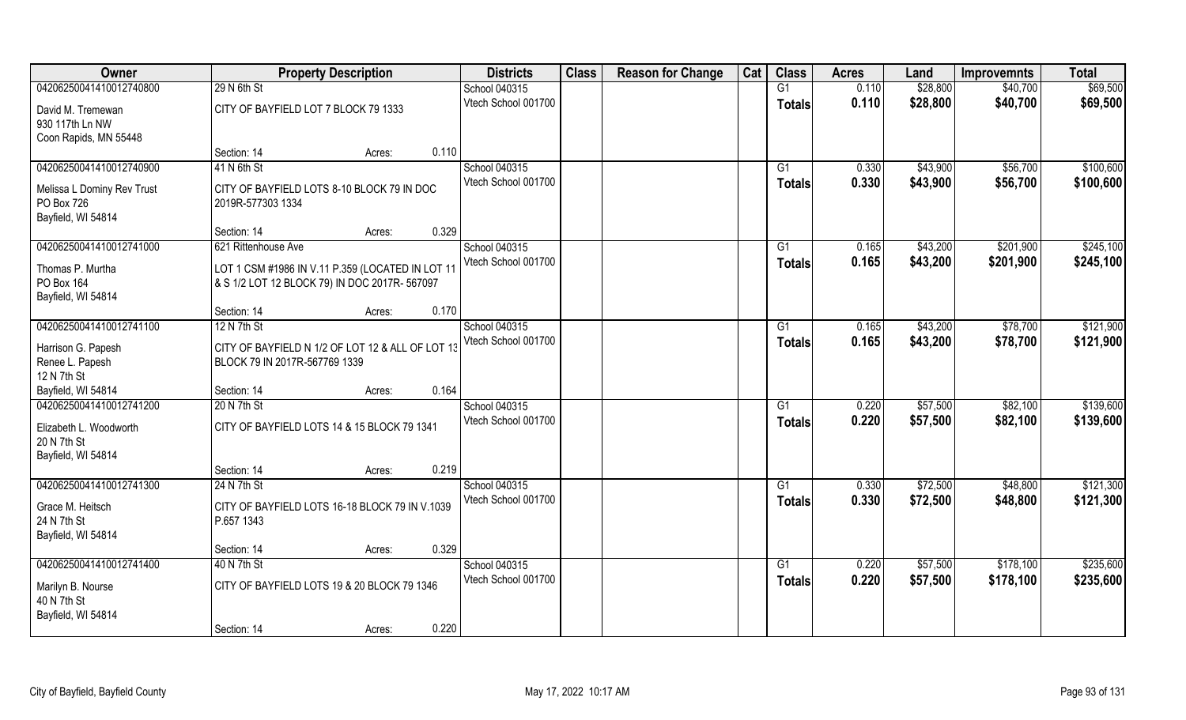| Owner | Property Description | | | Districts | Class | Reason for Change | Cat | Class | Acres | Land | Improvemnts | Total |
|---|---|---|---|---|---|---|---|---|---|---|---|---|
| 04206250041410012740800 | 29 N 6th St | | | School 040315 | | | | G1 | 0.110 | $28,800 | $40,700 | $69,500 |
| David M. Tremewan<br>930 117th Ln NW<br>Coon Rapids, MN 55448 | CITY OF BAYFIELD LOT 7 BLOCK 79 1333 | | | Vtech School 001700 | | | | **Totals** | **0.110** | **$28,800** | **$40,700** | **$69,500** |
| | Section: 14 | Acres: | 0.110 | | | | | | | | | |
| 04206250041410012740900 | 41 N 6th St | | | School 040315 | | | | G1 | 0.330 | $43,900 | $56,700 | $100,600 |
| Melissa L Dominy Rev Trust<br>PO Box 726<br>Bayfield, WI 54814 | CITY OF BAYFIELD LOTS 8-10 BLOCK 79 IN DOC 2019R-577303 1334 | | | Vtech School 001700 | | | | **Totals** | **0.330** | **$43,900** | **$56,700** | **$100,600** |
| | Section: 14 | Acres: | 0.329 | | | | | | | | | |
| 04206250041410012741000 | 621 Rittenhouse Ave | | | School 040315 | | | | G1 | 0.165 | $43,200 | $201,900 | $245,100 |
| Thomas P. Murtha<br>PO Box 164<br>Bayfield, WI 54814 | LOT 1 CSM #1986 IN V.11 P.359 (LOCATED IN LOT 11 & S 1/2 LOT 12 BLOCK 79) IN DOC 2017R- 567097 | | | Vtech School 001700 | | | | **Totals** | **0.165** | **$43,200** | **$201,900** | **$245,100** |
| | Section: 14 | Acres: | 0.170 | | | | | | | | | |
| 04206250041410012741100 | 12 N 7th St | | | School 040315 | | | | G1 | 0.165 | $43,200 | $78,700 | $121,900 |
| Harrison G. Papesh<br>Renee L. Papesh<br>12 N 7th St<br>Bayfield, WI 54814 | CITY OF BAYFIELD N 1/2 OF LOT 12 & ALL OF LOT 13 BLOCK 79 IN 2017R-567769 1339 | | | Vtech School 001700 | | | | **Totals** | **0.165** | **$43,200** | **$78,700** | **$121,900** |
| | Section: 14 | Acres: | 0.164 | | | | | | | | | |
| 04206250041410012741200 | 20 N 7th St | | | School 040315 | | | | G1 | 0.220 | $57,500 | $82,100 | $139,600 |
| Elizabeth L. Woodworth<br>20 N 7th St<br>Bayfield, WI 54814 | CITY OF BAYFIELD LOTS 14 & 15 BLOCK 79 1341 | | | Vtech School 001700 | | | | **Totals** | **0.220** | **$57,500** | **$82,100** | **$139,600** |
| | Section: 14 | Acres: | 0.219 | | | | | | | | | |
| 04206250041410012741300 | 24 N 7th St | | | School 040315 | | | | G1 | 0.330 | $72,500 | $48,800 | $121,300 |
| Grace M. Heitsch<br>24 N 7th St<br>Bayfield, WI 54814 | CITY OF BAYFIELD LOTS 16-18 BLOCK 79 IN V.1039 P.657 1343 | | | Vtech School 001700 | | | | **Totals** | **0.330** | **$72,500** | **$48,800** | **$121,300** |
| | Section: 14 | Acres: | 0.329 | | | | | | | | | |
| 04206250041410012741400 | 40 N 7th St | | | School 040315 | | | | G1 | 0.220 | $57,500 | $178,100 | $235,600 |
| Marilyn B. Nourse<br>40 N 7th St<br>Bayfield, WI 54814 | CITY OF BAYFIELD LOTS 19 & 20 BLOCK 79 1346 | | | Vtech School 001700 | | | | **Totals** | **0.220** | **$57,500** | **$178,100** | **$235,600** |
| | Section: 14 | Acres: | 0.220 | | | | | | | | | |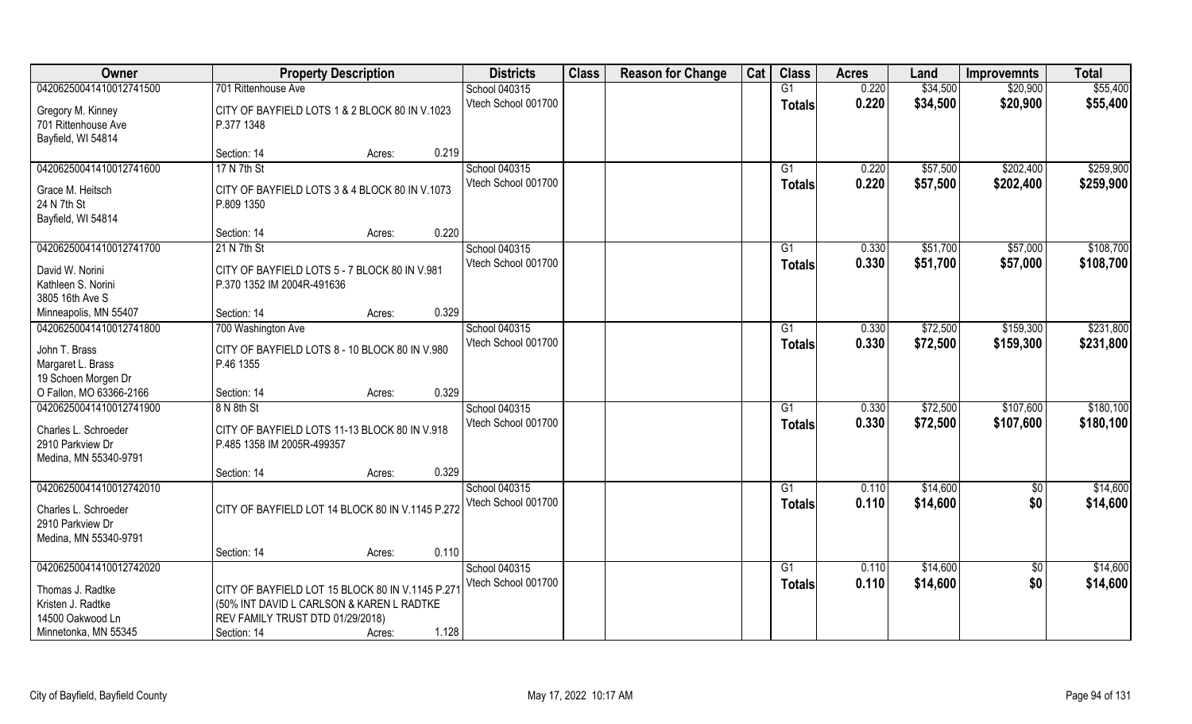| Owner | Property Description | Districts | Class | Reason for Change | Cat | Class | Acres | Land | Improvemnts | Total |
|---|---|---|---|---|---|---|---|---|---|---|
| 04206250041410012741500 | 701 Rittenhouse Ave | School 040315 | | | | G1 | 0.220 | $34,500 | $20,900 | $55,400 |
| Gregory M. Kinney<br>701 Rittenhouse Ave<br>Bayfield, WI 54814 | CITY OF BAYFIELD LOTS 1 & 2 BLOCK 80 IN V.1023 P.377 1348<br>Section: 14 Acres: 0.219 | Vtech School 001700 | | | | Totals | 0.220 | $34,500 | $20,900 | $55,400 |
| 04206250041410012741600 | 17 N 7th St | School 040315 | | | | G1 | 0.220 | $57,500 | $202,400 | $259,900 |
| Grace M. Heitsch<br>24 N 7th St<br>Bayfield, WI 54814 | CITY OF BAYFIELD LOTS 3 & 4 BLOCK 80 IN V.1073 P.809 1350<br>Section: 14 Acres: 0.220 | Vtech School 001700 | | | | Totals | 0.220 | $57,500 | $202,400 | $259,900 |
| 04206250041410012741700 | 21 N 7th St | School 040315 | | | | G1 | 0.330 | $51,700 | $57,000 | $108,700 |
| David W. Norini<br>Kathleen S. Norini<br>3805 16th Ave S<br>Minneapolis, MN 55407 | CITY OF BAYFIELD LOTS 5 - 7 BLOCK 80 IN V.981 P.370 1352 IM 2004R-491636<br>Section: 14 Acres: 0.329 | Vtech School 001700 | | | | Totals | 0.330 | $51,700 | $57,000 | $108,700 |
| 04206250041410012741800 | 700 Washington Ave | School 040315 | | | | G1 | 0.330 | $72,500 | $159,300 | $231,800 |
| John T. Brass<br>Margaret L. Brass<br>19 Schoen Morgen Dr<br>O Fallon, MO 63366-2166 | CITY OF BAYFIELD LOTS 8 - 10 BLOCK 80 IN V.980 P.46 1355<br>Section: 14 Acres: 0.329 | Vtech School 001700 | | | | Totals | 0.330 | $72,500 | $159,300 | $231,800 |
| 04206250041410012741900 | 8 N 8th St | School 040315 | | | | G1 | 0.330 | $72,500 | $107,600 | $180,100 |
| Charles L. Schroeder<br>2910 Parkview Dr<br>Medina, MN 55340-9791 | CITY OF BAYFIELD LOTS 11-13 BLOCK 80 IN V.918 P.485 1358 IM 2005R-499357<br>Section: 14 Acres: 0.329 | Vtech School 001700 | | | | Totals | 0.330 | $72,500 | $107,600 | $180,100 |
| 04206250041410012742010 | | School 040315 | | | | G1 | 0.110 | $14,600 | $0 | $14,600 |
| Charles L. Schroeder<br>2910 Parkview Dr<br>Medina, MN 55340-9791 | CITY OF BAYFIELD LOT 14 BLOCK 80 IN V.1145 P.272<br>Section: 14 Acres: 0.110 | Vtech School 001700 | | | | Totals | 0.110 | $14,600 | $0 | $14,600 |
| 04206250041410012742020 | | School 040315 | | | | G1 | 0.110 | $14,600 | $0 | $14,600 |
| Thomas J. Radtke<br>Kristen J. Radtke<br>14500 Oakwood Ln<br>Minnetonka, MN 55345 | CITY OF BAYFIELD LOT 15 BLOCK 80 IN V.1145 P.271 (50% INT DAVID L CARLSON & KAREN L RADTKE REV FAMILY TRUST DTD 01/29/2018)<br>Section: 14 Acres: 1.128 | Vtech School 001700 | | | | Totals | 0.110 | $14,600 | $0 | $14,600 |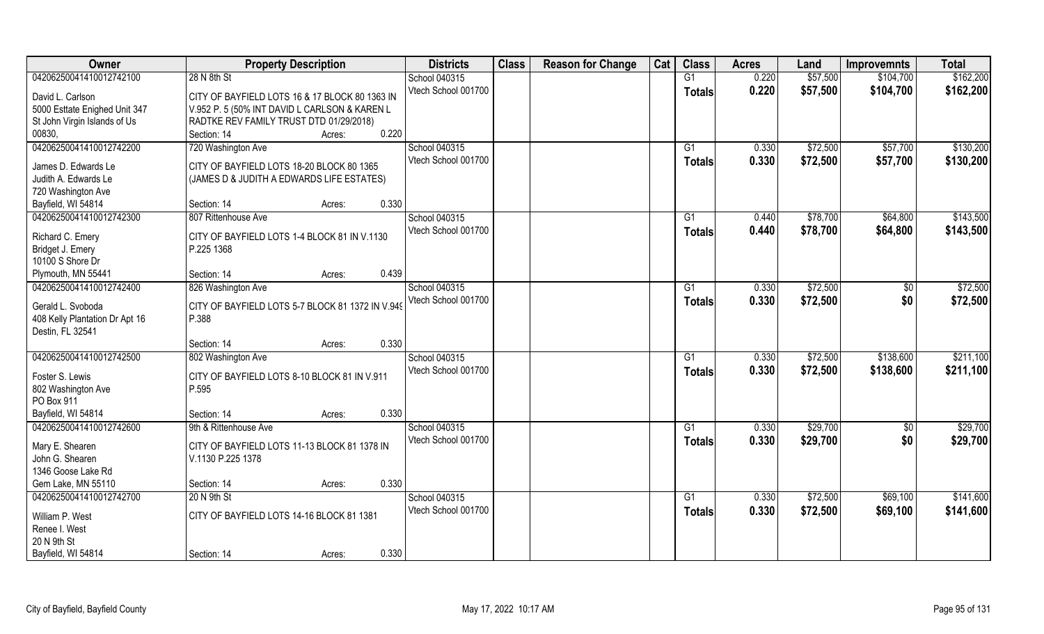| Owner | Property Description | Districts | Class | Reason for Change | Cat | Class | Acres | Land | Improvemnts | Total |
|---|---|---|---|---|---|---|---|---|---|---|
| 04206250041410012742100 | 28 N 8th St | School 040315 | | | | G1 | 0.220 | $57,500 | $104,700 | $162,200 |
| David L. Carlson<br>5000 Esttate Enighed Unit 347<br>St John Virgin Islands of Us<br>00830, | CITY OF BAYFIELD LOTS 16 & 17 BLOCK 80 1363 IN V.952 P. 5 (50% INT DAVID L CARLSON & KAREN L RADTKE REV FAMILY TRUST DTD 01/29/2018)<br>Section: 14 Acres: 0.220 | Vtech School 001700 | | | | **Totals** | **0.220** | **$57,500** | **$104,700** | **$162,200** |
| 04206250041410012742200 | 720 Washington Ave | School 040315 | | | | G1 | 0.330 | $72,500 | $57,700 | $130,200 |
| James D. Edwards Le<br>Judith A. Edwards Le<br>720 Washington Ave<br>Bayfield, WI 54814 | CITY OF BAYFIELD LOTS 18-20 BLOCK 80 1365 (JAMES D & JUDITH A EDWARDS LIFE ESTATES)<br>Section: 14 Acres: 0.330 | Vtech School 001700 | | | | **Totals** | **0.330** | **$72,500** | **$57,700** | **$130,200** |
| 04206250041410012742300 | 807 Rittenhouse Ave | School 040315 | | | | G1 | 0.440 | $78,700 | $64,800 | $143,500 |
| Richard C. Emery<br>Bridget J. Emery<br>10100 S Shore Dr<br>Plymouth, MN 55441 | CITY OF BAYFIELD LOTS 1-4 BLOCK 81 IN V.1130 P.225 1368<br>Section: 14 Acres: 0.439 | Vtech School 001700 | | | | **Totals** | **0.440** | **$78,700** | **$64,800** | **$143,500** |
| 04206250041410012742400 | 826 Washington Ave | School 040315 | | | | G1 | 0.330 | $72,500 | $0 | $72,500 |
| Gerald L. Svoboda<br>408 Kelly Plantation Dr Apt 16<br>Destin, FL 32541 | CITY OF BAYFIELD LOTS 5-7 BLOCK 81 1372 IN V.949 P.388<br>Section: 14 Acres: 0.330 | Vtech School 001700 | | | | **Totals** | **0.330** | **$72,500** | **$0** | **$72,500** |
| 04206250041410012742500 | 802 Washington Ave | School 040315 | | | | G1 | 0.330 | $72,500 | $138,600 | $211,100 |
| Foster S. Lewis<br>802 Washington Ave<br>PO Box 911<br>Bayfield, WI 54814 | CITY OF BAYFIELD LOTS 8-10 BLOCK 81 IN V.911 P.595<br>Section: 14 Acres: 0.330 | Vtech School 001700 | | | | **Totals** | **0.330** | **$72,500** | **$138,600** | **$211,100** |
| 04206250041410012742600 | 9th & Rittenhouse Ave | School 040315 | | | | G1 | 0.330 | $29,700 | $0 | $29,700 |
| Mary E. Shearen<br>John G. Shearen<br>1346 Goose Lake Rd<br>Gem Lake, MN 55110 | CITY OF BAYFIELD LOTS 11-13 BLOCK 81 1378 IN V.1130 P.225 1378<br>Section: 14 Acres: 0.330 | Vtech School 001700 | | | | **Totals** | **0.330** | **$29,700** | **$0** | **$29,700** |
| 04206250041410012742700 | 20 N 9th St | School 040315 | | | | G1 | 0.330 | $72,500 | $69,100 | $141,600 |
| William P. West<br>Renee I. West<br>20 N 9th St<br>Bayfield, WI 54814 | CITY OF BAYFIELD LOTS 14-16 BLOCK 81 1381<br>Section: 14 Acres: 0.330 | Vtech School 001700 | | | | **Totals** | **0.330** | **$72,500** | **$69,100** | **$141,600** |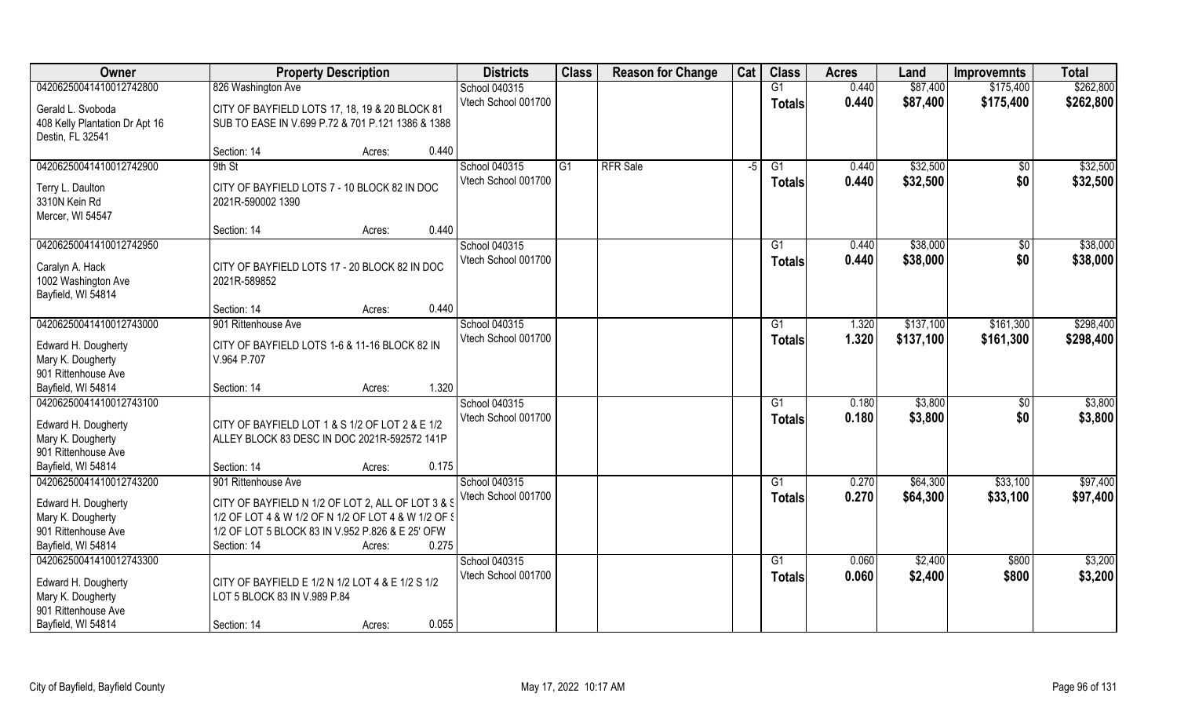| Owner | Property Description | Districts | Class | Reason for Change | Cat | Class | Acres | Land | Improvemnts | Total |
|---|---|---|---|---|---|---|---|---|---|---|
| 04206250041410012742800 | 826 Washington Ave | School 040315 | | | | G1 | 0.440 | $87,400 | $175,400 | $262,800 |
| Gerald L. Svoboda<br>408 Kelly Plantation Dr Apt 16<br>Destin, FL 32541 | CITY OF BAYFIELD LOTS 17, 18, 19 & 20 BLOCK 81 SUB TO EASE IN V.699 P.72 & 701 P.121 1386 & 1388<br>Section: 14 Acres: 0.440 | Vtech School 001700 | | | | **Totals** | **0.440** | **$87,400** | **$175,400** | **$262,800** |
| 04206250041410012742900 | 9th St | School 040315 | G1 | RFR Sale | -5 | G1 | 0.440 | $32,500 | $0 | $32,500 |
| Terry L. Daulton<br>3310N Kein Rd<br>Mercer, WI 54547 | CITY OF BAYFIELD LOTS 7 - 10 BLOCK 82 IN DOC 2021R-590002 1390<br>Section: 14 Acres: 0.440 | Vtech School 001700 | | | | **Totals** | **0.440** | **$32,500** | **$0** | **$32,500** |
| 04206250041410012742950 | | School 040315 | | | | G1 | 0.440 | $38,000 | $0 | $38,000 |
| Caralyn A. Hack<br>1002 Washington Ave<br>Bayfield, WI 54814 | CITY OF BAYFIELD LOTS 17 - 20 BLOCK 82 IN DOC 2021R-589852<br>Section: 14 Acres: 0.440 | Vtech School 001700 | | | | **Totals** | **0.440** | **$38,000** | **$0** | **$38,000** |
| 04206250041410012743000 | 901 Rittenhouse Ave | School 040315 | | | | G1 | 1.320 | $137,100 | $161,300 | $298,400 |
| Edward H. Dougherty<br>Mary K. Dougherty<br>901 Rittenhouse Ave<br>Bayfield, WI 54814 | CITY OF BAYFIELD LOTS 1-6 & 11-16 BLOCK 82 IN V.964 P.707<br>Section: 14 Acres: 1.320 | Vtech School 001700 | | | | **Totals** | **1.320** | **$137,100** | **$161,300** | **$298,400** |
| 04206250041410012743100 | | School 040315 | | | | G1 | 0.180 | $3,800 | $0 | $3,800 |
| Edward H. Dougherty<br>Mary K. Dougherty<br>901 Rittenhouse Ave<br>Bayfield, WI 54814 | CITY OF BAYFIELD LOT 1 & S 1/2 OF LOT 2 & E 1/2 ALLEY BLOCK 83 DESC IN DOC 2021R-592572 141P<br>Section: 14 Acres: 0.175 | Vtech School 001700 | | | | **Totals** | **0.180** | **$3,800** | **$0** | **$3,800** |
| 04206250041410012743200 | 901 Rittenhouse Ave | School 040315 | | | | G1 | 0.270 | $64,300 | $33,100 | $97,400 |
| Edward H. Dougherty<br>Mary K. Dougherty<br>901 Rittenhouse Ave<br>Bayfield, WI 54814 | CITY OF BAYFIELD N 1/2 OF LOT 2, ALL OF LOT 3 & S 1/2 OF LOT 4 & W 1/2 OF N 1/2 OF LOT 4 & W 1/2 OF S 1/2 OF LOT 5 BLOCK 83 IN V.952 P.826 & E 25' OFW<br>Section: 14 Acres: 0.275 | Vtech School 001700 | | | | **Totals** | **0.270** | **$64,300** | **$33,100** | **$97,400** |
| 04206250041410012743300 | | School 040315 | | | | G1 | 0.060 | $2,400 | $800 | $3,200 |
| Edward H. Dougherty<br>Mary K. Dougherty<br>901 Rittenhouse Ave<br>Bayfield, WI 54814 | CITY OF BAYFIELD E 1/2 N 1/2 LOT 4 & E 1/2 S 1/2 LOT 5 BLOCK 83 IN V.989 P.84<br>Section: 14 Acres: 0.055 | Vtech School 001700 | | | | **Totals** | **0.060** | **$2,400** | **$800** | **$3,200** |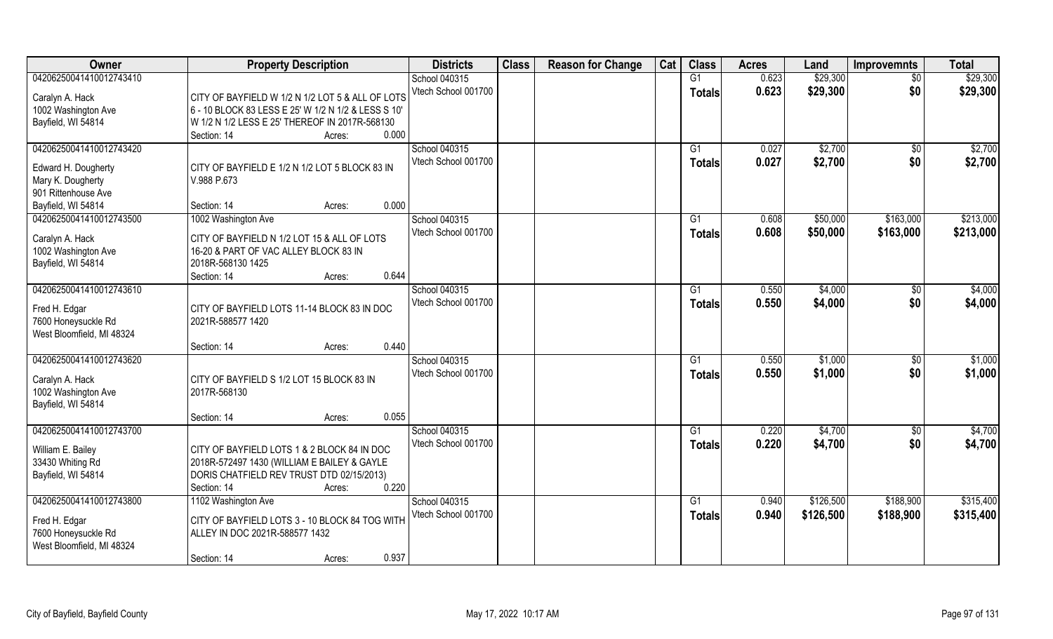| Owner | Property Description | Districts | Class | Reason for Change | Cat | Class | Acres | Land | Improvemnts | Total |
|---|---|---|---|---|---|---|---|---|---|---|
| 04206250041410012743410<br>Caralyn A. Hack<br>1002 Washington Ave<br>Bayfield, WI 54814 | CITY OF BAYFIELD W 1/2 N 1/2 LOT 5 & ALL OF LOTS 6 - 10 BLOCK 83 LESS E 25' W 1/2 N 1/2 & LESS S 10' W 1/2 N 1/2 LESS E 25' THEREOF IN 2017R-568130<br>Section: 14 Acres: 0.000 | School 040315<br>Vtech School 001700 | | | | G1<br>**Totals** | 0.623<br>**0.623** | $29,300<br>**$29,300** | $0<br>**$0** | $29,300<br>**$29,300** |
| 04206250041410012743420<br>Edward H. Dougherty<br>Mary K. Dougherty<br>901 Rittenhouse Ave<br>Bayfield, WI 54814 | CITY OF BAYFIELD E 1/2 N 1/2 LOT 5 BLOCK 83 IN V.988 P.673<br>Section: 14 Acres: 0.000 | School 040315<br>Vtech School 001700 | | | | G1<br>**Totals** | 0.027<br>**0.027** | $2,700<br>**$2,700** | $0<br>**$0** | $2,700<br>**$2,700** |
| 04206250041410012743500<br>Caralyn A. Hack<br>1002 Washington Ave<br>Bayfield, WI 54814 | 1002 Washington Ave<br>CITY OF BAYFIELD N 1/2 LOT 15 & ALL OF LOTS 16-20 & PART OF VAC ALLEY BLOCK 83 IN 2018R-568130 1425<br>Section: 14 Acres: 0.644 | School 040315<br>Vtech School 001700 | | | | G1<br>**Totals** | 0.608<br>**0.608** | $50,000<br>**$50,000** | $163,000<br>**$163,000** | $213,000<br>**$213,000** |
| 04206250041410012743610<br>Fred H. Edgar<br>7600 Honeysuckle Rd<br>West Bloomfield, MI 48324 | CITY OF BAYFIELD LOTS 11-14 BLOCK 83 IN DOC 2021R-588577 1420<br>Section: 14 Acres: 0.440 | School 040315<br>Vtech School 001700 | | | | G1<br>**Totals** | 0.550<br>**0.550** | $4,000<br>**$4,000** | $0<br>**$0** | $4,000<br>**$4,000** |
| 04206250041410012743620<br>Caralyn A. Hack<br>1002 Washington Ave<br>Bayfield, WI 54814 | CITY OF BAYFIELD S 1/2 LOT 15 BLOCK 83 IN 2017R-568130<br>Section: 14 Acres: 0.055 | School 040315<br>Vtech School 001700 | | | | G1<br>**Totals** | 0.550<br>**0.550** | $1,000<br>**$1,000** | $0<br>**$0** | $1,000<br>**$1,000** |
| 04206250041410012743700<br>William E. Bailey<br>33430 Whiting Rd<br>Bayfield, WI 54814 | CITY OF BAYFIELD LOTS 1 & 2 BLOCK 84 IN DOC 2018R-572497 1430 (WILLIAM E BAILEY & GAYLE DORIS CHATFIELD REV TRUST DTD 02/15/2013)<br>Section: 14 Acres: 0.220 | School 040315<br>Vtech School 001700 | | | | G1<br>**Totals** | 0.220<br>**0.220** | $4,700<br>**$4,700** | $0<br>**$0** | $4,700<br>**$4,700** |
| 04206250041410012743800<br>Fred H. Edgar<br>7600 Honeysuckle Rd<br>West Bloomfield, MI 48324 | 1102 Washington Ave<br>CITY OF BAYFIELD LOTS 3 - 10 BLOCK 84 TOG WITH ALLEY IN DOC 2021R-588577 1432<br>Section: 14 Acres: 0.937 | School 040315<br>Vtech School 001700 | | | | G1<br>**Totals** | 0.940<br>**0.940** | $126,500<br>**$126,500** | $188,900<br>**$188,900** | $315,400<br>**$315,400** |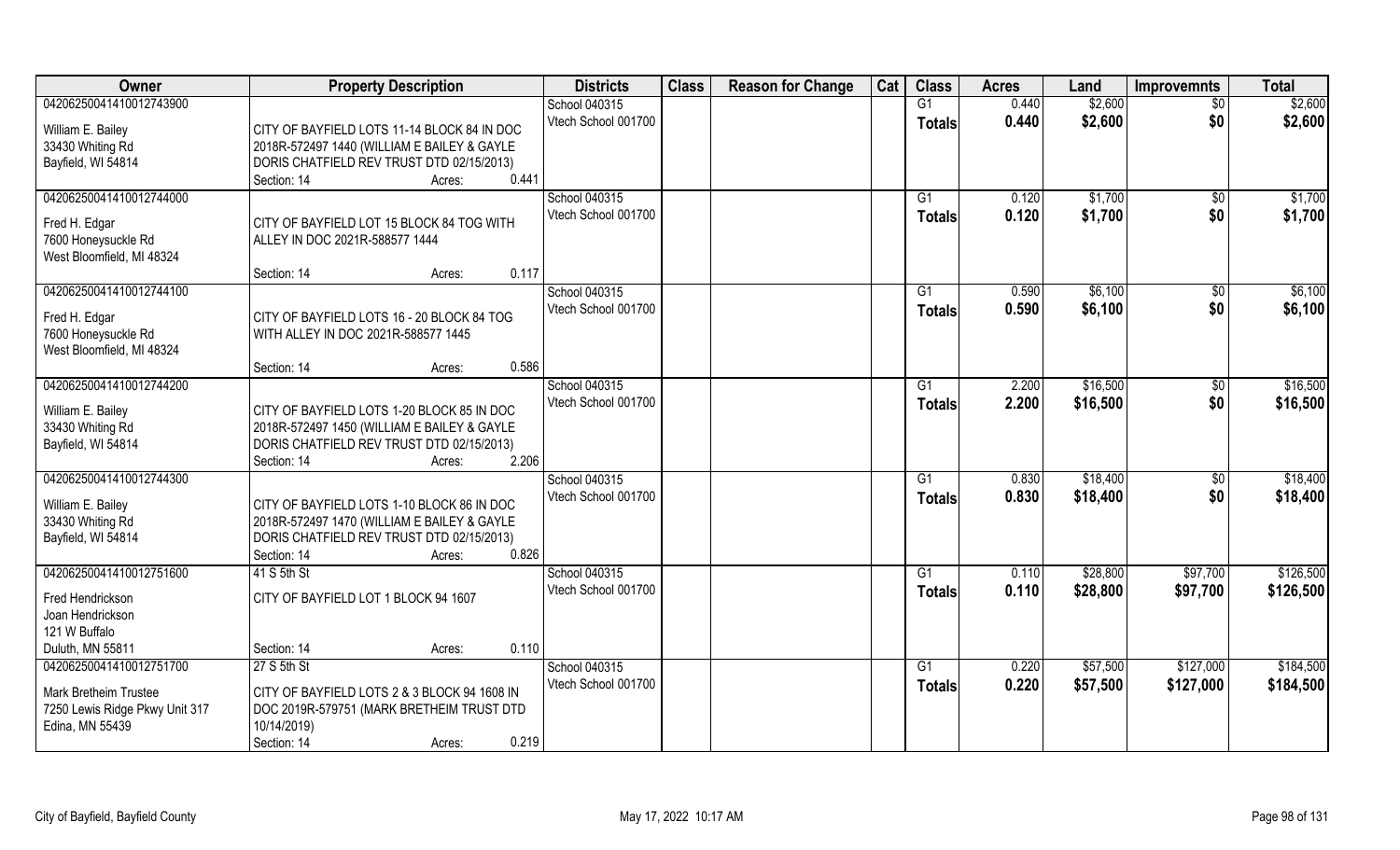| Owner | Property Description | Districts | Class | Reason for Change | Cat | Class | Acres | Land | Improvemnts | Total |
|---|---|---|---|---|---|---|---|---|---|---|
| 04206250041410012743900<br>William E. Bailey<br>33430 Whiting Rd<br>Bayfield, WI 54814 | CITY OF BAYFIELD LOTS 11-14 BLOCK 84 IN DOC 2018R-572497 1440 (WILLIAM E BAILEY & GAYLE DORIS CHATFIELD REV TRUST DTD 02/15/2013)<br>Section: 14 Acres: 0.441 | School 040315<br>Vtech School 001700 | | | | G1<br>**Totals** | 0.440<br>**0.440** | $2,600<br>**$2,600** | $0<br>**$0** | $2,600<br>**$2,600** |
| 04206250041410012744000<br>Fred H. Edgar<br>7600 Honeysuckle Rd<br>West Bloomfield, MI 48324 | CITY OF BAYFIELD LOT 15 BLOCK 84 TOG WITH ALLEY IN DOC 2021R-588577 1444<br>Section: 14 Acres: 0.117 | School 040315<br>Vtech School 001700 | | | | G1<br>**Totals** | 0.120<br>**0.120** | $1,700<br>**$1,700** | $0<br>**$0** | $1,700<br>**$1,700** |
| 04206250041410012744100<br>Fred H. Edgar<br>7600 Honeysuckle Rd<br>West Bloomfield, MI 48324 | CITY OF BAYFIELD LOTS 16 - 20 BLOCK 84 TOG WITH ALLEY IN DOC 2021R-588577 1445<br>Section: 14 Acres: 0.586 | School 040315<br>Vtech School 001700 | | | | G1<br>**Totals** | 0.590<br>**0.590** | $6,100<br>**$6,100** | $0<br>**$0** | $6,100<br>**$6,100** |
| 04206250041410012744200<br>William E. Bailey<br>33430 Whiting Rd<br>Bayfield, WI 54814 | CITY OF BAYFIELD LOTS 1-20 BLOCK 85 IN DOC 2018R-572497 1450 (WILLIAM E BAILEY & GAYLE DORIS CHATFIELD REV TRUST DTD 02/15/2013)<br>Section: 14 Acres: 2.206 | School 040315<br>Vtech School 001700 | | | | G1<br>**Totals** | 2.200<br>**2.200** | $16,500<br>**$16,500** | $0<br>**$0** | $16,500<br>**$16,500** |
| 04206250041410012744300<br>William E. Bailey<br>33430 Whiting Rd<br>Bayfield, WI 54814 | CITY OF BAYFIELD LOTS 1-10 BLOCK 86 IN DOC 2018R-572497 1470 (WILLIAM E BAILEY & GAYLE DORIS CHATFIELD REV TRUST DTD 02/15/2013)<br>Section: 14 Acres: 0.826 | School 040315<br>Vtech School 001700 | | | | G1<br>**Totals** | 0.830<br>**0.830** | $18,400<br>**$18,400** | $0<br>**$0** | $18,400<br>**$18,400** |
| 04206250041410012751600<br>Fred Hendrickson<br>Joan Hendrickson<br>121 W Buffalo<br>Duluth, MN 55811 | 41 S 5th St<br>CITY OF BAYFIELD LOT 1 BLOCK 94 1607<br>Section: 14 Acres: 0.110 | School 040315<br>Vtech School 001700 | | | | G1<br>**Totals** | 0.110<br>**0.110** | $28,800<br>**$28,800** | $97,700<br>**$97,700** | $126,500<br>**$126,500** |
| 04206250041410012751700<br>Mark Bretheim Trustee<br>7250 Lewis Ridge Pkwy Unit 317<br>Edina, MN 55439 | 27 S 5th St<br>CITY OF BAYFIELD LOTS 2 & 3 BLOCK 94 1608 IN DOC 2019R-579751 (MARK BRETHEIM TRUST DTD 10/14/2019)<br>Section: 14 Acres: 0.219 | School 040315<br>Vtech School 001700 | | | | G1<br>**Totals** | 0.220<br>**0.220** | $57,500<br>**$57,500** | $127,000<br>**$127,000** | $184,500<br>**$184,500** |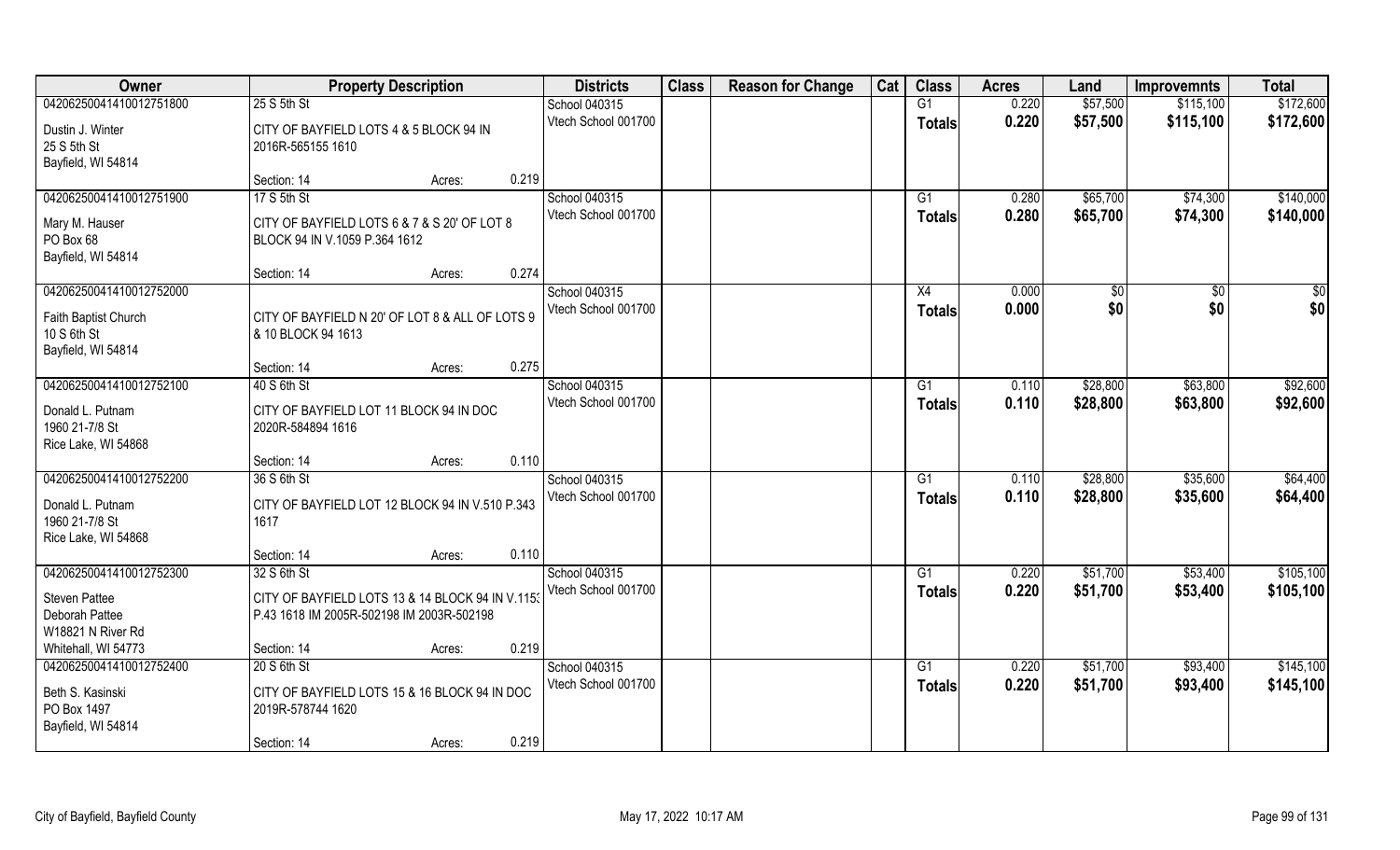| Owner | Property Description | | | Districts | Class | Reason for Change | Cat | Class | Acres | Land | Improvemnts | Total |
|---|---|---|---|---|---|---|---|---|---|---|---|---|
| 04206250041410012751800 | 25 S 5th St | | | School 040315 | | | | G1 | 0.220 | $57,500 | $115,100 | $172,600 |
| Dustin J. Winter<br>25 S 5th St<br>Bayfield, WI 54814 | CITY OF BAYFIELD LOTS 4 & 5 BLOCK 94 IN 2016R-565155 1610 | | | Vtech School 001700 | | | | Totals | 0.220 | $57,500 | $115,100 | $172,600 |
| | Section: 14 | Acres: | 0.219 | | | | | | | | | |
| 04206250041410012751900 | 17 S 5th St | | | School 040315 | | | | G1 | 0.280 | $65,700 | $74,300 | $140,000 |
| Mary M. Hauser<br>PO Box 68<br>Bayfield, WI 54814 | CITY OF BAYFIELD LOTS 6 & 7 & S 20' OF LOT 8 BLOCK 94 IN V.1059 P.364 1612 | | | Vtech School 001700 | | | | Totals | 0.280 | $65,700 | $74,300 | $140,000 |
| | Section: 14 | Acres: | 0.274 | | | | | | | | | |
| 04206250041410012752000 | | | | School 040315 | | | | X4 | 0.000 | $0 | $0 | $0 |
| Faith Baptist Church<br>10 S 6th St<br>Bayfield, WI 54814 | CITY OF BAYFIELD N 20' OF LOT 8 & ALL OF LOTS 9 & 10 BLOCK 94 1613 | | | Vtech School 001700 | | | | Totals | 0.000 | $0 | $0 | $0 |
| | Section: 14 | Acres: | 0.275 | | | | | | | | | |
| 04206250041410012752100 | 40 S 6th St | | | School 040315 | | | | G1 | 0.110 | $28,800 | $63,800 | $92,600 |
| Donald L. Putnam<br>1960 21-7/8 St<br>Rice Lake, WI 54868 | CITY OF BAYFIELD LOT 11 BLOCK 94 IN DOC 2020R-584894 1616 | | | Vtech School 001700 | | | | Totals | 0.110 | $28,800 | $63,800 | $92,600 |
| | Section: 14 | Acres: | 0.110 | | | | | | | | | |
| 04206250041410012752200 | 36 S 6th St | | | School 040315 | | | | G1 | 0.110 | $28,800 | $35,600 | $64,400 |
| Donald L. Putnam<br>1960 21-7/8 St<br>Rice Lake, WI 54868 | CITY OF BAYFIELD LOT 12 BLOCK 94 IN V.510 P.343 1617 | | | Vtech School 001700 | | | | Totals | 0.110 | $28,800 | $35,600 | $64,400 |
| | Section: 14 | Acres: | 0.110 | | | | | | | | | |
| 04206250041410012752300 | 32 S 6th St | | | School 040315 | | | | G1 | 0.220 | $51,700 | $53,400 | $105,100 |
| Steven Pattee<br>Deborah Pattee<br>W18821 N River Rd<br>Whitehall, WI 54773 | CITY OF BAYFIELD LOTS 13 & 14 BLOCK 94 IN V.1153 P.43 1618 IM 2005R-502198 IM 2003R-502198 | | | Vtech School 001700 | | | | Totals | 0.220 | $51,700 | $53,400 | $105,100 |
| | Section: 14 | Acres: | 0.219 | | | | | | | | | |
| 04206250041410012752400 | 20 S 6th St | | | School 040315 | | | | G1 | 0.220 | $51,700 | $93,400 | $145,100 |
| Beth S. Kasinski<br>PO Box 1497<br>Bayfield, WI 54814 | CITY OF BAYFIELD LOTS 15 & 16 BLOCK 94 IN DOC 2019R-578744 1620 | | | Vtech School 001700 | | | | Totals | 0.220 | $51,700 | $93,400 | $145,100 |
| | Section: 14 | Acres: | 0.219 | | | | | | | | | |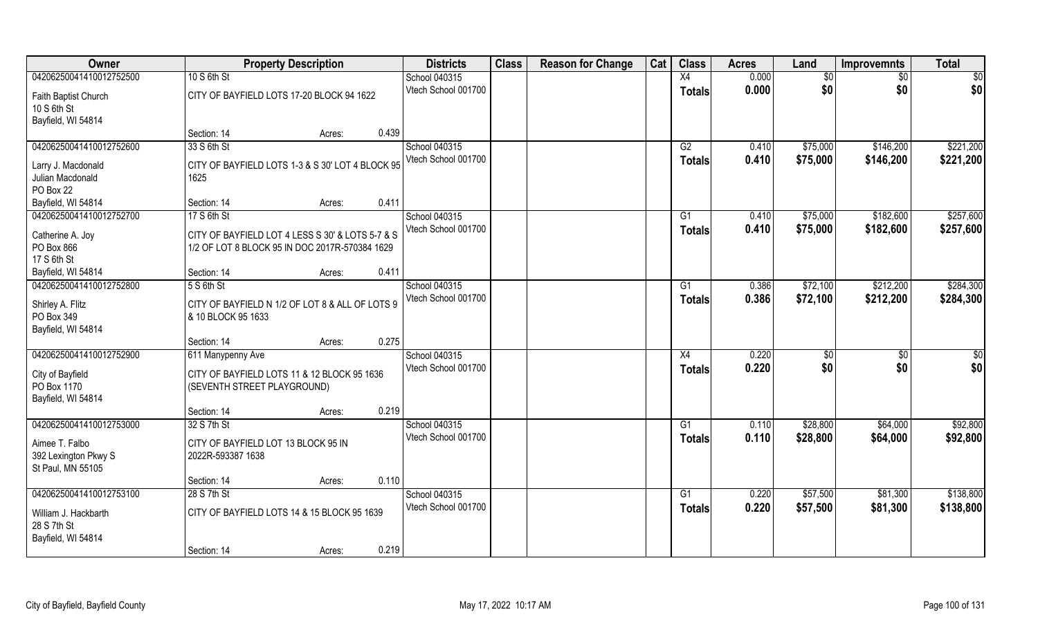| Owner | Property Description | | | Districts | Class | Reason for Change | Cat | Class | Acres | Land | Improvemnts | Total |
|---|---|---|---|---|---|---|---|---|---|---|---|---|
| 04206250041410012752500 | 10 S 6th St | | | School 040315 | | | | X4 | 0.000 | $0 | $0 | $0 |
| Faith Baptist Church<br>10 S 6th St<br>Bayfield, WI 54814 | CITY OF BAYFIELD LOTS 17-20 BLOCK 94 1622 | | | Vtech School 001700 | | | | Totals | 0.000 | $0 | $0 | $0 |
| | Section: 14 | Acres: | 0.439 | | | | | | | | | |
| 04206250041410012752600 | 33 S 6th St | | | School 040315 | | | | G2 | 0.410 | $75,000 | $146,200 | $221,200 |
| Larry J. Macdonald<br>Julian Macdonald<br>PO Box 22<br>Bayfield, WI 54814 | CITY OF BAYFIELD LOTS 1-3 & S 30' LOT 4 BLOCK 95 1625 | | | Vtech School 001700 | | | | Totals | 0.410 | $75,000 | $146,200 | $221,200 |
| | Section: 14 | Acres: | 0.411 | | | | | | | | | |
| 04206250041410012752700 | 17 S 6th St | | | School 040315 | | | | G1 | 0.410 | $75,000 | $182,600 | $257,600 |
| Catherine A. Joy<br>PO Box 866<br>17 S 6th St<br>Bayfield, WI 54814 | CITY OF BAYFIELD LOT 4 LESS S 30' & LOTS 5-7 & S 1/2 OF LOT 8 BLOCK 95 IN DOC 2017R-570384 1629 | | | Vtech School 001700 | | | | Totals | 0.410 | $75,000 | $182,600 | $257,600 |
| | Section: 14 | Acres: | 0.411 | | | | | | | | | |
| 04206250041410012752800 | 5 S 6th St | | | School 040315 | | | | G1 | 0.386 | $72,100 | $212,200 | $284,300 |
| Shirley A. Flitz<br>PO Box 349<br>Bayfield, WI 54814 | CITY OF BAYFIELD N 1/2 OF LOT 8 & ALL OF LOTS 9 & 10 BLOCK 95 1633 | | | Vtech School 001700 | | | | Totals | 0.386 | $72,100 | $212,200 | $284,300 |
| | Section: 14 | Acres: | 0.275 | | | | | | | | | |
| 04206250041410012752900 | 611 Manypenny Ave | | | School 040315 | | | | X4 | 0.220 | $0 | $0 | $0 |
| City of Bayfield<br>PO Box 1170<br>Bayfield, WI 54814 | CITY OF BAYFIELD LOTS 11 & 12 BLOCK 95 1636 (SEVENTH STREET PLAYGROUND) | | | Vtech School 001700 | | | | Totals | 0.220 | $0 | $0 | $0 |
| | Section: 14 | Acres: | 0.219 | | | | | | | | | |
| 04206250041410012753000 | 32 S 7th St | | | School 040315 | | | | G1 | 0.110 | $28,800 | $64,000 | $92,800 |
| Aimee T. Falbo<br>392 Lexington Pkwy S<br>St Paul, MN 55105 | CITY OF BAYFIELD LOT 13 BLOCK 95 IN 2022R-593387 1638 | | | Vtech School 001700 | | | | Totals | 0.110 | $28,800 | $64,000 | $92,800 |
| | Section: 14 | Acres: | 0.110 | | | | | | | | | |
| 04206250041410012753100 | 28 S 7th St | | | School 040315 | | | | G1 | 0.220 | $57,500 | $81,300 | $138,800 |
| William J. Hackbarth<br>28 S 7th St<br>Bayfield, WI 54814 | CITY OF BAYFIELD LOTS 14 & 15 BLOCK 95 1639 | | | Vtech School 001700 | | | | Totals | 0.220 | $57,500 | $81,300 | $138,800 |
| | Section: 14 | Acres: | 0.219 | | | | | | | | | |

City of Bayfield, Bayfield County — May 17, 2022 10:17 AM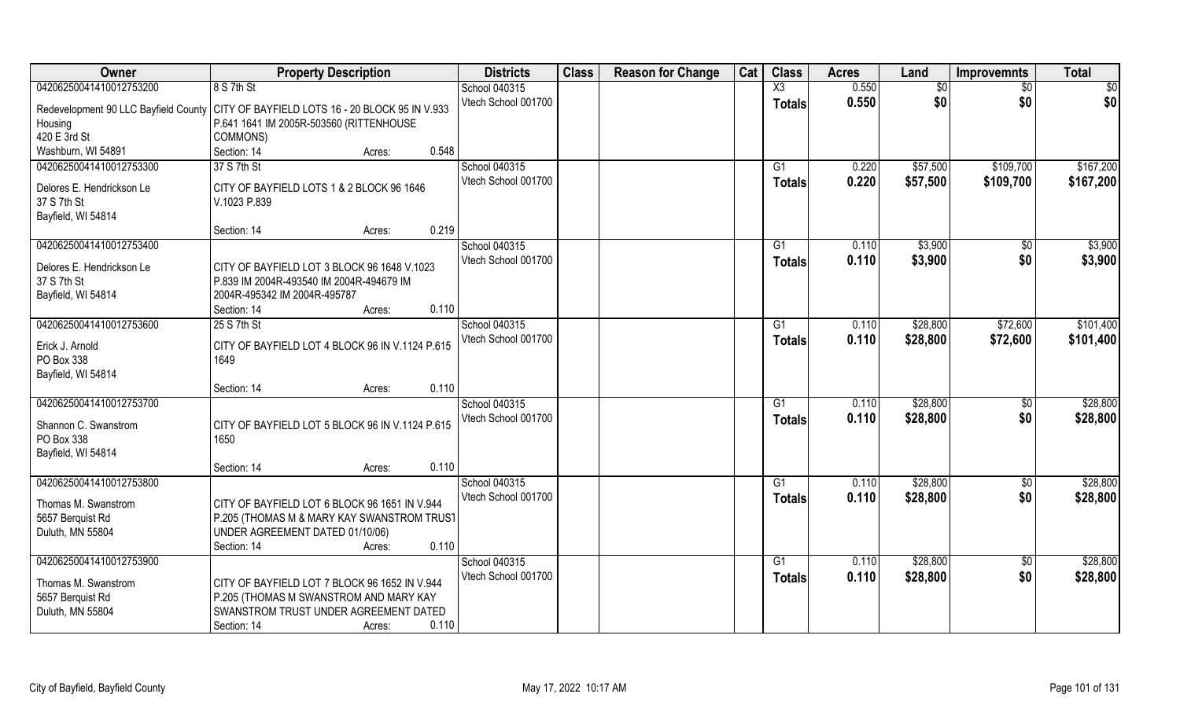| Owner | Property Description | Districts | Class | Reason for Change | Cat | Class | Acres | Land | Improvemnts | Total |
|---|---|---|---|---|---|---|---|---|---|---|
| 04206250041410012753200 | 8 S 7th St | School 040315 | | | | X3 | 0.550 | $0 | $0 | $0 |
| Redevelopment 90 LLC Bayfield County Housing<br>420 E 3rd St<br>Washburn, WI 54891 | CITY OF BAYFIELD LOTS 16 - 20 BLOCK 95 IN V.933 P.641 1641 IM 2005R-503560 (RITTENHOUSE COMMONS)<br>Section: 14 Acres: 0.548 | Vtech School 001700 | | | | Totals | 0.550 | $0 | $0 | $0 |
| 04206250041410012753300 | 37 S 7th St | School 040315 | | | | G1 | 0.220 | $57,500 | $109,700 | $167,200 |
| Delores E. Hendrickson Le<br>37 S 7th St<br>Bayfield, WI 54814 | CITY OF BAYFIELD LOTS 1 & 2 BLOCK 96 1646 V.1023 P.839<br>Section: 14 Acres: 0.219 | Vtech School 001700 | | | | Totals | 0.220 | $57,500 | $109,700 | $167,200 |
| 04206250041410012753400 | | School 040315 | | | | G1 | 0.110 | $3,900 | $0 | $3,900 |
| Delores E. Hendrickson Le<br>37 S 7th St<br>Bayfield, WI 54814 | CITY OF BAYFIELD LOT 3 BLOCK 96 1648 V.1023 P.839 IM 2004R-493540 IM 2004R-494679 IM 2004R-495342 IM 2004R-495787<br>Section: 14 Acres: 0.110 | Vtech School 001700 | | | | Totals | 0.110 | $3,900 | $0 | $3,900 |
| 04206250041410012753600 | 25 S 7th St | School 040315 | | | | G1 | 0.110 | $28,800 | $72,600 | $101,400 |
| Erick J. Arnold<br>PO Box 338<br>Bayfield, WI 54814 | CITY OF BAYFIELD LOT 4 BLOCK 96 IN V.1124 P.615 1649<br>Section: 14 Acres: 0.110 | Vtech School 001700 | | | | Totals | 0.110 | $28,800 | $72,600 | $101,400 |
| 04206250041410012753700 | | School 040315 | | | | G1 | 0.110 | $28,800 | $0 | $28,800 |
| Shannon C. Swanstrom<br>PO Box 338<br>Bayfield, WI 54814 | CITY OF BAYFIELD LOT 5 BLOCK 96 IN V.1124 P.615 1650<br>Section: 14 Acres: 0.110 | Vtech School 001700 | | | | Totals | 0.110 | $28,800 | $0 | $28,800 |
| 04206250041410012753800 | | School 040315 | | | | G1 | 0.110 | $28,800 | $0 | $28,800 |
| Thomas M. Swanstrom<br>5657 Berquist Rd<br>Duluth, MN 55804 | CITY OF BAYFIELD LOT 6 BLOCK 96 1651 IN V.944 P.205 (THOMAS M & MARY KAY SWANSTROM TRUST UNDER AGREEMENT DATED 01/10/06)<br>Section: 14 Acres: 0.110 | Vtech School 001700 | | | | Totals | 0.110 | $28,800 | $0 | $28,800 |
| 04206250041410012753900 | | School 040315 | | | | G1 | 0.110 | $28,800 | $0 | $28,800 |
| Thomas M. Swanstrom<br>5657 Berquist Rd<br>Duluth, MN 55804 | CITY OF BAYFIELD LOT 7 BLOCK 96 1652 IN V.944 P.205 (THOMAS M SWANSTROM AND MARY KAY SWANSTROM TRUST UNDER AGREEMENT DATED<br>Section: 14 Acres: 0.110 | Vtech School 001700 | | | | Totals | 0.110 | $28,800 | $0 | $28,800 |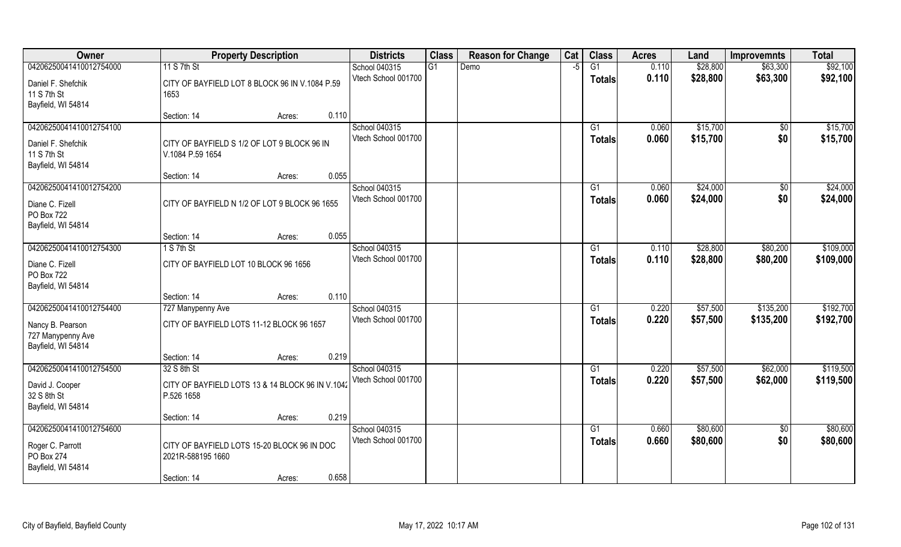| Owner | Property Description | | | Districts | Class | Reason for Change | Cat | Class | Acres | Land | Improvemnts | Total |
|---|---|---|---|---|---|---|---|---|---|---|---|---|
| 04206250041410012754000 | 11 S 7th St | | | School 040315 | G1 | Demo | -5 | G1 | 0.110 | $28,800 | $63,300 | $92,100 |
| Daniel F. Shefchik<br>11 S 7th St<br>Bayfield, WI 54814 | CITY OF BAYFIELD LOT 8 BLOCK 96 IN V.1084 P.59 1653 | | | Vtech School 001700 | | | | Totals | 0.110 | $28,800 | $63,300 | $92,100 |
| | Section: 14 | Acres: | 0.110 | | | | | | | | | |
| 04206250041410012754100 | | | | School 040315 | | | | G1 | 0.060 | $15,700 | $0 | $15,700 |
| Daniel F. Shefchik<br>11 S 7th St<br>Bayfield, WI 54814 | CITY OF BAYFIELD S 1/2 OF LOT 9 BLOCK 96 IN V.1084 P.59 1654 | | | Vtech School 001700 | | | | Totals | 0.060 | $15,700 | $0 | $15,700 |
| | Section: 14 | Acres: | 0.055 | | | | | | | | | |
| 04206250041410012754200 | | | | School 040315 | | | | G1 | 0.060 | $24,000 | $0 | $24,000 |
| Diane C. Fizell<br>PO Box 722<br>Bayfield, WI 54814 | CITY OF BAYFIELD N 1/2 OF LOT 9 BLOCK 96 1655 | | | Vtech School 001700 | | | | Totals | 0.060 | $24,000 | $0 | $24,000 |
| | Section: 14 | Acres: | 0.055 | | | | | | | | | |
| 04206250041410012754300 | 1 S 7th St | | | School 040315 | | | | G1 | 0.110 | $28,800 | $80,200 | $109,000 |
| Diane C. Fizell<br>PO Box 722<br>Bayfield, WI 54814 | CITY OF BAYFIELD LOT 10 BLOCK 96 1656 | | | Vtech School 001700 | | | | Totals | 0.110 | $28,800 | $80,200 | $109,000 |
| | Section: 14 | Acres: | 0.110 | | | | | | | | | |
| 04206250041410012754400 | 727 Manypenny Ave | | | School 040315 | | | | G1 | 0.220 | $57,500 | $135,200 | $192,700 |
| Nancy B. Pearson<br>727 Manypenny Ave<br>Bayfield, WI 54814 | CITY OF BAYFIELD LOTS 11-12 BLOCK 96 1657 | | | Vtech School 001700 | | | | Totals | 0.220 | $57,500 | $135,200 | $192,700 |
| | Section: 14 | Acres: | 0.219 | | | | | | | | | |
| 04206250041410012754500 | 32 S 8th St | | | School 040315 | | | | G1 | 0.220 | $57,500 | $62,000 | $119,500 |
| David J. Cooper<br>32 S 8th St<br>Bayfield, WI 54814 | CITY OF BAYFIELD LOTS 13 & 14 BLOCK 96 IN V.1042 P.526 1658 | | | Vtech School 001700 | | | | Totals | 0.220 | $57,500 | $62,000 | $119,500 |
| | Section: 14 | Acres: | 0.219 | | | | | | | | | |
| 04206250041410012754600 | | | | School 040315 | | | | G1 | 0.660 | $80,600 | $0 | $80,600 |
| Roger C. Parrott<br>PO Box 274<br>Bayfield, WI 54814 | CITY OF BAYFIELD LOTS 15-20 BLOCK 96 IN DOC 2021R-588195 1660 | | | Vtech School 001700 | | | | Totals | 0.660 | $80,600 | $0 | $80,600 |
| | Section: 14 | Acres: | 0.658 | | | | | | | | | |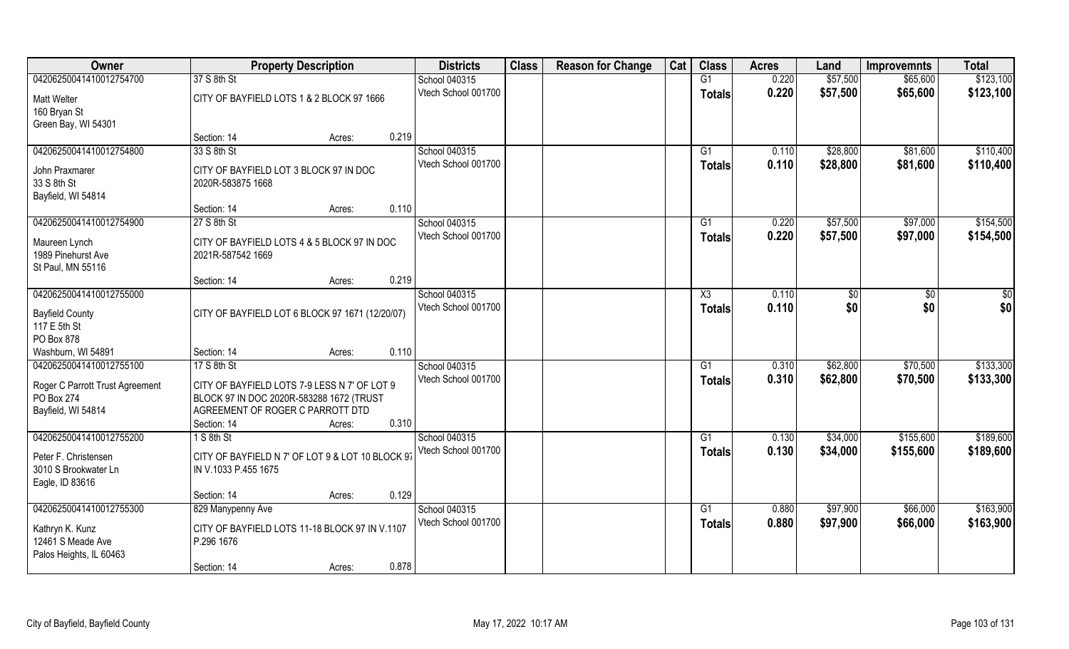| Owner | Property Description | | | Districts | Class | Reason for Change | Cat | Class | Acres | Land | Improvemnts | Total |
|---|---|---|---|---|---|---|---|---|---|---|---|---|
| 04206250041410012754700 | 37 S 8th St | | | School 040315 | | | | G1 | 0.220 | $57,500 | $65,600 | $123,100 |
| Matt Welter<br>160 Bryan St<br>Green Bay, WI 54301 | CITY OF BAYFIELD LOTS 1 & 2 BLOCK 97 1666 | | | Vtech School 001700 | | | | Totals | 0.220 | $57,500 | $65,600 | $123,100 |
| | Section: 14 | Acres: | 0.219 | | | | | | | | | |
| 04206250041410012754800 | 33 S 8th St | | | School 040315 | | | | G1 | 0.110 | $28,800 | $81,600 | $110,400 |
| John Praxmarer<br>33 S 8th St<br>Bayfield, WI 54814 | CITY OF BAYFIELD LOT 3 BLOCK 97 IN DOC 2020R-583875 1668 | | | Vtech School 001700 | | | | Totals | 0.110 | $28,800 | $81,600 | $110,400 |
| | Section: 14 | Acres: | 0.110 | | | | | | | | | |
| 04206250041410012754900 | 27 S 8th St | | | School 040315 | | | | G1 | 0.220 | $57,500 | $97,000 | $154,500 |
| Maureen Lynch<br>1989 Pinehurst Ave<br>St Paul, MN 55116 | CITY OF BAYFIELD LOTS 4 & 5 BLOCK 97 IN DOC 2021R-587542 1669 | | | Vtech School 001700 | | | | Totals | 0.220 | $57,500 | $97,000 | $154,500 |
| | Section: 14 | Acres: | 0.219 | | | | | | | | | |
| 04206250041410012755000 | | | | School 040315 | | | | X3 | 0.110 | $0 | $0 | $0 |
| Bayfield County<br>117 E 5th St<br>PO Box 878<br>Washburn, WI 54891 | CITY OF BAYFIELD LOT 6 BLOCK 97 1671 (12/20/07) | | | Vtech School 001700 | | | | Totals | 0.110 | $0 | $0 | $0 |
| | Section: 14 | Acres: | 0.110 | | | | | | | | | |
| 04206250041410012755100 | 17 S 8th St | | | School 040315 | | | | G1 | 0.310 | $62,800 | $70,500 | $133,300 |
| Roger C Parrott Trust Agreement<br>PO Box 274<br>Bayfield, WI 54814 | CITY OF BAYFIELD LOTS 7-9 LESS N 7' OF LOT 9 BLOCK 97 IN DOC 2020R-583288 1672 (TRUST AGREEMENT OF ROGER C PARROTT DTD | | | Vtech School 001700 | | | | Totals | 0.310 | $62,800 | $70,500 | $133,300 |
| | Section: 14 | Acres: | 0.310 | | | | | | | | | |
| 04206250041410012755200 | 1 S 8th St | | | School 040315 | | | | G1 | 0.130 | $34,000 | $155,600 | $189,600 |
| Peter F. Christensen<br>3010 S Brookwater Ln<br>Eagle, ID 83616 | CITY OF BAYFIELD N 7' OF LOT 9 & LOT 10 BLOCK 97 IN V.1033 P.455 1675 | | | Vtech School 001700 | | | | Totals | 0.130 | $34,000 | $155,600 | $189,600 |
| | Section: 14 | Acres: | 0.129 | | | | | | | | | |
| 04206250041410012755300 | 829 Manypenny Ave | | | School 040315 | | | | G1 | 0.880 | $97,900 | $66,000 | $163,900 |
| Kathryn K. Kunz<br>12461 S Meade Ave<br>Palos Heights, IL 60463 | CITY OF BAYFIELD LOTS 11-18 BLOCK 97 IN V.1107 P.296 1676 | | | Vtech School 001700 | | | | Totals | 0.880 | $97,900 | $66,000 | $163,900 |
| | Section: 14 | Acres: | 0.878 | | | | | | | | | |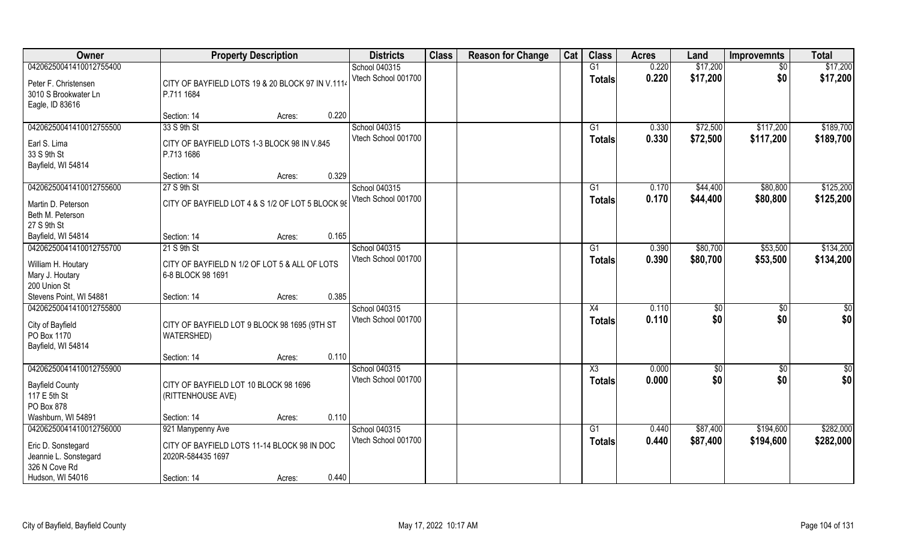| Owner | Property Description | Districts | Class | Reason for Change | Cat | Class | Acres | Land | Improvemnts | Total |
|---|---|---|---|---|---|---|---|---|---|---|
| 04206250041410012755400<br>Peter F. Christensen<br>3010 S Brookwater Ln<br>Eagle, ID 83616 | CITY OF BAYFIELD LOTS 19 & 20 BLOCK 97 IN V.1114 P.711 1684<br>Section: 14 Acres: 0.220 | School 040315<br>Vtech School 001700 | | | | G1<br>Totals | 0.220<br>0.220 | $17,200<br>$17,200 | $0<br>$0 | $17,200<br>$17,200 |
| 04206250041410012755500<br>Earl S. Lima<br>33 S 9th St<br>Bayfield, WI 54814 | 33 S 9th St<br>CITY OF BAYFIELD LOTS 1-3 BLOCK 98 IN V.845 P.713 1686<br>Section: 14 Acres: 0.329 | School 040315<br>Vtech School 001700 | | | | G1<br>Totals | 0.330<br>0.330 | $72,500<br>$72,500 | $117,200<br>$117,200 | $189,700<br>$189,700 |
| 04206250041410012755600<br>Martin D. Peterson<br>Beth M. Peterson<br>27 S 9th St<br>Bayfield, WI 54814 | 27 S 9th St<br>CITY OF BAYFIELD LOT 4 & S 1/2 OF LOT 5 BLOCK 98<br>Section: 14 Acres: 0.165 | School 040315<br>Vtech School 001700 | | | | G1<br>Totals | 0.170<br>0.170 | $44,400<br>$44,400 | $80,800<br>$80,800 | $125,200<br>$125,200 |
| 04206250041410012755700<br>William H. Houtary<br>Mary J. Houtary<br>200 Union St<br>Stevens Point, WI 54881 | 21 S 9th St<br>CITY OF BAYFIELD N 1/2 OF LOT 5 & ALL OF LOTS 6-8 BLOCK 98 1691<br>Section: 14 Acres: 0.385 | School 040315<br>Vtech School 001700 | | | | G1<br>Totals | 0.390<br>0.390 | $80,700<br>$80,700 | $53,500<br>$53,500 | $134,200<br>$134,200 |
| 04206250041410012755800<br>City of Bayfield<br>PO Box 1170<br>Bayfield, WI 54814 | CITY OF BAYFIELD LOT 9 BLOCK 98 1695 (9TH ST WATERSHED)<br>Section: 14 Acres: 0.110 | School 040315<br>Vtech School 001700 | | | | X4<br>Totals | 0.110<br>0.110 | $0<br>$0 | $0<br>$0 | $0<br>$0 |
| 04206250041410012755900<br>Bayfield County<br>117 E 5th St<br>PO Box 878<br>Washburn, WI 54891 | CITY OF BAYFIELD LOT 10 BLOCK 98 1696 (RITTENHOUSE AVE)<br>Section: 14 Acres: 0.110 | School 040315<br>Vtech School 001700 | | | | X3<br>Totals | 0.000<br>0.000 | $0<br>$0 | $0<br>$0 | $0<br>$0 |
| 04206250041410012756000<br>Eric D. Sonstegard<br>Jeannie L. Sonstegard<br>326 N Cove Rd<br>Hudson, WI 54016 | 921 Manypenny Ave<br>CITY OF BAYFIELD LOTS 11-14 BLOCK 98 IN DOC 2020R-584435 1697<br>Section: 14 Acres: 0.440 | School 040315<br>Vtech School 001700 | | | | G1<br>Totals | 0.440<br>0.440 | $87,400<br>$87,400 | $194,600<br>$194,600 | $282,000<br>$282,000 |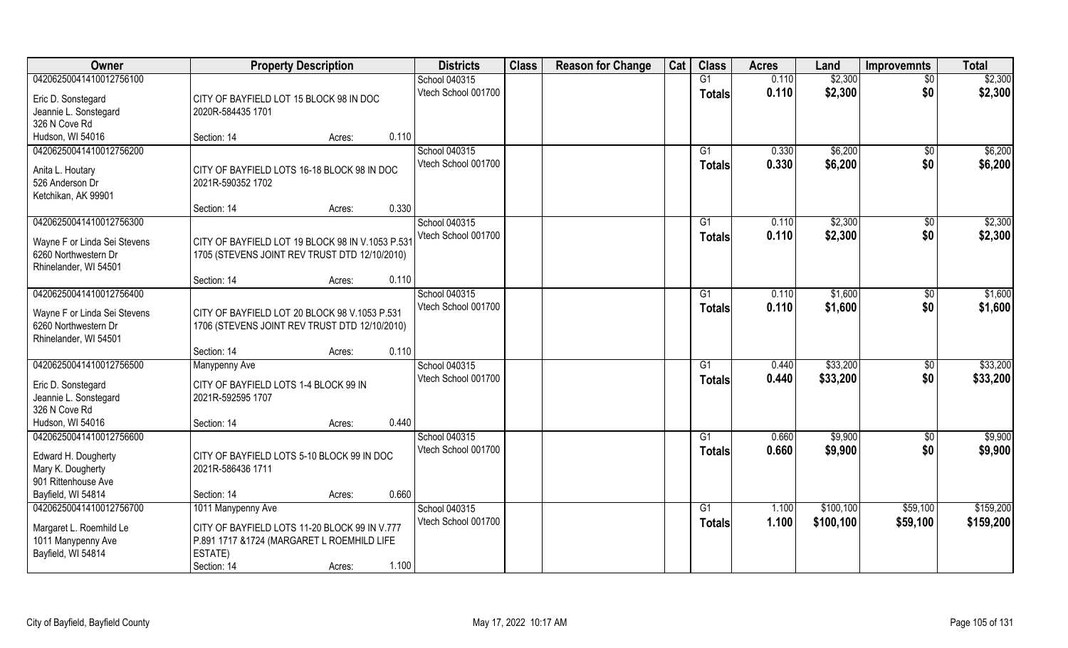| Owner | Property Description | Districts | Class | Reason for Change | Cat | Class | Acres | Land | Improvemnts | Total |
|---|---|---|---|---|---|---|---|---|---|---|
| 04206250041410012756100<br>Eric D. Sonstegard<br>Jeannie L. Sonstegard<br>326 N Cove Rd<br>Hudson, WI 54016 | CITY OF BAYFIELD LOT 15 BLOCK 98 IN DOC 2020R-584435 1701<br>Section: 14 Acres: 0.110 | School 040315<br>Vtech School 001700 | | | | G1<br>**Totals** | 0.110<br>**0.110** | $2,300<br>**$2,300** | $0<br>**$0** | $2,300<br>**$2,300** |
| 04206250041410012756200<br>Anita L. Houtary<br>526 Anderson Dr<br>Ketchikan, AK 99901 | CITY OF BAYFIELD LOTS 16-18 BLOCK 98 IN DOC 2021R-590352 1702<br>Section: 14 Acres: 0.330 | School 040315<br>Vtech School 001700 | | | | G1<br>**Totals** | 0.330<br>**0.330** | $6,200<br>**$6,200** | $0<br>**$0** | $6,200<br>**$6,200** |
| 04206250041410012756300<br>Wayne F or Linda Sei Stevens<br>6260 Northwestern Dr<br>Rhinelander, WI 54501 | CITY OF BAYFIELD LOT 19 BLOCK 98 IN V.1053 P.531 1705 (STEVENS JOINT REV TRUST DTD 12/10/2010)<br>Section: 14 Acres: 0.110 | School 040315<br>Vtech School 001700 | | | | G1<br>**Totals** | 0.110<br>**0.110** | $2,300<br>**$2,300** | $0<br>**$0** | $2,300<br>**$2,300** |
| 04206250041410012756400<br>Wayne F or Linda Sei Stevens<br>6260 Northwestern Dr<br>Rhinelander, WI 54501 | CITY OF BAYFIELD LOT 20 BLOCK 98 V.1053 P.531 1706 (STEVENS JOINT REV TRUST DTD 12/10/2010)<br>Section: 14 Acres: 0.110 | School 040315<br>Vtech School 001700 | | | | G1<br>**Totals** | 0.110<br>**0.110** | $1,600<br>**$1,600** | $0<br>**$0** | $1,600<br>**$1,600** |
| 04206250041410012756500<br>Eric D. Sonstegard<br>Jeannie L. Sonstegard<br>326 N Cove Rd<br>Hudson, WI 54016 | Manypenny Ave<br>CITY OF BAYFIELD LOTS 1-4 BLOCK 99 IN 2021R-592595 1707<br>Section: 14 Acres: 0.440 | School 040315<br>Vtech School 001700 | | | | G1<br>**Totals** | 0.440<br>**0.440** | $33,200<br>**$33,200** | $0<br>**$0** | $33,200<br>**$33,200** |
| 04206250041410012756600<br>Edward H. Dougherty<br>Mary K. Dougherty<br>901 Rittenhouse Ave<br>Bayfield, WI 54814 | CITY OF BAYFIELD LOTS 5-10 BLOCK 99 IN DOC 2021R-586436 1711<br>Section: 14 Acres: 0.660 | School 040315<br>Vtech School 001700 | | | | G1<br>**Totals** | 0.660<br>**0.660** | $9,900<br>**$9,900** | $0<br>**$0** | $9,900<br>**$9,900** |
| 04206250041410012756700<br>Margaret L. Roemhild Le<br>1011 Manypenny Ave<br>Bayfield, WI 54814 | 1011 Manypenny Ave<br>CITY OF BAYFIELD LOTS 11-20 BLOCK 99 IN V.777 P.891 1717 &1724 (MARGARET L ROEMHILD LIFE ESTATE)<br>Section: 14 Acres: 1.100 | School 040315<br>Vtech School 001700 | | | | G1<br>**Totals** | 1.100<br>**1.100** | $100,100<br>**$100,100** | $59,100<br>**$59,100** | $159,200<br>**$159,200** |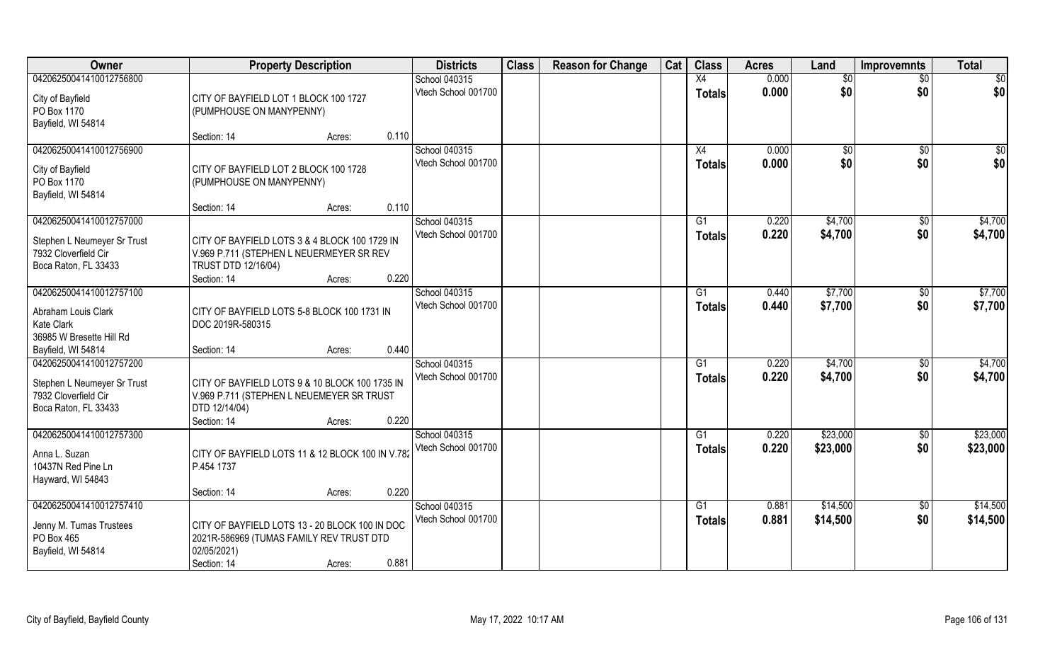| Owner | Property Description | Districts | Class | Reason for Change | Cat | Class | Acres | Land | Improvemnts | Total |
|---|---|---|---|---|---|---|---|---|---|---|
| 04206250041410012756800<br>City of Bayfield<br>PO Box 1170<br>Bayfield, WI 54814 | CITY OF BAYFIELD LOT 1 BLOCK 100 1727 (PUMPHOUSE ON MANYPENNY)<br>Section: 14 Acres: 0.110 | School 040315<br>Vtech School 001700 | | | | X4<br>Totals | 0.000<br>0.000 | $0<br>$0 | $0<br>$0 | $0<br>$0 |
| 04206250041410012756900<br>City of Bayfield<br>PO Box 1170<br>Bayfield, WI 54814 | CITY OF BAYFIELD LOT 2 BLOCK 100 1728 (PUMPHOUSE ON MANYPENNY)<br>Section: 14 Acres: 0.110 | School 040315<br>Vtech School 001700 | | | | X4<br>Totals | 0.000<br>0.000 | $0<br>$0 | $0<br>$0 | $0<br>$0 |
| 04206250041410012757000<br>Stephen L Neumeyer Sr Trust<br>7932 Cloverfield Cir<br>Boca Raton, FL 33433 | CITY OF BAYFIELD LOTS 3 & 4 BLOCK 100 1729 IN V.969 P.711 (STEPHEN L NEUERMEYER SR REV TRUST DTD 12/16/04)<br>Section: 14 Acres: 0.220 | School 040315<br>Vtech School 001700 | | | | G1<br>Totals | 0.220<br>0.220 | $4,700<br>$4,700 | $0<br>$0 | $4,700<br>$4,700 |
| 04206250041410012757100<br>Abraham Louis Clark<br>Kate Clark<br>36985 W Bresette Hill Rd<br>Bayfield, WI 54814 | CITY OF BAYFIELD LOTS 5-8 BLOCK 100 1731 IN DOC 2019R-580315<br>Section: 14 Acres: 0.440 | School 040315<br>Vtech School 001700 | | | | G1<br>Totals | 0.440<br>0.440 | $7,700<br>$7,700 | $0<br>$0 | $7,700<br>$7,700 |
| 04206250041410012757200<br>Stephen L Neumeyer Sr Trust<br>7932 Cloverfield Cir<br>Boca Raton, FL 33433 | CITY OF BAYFIELD LOTS 9 & 10 BLOCK 100 1735 IN V.969 P.711 (STEPHEN L NEUEMEYER SR TRUST DTD 12/14/04)<br>Section: 14 Acres: 0.220 | School 040315<br>Vtech School 001700 | | | | G1<br>Totals | 0.220<br>0.220 | $4,700<br>$4,700 | $0<br>$0 | $4,700<br>$4,700 |
| 04206250041410012757300<br>Anna L. Suzan<br>10437N Red Pine Ln<br>Hayward, WI 54843 | CITY OF BAYFIELD LOTS 11 & 12 BLOCK 100 IN V.782 P.454 1737<br>Section: 14 Acres: 0.220 | School 040315<br>Vtech School 001700 | | | | G1<br>Totals | 0.220<br>0.220 | $23,000<br>$23,000 | $0<br>$0 | $23,000<br>$23,000 |
| 04206250041410012757410<br>Jenny M. Tumas Trustees<br>PO Box 465<br>Bayfield, WI 54814 | CITY OF BAYFIELD LOTS 13 - 20 BLOCK 100 IN DOC 2021R-586969 (TUMAS FAMILY REV TRUST DTD 02/05/2021)<br>Section: 14 Acres: 0.881 | School 040315<br>Vtech School 001700 | | | | G1<br>Totals | 0.881<br>0.881 | $14,500<br>$14,500 | $0<br>$0 | $14,500<br>$14,500 |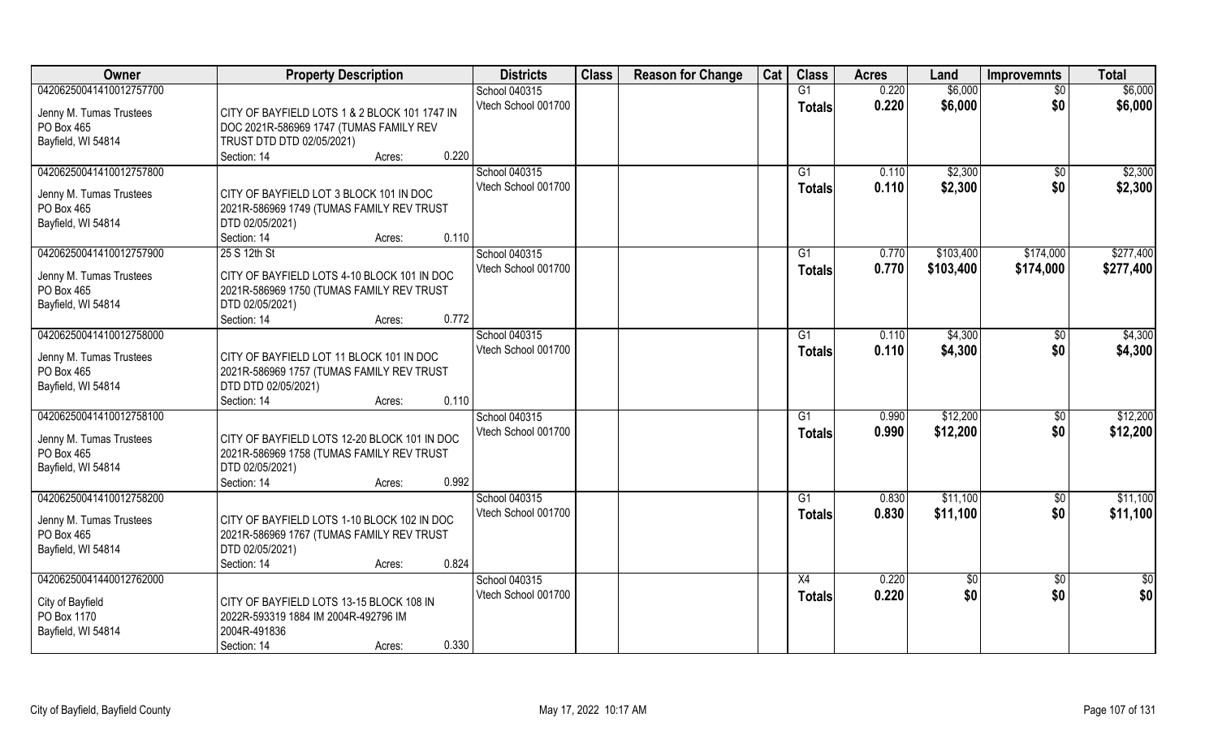| Owner | Property Description | Districts | Class | Reason for Change | Cat | Class | Acres | Land | Improvemnts | Total |
|---|---|---|---|---|---|---|---|---|---|---|
| 04206250041410012757700<br>Jenny M. Tumas Trustees<br>PO Box 465<br>Bayfield, WI 54814 | CITY OF BAYFIELD LOTS 1 & 2 BLOCK 101 1747 IN DOC 2021R-586969 1747 (TUMAS FAMILY REV TRUST DTD DTD 02/05/2021)<br>Section: 14 Acres: 0.220 | School 040315<br>Vtech School 001700 | | | | G1<br>**Totals** | 0.220<br>**0.220** | \$6,000<br>**\$6,000** | \$0<br>**\$0** | \$6,000<br>**\$6,000** |
| 04206250041410012757800<br>Jenny M. Tumas Trustees<br>PO Box 465<br>Bayfield, WI 54814 | CITY OF BAYFIELD LOT 3 BLOCK 101 IN DOC 2021R-586969 1749 (TUMAS FAMILY REV TRUST DTD 02/05/2021)<br>Section: 14 Acres: 0.110 | School 040315<br>Vtech School 001700 | | | | G1<br>**Totals** | 0.110<br>**0.110** | \$2,300<br>**\$2,300** | \$0<br>**\$0** | \$2,300<br>**\$2,300** |
| 04206250041410012757900<br>Jenny M. Tumas Trustees<br>PO Box 465<br>Bayfield, WI 54814 | 25 S 12th St<br>CITY OF BAYFIELD LOTS 4-10 BLOCK 101 IN DOC 2021R-586969 1750 (TUMAS FAMILY REV TRUST DTD 02/05/2021)<br>Section: 14 Acres: 0.772 | School 040315<br>Vtech School 001700 | | | | G1<br>**Totals** | 0.770<br>**0.770** | \$103,400<br>**\$103,400** | \$174,000<br>**\$174,000** | \$277,400<br>**\$277,400** |
| 04206250041410012758000<br>Jenny M. Tumas Trustees<br>PO Box 465<br>Bayfield, WI 54814 | CITY OF BAYFIELD LOT 11 BLOCK 101 IN DOC 2021R-586969 1757 (TUMAS FAMILY REV TRUST DTD DTD 02/05/2021)<br>Section: 14 Acres: 0.110 | School 040315<br>Vtech School 001700 | | | | G1<br>**Totals** | 0.110<br>**0.110** | \$4,300<br>**\$4,300** | \$0<br>**\$0** | \$4,300<br>**\$4,300** |
| 04206250041410012758100<br>Jenny M. Tumas Trustees<br>PO Box 465<br>Bayfield, WI 54814 | CITY OF BAYFIELD LOTS 12-20 BLOCK 101 IN DOC 2021R-586969 1758 (TUMAS FAMILY REV TRUST DTD 02/05/2021)<br>Section: 14 Acres: 0.992 | School 040315<br>Vtech School 001700 | | | | G1<br>**Totals** | 0.990<br>**0.990** | \$12,200<br>**\$12,200** | \$0<br>**\$0** | \$12,200<br>**\$12,200** |
| 04206250041410012758200<br>Jenny M. Tumas Trustees<br>PO Box 465<br>Bayfield, WI 54814 | CITY OF BAYFIELD LOTS 1-10 BLOCK 102 IN DOC 2021R-586969 1767 (TUMAS FAMILY REV TRUST DTD 02/05/2021)<br>Section: 14 Acres: 0.824 | School 040315<br>Vtech School 001700 | | | | G1<br>**Totals** | 0.830<br>**0.830** | \$11,100<br>**\$11,100** | \$0<br>**\$0** | \$11,100<br>**\$11,100** |
| 04206250041440012762000<br>City of Bayfield<br>PO Box 1170<br>Bayfield, WI 54814 | CITY OF BAYFIELD LOTS 13-15 BLOCK 108 IN 2022R-593319 1884 IM 2004R-492796 IM 2004R-491836<br>Section: 14 Acres: 0.330 | School 040315<br>Vtech School 001700 | | | | X4<br>**Totals** | 0.220<br>**0.220** | \$0<br>**\$0** | \$0<br>**\$0** | \$0<br>**\$0** |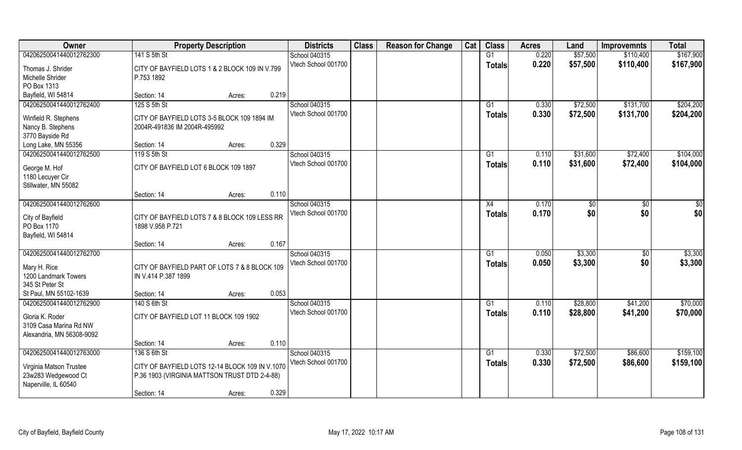| Owner | Property Description | | | Districts | Class | Reason for Change | Cat | Class | Acres | Land | Improvemnts | Total |
|---|---|---|---|---|---|---|---|---|---|---|---|---|
| 04206250041440012762300 | 141 S 5th St | | | School 040315 | | | | G1 | 0.220 | $57,500 | $110,400 | $167,900 |
| Thomas J. Shrider<br>Michelle Shrider<br>PO Box 1313<br>Bayfield, WI 54814 | CITY OF BAYFIELD LOTS 1 & 2 BLOCK 109 IN V.799 P.753 1892 | | | Vtech School 001700 | | | | Totals | 0.220 | $57,500 | $110,400 | $167,900 |
| | Section: 14 | Acres: | 0.219 | | | | | | | | | |
| 04206250041440012762400 | 125 S 5th St | | | School 040315 | | | | G1 | 0.330 | $72,500 | $131,700 | $204,200 |
| Winfield R. Stephens<br>Nancy B. Stephens<br>3770 Bayside Rd<br>Long Lake, MN 55356 | CITY OF BAYFIELD LOTS 3-5 BLOCK 109 1894 IM 2004R-491836 IM 2004R-495992 | | | Vtech School 001700 | | | | Totals | 0.330 | $72,500 | $131,700 | $204,200 |
| | Section: 14 | Acres: | 0.329 | | | | | | | | | |
| 04206250041440012762500 | 119 S 5th St | | | School 040315 | | | | G1 | 0.110 | $31,600 | $72,400 | $104,000 |
| George M. Hof<br>1180 Lecuyer Cir<br>Stillwater, MN 55082 | CITY OF BAYFIELD LOT 6 BLOCK 109 1897 | | | Vtech School 001700 | | | | Totals | 0.110 | $31,600 | $72,400 | $104,000 |
| | Section: 14 | Acres: | 0.110 | | | | | | | | | |
| 04206250041440012762600 | | | | School 040315 | | | | X4 | 0.170 | $0 | $0 | $0 |
| City of Bayfield<br>PO Box 1170<br>Bayfield, WI 54814 | CITY OF BAYFIELD LOTS 7 & 8 BLOCK 109 LESS RR 1898 V.958 P.721 | | | Vtech School 001700 | | | | Totals | 0.170 | $0 | $0 | $0 |
| | Section: 14 | Acres: | 0.167 | | | | | | | | | |
| 04206250041440012762700 | | | | School 040315 | | | | G1 | 0.050 | $3,300 | $0 | $3,300 |
| Mary H. Rice<br>1200 Landmark Towers<br>345 St Peter St<br>St Paul, MN 55102-1639 | CITY OF BAYFIELD PART OF LOTS 7 & 8 BLOCK 109 IN V.414 P.387 1899 | | | Vtech School 001700 | | | | Totals | 0.050 | $3,300 | $0 | $3,300 |
| | Section: 14 | Acres: | 0.053 | | | | | | | | | |
| 04206250041440012762900 | 140 S 6th St | | | School 040315 | | | | G1 | 0.110 | $28,800 | $41,200 | $70,000 |
| Gloria K. Roder<br>3109 Casa Marina Rd NW<br>Alexandria, MN 56308-9092 | CITY OF BAYFIELD LOT 11 BLOCK 109 1902 | | | Vtech School 001700 | | | | Totals | 0.110 | $28,800 | $41,200 | $70,000 |
| | Section: 14 | Acres: | 0.110 | | | | | | | | | |
| 04206250041440012763000 | 136 S 6th St | | | School 040315 | | | | G1 | 0.330 | $72,500 | $86,600 | $159,100 |
| Virginia Matson Trustee<br>23w283 Wedgewood Ct<br>Naperville, IL 60540 | CITY OF BAYFIELD LOTS 12-14 BLOCK 109 IN V.1070 P.36 1903 (VIRGINIA MATTSON TRUST DTD 2-4-88) | | | Vtech School 001700 | | | | Totals | 0.330 | $72,500 | $86,600 | $159,100 |
| | Section: 14 | Acres: | 0.329 | | | | | | | | | |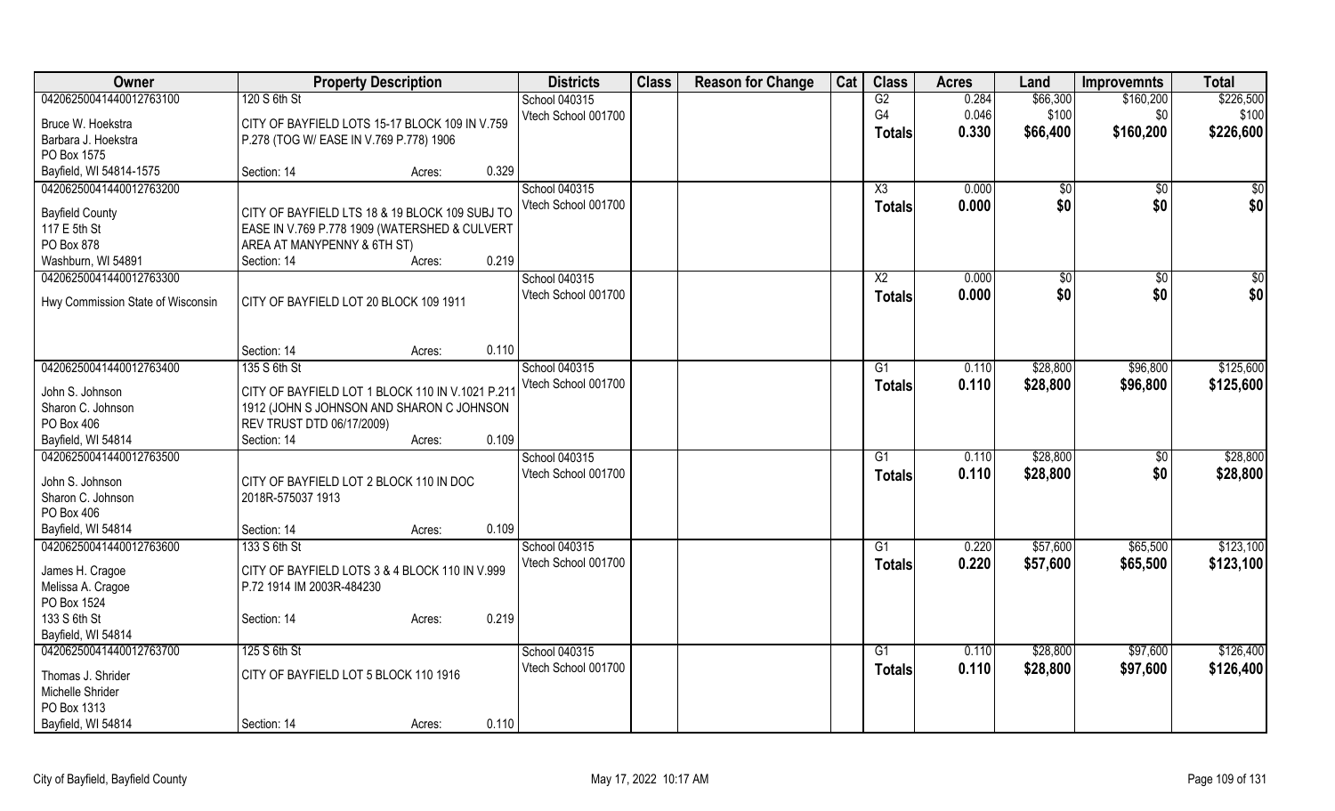| Owner | Property Description | | | Districts | Class | Reason for Change | Cat | Class | Acres | Land | Improvemnts | Total |
|---|---|---|---|---|---|---|---|---|---|---|---|---|
| 04206250041440012763100 | 120 S 6th St | | | School 040315 | | | | G2 | 0.284 | $66,300 | $160,200 | $226,500 |
| Bruce W. Hoekstra | CITY OF BAYFIELD LOTS 15-17 BLOCK 109 IN V.759 | | | Vtech School 001700 | | | | G4 | 0.046 | $100 | $0 | $100 |
| Barbara J. Hoekstra | P.278 (TOG W/ EASE IN V.769 P.778) 1906 | | | | | | | **Totals** | **0.330** | **$66,400** | **$160,200** | **$226,600** |
| PO Box 1575 | | | | | | | | | | | | |
| Bayfield, WI 54814-1575 | Section: 14 | Acres: | 0.329 | | | | | | | | | |
| 04206250041440012763200 | | | | School 040315 | | | | X3 | 0.000 | $0 | $0 | $0 |
| Bayfield County | CITY OF BAYFIELD LTS 18 & 19 BLOCK 109 SUBJ TO | | | Vtech School 001700 | | | | **Totals** | **0.000** | **$0** | **$0** | **$0** |
| 117 E 5th St | EASE IN V.769 P.778 1909 (WATERSHED & CULVERT | | | | | | | | | | | |
| PO Box 878 | AREA AT MANYPENNY & 6TH ST) | | | | | | | | | | | |
| Washburn, WI 54891 | Section: 14 | Acres: | 0.219 | | | | | | | | | |
| 04206250041440012763300 | | | | School 040315 | | | | X2 | 0.000 | $0 | $0 | $0 |
| Hwy Commission State of Wisconsin | CITY OF BAYFIELD LOT 20 BLOCK 109 1911 | | | Vtech School 001700 | | | | **Totals** | **0.000** | **$0** | **$0** | **$0** |
| | Section: 14 | Acres: | 0.110 | | | | | | | | | |
| 04206250041440012763400 | 135 S 6th St | | | School 040315 | | | | G1 | 0.110 | $28,800 | $96,800 | $125,600 |
| John S. Johnson | CITY OF BAYFIELD LOT 1 BLOCK 110 IN V.1021 P.211 | | | Vtech School 001700 | | | | **Totals** | **0.110** | **$28,800** | **$96,800** | **$125,600** |
| Sharon C. Johnson | 1912 (JOHN S JOHNSON AND SHARON C JOHNSON | | | | | | | | | | | |
| PO Box 406 | REV TRUST DTD 06/17/2009) | | | | | | | | | | | |
| Bayfield, WI 54814 | Section: 14 | Acres: | 0.109 | | | | | | | | | |
| 04206250041440012763500 | | | | School 040315 | | | | G1 | 0.110 | $28,800 | $0 | $28,800 |
| John S. Johnson | CITY OF BAYFIELD LOT 2 BLOCK 110 IN DOC | | | Vtech School 001700 | | | | **Totals** | **0.110** | **$28,800** | **$0** | **$28,800** |
| Sharon C. Johnson | 2018R-575037 1913 | | | | | | | | | | | |
| PO Box 406 | | | | | | | | | | | | |
| Bayfield, WI 54814 | Section: 14 | Acres: | 0.109 | | | | | | | | | |
| 04206250041440012763600 | 133 S 6th St | | | School 040315 | | | | G1 | 0.220 | $57,600 | $65,500 | $123,100 |
| James H. Cragoe | CITY OF BAYFIELD LOTS 3 & 4 BLOCK 110 IN V.999 | | | Vtech School 001700 | | | | **Totals** | **0.220** | **$57,600** | **$65,500** | **$123,100** |
| Melissa A. Cragoe | P.72 1914 IM 2003R-484230 | | | | | | | | | | | |
| PO Box 1524 | | | | | | | | | | | | |
| 133 S 6th St | Section: 14 | Acres: | 0.219 | | | | | | | | | |
| Bayfield, WI 54814 | | | | | | | | | | | | |
| 04206250041440012763700 | 125 S 6th St | | | School 040315 | | | | G1 | 0.110 | $28,800 | $97,600 | $126,400 |
| Thomas J. Shrider | CITY OF BAYFIELD LOT 5 BLOCK 110 1916 | | | Vtech School 001700 | | | | **Totals** | **0.110** | **$28,800** | **$97,600** | **$126,400** |
| Michelle Shrider | | | | | | | | | | | | |
| PO Box 1313 | | | | | | | | | | | | |
| Bayfield, WI 54814 | Section: 14 | Acres: | 0.110 | | | | | | | | | |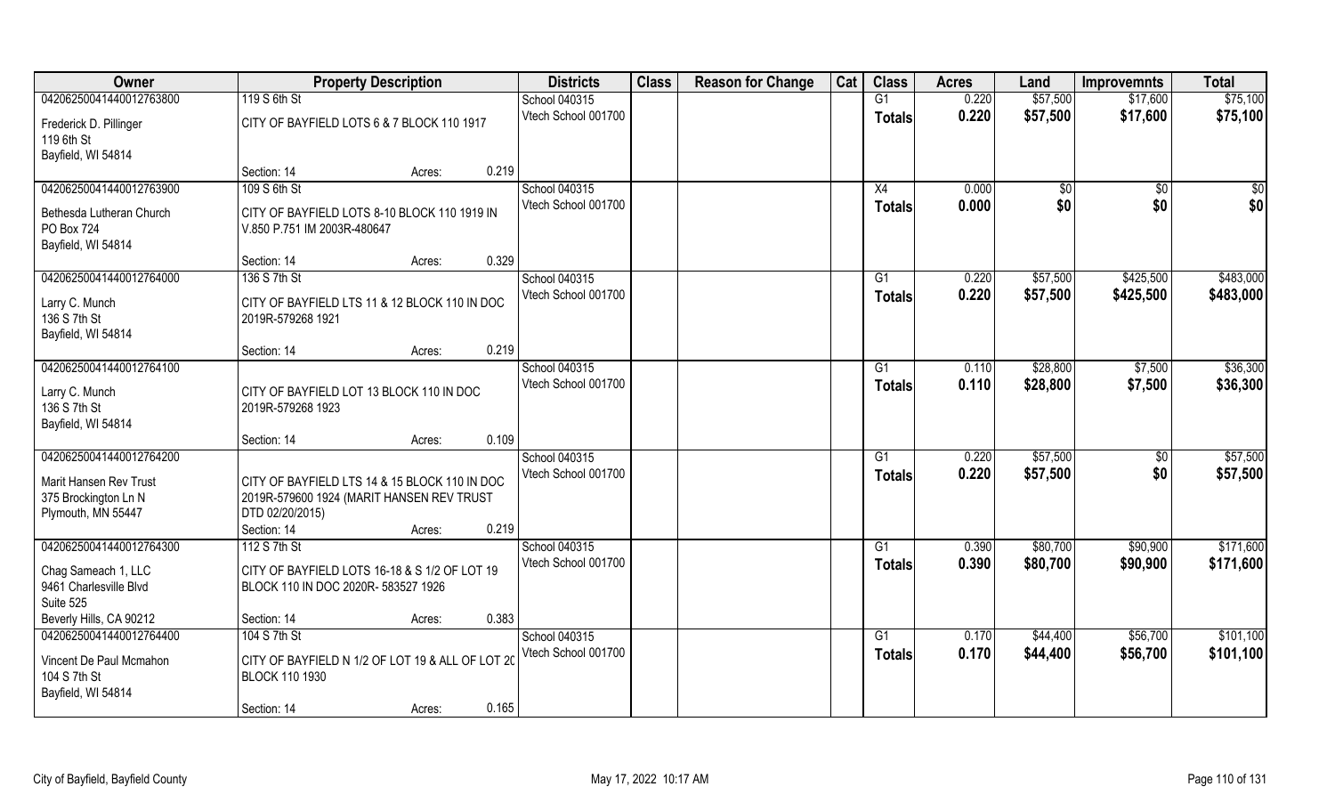| Owner | Property Description | | | Districts | Class | Reason for Change | Cat | Class | Acres | Land | Improvemnts | Total |
|---|---|---|---|---|---|---|---|---|---|---|---|---|
| 04206250041440012763800 | 119 S 6th St | | | School 040315 | | | | G1 | 0.220 | $57,500 | $17,600 | $75,100 |
| Frederick D. Pillinger<br>119 6th St<br>Bayfield, WI 54814 | CITY OF BAYFIELD LOTS 6 & 7 BLOCK 110 1917 | | | Vtech School 001700 | | | | Totals | 0.220 | $57,500 | $17,600 | $75,100 |
| | Section: 14 | Acres: | 0.219 | | | | | | | | | |
| 04206250041440012763900 | 109 S 6th St | | | School 040315 | | | | X4 | 0.000 | $0 | $0 | $0 |
| Bethesda Lutheran Church<br>PO Box 724<br>Bayfield, WI 54814 | CITY OF BAYFIELD LOTS 8-10 BLOCK 110 1919 IN V.850 P.751 IM 2003R-480647 | | | Vtech School 001700 | | | | Totals | 0.000 | $0 | $0 | $0 |
| | Section: 14 | Acres: | 0.329 | | | | | | | | | |
| 04206250041440012764000 | 136 S 7th St | | | School 040315 | | | | G1 | 0.220 | $57,500 | $425,500 | $483,000 |
| Larry C. Munch<br>136 S 7th St<br>Bayfield, WI 54814 | CITY OF BAYFIELD LTS 11 & 12 BLOCK 110 IN DOC 2019R-579268 1921 | | | Vtech School 001700 | | | | Totals | 0.220 | $57,500 | $425,500 | $483,000 |
| | Section: 14 | Acres: | 0.219 | | | | | | | | | |
| 04206250041440012764100 | | | | School 040315 | | | | G1 | 0.110 | $28,800 | $7,500 | $36,300 |
| Larry C. Munch<br>136 S 7th St<br>Bayfield, WI 54814 | CITY OF BAYFIELD LOT 13 BLOCK 110 IN DOC 2019R-579268 1923 | | | Vtech School 001700 | | | | Totals | 0.110 | $28,800 | $7,500 | $36,300 |
| | Section: 14 | Acres: | 0.109 | | | | | | | | | |
| 04206250041440012764200 | | | | School 040315 | | | | G1 | 0.220 | $57,500 | $0 | $57,500 |
| Marit Hansen Rev Trust<br>375 Brockington Ln N<br>Plymouth, MN 55447 | CITY OF BAYFIELD LTS 14 & 15 BLOCK 110 IN DOC 2019R-579600 1924 (MARIT HANSEN REV TRUST DTD 02/20/2015) | | | Vtech School 001700 | | | | Totals | 0.220 | $57,500 | $0 | $57,500 |
| | Section: 14 | Acres: | 0.219 | | | | | | | | | |
| 04206250041440012764300 | 112 S 7th St | | | School 040315 | | | | G1 | 0.390 | $80,700 | $90,900 | $171,600 |
| Chag Sameach 1, LLC<br>9461 Charlesville Blvd<br>Suite 525<br>Beverly Hills, CA 90212 | CITY OF BAYFIELD LOTS 16-18 & S 1/2 OF LOT 19 BLOCK 110 IN DOC 2020R- 583527 1926 | | | Vtech School 001700 | | | | Totals | 0.390 | $80,700 | $90,900 | $171,600 |
| | Section: 14 | Acres: | 0.383 | | | | | | | | | |
| 04206250041440012764400 | 104 S 7th St | | | School 040315 | | | | G1 | 0.170 | $44,400 | $56,700 | $101,100 |
| Vincent De Paul Mcmahon<br>104 S 7th St<br>Bayfield, WI 54814 | CITY OF BAYFIELD N 1/2 OF LOT 19 & ALL OF LOT 20 BLOCK 110 1930 | | | Vtech School 001700 | | | | Totals | 0.170 | $44,400 | $56,700 | $101,100 |
| | Section: 14 | Acres: | 0.165 | | | | | | | | | |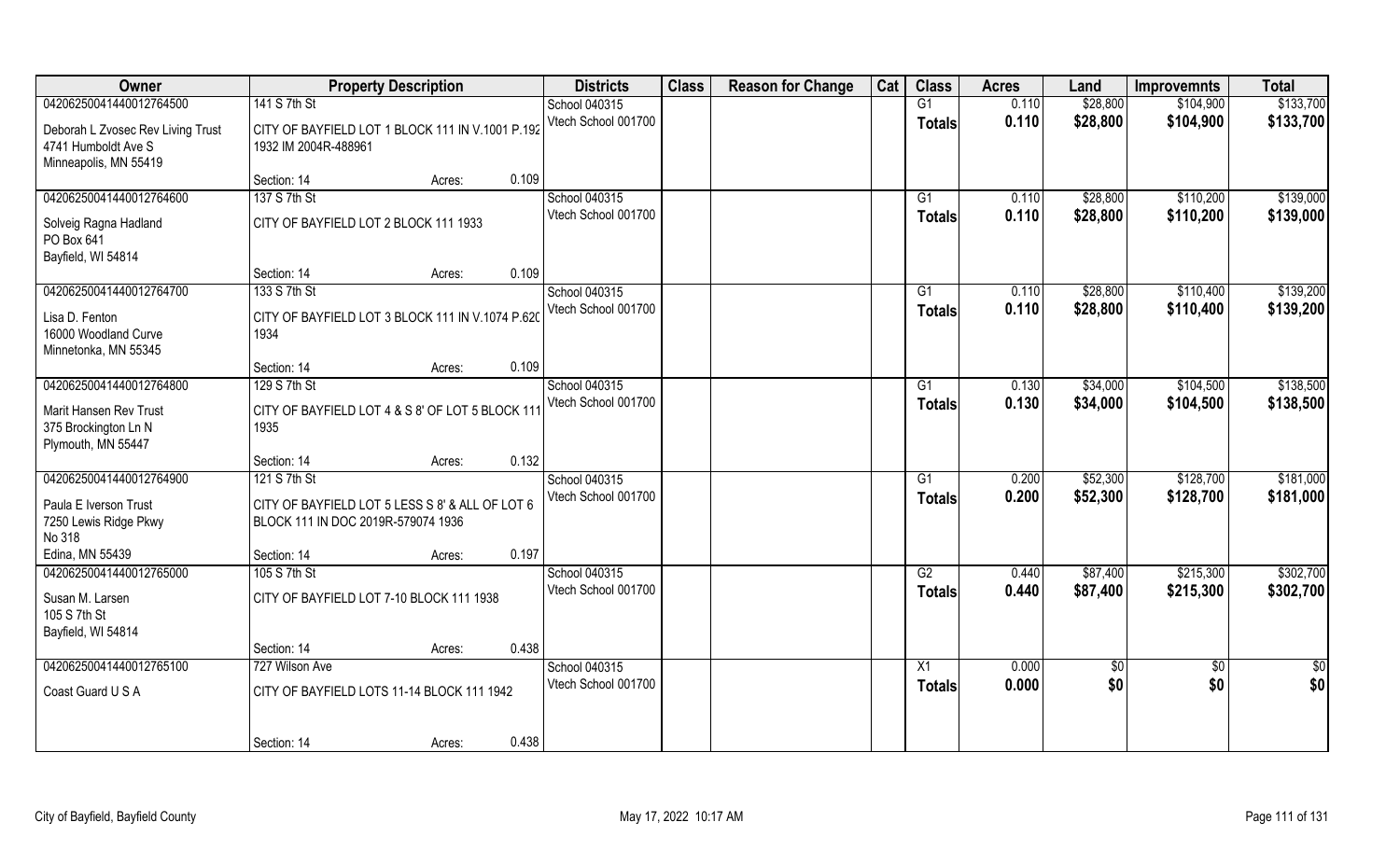| Owner | Property Description | Districts | Class | Reason for Change | Cat | Class | Acres | Land | Improvemnts | Total |
|---|---|---|---|---|---|---|---|---|---|---|
| 04206250041440012764500 | 141 S 7th St | School 040315 | | | | G1 | 0.110 | $28,800 | $104,900 | $133,700 |
| Deborah L Zvosec Rev Living Trust<br>4741 Humboldt Ave S<br>Minneapolis, MN 55419 | CITY OF BAYFIELD LOT 1 BLOCK 111 IN V.1001 P.192 1932 IM 2004R-488961 | Vtech School 001700 | | | | Totals | 0.110 | $28,800 | $104,900 | $133,700 |
| | Section: 14 Acres: 0.109 | | | | | | | | | |
| 04206250041440012764600 | 137 S 7th St | School 040315 | | | | G1 | 0.110 | $28,800 | $110,200 | $139,000 |
| Solveig Ragna Hadland<br>PO Box 641<br>Bayfield, WI 54814 | CITY OF BAYFIELD LOT 2 BLOCK 111 1933 | Vtech School 001700 | | | | Totals | 0.110 | $28,800 | $110,200 | $139,000 |
| | Section: 14 Acres: 0.109 | | | | | | | | | |
| 04206250041440012764700 | 133 S 7th St | School 040315 | | | | G1 | 0.110 | $28,800 | $110,400 | $139,200 |
| Lisa D. Fenton<br>16000 Woodland Curve<br>Minnetonka, MN 55345 | CITY OF BAYFIELD LOT 3 BLOCK 111 IN V.1074 P.620 1934 | Vtech School 001700 | | | | Totals | 0.110 | $28,800 | $110,400 | $139,200 |
| | Section: 14 Acres: 0.109 | | | | | | | | | |
| 04206250041440012764800 | 129 S 7th St | School 040315 | | | | G1 | 0.130 | $34,000 | $104,500 | $138,500 |
| Marit Hansen Rev Trust<br>375 Brockington Ln N<br>Plymouth, MN 55447 | CITY OF BAYFIELD LOT 4 & S 8' OF LOT 5 BLOCK 111 1935 | Vtech School 001700 | | | | Totals | 0.130 | $34,000 | $104,500 | $138,500 |
| | Section: 14 Acres: 0.132 | | | | | | | | | |
| 04206250041440012764900 | 121 S 7th St | School 040315 | | | | G1 | 0.200 | $52,300 | $128,700 | $181,000 |
| Paula E Iverson Trust<br>7250 Lewis Ridge Pkwy<br>No 318<br>Edina, MN 55439 | CITY OF BAYFIELD LOT 5 LESS S 8' & ALL OF LOT 6 BLOCK 111 IN DOC 2019R-579074 1936 | Vtech School 001700 | | | | Totals | 0.200 | $52,300 | $128,700 | $181,000 |
| | Section: 14 Acres: 0.197 | | | | | | | | | |
| 04206250041440012765000 | 105 S 7th St | School 040315 | | | | G2 | 0.440 | $87,400 | $215,300 | $302,700 |
| Susan M. Larsen<br>105 S 7th St<br>Bayfield, WI 54814 | CITY OF BAYFIELD LOT 7-10 BLOCK 111 1938 | Vtech School 001700 | | | | Totals | 0.440 | $87,400 | $215,300 | $302,700 |
| | Section: 14 Acres: 0.438 | | | | | | | | | |
| 04206250041440012765100 | 727 Wilson Ave | School 040315 | | | | X1 | 0.000 | $0 | $0 | $0 |
| Coast Guard U S A | CITY OF BAYFIELD LOTS 11-14 BLOCK 111 1942 | Vtech School 001700 | | | | Totals | 0.000 | $0 | $0 | $0 |
| | Section: 14 Acres: 0.438 | | | | | | | | | |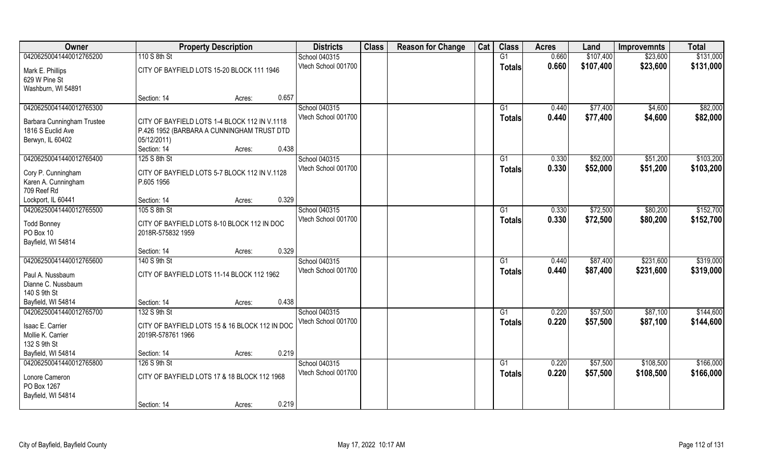| Owner | Property Description | | | Districts | Class | Reason for Change | Cat | Class | Acres | Land | Improvemnts | Total |
|---|---|---|---|---|---|---|---|---|---|---|---|---|
| 04206250041440012765200 | 110 S 8th St | | | School 040315 | | | | G1 | 0.660 | $107,400 | $23,600 | $131,000 |
| Mark E. Phillips<br>629 W Pine St<br>Washburn, WI 54891 | CITY OF BAYFIELD LOTS 15-20 BLOCK 111 1946 | | | Vtech School 001700 | | | | **Totals** | **0.660** | **$107,400** | **$23,600** | **$131,000** |
| | Section: 14 | Acres: | 0.657 | | | | | | | | | |
| 04206250041440012765300 | | | | School 040315 | | | | G1 | 0.440 | $77,400 | $4,600 | $82,000 |
| Barbara Cunningham Trustee<br>1816 S Euclid Ave<br>Berwyn, IL 60402 | CITY OF BAYFIELD LOTS 1-4 BLOCK 112 IN V.1118 P.426 1952 (BARBARA A CUNNINGHAM TRUST DTD 05/12/2011) | | | Vtech School 001700 | | | | **Totals** | **0.440** | **$77,400** | **$4,600** | **$82,000** |
| | Section: 14 | Acres: | 0.438 | | | | | | | | | |
| 04206250041440012765400 | 125 S 8th St | | | School 040315 | | | | G1 | 0.330 | $52,000 | $51,200 | $103,200 |
| Cory P. Cunningham<br>Karen A. Cunningham<br>709 Reef Rd<br>Lockport, IL 60441 | CITY OF BAYFIELD LOTS 5-7 BLOCK 112 IN V.1128 P.605 1956 | | | Vtech School 001700 | | | | **Totals** | **0.330** | **$52,000** | **$51,200** | **$103,200** |
| | Section: 14 | Acres: | 0.329 | | | | | | | | | |
| 04206250041440012765500 | 105 S 8th St | | | School 040315 | | | | G1 | 0.330 | $72,500 | $80,200 | $152,700 |
| Todd Bonney<br>PO Box 10<br>Bayfield, WI 54814 | CITY OF BAYFIELD LOTS 8-10 BLOCK 112 IN DOC 2018R-575832 1959 | | | Vtech School 001700 | | | | **Totals** | **0.330** | **$72,500** | **$80,200** | **$152,700** |
| | Section: 14 | Acres: | 0.329 | | | | | | | | | |
| 04206250041440012765600 | 140 S 9th St | | | School 040315 | | | | G1 | 0.440 | $87,400 | $231,600 | $319,000 |
| Paul A. Nussbaum<br>Dianne C. Nussbaum<br>140 S 9th St<br>Bayfield, WI 54814 | CITY OF BAYFIELD LOTS 11-14 BLOCK 112 1962 | | | Vtech School 001700 | | | | **Totals** | **0.440** | **$87,400** | **$231,600** | **$319,000** |
| | Section: 14 | Acres: | 0.438 | | | | | | | | | |
| 04206250041440012765700 | 132 S 9th St | | | School 040315 | | | | G1 | 0.220 | $57,500 | $87,100 | $144,600 |
| Isaac E. Carrier<br>Mollie K. Carrier<br>132 S 9th St<br>Bayfield, WI 54814 | CITY OF BAYFIELD LOTS 15 & 16 BLOCK 112 IN DOC 2019R-578761 1966 | | | Vtech School 001700 | | | | **Totals** | **0.220** | **$57,500** | **$87,100** | **$144,600** |
| | Section: 14 | Acres: | 0.219 | | | | | | | | | |
| 04206250041440012765800 | 126 S 9th St | | | School 040315 | | | | G1 | 0.220 | $57,500 | $108,500 | $166,000 |
| Lonore Cameron<br>PO Box 1267<br>Bayfield, WI 54814 | CITY OF BAYFIELD LOTS 17 & 18 BLOCK 112 1968 | | | Vtech School 001700 | | | | **Totals** | **0.220** | **$57,500** | **$108,500** | **$166,000** |
| | Section: 14 | Acres: | 0.219 | | | | | | | | | |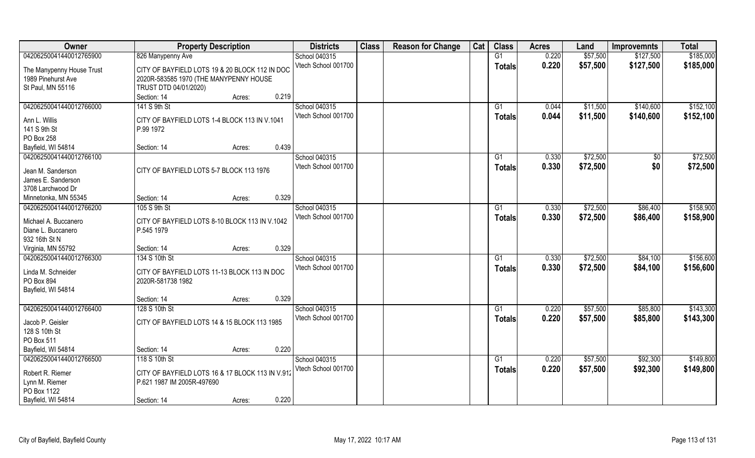| Owner | Property Description | Districts | Class | Reason for Change | Cat | Class | Acres | Land | Improvemnts | Total |
|---|---|---|---|---|---|---|---|---|---|---|
| 04206250041440012765900 | 826 Manypenny Ave | School 040315 | | | | G1 | 0.220 | $57,500 | $127,500 | $185,000 |
| The Manypenny House Trust<br>1989 Pinehurst Ave<br>St Paul, MN 55116 | CITY OF BAYFIELD LOTS 19 & 20 BLOCK 112 IN DOC 2020R-583585 1970 (THE MANYPENNY HOUSE TRUST DTD 04/01/2020)<br>Section: 14 Acres: 0.219 | Vtech School 001700 | | | | **Totals** | **0.220** | **$57,500** | **$127,500** | **$185,000** |
| 04206250041440012766000 | 141 S 9th St | School 040315 | | | | G1 | 0.044 | $11,500 | $140,600 | $152,100 |
| Ann L. Willis<br>141 S 9th St<br>PO Box 258<br>Bayfield, WI 54814 | CITY OF BAYFIELD LOTS 1-4 BLOCK 113 IN V.1041 P.99 1972<br>Section: 14 Acres: 0.439 | Vtech School 001700 | | | | **Totals** | **0.044** | **$11,500** | **$140,600** | **$152,100** |
| 04206250041440012766100 | | School 040315 | | | | G1 | 0.330 | $72,500 | $0 | $72,500 |
| Jean M. Sanderson<br>James E. Sanderson<br>3708 Larchwood Dr<br>Minnetonka, MN 55345 | CITY OF BAYFIELD LOTS 5-7 BLOCK 113 1976<br>Section: 14 Acres: 0.329 | Vtech School 001700 | | | | **Totals** | **0.330** | **$72,500** | **$0** | **$72,500** |
| 04206250041440012766200 | 105 S 9th St | School 040315 | | | | G1 | 0.330 | $72,500 | $86,400 | $158,900 |
| Michael A. Buccanero<br>Diane L. Buccanero<br>932 16th St N<br>Virginia, MN 55792 | CITY OF BAYFIELD LOTS 8-10 BLOCK 113 IN V.1042 P.545 1979<br>Section: 14 Acres: 0.329 | Vtech School 001700 | | | | **Totals** | **0.330** | **$72,500** | **$86,400** | **$158,900** |
| 04206250041440012766300 | 134 S 10th St | School 040315 | | | | G1 | 0.330 | $72,500 | $84,100 | $156,600 |
| Linda M. Schneider<br>PO Box 894<br>Bayfield, WI 54814 | CITY OF BAYFIELD LOTS 11-13 BLOCK 113 IN DOC 2020R-581738 1982<br>Section: 14 Acres: 0.329 | Vtech School 001700 | | | | **Totals** | **0.330** | **$72,500** | **$84,100** | **$156,600** |
| 04206250041440012766400 | 128 S 10th St | School 040315 | | | | G1 | 0.220 | $57,500 | $85,800 | $143,300 |
| Jacob P. Geisler<br>128 S 10th St<br>PO Box 511<br>Bayfield, WI 54814 | CITY OF BAYFIELD LOTS 14 & 15 BLOCK 113 1985<br>Section: 14 Acres: 0.220 | Vtech School 001700 | | | | **Totals** | **0.220** | **$57,500** | **$85,800** | **$143,300** |
| 04206250041440012766500 | 118 S 10th St | School 040315 | | | | G1 | 0.220 | $57,500 | $92,300 | $149,800 |
| Robert R. Riemer<br>Lynn M. Riemer<br>PO Box 1122<br>Bayfield, WI 54814 | CITY OF BAYFIELD LOTS 16 & 17 BLOCK 113 IN V.912 P.621 1987 IM 2005R-497690<br>Section: 14 Acres: 0.220 | Vtech School 001700 | | | | **Totals** | **0.220** | **$57,500** | **$92,300** | **$149,800** |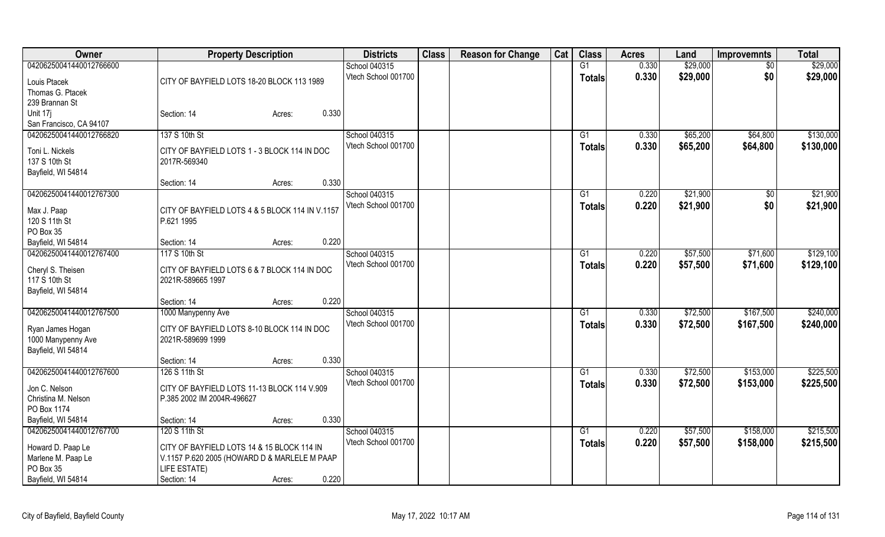| Owner | Property Description | Districts | Class | Reason for Change | Cat | Class | Acres | Land | Improvemnts | Total |
|---|---|---|---|---|---|---|---|---|---|---|
| 04206250041440012766600<br>Louis Ptacek<br>Thomas G. Ptacek<br>239 Brannan St<br>Unit 17j<br>San Francisco, CA 94107 | CITY OF BAYFIELD LOTS 18-20 BLOCK 113 1989<br>Section: 14 Acres: 0.330 | School 040315<br>Vtech School 001700 | | | | G1<br>Totals | 0.330<br>0.330 | $29,000<br>$29,000 | $0<br>$0 | $29,000<br>$29,000 |
| 04206250041440012766820<br>Toni L. Nickels<br>137 S 10th St<br>Bayfield, WI 54814 | 137 S 10th St<br>CITY OF BAYFIELD LOTS 1 - 3 BLOCK 114 IN DOC 2017R-569340<br>Section: 14 Acres: 0.330 | School 040315<br>Vtech School 001700 | | | | G1<br>Totals | 0.330<br>0.330 | $65,200<br>$65,200 | $64,800<br>$64,800 | $130,000<br>$130,000 |
| 04206250041440012767300<br>Max J. Paap<br>120 S 11th St<br>PO Box 35<br>Bayfield, WI 54814 | CITY OF BAYFIELD LOTS 4 & 5 BLOCK 114 IN V.1157 P.621 1995<br>Section: 14 Acres: 0.220 | School 040315<br>Vtech School 001700 | | | | G1<br>Totals | 0.220<br>0.220 | $21,900<br>$21,900 | $0<br>$0 | $21,900<br>$21,900 |
| 04206250041440012767400<br>Cheryl S. Theisen<br>117 S 10th St<br>Bayfield, WI 54814 | 117 S 10th St<br>CITY OF BAYFIELD LOTS 6 & 7 BLOCK 114 IN DOC 2021R-589665 1997<br>Section: 14 Acres: 0.220 | School 040315<br>Vtech School 001700 | | | | G1<br>Totals | 0.220<br>0.220 | $57,500<br>$57,500 | $71,600<br>$71,600 | $129,100<br>$129,100 |
| 04206250041440012767500<br>Ryan James Hogan<br>1000 Manypenny Ave<br>Bayfield, WI 54814 | 1000 Manypenny Ave<br>CITY OF BAYFIELD LOTS 8-10 BLOCK 114 IN DOC 2021R-589699 1999<br>Section: 14 Acres: 0.330 | School 040315<br>Vtech School 001700 | | | | G1<br>Totals | 0.330<br>0.330 | $72,500<br>$72,500 | $167,500<br>$167,500 | $240,000<br>$240,000 |
| 04206250041440012767600<br>Jon C. Nelson<br>Christina M. Nelson<br>PO Box 1174<br>Bayfield, WI 54814 | 126 S 11th St<br>CITY OF BAYFIELD LOTS 11-13 BLOCK 114 V.909 P.385 2002 IM 2004R-496627<br>Section: 14 Acres: 0.330 | School 040315<br>Vtech School 001700 | | | | G1<br>Totals | 0.330<br>0.330 | $72,500<br>$72,500 | $153,000<br>$153,000 | $225,500<br>$225,500 |
| 04206250041440012767700<br>Howard D. Paap Le<br>Marlene M. Paap Le<br>PO Box 35<br>Bayfield, WI 54814 | 120 S 11th St<br>CITY OF BAYFIELD LOTS 14 & 15 BLOCK 114 IN V.1157 P.620 2005 (HOWARD D & MARLELE M PAAP LIFE ESTATE)<br>Section: 14 Acres: 0.220 | School 040315<br>Vtech School 001700 | | | | G1<br>Totals | 0.220<br>0.220 | $57,500<br>$57,500 | $158,000<br>$158,000 | $215,500<br>$215,500 |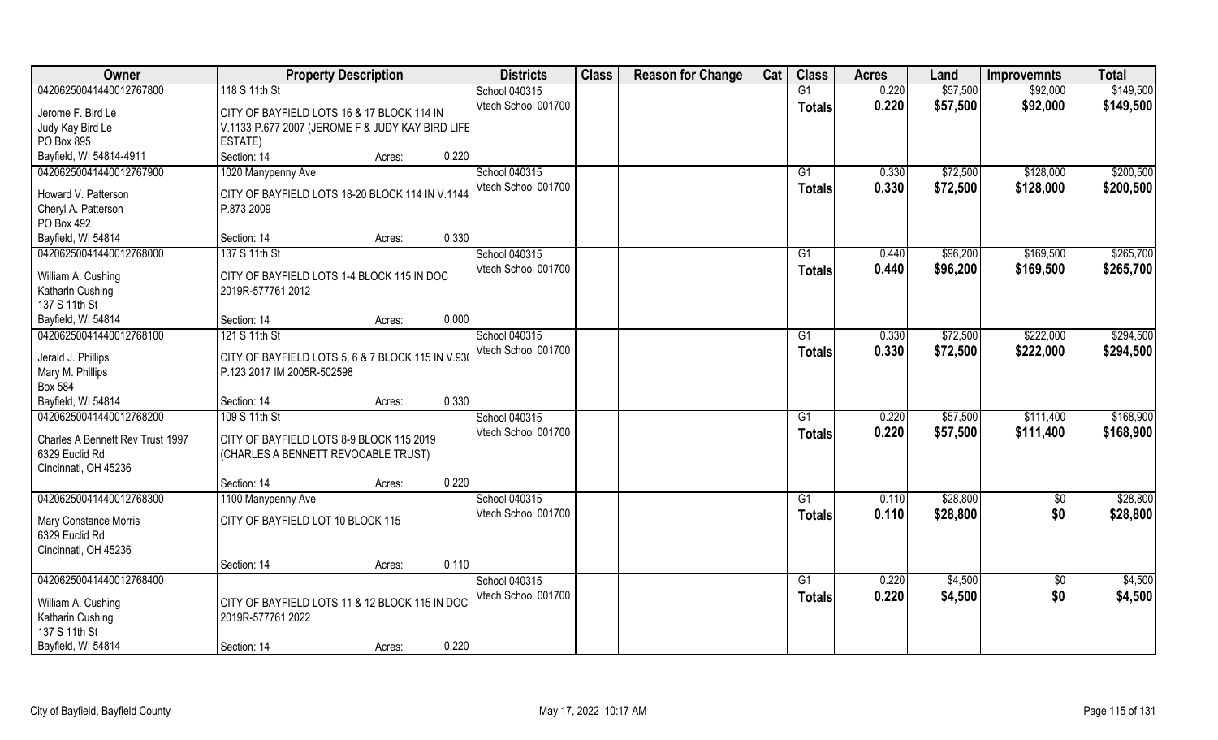| Owner | Property Description | | | Districts | Class | Reason for Change | Cat | Class | Acres | Land | Improvemnts | Total |
|---|---|---|---|---|---|---|---|---|---|---|---|---|
| 04206250041440012767800 | 118 S 11th St | | | School 040315 | | | | G1 | 0.220 | $57,500 | $92,000 | $149,500 |
| Jerome F. Bird Le | CITY OF BAYFIELD LOTS 16 & 17 BLOCK 114 IN | | | Vtech School 001700 | | | | Totals | 0.220 | $57,500 | $92,000 | $149,500 |
| Judy Kay Bird Le | V.1133 P.677 2007 (JEROME F & JUDY KAY BIRD LIFE | | | | | | | | | | | |
| PO Box 895 | ESTATE) | | | | | | | | | | | |
| Bayfield, WI 54814-4911 | Section: 14 | Acres: | 0.220 | | | | | | | | | |
| 04206250041440012767900 | 1020 Manypenny Ave | | | School 040315 | | | | G1 | 0.330 | $72,500 | $128,000 | $200,500 |
| Howard V. Patterson | CITY OF BAYFIELD LOTS 18-20 BLOCK 114 IN V.1144 | | | Vtech School 001700 | | | | Totals | 0.330 | $72,500 | $128,000 | $200,500 |
| Cheryl A. Patterson | P.873 2009 | | | | | | | | | | | |
| PO Box 492 | | | | | | | | | | | | |
| Bayfield, WI 54814 | Section: 14 | Acres: | 0.330 | | | | | | | | | |
| 04206250041440012768000 | 137 S 11th St | | | School 040315 | | | | G1 | 0.440 | $96,200 | $169,500 | $265,700 |
| William A. Cushing | CITY OF BAYFIELD LOTS 1-4 BLOCK 115 IN DOC | | | Vtech School 001700 | | | | Totals | 0.440 | $96,200 | $169,500 | $265,700 |
| Katharin Cushing | 2019R-577761 2012 | | | | | | | | | | | |
| 137 S 11th St | | | | | | | | | | | | |
| Bayfield, WI 54814 | Section: 14 | Acres: | 0.000 | | | | | | | | | |
| 04206250041440012768100 | 121 S 11th St | | | School 040315 | | | | G1 | 0.330 | $72,500 | $222,000 | $294,500 |
| Jerald J. Phillips | CITY OF BAYFIELD LOTS 5, 6 & 7 BLOCK 115 IN V.930 | | | Vtech School 001700 | | | | Totals | 0.330 | $72,500 | $222,000 | $294,500 |
| Mary M. Phillips | P.123 2017 IM 2005R-502598 | | | | | | | | | | | |
| Box 584 | | | | | | | | | | | | |
| Bayfield, WI 54814 | Section: 14 | Acres: | 0.330 | | | | | | | | | |
| 04206250041440012768200 | 109 S 11th St | | | School 040315 | | | | G1 | 0.220 | $57,500 | $111,400 | $168,900 |
| Charles A Bennett Rev Trust 1997 | CITY OF BAYFIELD LOTS 8-9 BLOCK 115 2019 | | | Vtech School 001700 | | | | Totals | 0.220 | $57,500 | $111,400 | $168,900 |
| 6329 Euclid Rd | (CHARLES A BENNETT REVOCABLE TRUST) | | | | | | | | | | | |
| Cincinnati, OH 45236 | | | | | | | | | | | | |
| | Section: 14 | Acres: | 0.220 | | | | | | | | | |
| 04206250041440012768300 | 1100 Manypenny Ave | | | School 040315 | | | | G1 | 0.110 | $28,800 | $0 | $28,800 |
| Mary Constance Morris | CITY OF BAYFIELD LOT 10 BLOCK 115 | | | Vtech School 001700 | | | | Totals | 0.110 | $28,800 | $0 | $28,800 |
| 6329 Euclid Rd | | | | | | | | | | | | |
| Cincinnati, OH 45236 | | | | | | | | | | | | |
| | Section: 14 | Acres: | 0.110 | | | | | | | | | |
| 04206250041440012768400 | | | | School 040315 | | | | G1 | 0.220 | $4,500 | $0 | $4,500 |
| William A. Cushing | CITY OF BAYFIELD LOTS 11 & 12 BLOCK 115 IN DOC | | | Vtech School 001700 | | | | Totals | 0.220 | $4,500 | $0 | $4,500 |
| Katharin Cushing | 2019R-577761 2022 | | | | | | | | | | | |
| 137 S 11th St | | | | | | | | | | | | |
| Bayfield, WI 54814 | Section: 14 | Acres: | 0.220 | | | | | | | | | |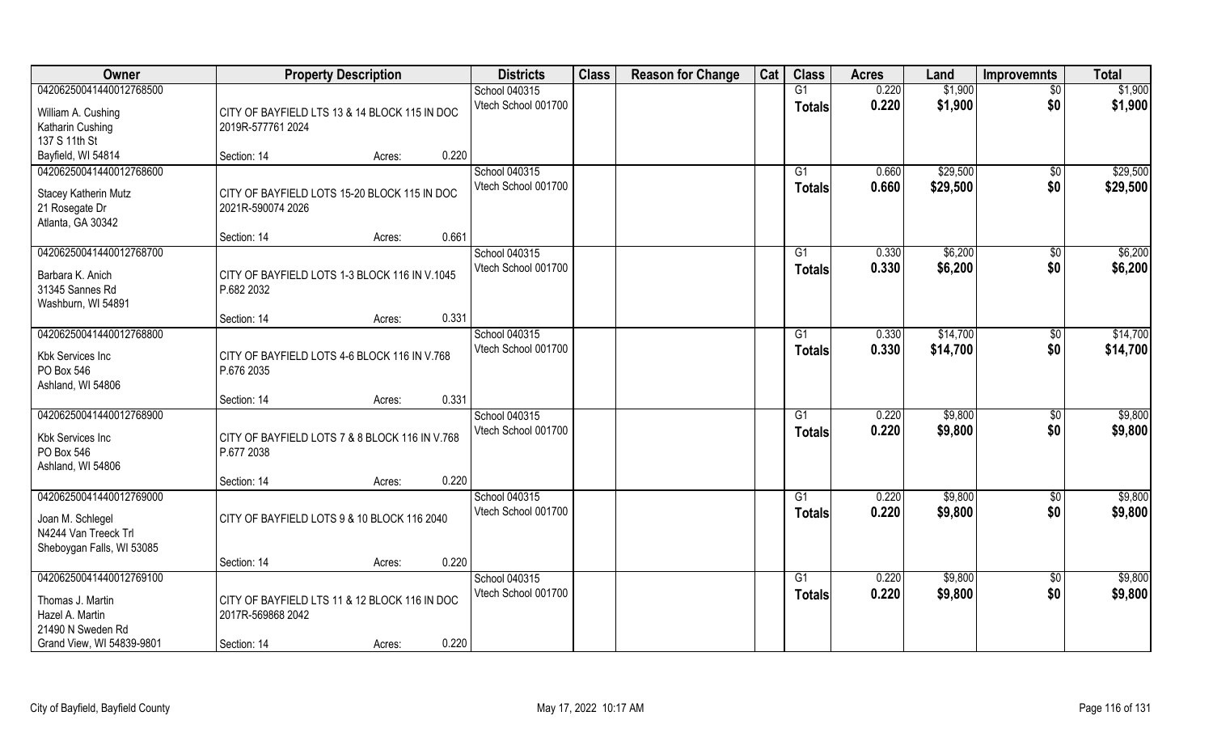| Owner | Property Description | | | Districts | Class | Reason for Change | Cat | Class | Acres | Land | Improvemnts | Total |
|---|---|---|---|---|---|---|---|---|---|---|---|---|
| 04206250041440012768500 | | | | School 040315 | | | | G1 | 0.220 | $1,900 | $0 | $1,900 |
| William A. Cushing<br>Katharin Cushing<br>137 S 11th St<br>Bayfield, WI 54814 | CITY OF BAYFIELD LTS 13 & 14 BLOCK 115 IN DOC 2019R-577761 2024 | | | Vtech School 001700 | | | | Totals | 0.220 | $1,900 | $0 | $1,900 |
| | Section: 14 | Acres: | 0.220 | | | | | | | | | |
| 04206250041440012768600 | | | | School 040315 | | | | G1 | 0.660 | $29,500 | $0 | $29,500 |
| Stacey Katherin Mutz<br>21 Rosegate Dr<br>Atlanta, GA 30342 | CITY OF BAYFIELD LOTS 15-20 BLOCK 115 IN DOC 2021R-590074 2026 | | | Vtech School 001700 | | | | Totals | 0.660 | $29,500 | $0 | $29,500 |
| | Section: 14 | Acres: | 0.661 | | | | | | | | | |
| 04206250041440012768700 | | | | School 040315 | | | | G1 | 0.330 | $6,200 | $0 | $6,200 |
| Barbara K. Anich<br>31345 Sannes Rd<br>Washburn, WI 54891 | CITY OF BAYFIELD LOTS 1-3 BLOCK 116 IN V.1045 P.682 2032 | | | Vtech School 001700 | | | | Totals | 0.330 | $6,200 | $0 | $6,200 |
| | Section: 14 | Acres: | 0.331 | | | | | | | | | |
| 04206250041440012768800 | | | | School 040315 | | | | G1 | 0.330 | $14,700 | $0 | $14,700 |
| Kbk Services Inc<br>PO Box 546<br>Ashland, WI 54806 | CITY OF BAYFIELD LOTS 4-6 BLOCK 116 IN V.768 P.676 2035 | | | Vtech School 001700 | | | | Totals | 0.330 | $14,700 | $0 | $14,700 |
| | Section: 14 | Acres: | 0.331 | | | | | | | | | |
| 04206250041440012768900 | | | | School 040315 | | | | G1 | 0.220 | $9,800 | $0 | $9,800 |
| Kbk Services Inc<br>PO Box 546<br>Ashland, WI 54806 | CITY OF BAYFIELD LOTS 7 & 8 BLOCK 116 IN V.768 P.677 2038 | | | Vtech School 001700 | | | | Totals | 0.220 | $9,800 | $0 | $9,800 |
| | Section: 14 | Acres: | 0.220 | | | | | | | | | |
| 04206250041440012769000 | | | | School 040315 | | | | G1 | 0.220 | $9,800 | $0 | $9,800 |
| Joan M. Schlegel<br>N4244 Van Treeck Trl<br>Sheboygan Falls, WI 53085 | CITY OF BAYFIELD LOTS 9 & 10 BLOCK 116 2040 | | | Vtech School 001700 | | | | Totals | 0.220 | $9,800 | $0 | $9,800 |
| | Section: 14 | Acres: | 0.220 | | | | | | | | | |
| 04206250041440012769100 | | | | School 040315 | | | | G1 | 0.220 | $9,800 | $0 | $9,800 |
| Thomas J. Martin<br>Hazel A. Martin<br>21490 N Sweden Rd<br>Grand View, WI 54839-9801 | CITY OF BAYFIELD LTS 11 & 12 BLOCK 116 IN DOC 2017R-569868 2042 | | | Vtech School 001700 | | | | Totals | 0.220 | $9,800 | $0 | $9,800 |
| | Section: 14 | Acres: | 0.220 | | | | | | | | | |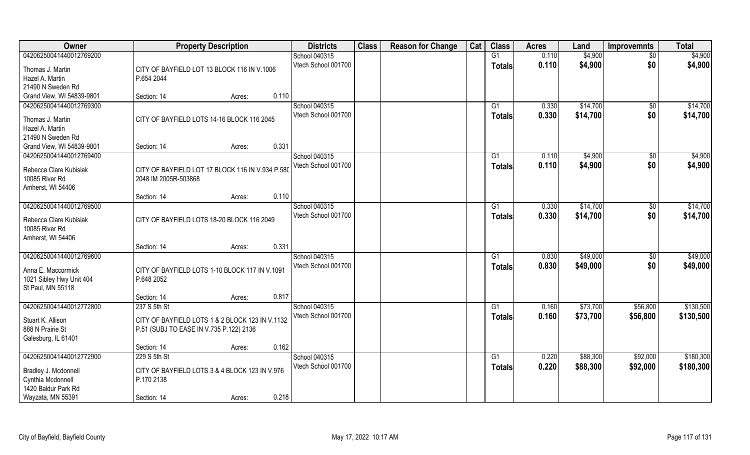| Owner | Property Description | | | Districts | Class | Reason for Change | Cat | Class | Acres | Land | Improvemnts | Total |
|---|---|---|---|---|---|---|---|---|---|---|---|---|
| 04206250041440012769200<br>Thomas J. Martin<br>Hazel A. Martin<br>21490 N Sweden Rd<br>Grand View, WI 54839-9801 | CITY OF BAYFIELD LOT 13 BLOCK 116 IN V.1006 P.654 2044<br>Section: 14 | Acres: | 0.110 | School 040315<br>Vtech School 001700 | | | | G1<br>**Totals** | 0.110<br>**0.110** | \$4,900<br>**\$4,900** | \$0<br>**\$0** | \$4,900<br>**\$4,900** |
| 04206250041440012769300<br>Thomas J. Martin<br>Hazel A. Martin<br>21490 N Sweden Rd<br>Grand View, WI 54839-9801 | CITY OF BAYFIELD LOTS 14-16 BLOCK 116 2045<br>Section: 14 | Acres: | 0.331 | School 040315<br>Vtech School 001700 | | | | G1<br>**Totals** | 0.330<br>**0.330** | \$14,700<br>**\$14,700** | \$0<br>**\$0** | \$14,700<br>**\$14,700** |
| 04206250041440012769400<br>Rebecca Clare Kubisiak<br>10085 River Rd<br>Amherst, WI 54406 | CITY OF BAYFIELD LOT 17 BLOCK 116 IN V.934 P.580 2048 IM 2005R-503868<br>Section: 14 | Acres: | 0.110 | School 040315<br>Vtech School 001700 | | | | G1<br>**Totals** | 0.110<br>**0.110** | \$4,900<br>**\$4,900** | \$0<br>**\$0** | \$4,900<br>**\$4,900** |
| 04206250041440012769500<br>Rebecca Clare Kubisiak<br>10085 River Rd<br>Amherst, WI 54406 | CITY OF BAYFIELD LOTS 18-20 BLOCK 116 2049<br>Section: 14 | Acres: | 0.331 | School 040315<br>Vtech School 001700 | | | | G1<br>**Totals** | 0.330<br>**0.330** | \$14,700<br>**\$14,700** | \$0<br>**\$0** | \$14,700<br>**\$14,700** |
| 04206250041440012769600<br>Anna E. Maccormick<br>1021 Sibley Hwy Unit 404<br>St Paul, MN 55118 | CITY OF BAYFIELD LOTS 1-10 BLOCK 117 IN V.1091 P.648 2052<br>Section: 14 | Acres: | 0.817 | School 040315<br>Vtech School 001700 | | | | G1<br>**Totals** | 0.830<br>**0.830** | \$49,000<br>**\$49,000** | \$0<br>**\$0** | \$49,000<br>**\$49,000** |
| 04206250041440012772800<br>Stuart K. Allison<br>888 N Prairie St<br>Galesburg, IL 61401 | 237 S 5th St<br>CITY OF BAYFIELD LOTS 1 & 2 BLOCK 123 IN V.1132 P.51 (SUBJ TO EASE IN V.735 P.122) 2136<br>Section: 14 | Acres: | 0.162 | School 040315<br>Vtech School 001700 | | | | G1<br>**Totals** | 0.160<br>**0.160** | \$73,700<br>**\$73,700** | \$56,800<br>**\$56,800** | \$130,500<br>**\$130,500** |
| 04206250041440012772900<br>Bradley J. Mcdonnell<br>Cynthia Mcdonnell<br>1420 Baldur Park Rd<br>Wayzata, MN 55391 | 229 S 5th St<br>CITY OF BAYFIELD LOTS 3 & 4 BLOCK 123 IN V.976 P.170 2138<br>Section: 14 | Acres: | 0.218 | School 040315<br>Vtech School 001700 | | | | G1<br>**Totals** | 0.220<br>**0.220** | \$88,300<br>**\$88,300** | \$92,000<br>**\$92,000** | \$180,300<br>**\$180,300** |

City of Bayfield, Bayfield County　　May 17, 2022 10:17 AM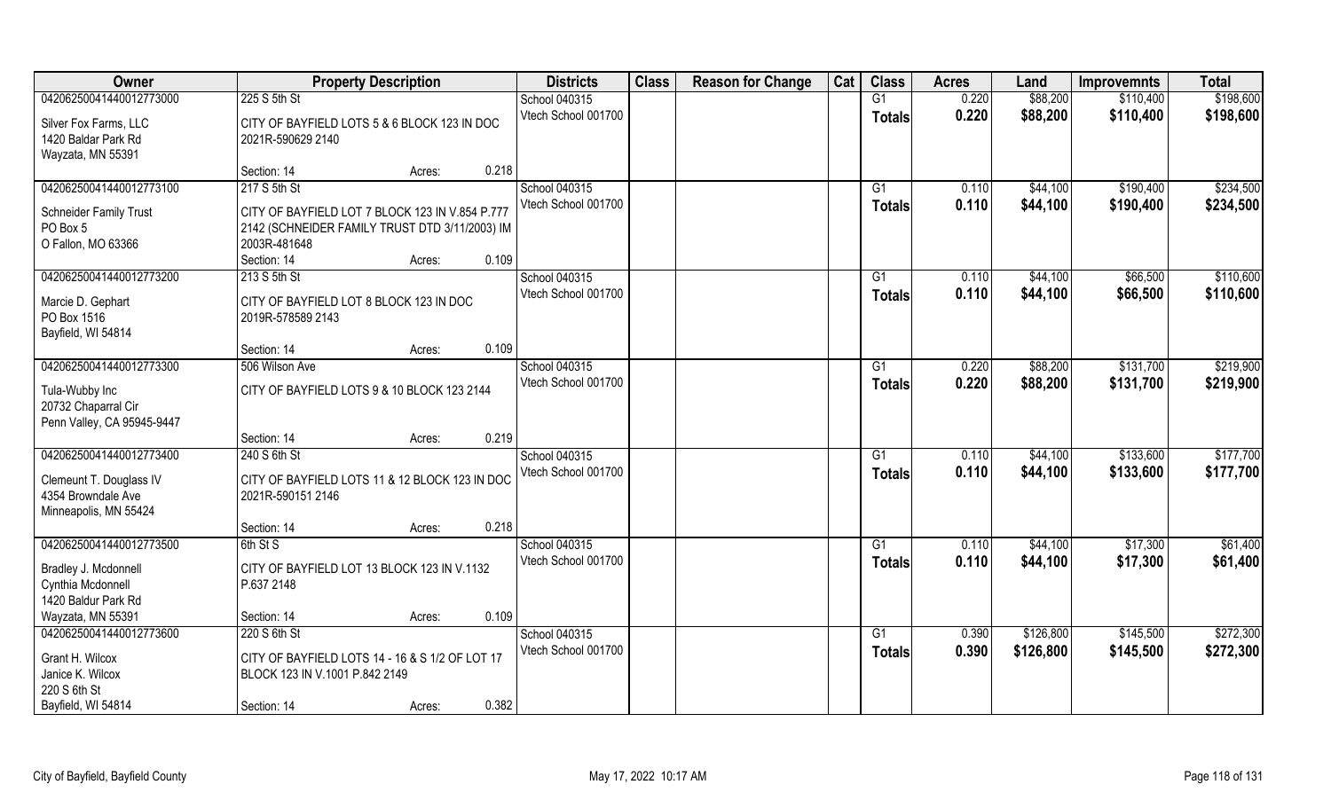| Owner | Property Description | | | Districts | Class | Reason for Change | Cat | Class | Acres | Land | Improvemnts | Total |
|---|---|---|---|---|---|---|---|---|---|---|---|---|
| 04206250041440012773000 | 225 S 5th St | | | School 040315 | | | | G1 | 0.220 | $88,200 | $110,400 | $198,600 |
| Silver Fox Farms, LLC<br>1420 Baldar Park Rd<br>Wayzata, MN 55391 | CITY OF BAYFIELD LOTS 5 & 6 BLOCK 123 IN DOC 2021R-590629 2140 | | | Vtech School 001700 | | | | Totals | 0.220 | $88,200 | $110,400 | $198,600 |
| | Section: 14 | Acres: | 0.218 | | | | | | | | | |
| 04206250041440012773100 | 217 S 5th St | | | School 040315 | | | | G1 | 0.110 | $44,100 | $190,400 | $234,500 |
| Schneider Family Trust<br>PO Box 5<br>O Fallon, MO 63366 | CITY OF BAYFIELD LOT 7 BLOCK 123 IN V.854 P.777 2142 (SCHNEIDER FAMILY TRUST DTD 3/11/2003) IM 2003R-481648 | | | Vtech School 001700 | | | | Totals | 0.110 | $44,100 | $190,400 | $234,500 |
| | Section: 14 | Acres: | 0.109 | | | | | | | | | |
| 04206250041440012773200 | 213 S 5th St | | | School 040315 | | | | G1 | 0.110 | $44,100 | $66,500 | $110,600 |
| Marcie D. Gephart<br>PO Box 1516<br>Bayfield, WI 54814 | CITY OF BAYFIELD LOT 8 BLOCK 123 IN DOC 2019R-578589 2143 | | | Vtech School 001700 | | | | Totals | 0.110 | $44,100 | $66,500 | $110,600 |
| | Section: 14 | Acres: | 0.109 | | | | | | | | | |
| 04206250041440012773300 | 506 Wilson Ave | | | School 040315 | | | | G1 | 0.220 | $88,200 | $131,700 | $219,900 |
| Tula-Wubby Inc<br>20732 Chaparral Cir<br>Penn Valley, CA 95945-9447 | CITY OF BAYFIELD LOTS 9 & 10 BLOCK 123 2144 | | | Vtech School 001700 | | | | Totals | 0.220 | $88,200 | $131,700 | $219,900 |
| | Section: 14 | Acres: | 0.219 | | | | | | | | | |
| 04206250041440012773400 | 240 S 6th St | | | School 040315 | | | | G1 | 0.110 | $44,100 | $133,600 | $177,700 |
| Clemeunt T. Douglass IV<br>4354 Browndale Ave<br>Minneapolis, MN 55424 | CITY OF BAYFIELD LOTS 11 & 12 BLOCK 123 IN DOC 2021R-590151 2146 | | | Vtech School 001700 | | | | Totals | 0.110 | $44,100 | $133,600 | $177,700 |
| | Section: 14 | Acres: | 0.218 | | | | | | | | | |
| 04206250041440012773500 | 6th St S | | | School 040315 | | | | G1 | 0.110 | $44,100 | $17,300 | $61,400 |
| Bradley J. Mcdonnell<br>Cynthia Mcdonnell<br>1420 Baldur Park Rd<br>Wayzata, MN 55391 | CITY OF BAYFIELD LOT 13 BLOCK 123 IN V.1132 P.637 2148 | | | Vtech School 001700 | | | | Totals | 0.110 | $44,100 | $17,300 | $61,400 |
| | Section: 14 | Acres: | 0.109 | | | | | | | | | |
| 04206250041440012773600 | 220 S 6th St | | | School 040315 | | | | G1 | 0.390 | $126,800 | $145,500 | $272,300 |
| Grant H. Wilcox<br>Janice K. Wilcox<br>220 S 6th St<br>Bayfield, WI 54814 | CITY OF BAYFIELD LOTS 14 - 16 & S 1/2 OF LOT 17 BLOCK 123 IN V.1001 P.842 2149 | | | Vtech School 001700 | | | | Totals | 0.390 | $126,800 | $145,500 | $272,300 |
| | Section: 14 | Acres: | 0.382 | | | | | | | | | |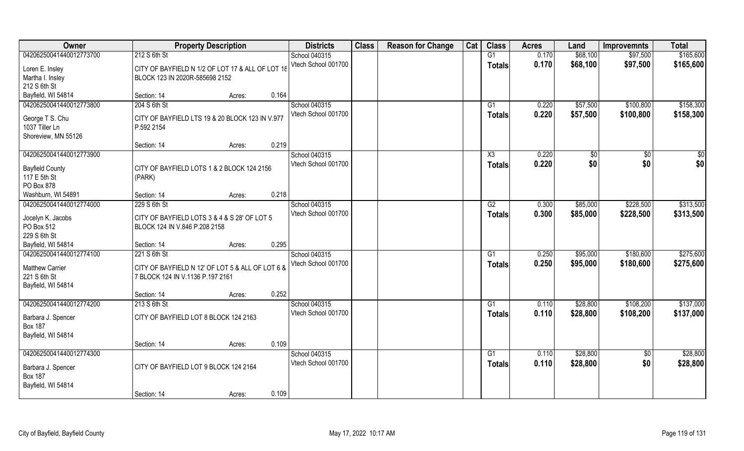| Owner | Property Description | Districts | Class | Reason for Change | Cat | Class | Acres | Land | Improvemnts | Total |
|---|---|---|---|---|---|---|---|---|---|---|
| 04206250041440012773700 | 212 S 6th St | School 040315 | | | | G1 | 0.170 | $68,100 | $97,500 | $165,600 |
| Loren E. Insley<br>Martha I. Insley<br>212 S 6th St<br>Bayfield, WI 54814 | CITY OF BAYFIELD N 1/2 OF LOT 17 & ALL OF LOT 18 BLOCK 123 IN 2020R-585698 2152<br>Section: 14 Acres: 0.164 | Vtech School 001700 | | | | **Totals** | **0.170** | **$68,100** | **$97,500** | **$165,600** |
| 04206250041440012773800 | 204 S 6th St | School 040315 | | | | G1 | 0.220 | $57,500 | $100,800 | $158,300 |
| George T S. Chu<br>1037 Tiller Ln<br>Shoreview, MN 55126 | CITY OF BAYFIELD LTS 19 & 20 BLOCK 123 IN V.977 P.592 2154<br>Section: 14 Acres: 0.219 | Vtech School 001700 | | | | **Totals** | **0.220** | **$57,500** | **$100,800** | **$158,300** |
| 04206250041440012773900 | | School 040315 | | | | X3 | 0.220 | $0 | $0 | $0 |
| Bayfield County<br>117 E 5th St<br>PO Box 878<br>Washburn, WI 54891 | CITY OF BAYFIELD LOTS 1 & 2 BLOCK 124 2156 (PARK)<br>Section: 14 Acres: 0.218 | Vtech School 001700 | | | | **Totals** | **0.220** | **$0** | **$0** | **$0** |
| 04206250041440012774000 | 229 S 6th St | School 040315 | | | | G2 | 0.300 | $85,000 | $228,500 | $313,500 |
| Jocelyn K. Jacobs<br>PO Box 512<br>229 S 6th St<br>Bayfield, WI 54814 | CITY OF BAYFIELD LOTS 3 & 4 & S 28' OF LOT 5 BLOCK 124 IN V.846 P.208 2158<br>Section: 14 Acres: 0.295 | Vtech School 001700 | | | | **Totals** | **0.300** | **$85,000** | **$228,500** | **$313,500** |
| 04206250041440012774100 | 221 S 6th St | School 040315 | | | | G1 | 0.250 | $95,000 | $180,600 | $275,600 |
| Matthew Carrier<br>221 S 6th St<br>Bayfield, WI 54814 | CITY OF BAYFIELD N 12' OF LOT 5 & ALL OF LOT 6 & 7 BLOCK 124 IN V.1136 P.197 2161<br>Section: 14 Acres: 0.252 | Vtech School 001700 | | | | **Totals** | **0.250** | **$95,000** | **$180,600** | **$275,600** |
| 04206250041440012774200 | 213 S 6th St | School 040315 | | | | G1 | 0.110 | $28,800 | $108,200 | $137,000 |
| Barbara J. Spencer<br>Box 187<br>Bayfield, WI 54814 | CITY OF BAYFIELD LOT 8 BLOCK 124 2163<br>Section: 14 Acres: 0.109 | Vtech School 001700 | | | | **Totals** | **0.110** | **$28,800** | **$108,200** | **$137,000** |
| 04206250041440012774300 | | School 040315 | | | | G1 | 0.110 | $28,800 | $0 | $28,800 |
| Barbara J. Spencer<br>Box 187<br>Bayfield, WI 54814 | CITY OF BAYFIELD LOT 9 BLOCK 124 2164<br>Section: 14 Acres: 0.109 | Vtech School 001700 | | | | **Totals** | **0.110** | **$28,800** | **$0** | **$28,800** |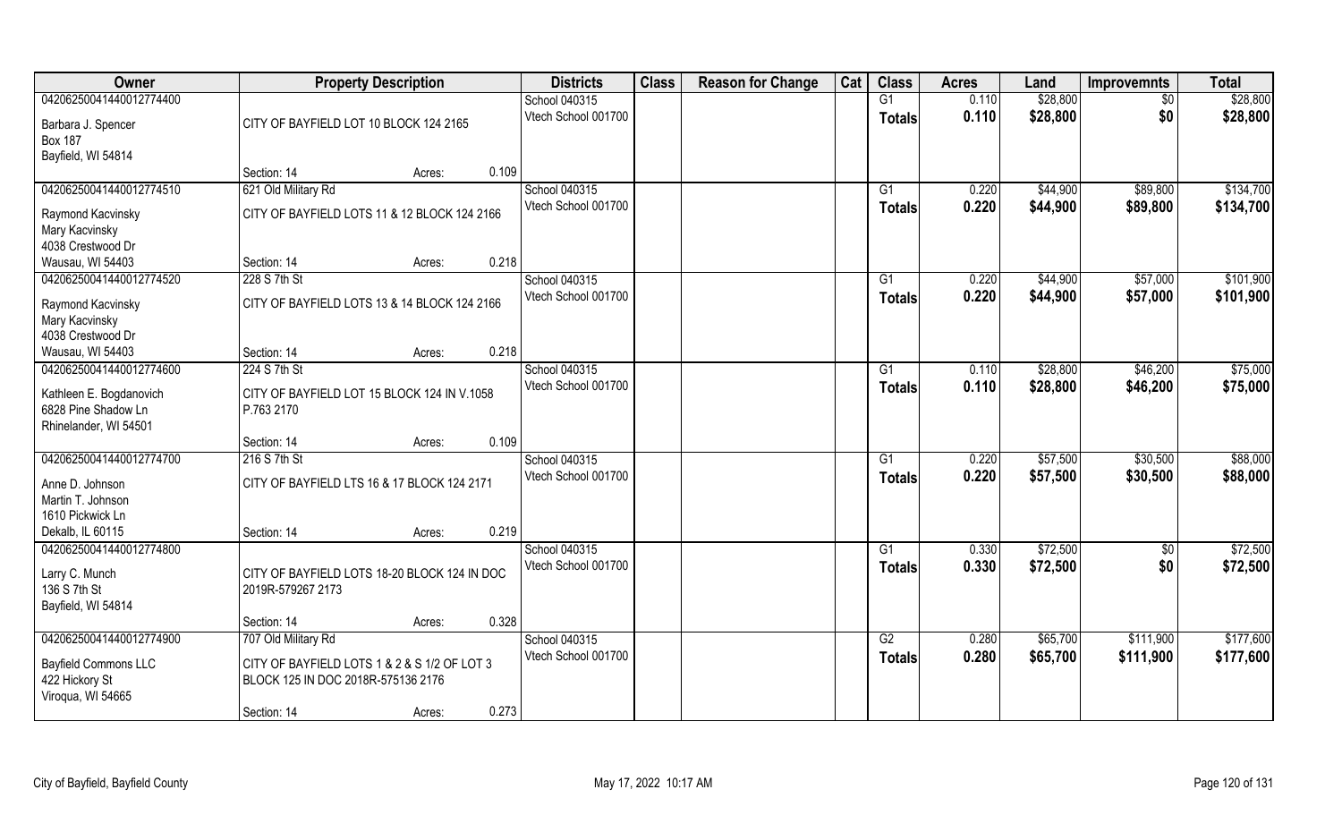| Owner | Property Description | Districts | Class | Reason for Change | Cat | Class | Acres | Land | Improvemnts | Total |
|---|---|---|---|---|---|---|---|---|---|---|
| 04206250041440012774400 | | School 040315 | | | | G1 | 0.110 | $28,800 | $0 | $28,800 |
| Barbara J. Spencer<br>Box 187<br>Bayfield, WI 54814 | CITY OF BAYFIELD LOT 10 BLOCK 124 2165<br>Section: 14 Acres: 0.109 | Vtech School 001700 | | | | Totals | 0.110 | $28,800 | $0 | $28,800 |
| 04206250041440012774510 | 621 Old Military Rd | School 040315 | | | | G1 | 0.220 | $44,900 | $89,800 | $134,700 |
| Raymond Kacvinsky<br>Mary Kacvinsky<br>4038 Crestwood Dr<br>Wausau, WI 54403 | CITY OF BAYFIELD LOTS 11 & 12 BLOCK 124 2166<br>Section: 14 Acres: 0.218 | Vtech School 001700 | | | | Totals | 0.220 | $44,900 | $89,800 | $134,700 |
| 04206250041440012774520 | 228 S 7th St | School 040315 | | | | G1 | 0.220 | $44,900 | $57,000 | $101,900 |
| Raymond Kacvinsky<br>Mary Kacvinsky<br>4038 Crestwood Dr<br>Wausau, WI 54403 | CITY OF BAYFIELD LOTS 13 & 14 BLOCK 124 2166<br>Section: 14 Acres: 0.218 | Vtech School 001700 | | | | Totals | 0.220 | $44,900 | $57,000 | $101,900 |
| 04206250041440012774600 | 224 S 7th St | School 040315 | | | | G1 | 0.110 | $28,800 | $46,200 | $75,000 |
| Kathleen E. Bogdanovich<br>6828 Pine Shadow Ln<br>Rhinelander, WI 54501 | CITY OF BAYFIELD LOT 15 BLOCK 124 IN V.1058 P.763 2170<br>Section: 14 Acres: 0.109 | Vtech School 001700 | | | | Totals | 0.110 | $28,800 | $46,200 | $75,000 |
| 04206250041440012774700 | 216 S 7th St | School 040315 | | | | G1 | 0.220 | $57,500 | $30,500 | $88,000 |
| Anne D. Johnson<br>Martin T. Johnson<br>1610 Pickwick Ln<br>Dekalb, IL 60115 | CITY OF BAYFIELD LTS 16 & 17 BLOCK 124 2171<br>Section: 14 Acres: 0.219 | Vtech School 001700 | | | | Totals | 0.220 | $57,500 | $30,500 | $88,000 |
| 04206250041440012774800 | | School 040315 | | | | G1 | 0.330 | $72,500 | $0 | $72,500 |
| Larry C. Munch<br>136 S 7th St<br>Bayfield, WI 54814 | CITY OF BAYFIELD LOTS 18-20 BLOCK 124 IN DOC 2019R-579267 2173<br>Section: 14 Acres: 0.328 | Vtech School 001700 | | | | Totals | 0.330 | $72,500 | $0 | $72,500 |
| 04206250041440012774900 | 707 Old Military Rd | School 040315 | | | | G2 | 0.280 | $65,700 | $111,900 | $177,600 |
| Bayfield Commons LLC<br>422 Hickory St<br>Viroqua, WI 54665 | CITY OF BAYFIELD LOTS 1 & 2 & S 1/2 OF LOT 3 BLOCK 125 IN DOC 2018R-575136 2176<br>Section: 14 Acres: 0.273 | Vtech School 001700 | | | | Totals | 0.280 | $65,700 | $111,900 | $177,600 |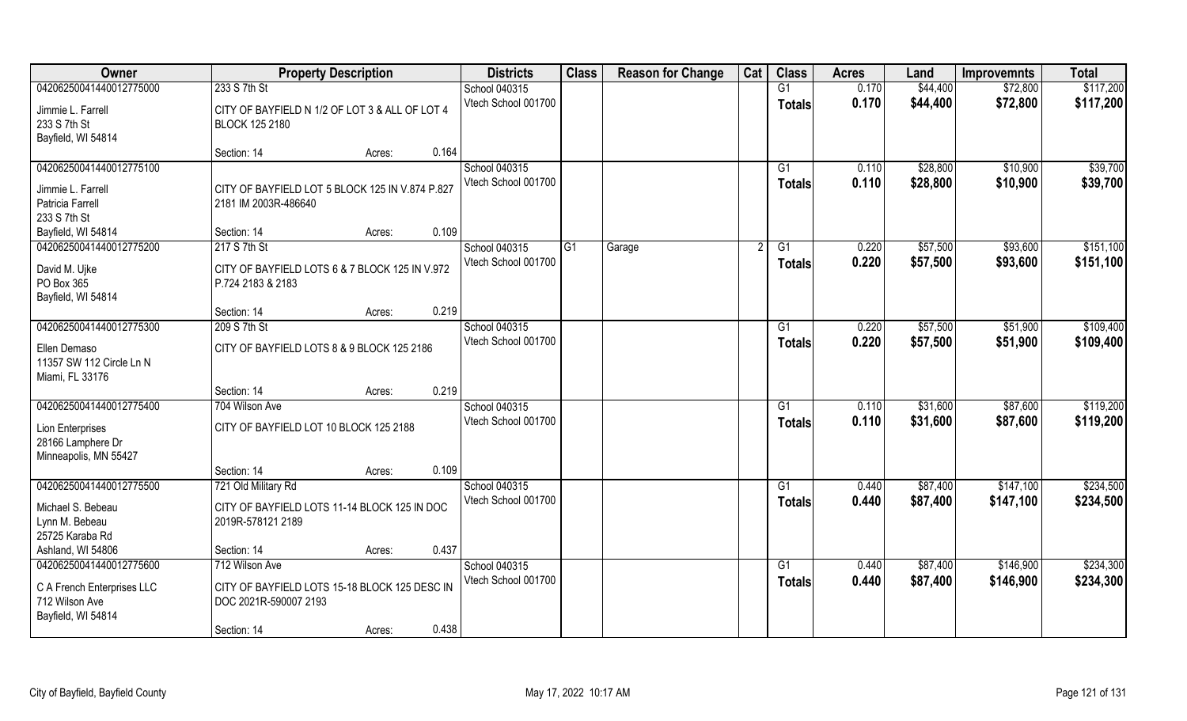| Owner | Property Description | | | Districts | Class | Reason for Change | Cat | Class | Acres | Land | Improvemnts | Total |
|---|---|---|---|---|---|---|---|---|---|---|---|---|
| 04206250041440012775000 | 233 S 7th St | | | School 040315 | | | | G1 | 0.170 | $44,400 | $72,800 | $117,200 |
| Jimmie L. Farrell<br>233 S 7th St<br>Bayfield, WI 54814 | CITY OF BAYFIELD N 1/2 OF LOT 3 & ALL OF LOT 4 BLOCK 125 2180 | | | Vtech School 001700 | | | | **Totals** | **0.170** | **$44,400** | **$72,800** | **$117,200** |
| | Section: 14 | Acres: | 0.164 | | | | | | | | | |
| 04206250041440012775100 | | | | School 040315 | | | | G1 | 0.110 | $28,800 | $10,900 | $39,700 |
| Jimmie L. Farrell<br>Patricia Farrell<br>233 S 7th St<br>Bayfield, WI 54814 | CITY OF BAYFIELD LOT 5 BLOCK 125 IN V.874 P.827 2181 IM 2003R-486640 | | | Vtech School 001700 | | | | **Totals** | **0.110** | **$28,800** | **$10,900** | **$39,700** |
| | Section: 14 | Acres: | 0.109 | | | | | | | | | |
| 04206250041440012775200 | 217 S 7th St | | | School 040315 | G1 | Garage | 2 | G1 | 0.220 | $57,500 | $93,600 | $151,100 |
| David M. Ujke<br>PO Box 365<br>Bayfield, WI 54814 | CITY OF BAYFIELD LOTS 6 & 7 BLOCK 125 IN V.972 P.724 2183 & 2183 | | | Vtech School 001700 | | | | **Totals** | **0.220** | **$57,500** | **$93,600** | **$151,100** |
| | Section: 14 | Acres: | 0.219 | | | | | | | | | |
| 04206250041440012775300 | 209 S 7th St | | | School 040315 | | | | G1 | 0.220 | $57,500 | $51,900 | $109,400 |
| Ellen Demaso<br>11357 SW 112 Circle Ln N<br>Miami, FL 33176 | CITY OF BAYFIELD LOTS 8 & 9 BLOCK 125 2186 | | | Vtech School 001700 | | | | **Totals** | **0.220** | **$57,500** | **$51,900** | **$109,400** |
| | Section: 14 | Acres: | 0.219 | | | | | | | | | |
| 04206250041440012775400 | 704 Wilson Ave | | | School 040315 | | | | G1 | 0.110 | $31,600 | $87,600 | $119,200 |
| Lion Enterprises<br>28166 Lamphere Dr<br>Minneapolis, MN 55427 | CITY OF BAYFIELD LOT 10 BLOCK 125 2188 | | | Vtech School 001700 | | | | **Totals** | **0.110** | **$31,600** | **$87,600** | **$119,200** |
| | Section: 14 | Acres: | 0.109 | | | | | | | | | |
| 04206250041440012775500 | 721 Old Military Rd | | | School 040315 | | | | G1 | 0.440 | $87,400 | $147,100 | $234,500 |
| Michael S. Bebeau<br>Lynn M. Bebeau<br>25725 Karaba Rd<br>Ashland, WI 54806 | CITY OF BAYFIELD LOTS 11-14 BLOCK 125 IN DOC 2019R-578121 2189 | | | Vtech School 001700 | | | | **Totals** | **0.440** | **$87,400** | **$147,100** | **$234,500** |
| | Section: 14 | Acres: | 0.437 | | | | | | | | | |
| 04206250041440012775600 | 712 Wilson Ave | | | School 040315 | | | | G1 | 0.440 | $87,400 | $146,900 | $234,300 |
| C A French Enterprises LLC<br>712 Wilson Ave<br>Bayfield, WI 54814 | CITY OF BAYFIELD LOTS 15-18 BLOCK 125 DESC IN DOC 2021R-590007 2193 | | | Vtech School 001700 | | | | **Totals** | **0.440** | **$87,400** | **$146,900** | **$234,300** |
| | Section: 14 | Acres: | 0.438 | | | | | | | | | |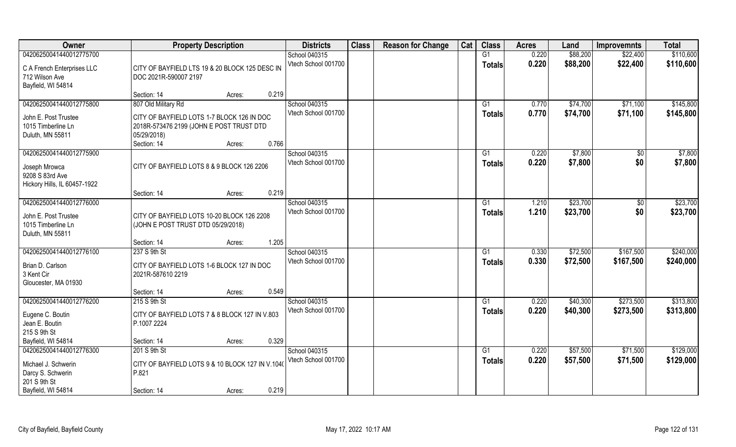| Owner | Property Description | Districts | Class | Reason for Change | Cat | Class | Acres | Land | Improvemnts | Total |
|---|---|---|---|---|---|---|---|---|---|---|
| 04206250041440012775700<br>C A French Enterprises LLC<br>712 Wilson Ave<br>Bayfield, WI 54814 | CITY OF BAYFIELD LTS 19 & 20 BLOCK 125 DESC IN DOC 2021R-590007 2197<br>Section: 14 Acres: 0.219 | School 040315<br>Vtech School 001700 | | | | G1<br>Totals | 0.220<br>0.220 | $88,200<br>$88,200 | $22,400<br>$22,400 | $110,600<br>$110,600 |
| 04206250041440012775800<br>John E. Post Trustee<br>1015 Timberline Ln<br>Duluth, MN 55811 | 807 Old Military Rd<br>CITY OF BAYFIELD LOTS 1-7 BLOCK 126 IN DOC 2018R-573476 2199 (JOHN E POST TRUST DTD 05/29/2018)<br>Section: 14 Acres: 0.766 | School 040315<br>Vtech School 001700 | | | | G1<br>Totals | 0.770<br>0.770 | $74,700<br>$74,700 | $71,100<br>$71,100 | $145,800<br>$145,800 |
| 04206250041440012775900<br>Joseph Mrowca<br>9208 S 83rd Ave<br>Hickory Hills, IL 60457-1922 | CITY OF BAYFIELD LOTS 8 & 9 BLOCK 126 2206<br>Section: 14 Acres: 0.219 | School 040315<br>Vtech School 001700 | | | | G1<br>Totals | 0.220<br>0.220 | $7,800<br>$7,800 | $0<br>$0 | $7,800<br>$7,800 |
| 04206250041440012776000<br>John E. Post Trustee<br>1015 Timberline Ln<br>Duluth, MN 55811 | CITY OF BAYFIELD LOTS 10-20 BLOCK 126 2208 (JOHN E POST TRUST DTD 05/29/2018)<br>Section: 14 Acres: 1.205 | School 040315<br>Vtech School 001700 | | | | G1<br>Totals | 1.210<br>1.210 | $23,700<br>$23,700 | $0<br>$0 | $23,700<br>$23,700 |
| 04206250041440012776100<br>Brian D. Carlson<br>3 Kent Cir<br>Gloucester, MA 01930 | 237 S 9th St<br>CITY OF BAYFIELD LOTS 1-6 BLOCK 127 IN DOC 2021R-587610 2219<br>Section: 14 Acres: 0.549 | School 040315<br>Vtech School 001700 | | | | G1<br>Totals | 0.330<br>0.330 | $72,500<br>$72,500 | $167,500<br>$167,500 | $240,000<br>$240,000 |
| 04206250041440012776200<br>Eugene C. Boutin<br>Jean E. Boutin<br>215 S 9th St<br>Bayfield, WI 54814 | 215 S 9th St<br>CITY OF BAYFIELD LOTS 7 & 8 BLOCK 127 IN V.803 P.1007 2224<br>Section: 14 Acres: 0.329 | School 040315<br>Vtech School 001700 | | | | G1<br>Totals | 0.220<br>0.220 | $40,300<br>$40,300 | $273,500<br>$273,500 | $313,800<br>$313,800 |
| 04206250041440012776300<br>Michael J. Schwerin<br>Darcy S. Schwerin<br>201 S 9th St<br>Bayfield, WI 54814 | 201 S 9th St<br>CITY OF BAYFIELD LOTS 9 & 10 BLOCK 127 IN V.1040 P.821<br>Section: 14 Acres: 0.219 | School 040315<br>Vtech School 001700 | | | | G1<br>Totals | 0.220<br>0.220 | $57,500<br>$57,500 | $71,500<br>$71,500 | $129,000<br>$129,000 |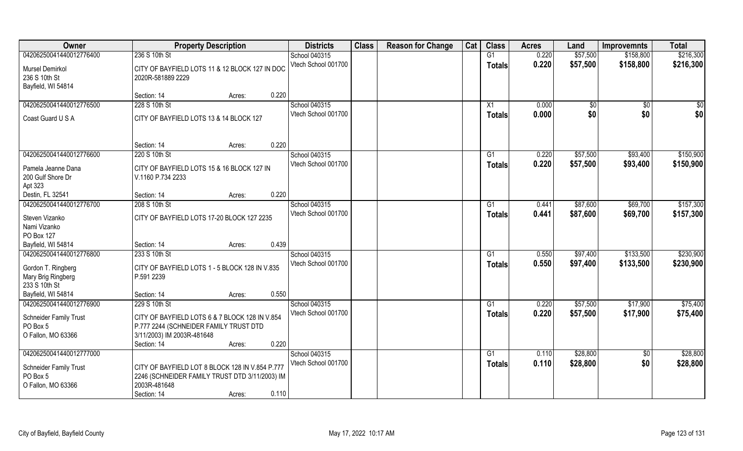| Owner | Property Description | Districts | Class | Reason for Change | Cat | Class | Acres | Land | Improvemnts | Total |
|---|---|---|---|---|---|---|---|---|---|---|
| 04206250041440012776400 | 236 S 10th St | School 040315 | | | | G1 | 0.220 | $57,500 | $158,800 | $216,300 |
| Mursel Demirkol<br>236 S 10th St<br>Bayfield, WI 54814 | CITY OF BAYFIELD LOTS 11 & 12 BLOCK 127 IN DOC 2020R-581889 2229<br>Section: 14 Acres: 0.220 | Vtech School 001700 | | | | Totals | 0.220 | $57,500 | $158,800 | $216,300 |
| 04206250041440012776500 | 228 S 10th St | School 040315 | | | | X1 | 0.000 | $0 | $0 | $0 |
| Coast Guard U S A | CITY OF BAYFIELD LOTS 13 & 14 BLOCK 127<br>Section: 14 Acres: 0.220 | Vtech School 001700 | | | | Totals | 0.000 | $0 | $0 | $0 |
| 04206250041440012776600 | 220 S 10th St | School 040315 | | | | G1 | 0.220 | $57,500 | $93,400 | $150,900 |
| Pamela Jeanne Dana<br>200 Gulf Shore Dr<br>Apt 323<br>Destin, FL 32541 | CITY OF BAYFIELD LOTS 15 & 16 BLOCK 127 IN V.1160 P.734 2233<br>Section: 14 Acres: 0.220 | Vtech School 001700 | | | | Totals | 0.220 | $57,500 | $93,400 | $150,900 |
| 04206250041440012776700 | 208 S 10th St | School 040315 | | | | G1 | 0.441 | $87,600 | $69,700 | $157,300 |
| Steven Vizanko<br>Nami Vizanko<br>PO Box 127<br>Bayfield, WI 54814 | CITY OF BAYFIELD LOTS 17-20 BLOCK 127 2235<br>Section: 14 Acres: 0.439 | Vtech School 001700 | | | | Totals | 0.441 | $87,600 | $69,700 | $157,300 |
| 04206250041440012776800 | 233 S 10th St | School 040315 | | | | G1 | 0.550 | $97,400 | $133,500 | $230,900 |
| Gordon T. Ringberg<br>Mary Brig Ringberg<br>233 S 10th St<br>Bayfield, WI 54814 | CITY OF BAYFIELD LOTS 1 - 5 BLOCK 128 IN V.835 P.591 2239<br>Section: 14 Acres: 0.550 | Vtech School 001700 | | | | Totals | 0.550 | $97,400 | $133,500 | $230,900 |
| 04206250041440012776900 | 229 S 10th St | School 040315 | | | | G1 | 0.220 | $57,500 | $17,900 | $75,400 |
| Schneider Family Trust<br>PO Box 5<br>O Fallon, MO 63366 | CITY OF BAYFIELD LOTS 6 & 7 BLOCK 128 IN V.854 P.777 2244 (SCHNEIDER FAMILY TRUST DTD 3/11/2003) IM 2003R-481648<br>Section: 14 Acres: 0.220 | Vtech School 001700 | | | | Totals | 0.220 | $57,500 | $17,900 | $75,400 |
| 04206250041440012777000 | | School 040315 | | | | G1 | 0.110 | $28,800 | $0 | $28,800 |
| Schneider Family Trust<br>PO Box 5<br>O Fallon, MO 63366 | CITY OF BAYFIELD LOT 8 BLOCK 128 IN V.854 P.777 2246 (SCHNEIDER FAMILY TRUST DTD 3/11/2003) IM 2003R-481648<br>Section: 14 Acres: 0.110 | Vtech School 001700 | | | | Totals | 0.110 | $28,800 | $0 | $28,800 |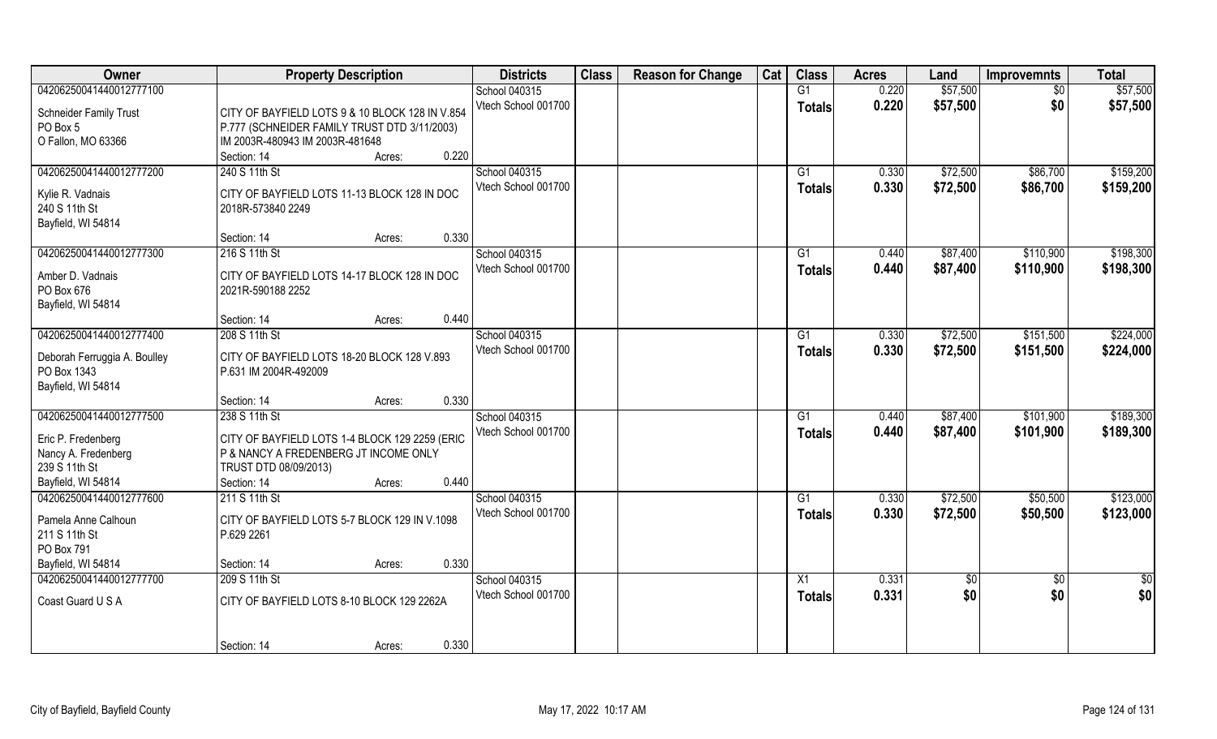| Owner | Property Description | Districts | Class | Reason for Change | Cat | Class | Acres | Land | Improvemnts | Total |
|---|---|---|---|---|---|---|---|---|---|---|
| 04206250041440012777100<br>Schneider Family Trust<br>PO Box 5<br>O Fallon, MO 63366 | CITY OF BAYFIELD LOTS 9 & 10 BLOCK 128 IN V.854 P.777 (SCHNEIDER FAMILY TRUST DTD 3/11/2003) IM 2003R-480943 IM 2003R-481648<br>Section: 14 Acres: 0.220 | School 040315<br>Vtech School 001700 | | | | G1<br>Totals | 0.220<br>0.220 | $57,500<br>$57,500 | $0<br>$0 | $57,500<br>$57,500 |
| 04206250041440012777200<br>Kylie R. Vadnais<br>240 S 11th St<br>Bayfield, WI 54814 | 240 S 11th St<br>CITY OF BAYFIELD LOTS 11-13 BLOCK 128 IN DOC 2018R-573840 2249<br>Section: 14 Acres: 0.330 | School 040315<br>Vtech School 001700 | | | | G1<br>Totals | 0.330<br>0.330 | $72,500<br>$72,500 | $86,700<br>$86,700 | $159,200<br>$159,200 |
| 04206250041440012777300<br>Amber D. Vadnais<br>PO Box 676<br>Bayfield, WI 54814 | 216 S 11th St<br>CITY OF BAYFIELD LOTS 14-17 BLOCK 128 IN DOC 2021R-590188 2252<br>Section: 14 Acres: 0.440 | School 040315<br>Vtech School 001700 | | | | G1<br>Totals | 0.440<br>0.440 | $87,400<br>$87,400 | $110,900<br>$110,900 | $198,300<br>$198,300 |
| 04206250041440012777400<br>Deborah Ferruggia A. Boulley<br>PO Box 1343<br>Bayfield, WI 54814 | 208 S 11th St<br>CITY OF BAYFIELD LOTS 18-20 BLOCK 128 V.893 P.631 IM 2004R-492009<br>Section: 14 Acres: 0.330 | School 040315<br>Vtech School 001700 | | | | G1<br>Totals | 0.330<br>0.330 | $72,500<br>$72,500 | $151,500<br>$151,500 | $224,000<br>$224,000 |
| 04206250041440012777500<br>Eric P. Fredenberg<br>Nancy A. Fredenberg<br>239 S 11th St<br>Bayfield, WI 54814 | 238 S 11th St<br>CITY OF BAYFIELD LOTS 1-4 BLOCK 129 2259 (ERIC P & NANCY A FREDENBERG JT INCOME ONLY TRUST DTD 08/09/2013)<br>Section: 14 Acres: 0.440 | School 040315<br>Vtech School 001700 | | | | G1<br>Totals | 0.440<br>0.440 | $87,400<br>$87,400 | $101,900<br>$101,900 | $189,300<br>$189,300 |
| 04206250041440012777600<br>Pamela Anne Calhoun<br>211 S 11th St<br>PO Box 791<br>Bayfield, WI 54814 | 211 S 11th St<br>CITY OF BAYFIELD LOTS 5-7 BLOCK 129 IN V.1098 P.629 2261<br>Section: 14 Acres: 0.330 | School 040315<br>Vtech School 001700 | | | | G1<br>Totals | 0.330<br>0.330 | $72,500<br>$72,500 | $50,500<br>$50,500 | $123,000<br>$123,000 |
| 04206250041440012777700<br>Coast Guard U S A | 209 S 11th St<br>CITY OF BAYFIELD LOTS 8-10 BLOCK 129 2262A<br>Section: 14 Acres: 0.330 | School 040315<br>Vtech School 001700 | | | | X1<br>Totals | 0.331<br>0.331 | $0<br>$0 | $0<br>$0 | $0<br>$0 |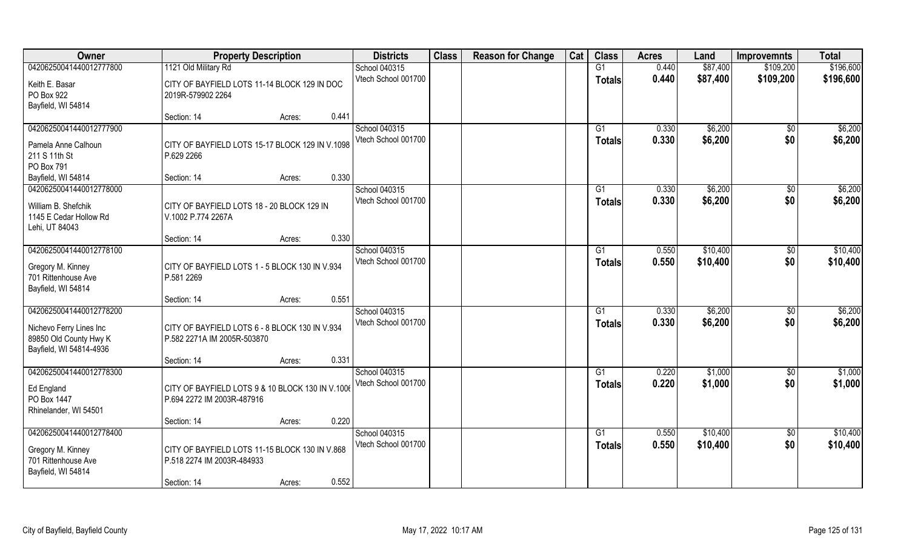| Owner | Property Description | | | Districts | Class | Reason for Change | Cat | Class | Acres | Land | Improvemnts | Total |
|---|---|---|---|---|---|---|---|---|---|---|---|---|
| 04206250041440012777800 | 1121 Old Military Rd | | | School 040315 | | | | G1 | 0.440 | $87,400 | $109,200 | $196,600 |
| Keith E. Basar<br>PO Box 922<br>Bayfield, WI 54814 | CITY OF BAYFIELD LOTS 11-14 BLOCK 129 IN DOC 2019R-579902 2264 | | | Vtech School 001700 | | | | Totals | 0.440 | $87,400 | $109,200 | $196,600 |
| | Section: 14 | Acres: | 0.441 | | | | | | | | | |
| 04206250041440012777900 | | | | School 040315 | | | | G1 | 0.330 | $6,200 | $0 | $6,200 |
| Pamela Anne Calhoun<br>211 S 11th St<br>PO Box 791<br>Bayfield, WI 54814 | CITY OF BAYFIELD LOTS 15-17 BLOCK 129 IN V.1098 P.629 2266 | | | Vtech School 001700 | | | | Totals | 0.330 | $6,200 | $0 | $6,200 |
| | Section: 14 | Acres: | 0.330 | | | | | | | | | |
| 04206250041440012778000 | | | | School 040315 | | | | G1 | 0.330 | $6,200 | $0 | $6,200 |
| William B. Shefchik<br>1145 E Cedar Hollow Rd<br>Lehi, UT 84043 | CITY OF BAYFIELD LOTS 18 - 20 BLOCK 129 IN V.1002 P.774 2267A | | | Vtech School 001700 | | | | Totals | 0.330 | $6,200 | $0 | $6,200 |
| | Section: 14 | Acres: | 0.330 | | | | | | | | | |
| 04206250041440012778100 | | | | School 040315 | | | | G1 | 0.550 | $10,400 | $0 | $10,400 |
| Gregory M. Kinney<br>701 Rittenhouse Ave<br>Bayfield, WI 54814 | CITY OF BAYFIELD LOTS 1 - 5 BLOCK 130 IN V.934 P.581 2269 | | | Vtech School 001700 | | | | Totals | 0.550 | $10,400 | $0 | $10,400 |
| | Section: 14 | Acres: | 0.551 | | | | | | | | | |
| 04206250041440012778200 | | | | School 040315 | | | | G1 | 0.330 | $6,200 | $0 | $6,200 |
| Nichevo Ferry Lines Inc<br>89850 Old County Hwy K<br>Bayfield, WI 54814-4936 | CITY OF BAYFIELD LOTS 6 - 8 BLOCK 130 IN V.934 P.582 2271A IM 2005R-503870 | | | Vtech School 001700 | | | | Totals | 0.330 | $6,200 | $0 | $6,200 |
| | Section: 14 | Acres: | 0.331 | | | | | | | | | |
| 04206250041440012778300 | | | | School 040315 | | | | G1 | 0.220 | $1,000 | $0 | $1,000 |
| Ed England<br>PO Box 1447<br>Rhinelander, WI 54501 | CITY OF BAYFIELD LOTS 9 & 10 BLOCK 130 IN V.1006 P.694 2272 IM 2003R-487916 | | | Vtech School 001700 | | | | Totals | 0.220 | $1,000 | $0 | $1,000 |
| | Section: 14 | Acres: | 0.220 | | | | | | | | | |
| 04206250041440012778400 | | | | School 040315 | | | | G1 | 0.550 | $10,400 | $0 | $10,400 |
| Gregory M. Kinney<br>701 Rittenhouse Ave<br>Bayfield, WI 54814 | CITY OF BAYFIELD LOTS 11-15 BLOCK 130 IN V.868 P.518 2274 IM 2003R-484933 | | | Vtech School 001700 | | | | Totals | 0.550 | $10,400 | $0 | $10,400 |
| | Section: 14 | Acres: | 0.552 | | | | | | | | | |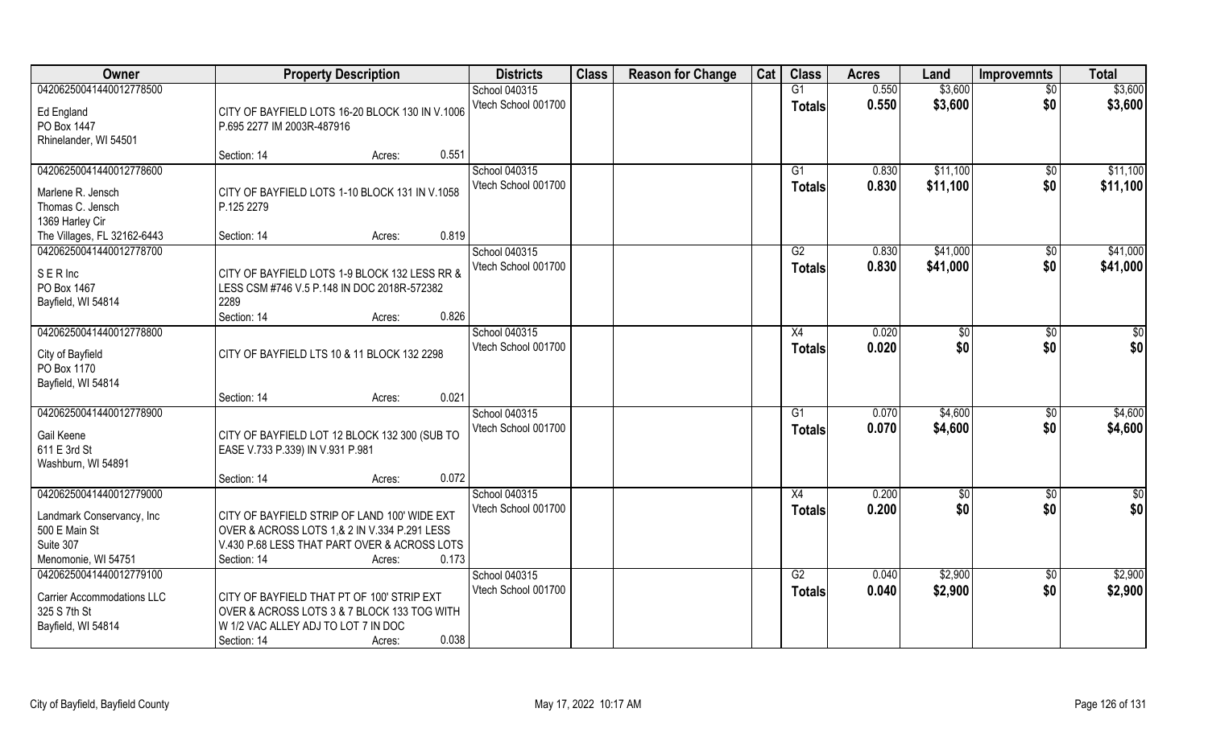| Owner | Property Description | Districts | Class | Reason for Change | Cat | Class | Acres | Land | Improvemnts | Total |
|---|---|---|---|---|---|---|---|---|---|---|
| 04206250041440012778500<br>Ed England<br>PO Box 1447<br>Rhinelander, WI 54501 | CITY OF BAYFIELD LOTS 16-20 BLOCK 130 IN V.1006 P.695 2277 IM 2003R-487916<br>Section: 14 Acres: 0.551 | School 040315<br>Vtech School 001700 | | | | G1<br>**Totals** | 0.550<br>**0.550** | $3,600<br>**$3,600** | $0<br>**$0** | $3,600<br>**$3,600** |
| 04206250041440012778600<br>Marlene R. Jensch<br>Thomas C. Jensch<br>1369 Harley Cir<br>The Villages, FL 32162-6443 | CITY OF BAYFIELD LOTS 1-10 BLOCK 131 IN V.1058 P.125 2279<br>Section: 14 Acres: 0.819 | School 040315<br>Vtech School 001700 | | | | G1<br>**Totals** | 0.830<br>**0.830** | $11,100<br>**$11,100** | $0<br>**$0** | $11,100<br>**$11,100** |
| 04206250041440012778700<br>S E R Inc<br>PO Box 1467<br>Bayfield, WI 54814 | CITY OF BAYFIELD LOTS 1-9 BLOCK 132 LESS RR & LESS CSM #746 V.5 P.148 IN DOC 2018R-572382 2289<br>Section: 14 Acres: 0.826 | School 040315<br>Vtech School 001700 | | | | G2<br>**Totals** | 0.830<br>**0.830** | $41,000<br>**$41,000** | $0<br>**$0** | $41,000<br>**$41,000** |
| 04206250041440012778800<br>City of Bayfield<br>PO Box 1170<br>Bayfield, WI 54814 | CITY OF BAYFIELD LTS 10 & 11 BLOCK 132 2298<br>Section: 14 Acres: 0.021 | School 040315<br>Vtech School 001700 | | | | X4<br>**Totals** | 0.020<br>**0.020** | $0<br>**$0** | $0<br>**$0** | $0<br>**$0** |
| 04206250041440012778900<br>Gail Keene<br>611 E 3rd St<br>Washburn, WI 54891 | CITY OF BAYFIELD LOT 12 BLOCK 132 300 (SUB TO EASE V.733 P.339) IN V.931 P.981<br>Section: 14 Acres: 0.072 | School 040315<br>Vtech School 001700 | | | | G1<br>**Totals** | 0.070<br>**0.070** | $4,600<br>**$4,600** | $0<br>**$0** | $4,600<br>**$4,600** |
| 04206250041440012779000<br>Landmark Conservancy, Inc<br>500 E Main St<br>Suite 307<br>Menomonie, WI 54751 | CITY OF BAYFIELD STRIP OF LAND 100' WIDE EXT OVER & ACROSS LOTS 1,& 2 IN V.334 P.291 LESS V.430 P.68 LESS THAT PART OVER & ACROSS LOTS<br>Section: 14 Acres: 0.173 | School 040315<br>Vtech School 001700 | | | | X4<br>**Totals** | 0.200<br>**0.200** | $0<br>**$0** | $0<br>**$0** | $0<br>**$0** |
| 04206250041440012779100<br>Carrier Accommodations LLC<br>325 S 7th St<br>Bayfield, WI 54814 | CITY OF BAYFIELD THAT PT OF 100' STRIP EXT OVER & ACROSS LOTS 3 & 7 BLOCK 133 TOG WITH W 1/2 VAC ALLEY ADJ TO LOT 7 IN DOC<br>Section: 14 Acres: 0.038 | School 040315<br>Vtech School 001700 | | | | G2<br>**Totals** | 0.040<br>**0.040** | $2,900<br>**$2,900** | $0<br>**$0** | $2,900<br>**$2,900** |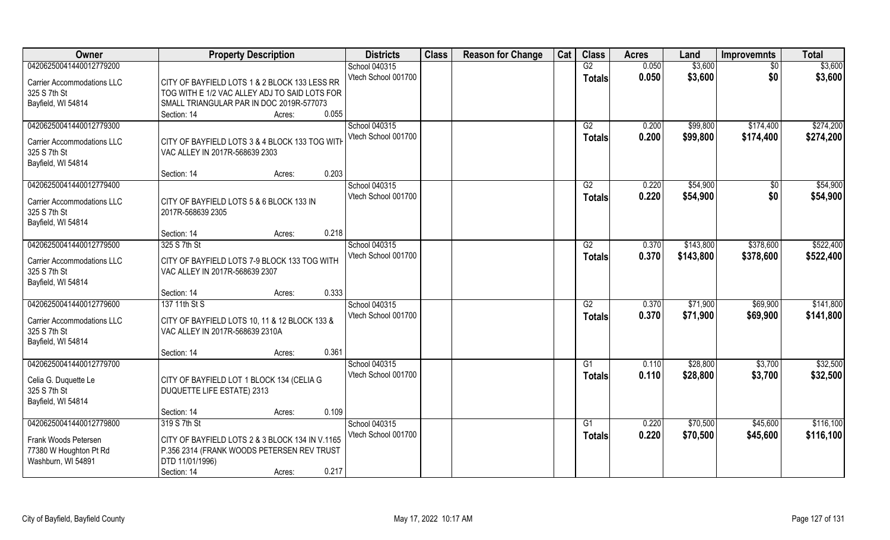| Owner | Property Description | Districts | Class | Reason for Change | Cat | Class | Acres | Land | Improvemnts | Total |
|---|---|---|---|---|---|---|---|---|---|---|
| 04206250041440012779200 | | School 040315 | | | | G2 | 0.050 | $3,600 | $0 | $3,600 |
| Carrier Accommodations LLC<br>325 S 7th St<br>Bayfield, WI 54814 | CITY OF BAYFIELD LOTS 1 & 2 BLOCK 133 LESS RR TOG WITH E 1/2 VAC ALLEY ADJ TO SAID LOTS FOR SMALL TRIANGULAR PAR IN DOC 2019R-577073<br>Section: 14 Acres: 0.055 | Vtech School 001700 | | | | Totals | 0.050 | $3,600 | $0 | $3,600 |
| 04206250041440012779300 | | School 040315 | | | | G2 | 0.200 | $99,800 | $174,400 | $274,200 |
| Carrier Accommodations LLC<br>325 S 7th St<br>Bayfield, WI 54814 | CITY OF BAYFIELD LOTS 3 & 4 BLOCK 133 TOG WITH VAC ALLEY IN 2017R-568639 2303<br>Section: 14 Acres: 0.203 | Vtech School 001700 | | | | Totals | 0.200 | $99,800 | $174,400 | $274,200 |
| 04206250041440012779400 | | School 040315 | | | | G2 | 0.220 | $54,900 | $0 | $54,900 |
| Carrier Accommodations LLC<br>325 S 7th St<br>Bayfield, WI 54814 | CITY OF BAYFIELD LOTS 5 & 6 BLOCK 133 IN 2017R-568639 2305<br>Section: 14 Acres: 0.218 | Vtech School 001700 | | | | Totals | 0.220 | $54,900 | $0 | $54,900 |
| 04206250041440012779500 | 325 S 7th St | School 040315 | | | | G2 | 0.370 | $143,800 | $378,600 | $522,400 |
| Carrier Accommodations LLC<br>325 S 7th St<br>Bayfield, WI 54814 | CITY OF BAYFIELD LOTS 7-9 BLOCK 133 TOG WITH VAC ALLEY IN 2017R-568639 2307<br>Section: 14 Acres: 0.333 | Vtech School 001700 | | | | Totals | 0.370 | $143,800 | $378,600 | $522,400 |
| 04206250041440012779600 | 137 11th St S | School 040315 | | | | G2 | 0.370 | $71,900 | $69,900 | $141,800 |
| Carrier Accommodations LLC<br>325 S 7th St<br>Bayfield, WI 54814 | CITY OF BAYFIELD LOTS 10, 11 & 12 BLOCK 133 & VAC ALLEY IN 2017R-568639 2310A<br>Section: 14 Acres: 0.361 | Vtech School 001700 | | | | Totals | 0.370 | $71,900 | $69,900 | $141,800 |
| 04206250041440012779700 | | School 040315 | | | | G1 | 0.110 | $28,800 | $3,700 | $32,500 |
| Celia G. Duquette Le<br>325 S 7th St<br>Bayfield, WI 54814 | CITY OF BAYFIELD LOT 1 BLOCK 134 (CELIA G DUQUETTE LIFE ESTATE) 2313<br>Section: 14 Acres: 0.109 | Vtech School 001700 | | | | Totals | 0.110 | $28,800 | $3,700 | $32,500 |
| 04206250041440012779800 | 319 S 7th St | School 040315 | | | | G1 | 0.220 | $70,500 | $45,600 | $116,100 |
| Frank Woods Petersen<br>77380 W Houghton Pt Rd<br>Washburn, WI 54891 | CITY OF BAYFIELD LOTS 2 & 3 BLOCK 134 IN V.1165 P.356 2314 (FRANK WOODS PETERSEN REV TRUST DTD 11/01/1996)<br>Section: 14 Acres: 0.217 | Vtech School 001700 | | | | Totals | 0.220 | $70,500 | $45,600 | $116,100 |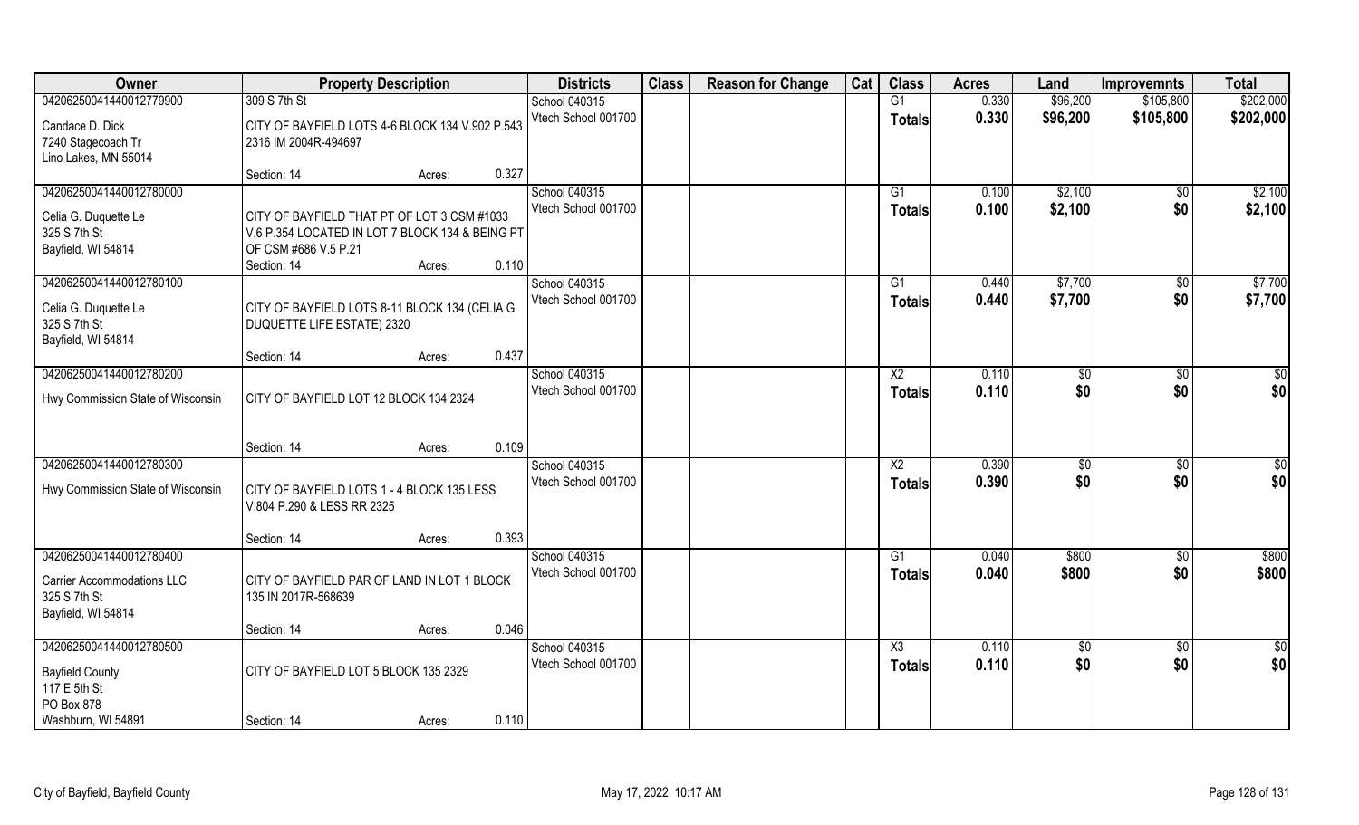| Owner | Property Description | | | Districts | Class | Reason for Change | Cat | Class | Acres | Land | Improvemnts | Total |
|---|---|---|---|---|---|---|---|---|---|---|---|---|
| 04206250041440012779900 | 309 S 7th St | | | School 040315 | | | | G1 | 0.330 | $96,200 | $105,800 | $202,000 |
| Candace D. Dick<br>7240 Stagecoach Tr<br>Lino Lakes, MN 55014 | CITY OF BAYFIELD LOTS 4-6 BLOCK 134 V.902 P.543 2316 IM 2004R-494697 | | | Vtech School 001700 | | | | Totals | 0.330 | $96,200 | $105,800 | $202,000 |
| | Section: 14 | Acres: | 0.327 | | | | | | | | | |
| 04206250041440012780000 | | | | School 040315 | | | | G1 | 0.100 | $2,100 | $0 | $2,100 |
| Celia G. Duquette Le<br>325 S 7th St<br>Bayfield, WI 54814 | CITY OF BAYFIELD THAT PT OF LOT 3 CSM #1033 V.6 P.354 LOCATED IN LOT 7 BLOCK 134 & BEING PT OF CSM #686 V.5 P.21 | | | Vtech School 001700 | | | | Totals | 0.100 | $2,100 | $0 | $2,100 |
| | Section: 14 | Acres: | 0.110 | | | | | | | | | |
| 04206250041440012780100 | | | | School 040315 | | | | G1 | 0.440 | $7,700 | $0 | $7,700 |
| Celia G. Duquette Le<br>325 S 7th St<br>Bayfield, WI 54814 | CITY OF BAYFIELD LOTS 8-11 BLOCK 134 (CELIA G DUQUETTE LIFE ESTATE) 2320 | | | Vtech School 001700 | | | | Totals | 0.440 | $7,700 | $0 | $7,700 |
| | Section: 14 | Acres: | 0.437 | | | | | | | | | |
| 04206250041440012780200 | | | | School 040315 | | | | X2 | 0.110 | $0 | $0 | $0 |
| Hwy Commission State of Wisconsin | CITY OF BAYFIELD LOT 12 BLOCK 134 2324 | | | Vtech School 001700 | | | | Totals | 0.110 | $0 | $0 | $0 |
| | Section: 14 | Acres: | 0.109 | | | | | | | | | |
| 04206250041440012780300 | | | | School 040315 | | | | X2 | 0.390 | $0 | $0 | $0 |
| Hwy Commission State of Wisconsin | CITY OF BAYFIELD LOTS 1 - 4 BLOCK 135 LESS V.804 P.290 & LESS RR 2325 | | | Vtech School 001700 | | | | Totals | 0.390 | $0 | $0 | $0 |
| | Section: 14 | Acres: | 0.393 | | | | | | | | | |
| 04206250041440012780400 | | | | School 040315 | | | | G1 | 0.040 | $800 | $0 | $800 |
| Carrier Accommodations LLC<br>325 S 7th St<br>Bayfield, WI 54814 | CITY OF BAYFIELD PAR OF LAND IN LOT 1 BLOCK 135 IN 2017R-568639 | | | Vtech School 001700 | | | | Totals | 0.040 | $800 | $0 | $800 |
| | Section: 14 | Acres: | 0.046 | | | | | | | | | |
| 04206250041440012780500 | | | | School 040315 | | | | X3 | 0.110 | $0 | $0 | $0 |
| Bayfield County<br>117 E 5th St<br>PO Box 878<br>Washburn, WI 54891 | CITY OF BAYFIELD LOT 5 BLOCK 135 2329 | | | Vtech School 001700 | | | | Totals | 0.110 | $0 | $0 | $0 |
| | Section: 14 | Acres: | 0.110 | | | | | | | | | |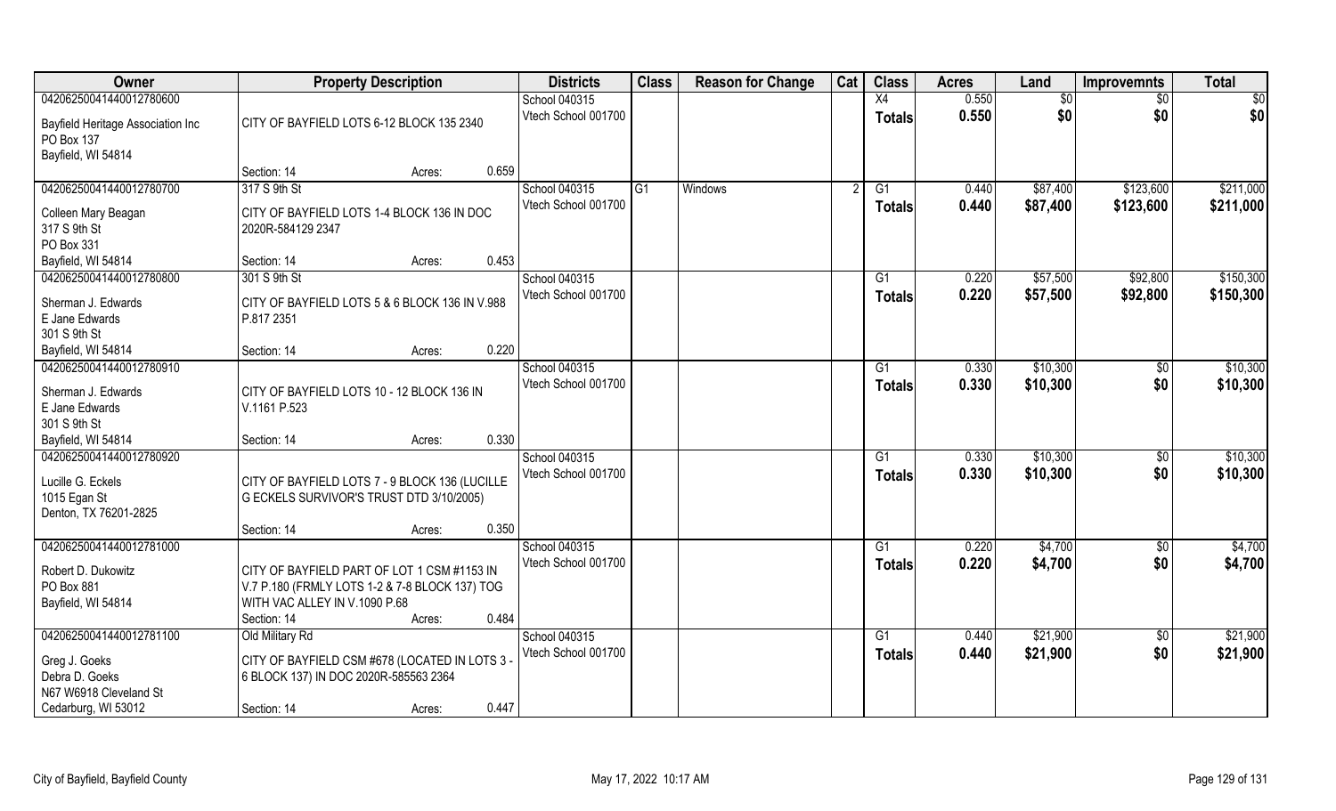| Owner | Property Description | Districts | Class | Reason for Change | Cat | Class | Acres | Land | Improvemnts | Total |
|---|---|---|---|---|---|---|---|---|---|---|
| 04206250041440012780600<br>Bayfield Heritage Association Inc<br>PO Box 137<br>Bayfield, WI 54814 | CITY OF BAYFIELD LOTS 6-12 BLOCK 135 2340<br>Section: 14 Acres: 0.659 | School 040315<br>Vtech School 001700 | | | | X4<br>Totals | 0.550<br>0.550 | $0<br>$0 | $0<br>$0 | $0<br>$0 |
| 04206250041440012780700<br>Colleen Mary Beagan<br>317 S 9th St<br>PO Box 331<br>Bayfield, WI 54814 | 317 S 9th St<br>CITY OF BAYFIELD LOTS 1-4 BLOCK 136 IN DOC 2020R-584129 2347<br>Section: 14 Acres: 0.453 | School 040315<br>Vtech School 001700 | G1 | Windows | 2 | G1<br>Totals | 0.440<br>0.440 | $87,400<br>$87,400 | $123,600<br>$123,600 | $211,000<br>$211,000 |
| 04206250041440012780800<br>Sherman J. Edwards<br>E Jane Edwards<br>301 S 9th St<br>Bayfield, WI 54814 | 301 S 9th St<br>CITY OF BAYFIELD LOTS 5 & 6 BLOCK 136 IN V.988 P.817 2351<br>Section: 14 Acres: 0.220 | School 040315<br>Vtech School 001700 | | | | G1<br>Totals | 0.220<br>0.220 | $57,500<br>$57,500 | $92,800<br>$92,800 | $150,300<br>$150,300 |
| 04206250041440012780910<br>Sherman J. Edwards<br>E Jane Edwards<br>301 S 9th St<br>Bayfield, WI 54814 | CITY OF BAYFIELD LOTS 10 - 12 BLOCK 136 IN V.1161 P.523<br>Section: 14 Acres: 0.330 | School 040315<br>Vtech School 001700 | | | | G1<br>Totals | 0.330<br>0.330 | $10,300<br>$10,300 | $0<br>$0 | $10,300<br>$10,300 |
| 04206250041440012780920<br>Lucille G. Eckels<br>1015 Egan St<br>Denton, TX 76201-2825 | CITY OF BAYFIELD LOTS 7 - 9 BLOCK 136 (LUCILLE G ECKELS SURVIVOR'S TRUST DTD 3/10/2005)<br>Section: 14 Acres: 0.350 | School 040315<br>Vtech School 001700 | | | | G1<br>Totals | 0.330<br>0.330 | $10,300<br>$10,300 | $0<br>$0 | $10,300<br>$10,300 |
| 04206250041440012781000<br>Robert D. Dukowitz<br>PO Box 881<br>Bayfield, WI 54814 | CITY OF BAYFIELD PART OF LOT 1 CSM #1153 IN V.7 P.180 (FRMLY LOTS 1-2 & 7-8 BLOCK 137) TOG WITH VAC ALLEY IN V.1090 P.68<br>Section: 14 Acres: 0.484 | School 040315<br>Vtech School 001700 | | | | G1<br>Totals | 0.220<br>0.220 | $4,700<br>$4,700 | $0<br>$0 | $4,700<br>$4,700 |
| 04206250041440012781100<br>Greg J. Goeks<br>Debra D. Goeks<br>N67 W6918 Cleveland St<br>Cedarburg, WI 53012 | Old Military Rd<br>CITY OF BAYFIELD CSM #678 (LOCATED IN LOTS 3 - 6 BLOCK 137) IN DOC 2020R-585563 2364<br>Section: 14 Acres: 0.447 | School 040315<br>Vtech School 001700 | | | | G1<br>Totals | 0.440<br>0.440 | $21,900<br>$21,900 | $0<br>$0 | $21,900<br>$21,900 |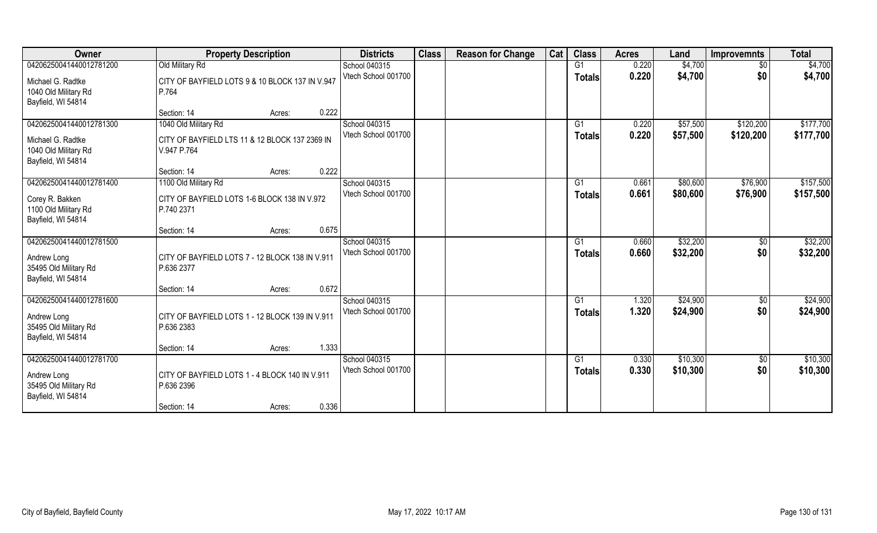| Owner | Property Description | | | Districts | Class | Reason for Change | Cat | Class | Acres | Land | Improvemnts | Total |
|---|---|---|---|---|---|---|---|---|---|---|---|---|
| 04206250041440012781200 | Old Military Rd | | | School 040315 | | | | G1 | 0.220 | $4,700 | $0 | $4,700 |
| Michael G. Radtke<br>1040 Old Military Rd<br>Bayfield, WI 54814 | CITY OF BAYFIELD LOTS 9 & 10 BLOCK 137 IN V.947 P.764 | | | Vtech School 001700 | | | | Totals | 0.220 | $4,700 | $0 | $4,700 |
| | Section: 14 | Acres: | 0.222 | | | | | | | | | |
| 04206250041440012781300 | 1040 Old Military Rd | | | School 040315 | | | | G1 | 0.220 | $57,500 | $120,200 | $177,700 |
| Michael G. Radtke<br>1040 Old Military Rd<br>Bayfield, WI 54814 | CITY OF BAYFIELD LTS 11 & 12 BLOCK 137 2369 IN V.947 P.764 | | | Vtech School 001700 | | | | Totals | 0.220 | $57,500 | $120,200 | $177,700 |
| | Section: 14 | Acres: | 0.222 | | | | | | | | | |
| 04206250041440012781400 | 1100 Old Military Rd | | | School 040315 | | | | G1 | 0.661 | $80,600 | $76,900 | $157,500 |
| Corey R. Bakken<br>1100 Old Military Rd<br>Bayfield, WI 54814 | CITY OF BAYFIELD LOTS 1-6 BLOCK 138 IN V.972 P.740 2371 | | | Vtech School 001700 | | | | Totals | 0.661 | $80,600 | $76,900 | $157,500 |
| | Section: 14 | Acres: | 0.675 | | | | | | | | | |
| 04206250041440012781500 | | | | School 040315 | | | | G1 | 0.660 | $32,200 | $0 | $32,200 |
| Andrew Long<br>35495 Old Military Rd<br>Bayfield, WI 54814 | CITY OF BAYFIELD LOTS 7 - 12 BLOCK 138 IN V.911 P.636 2377 | | | Vtech School 001700 | | | | Totals | 0.660 | $32,200 | $0 | $32,200 |
| | Section: 14 | Acres: | 0.672 | | | | | | | | | |
| 04206250041440012781600 | | | | School 040315 | | | | G1 | 1.320 | $24,900 | $0 | $24,900 |
| Andrew Long<br>35495 Old Military Rd<br>Bayfield, WI 54814 | CITY OF BAYFIELD LOTS 1 - 12 BLOCK 139 IN V.911 P.636 2383 | | | Vtech School 001700 | | | | Totals | 1.320 | $24,900 | $0 | $24,900 |
| | Section: 14 | Acres: | 1.333 | | | | | | | | | |
| 04206250041440012781700 | | | | School 040315 | | | | G1 | 0.330 | $10,300 | $0 | $10,300 |
| Andrew Long<br>35495 Old Military Rd<br>Bayfield, WI 54814 | CITY OF BAYFIELD LOTS 1 - 4 BLOCK 140 IN V.911 P.636 2396 | | | Vtech School 001700 | | | | Totals | 0.330 | $10,300 | $0 | $10,300 |
| | Section: 14 | Acres: | 0.336 | | | | | | | | | |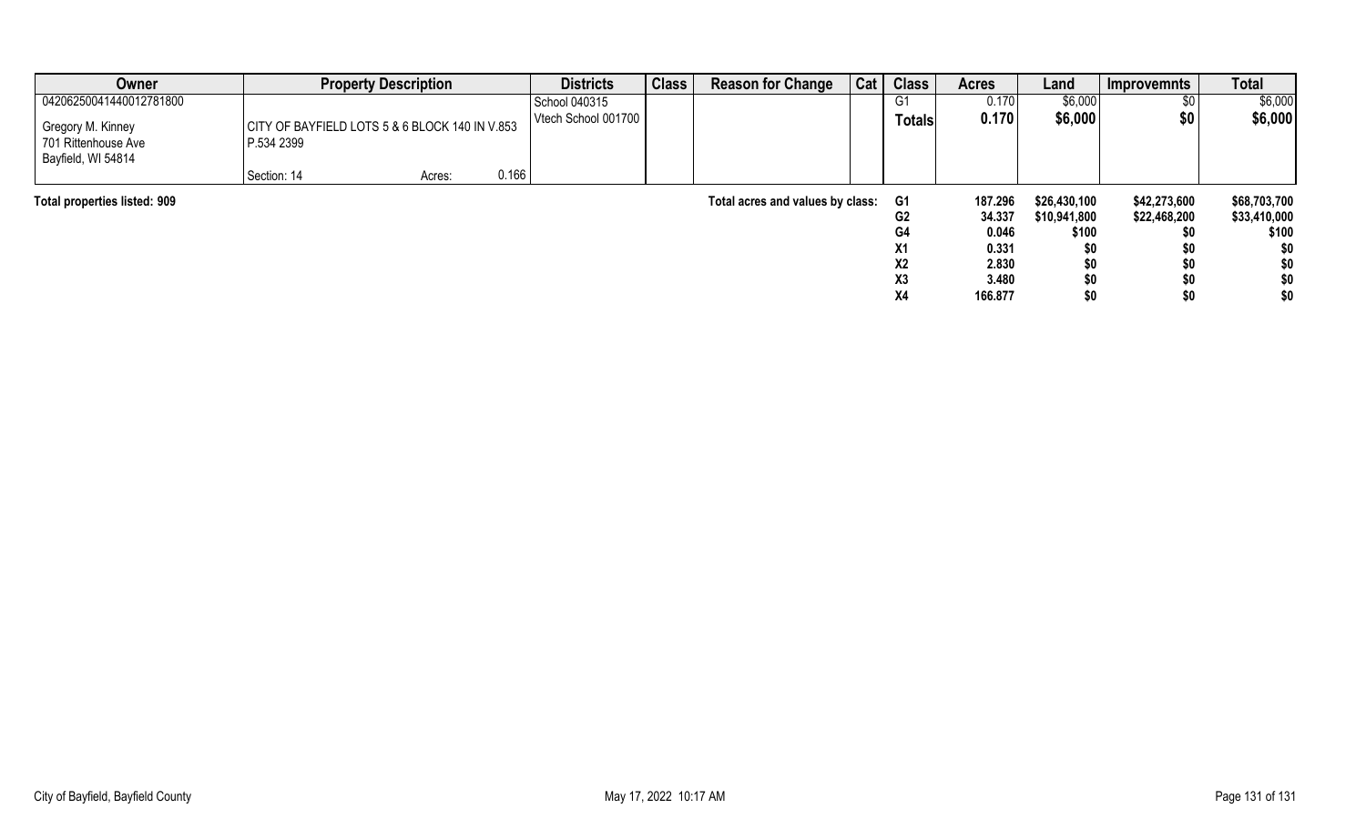| Owner | Property Description | | | Districts | Class | Reason for Change | Cat | Class | Acres | Land | Improvemnts | Total |
|---|---|---|---|---|---|---|---|---|---|---|---|---|
| 04206250041440012781800<br>Gregory M. Kinney<br>701 Rittenhouse Ave<br>Bayfield, WI 54814 | CITY OF BAYFIELD LOTS 5 & 6 BLOCK 140 IN V.853 P.534 2399 | | | School 040315<br>Vtech School 001700 | | | | G1 | 0.170 | $6,000 | $0 | $6,000 |
| | | | | | | | | **Totals** | **0.170** | **$6,000** | **$0** | **$6,000** |
| | Section: 14 | Acres: | 0.166 | | | | | | | | | |

**Total properties listed: 909**

| Total acres and values by class: | Class | Acres | Land | Improvemnts | Total |
|---|---|---|---|---|---|
| | G1 | 187.296 | $26,430,100 | $42,273,600 | $68,703,700 |
| | G2 | 34.337 | $10,941,800 | $22,468,200 | $33,410,000 |
| | G4 | 0.046 | $100 | $0 | $100 |
| | X1 | 0.331 | $0 | $0 | $0 |
| | X2 | 2.830 | $0 | $0 | $0 |
| | X3 | 3.480 | $0 | $0 | $0 |
| | X4 | 166.877 | $0 | $0 | $0 |

City of Bayfield, Bayfield County

May 17, 2022 10:17 AM